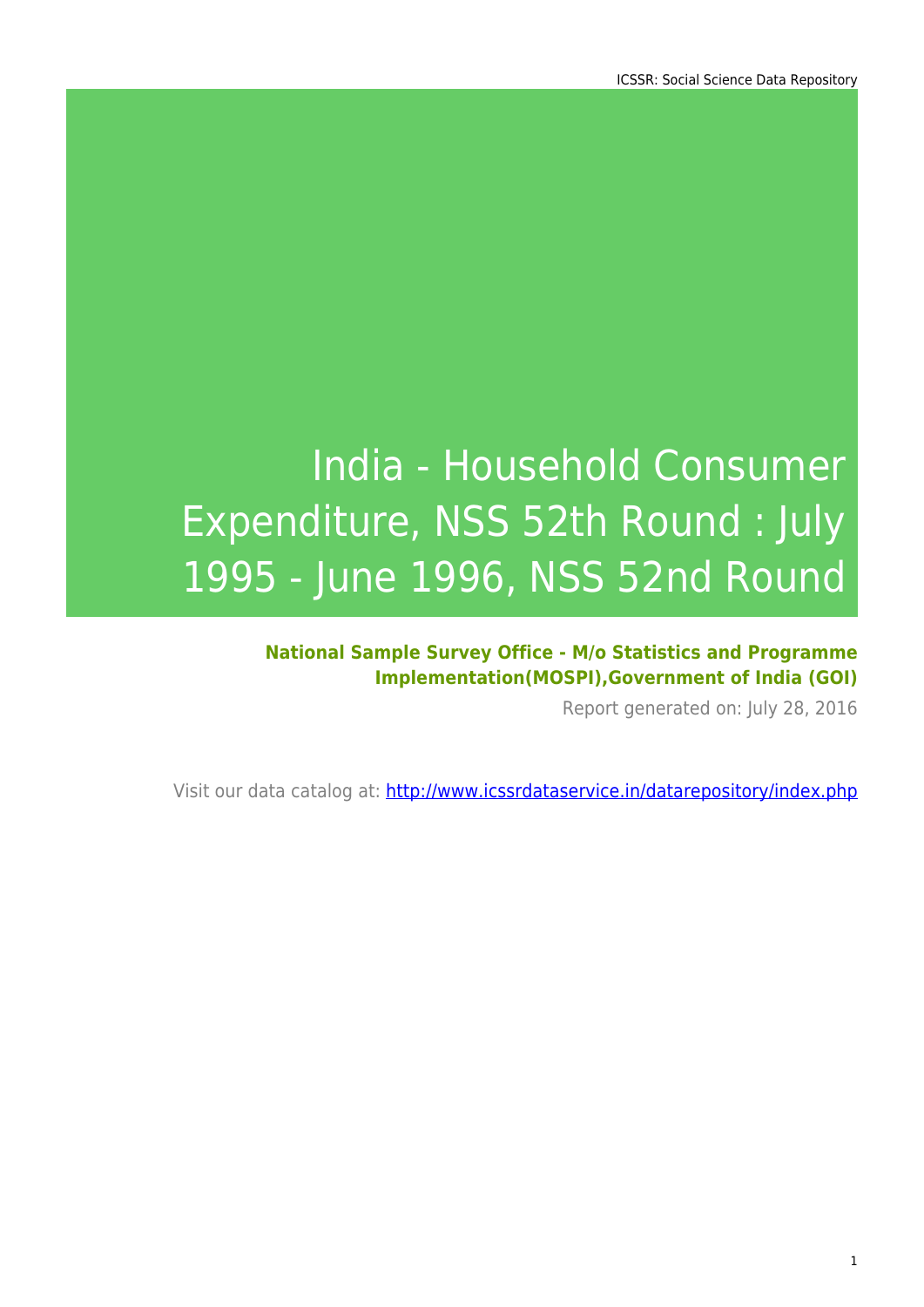# India - Household Consumer Expenditure, NSS 52th Round : July 1995 - June 1996, NSS 52nd Round

**National Sample Survey Office - M/o Statistics and Programme Implementation(MOSPI),Government of India (GOI)**

Report generated on: July 28, 2016

Visit our data catalog at: http://www.icssrdataservice.in/datarepository/index.php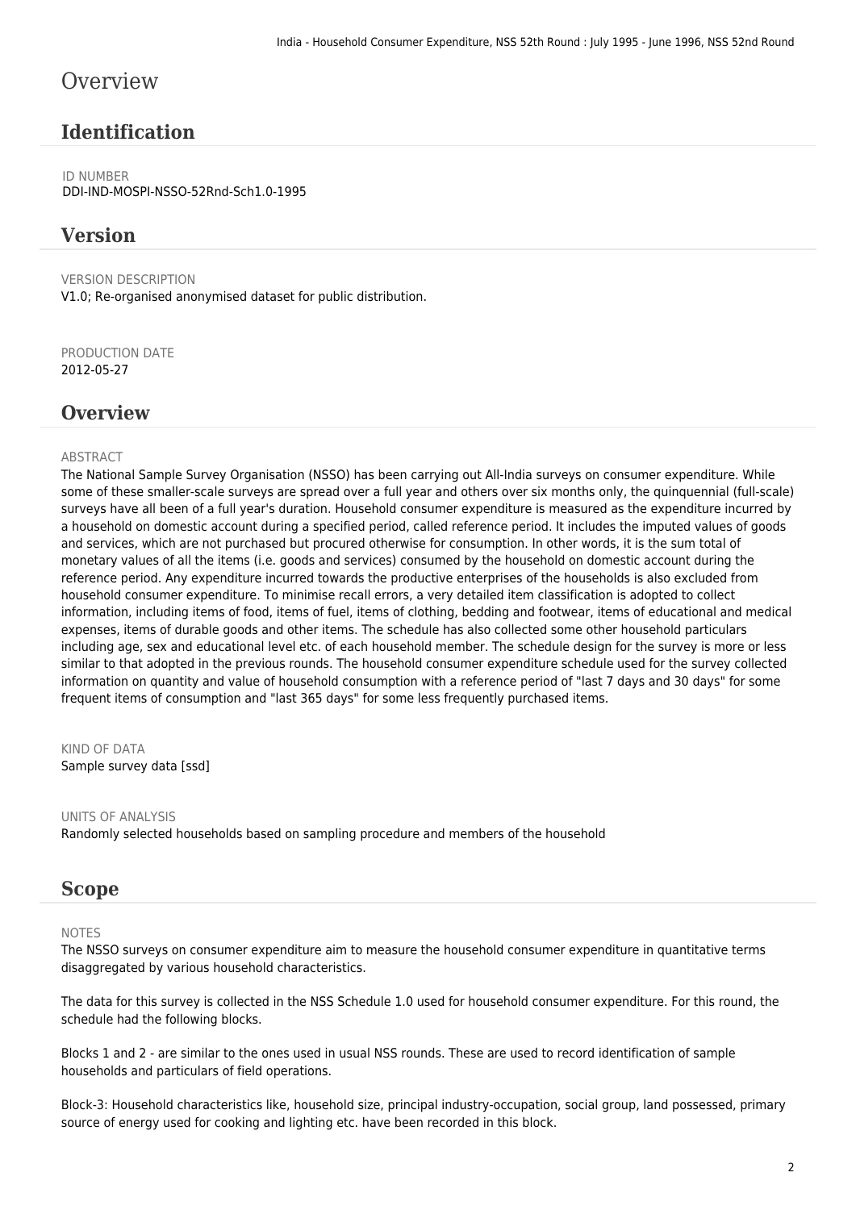# Overview

## Identification

ID NUMBER
DDI-IND-MOSPI-NSSO-52Rnd-Sch1.0-1995

## Version

VERSION DESCRIPTION
V1.0; Re-organised anonymised dataset for public distribution.

PRODUCTION DATE
2012-05-27

## Overview

ABSTRACT
The National Sample Survey Organisation (NSSO) has been carrying out All-India surveys on consumer expenditure. While some of these smaller-scale surveys are spread over a full year and others over six months only, the quinquennial (full-scale) surveys have all been of a full year's duration. Household consumer expenditure is measured as the expenditure incurred by a household on domestic account during a specified period, called reference period. It includes the imputed values of goods and services, which are not purchased but procured otherwise for consumption. In other words, it is the sum total of monetary values of all the items (i.e. goods and services) consumed by the household on domestic account during the reference period. Any expenditure incurred towards the productive enterprises of the households is also excluded from household consumer expenditure. To minimise recall errors, a very detailed item classification is adopted to collect information, including items of food, items of fuel, items of clothing, bedding and footwear, items of educational and medical expenses, items of durable goods and other items. The schedule has also collected some other household particulars including age, sex and educational level etc. of each household member. The schedule design for the survey is more or less similar to that adopted in the previous rounds. The household consumer expenditure schedule used for the survey collected information on quantity and value of household consumption with a reference period of "last 7 days and 30 days" for some frequent items of consumption and "last 365 days" for some less frequently purchased items.

KIND OF DATA
Sample survey data [ssd]

UNITS OF ANALYSIS
Randomly selected households based on sampling procedure and members of the household

## Scope

NOTES
The NSSO surveys on consumer expenditure aim to measure the household consumer expenditure in quantitative terms disaggregated by various household characteristics.

The data for this survey is collected in the NSS Schedule 1.0 used for household consumer expenditure. For this round, the schedule had the following blocks.

Blocks 1 and 2 - are similar to the ones used in usual NSS rounds. These are used to record identification of sample households and particulars of field operations.

Block-3: Household characteristics like, household size, principal industry-occupation, social group, land possessed, primary source of energy used for cooking and lighting etc. have been recorded in this block.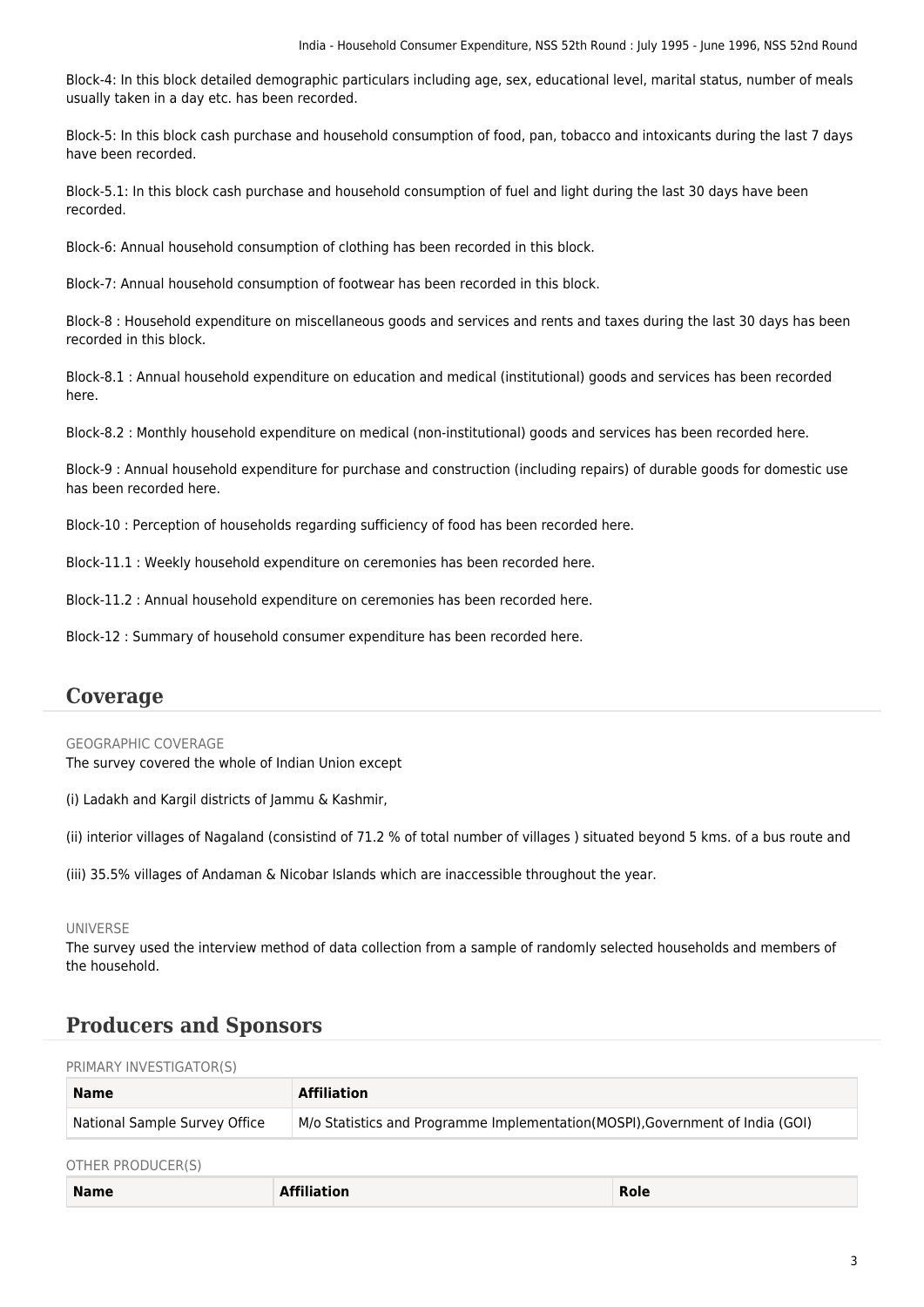Block-4: In this block detailed demographic particulars including age, sex, educational level, marital status, number of meals usually taken in a day etc. has been recorded.

Block-5: In this block cash purchase and household consumption of food, pan, tobacco and intoxicants during the last 7 days have been recorded.

Block-5.1: In this block cash purchase and household consumption of fuel and light during the last 30 days have been recorded.

Block-6: Annual household consumption of clothing has been recorded in this block.

Block-7: Annual household consumption of footwear has been recorded in this block.

Block-8 : Household expenditure on miscellaneous goods and services and rents and taxes during the last 30 days has been recorded in this block.

Block-8.1 : Annual household expenditure on education and medical (institutional) goods and services has been recorded here.

Block-8.2 : Monthly household expenditure on medical (non-institutional) goods and services has been recorded here.

Block-9 : Annual household expenditure for purchase and construction (including repairs) of durable goods for domestic use has been recorded here.

Block-10 : Perception of households regarding sufficiency of food has been recorded here.

Block-11.1 : Weekly household expenditure on ceremonies has been recorded here.

Block-11.2 : Annual household expenditure on ceremonies has been recorded here.

Block-12 : Summary of household consumer expenditure has been recorded here.

## Coverage

GEOGRAPHIC COVERAGE

The survey covered the whole of Indian Union except

(i) Ladakh and Kargil districts of Jammu & Kashmir,

(ii) interior villages of Nagaland (consistind of 71.2 % of total number of villages ) situated beyond 5 kms. of a bus route and

(iii) 35.5% villages of Andaman & Nicobar Islands which are inaccessible throughout the year.

UNIVERSE

The survey used the interview method of data collection from a sample of randomly selected households and members of the household.

## Producers and Sponsors

PRIMARY INVESTIGATOR(S)

| Name | Affiliation |
| --- | --- |
| National Sample Survey Office | M/o Statistics and Programme Implementation(MOSPI),Government of India (GOI) |

OTHER PRODUCER(S)

| Name | Affiliation | Role |
| --- | --- | --- |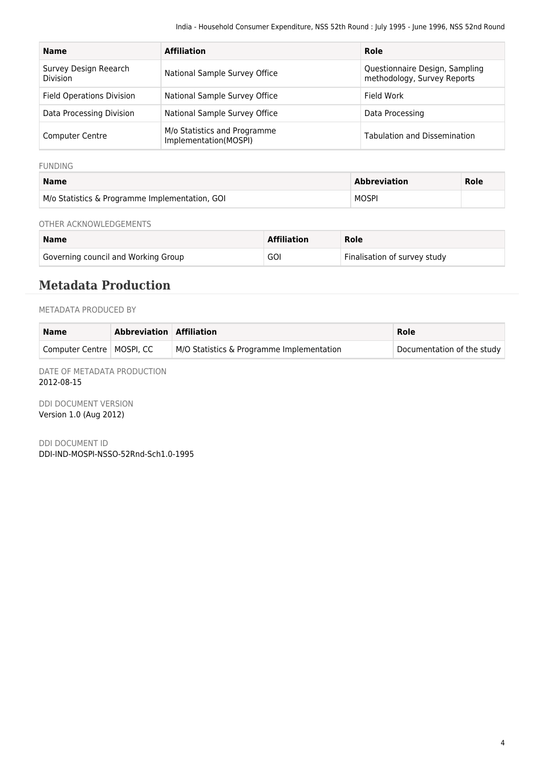| Name | Affiliation | Role |
| --- | --- | --- |
| Survey Design Reearch Division | National Sample Survey Office | Questionnaire Design, Sampling methodology, Survey Reports |
| Field Operations Division | National Sample Survey Office | Field Work |
| Data Processing Division | National Sample Survey Office | Data Processing |
| Computer Centre | M/o Statistics and Programme Implementation(MOSPI) | Tabulation and Dissemination |

FUNDING

| Name | Abbreviation | Role |
| --- | --- | --- |
| M/o Statistics & Programme Implementation, GOI | MOSPI | |

OTHER ACKNOWLEDGEMENTS

| Name | Affiliation | Role |
| --- | --- | --- |
| Governing council and Working Group | GOI | Finalisation of survey study |

## Metadata Production

METADATA PRODUCED BY

| Name | Abbreviation | Affiliation | Role |
| --- | --- | --- | --- |
| Computer Centre | MOSPI, CC | M/O Statistics & Programme Implementation | Documentation of the study |

DATE OF METADATA PRODUCTION
2012-08-15

DDI DOCUMENT VERSION
Version 1.0 (Aug 2012)

DDI DOCUMENT ID
DDI-IND-MOSPI-NSSO-52Rnd-Sch1.0-1995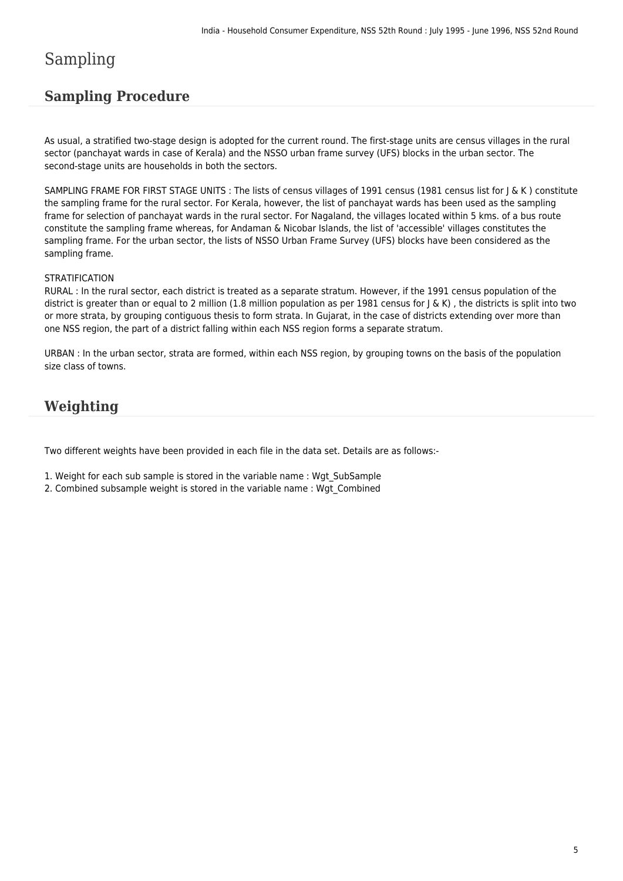# Sampling

## Sampling Procedure

As usual, a stratified two-stage design is adopted for the current round. The first-stage units are census villages in the rural sector (panchayat wards in case of Kerala) and the NSSO urban frame survey (UFS) blocks in the urban sector. The second-stage units are households in both the sectors.

SAMPLING FRAME FOR FIRST STAGE UNITS : The lists of census villages of 1991 census (1981 census list for J & K ) constitute the sampling frame for the rural sector. For Kerala, however, the list of panchayat wards has been used as the sampling frame for selection of panchayat wards in the rural sector. For Nagaland, the villages located within 5 kms. of a bus route constitute the sampling frame whereas, for Andaman & Nicobar Islands, the list of 'accessible' villages constitutes the sampling frame. For the urban sector, the lists of NSSO Urban Frame Survey (UFS) blocks have been considered as the sampling frame.

STRATIFICATION
RURAL : In the rural sector, each district is treated as a separate stratum. However, if the 1991 census population of the district is greater than or equal to 2 million (1.8 million population as per 1981 census for J & K) , the districts is split into two or more strata, by grouping contiguous thesis to form strata. In Gujarat, in the case of districts extending over more than one NSS region, the part of a district falling within each NSS region forms a separate stratum.

URBAN : In the urban sector, strata are formed, within each NSS region, by grouping towns on the basis of the population size class of towns.

## Weighting

Two different weights have been provided in each file in the data set. Details are as follows:-

1. Weight for each sub sample is stored in the variable name : Wgt_SubSample
2. Combined subsample weight is stored in the variable name : Wgt_Combined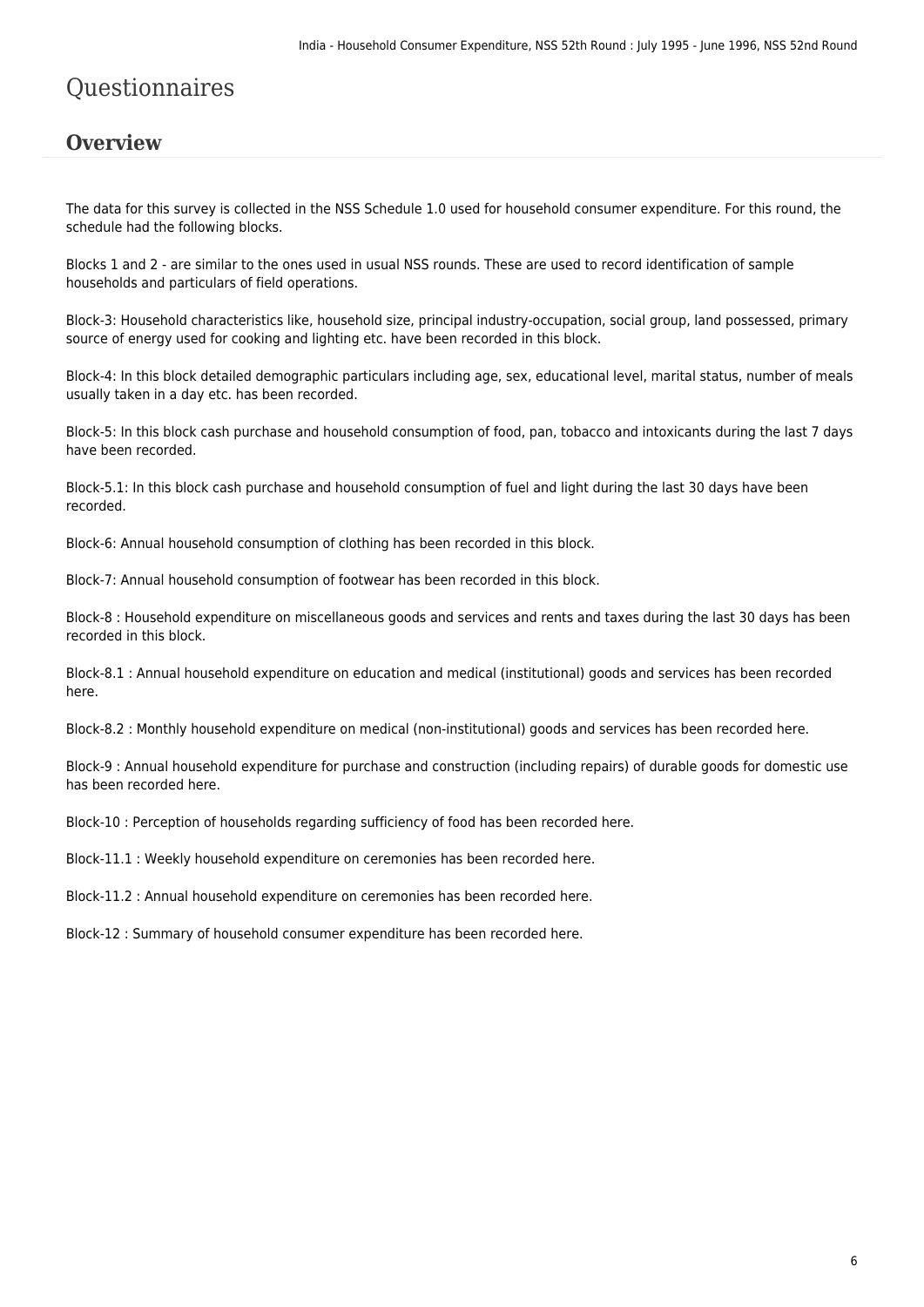# Questionnaires

## Overview

The data for this survey is collected in the NSS Schedule 1.0 used for household consumer expenditure. For this round, the schedule had the following blocks.

Blocks 1 and 2 - are similar to the ones used in usual NSS rounds. These are used to record identification of sample households and particulars of field operations.

Block-3: Household characteristics like, household size, principal industry-occupation, social group, land possessed, primary source of energy used for cooking and lighting etc. have been recorded in this block.

Block-4: In this block detailed demographic particulars including age, sex, educational level, marital status, number of meals usually taken in a day etc. has been recorded.

Block-5: In this block cash purchase and household consumption of food, pan, tobacco and intoxicants during the last 7 days have been recorded.

Block-5.1: In this block cash purchase and household consumption of fuel and light during the last 30 days have been recorded.

Block-6: Annual household consumption of clothing has been recorded in this block.

Block-7: Annual household consumption of footwear has been recorded in this block.

Block-8 : Household expenditure on miscellaneous goods and services and rents and taxes during the last 30 days has been recorded in this block.

Block-8.1 : Annual household expenditure on education and medical (institutional) goods and services has been recorded here.

Block-8.2 : Monthly household expenditure on medical (non-institutional) goods and services has been recorded here.

Block-9 : Annual household expenditure for purchase and construction (including repairs) of durable goods for domestic use has been recorded here.

Block-10 : Perception of households regarding sufficiency of food has been recorded here.

Block-11.1 : Weekly household expenditure on ceremonies has been recorded here.

Block-11.2 : Annual household expenditure on ceremonies has been recorded here.

Block-12 : Summary of household consumer expenditure has been recorded here.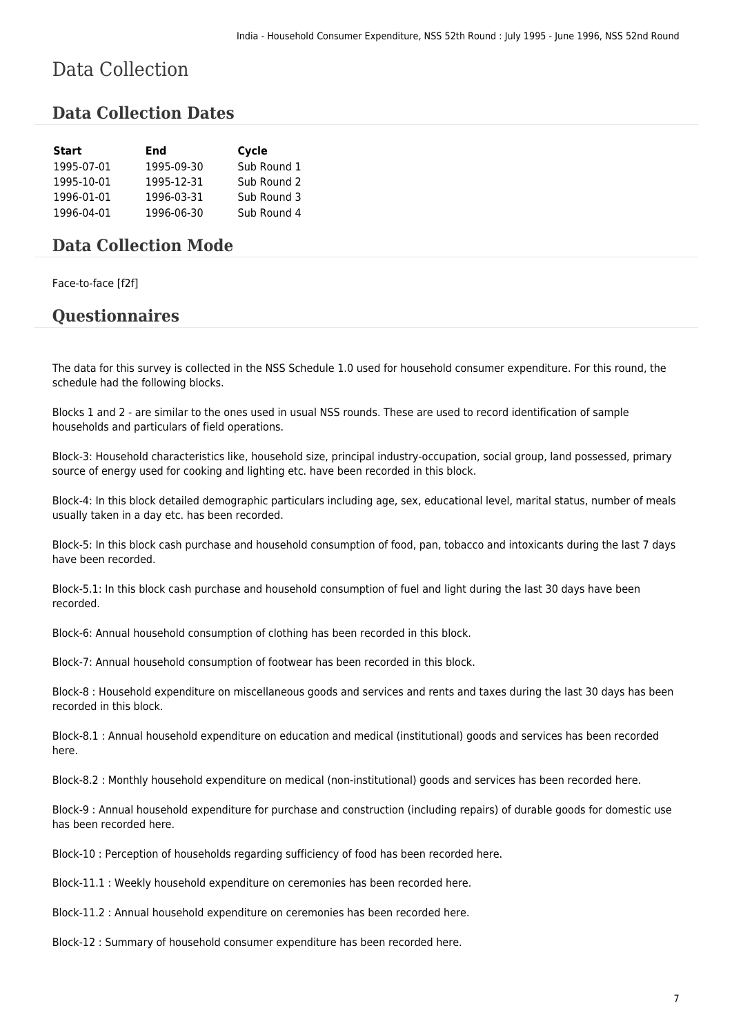# Data Collection

## Data Collection Dates

| Start | End | Cycle |
|---|---|---|
| 1995-07-01 | 1995-09-30 | Sub Round 1 |
| 1995-10-01 | 1995-12-31 | Sub Round 2 |
| 1996-01-01 | 1996-03-31 | Sub Round 3 |
| 1996-04-01 | 1996-06-30 | Sub Round 4 |

## Data Collection Mode

Face-to-face [f2f]

## Questionnaires

The data for this survey is collected in the NSS Schedule 1.0 used for household consumer expenditure. For this round, the schedule had the following blocks.

Blocks 1 and 2 - are similar to the ones used in usual NSS rounds. These are used to record identification of sample households and particulars of field operations.

Block-3: Household characteristics like, household size, principal industry-occupation, social group, land possessed, primary source of energy used for cooking and lighting etc. have been recorded in this block.

Block-4: In this block detailed demographic particulars including age, sex, educational level, marital status, number of meals usually taken in a day etc. has been recorded.

Block-5: In this block cash purchase and household consumption of food, pan, tobacco and intoxicants during the last 7 days have been recorded.

Block-5.1: In this block cash purchase and household consumption of fuel and light during the last 30 days have been recorded.

Block-6: Annual household consumption of clothing has been recorded in this block.

Block-7: Annual household consumption of footwear has been recorded in this block.

Block-8 : Household expenditure on miscellaneous goods and services and rents and taxes during the last 30 days has been recorded in this block.

Block-8.1 : Annual household expenditure on education and medical (institutional) goods and services has been recorded here.

Block-8.2 : Monthly household expenditure on medical (non-institutional) goods and services has been recorded here.

Block-9 : Annual household expenditure for purchase and construction (including repairs) of durable goods for domestic use has been recorded here.

Block-10 : Perception of households regarding sufficiency of food has been recorded here.

Block-11.1 : Weekly household expenditure on ceremonies has been recorded here.

Block-11.2 : Annual household expenditure on ceremonies has been recorded here.

Block-12 : Summary of household consumer expenditure has been recorded here.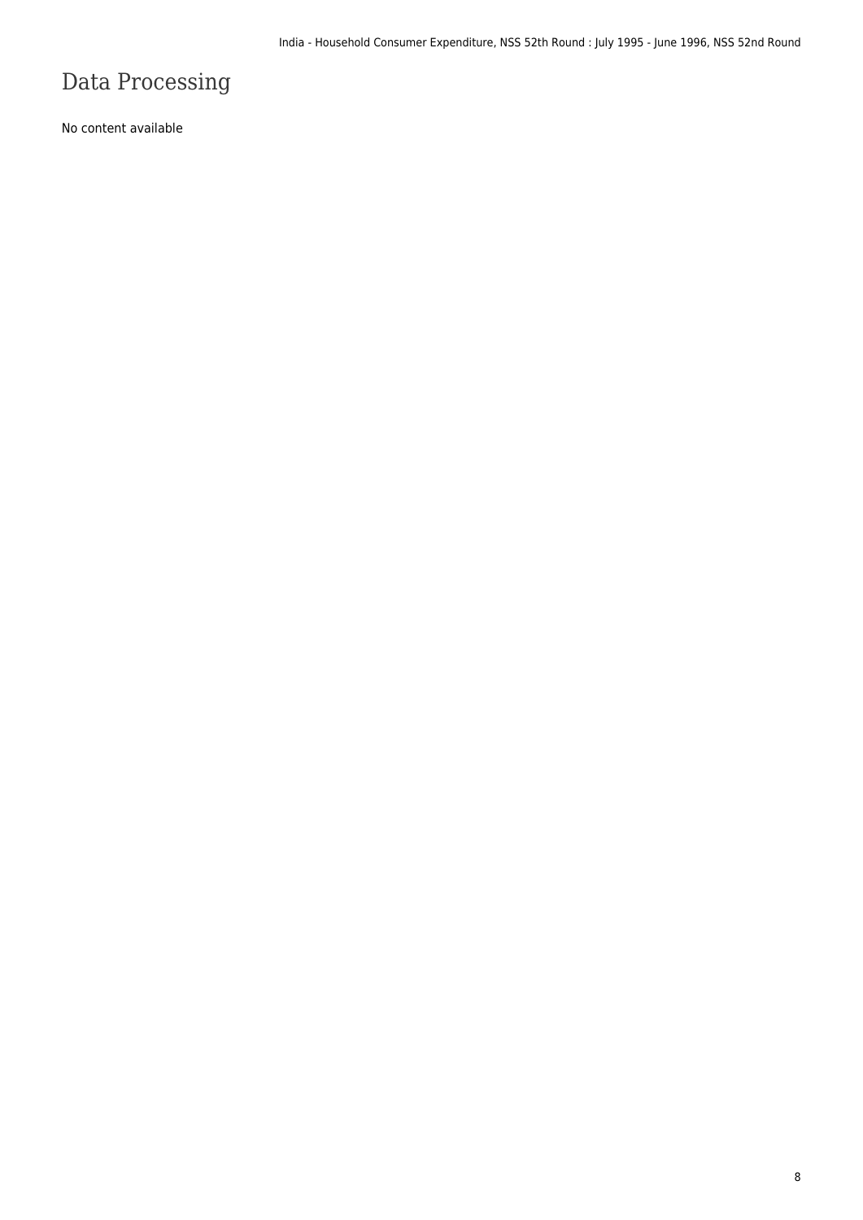# Data Processing

No content available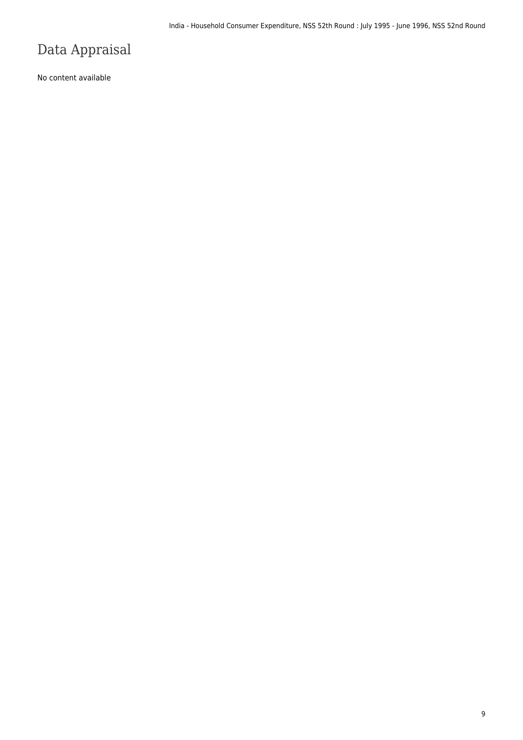# Data Appraisal

No content available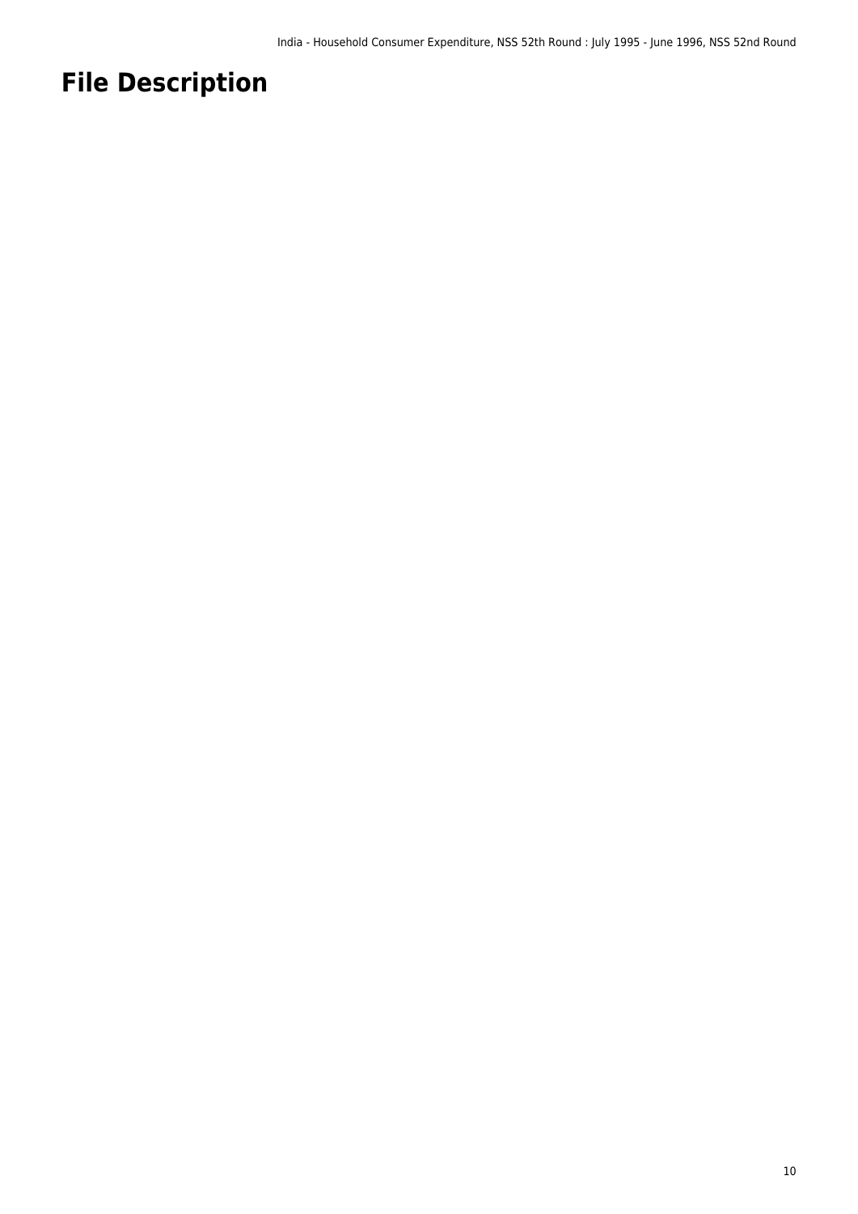# File Description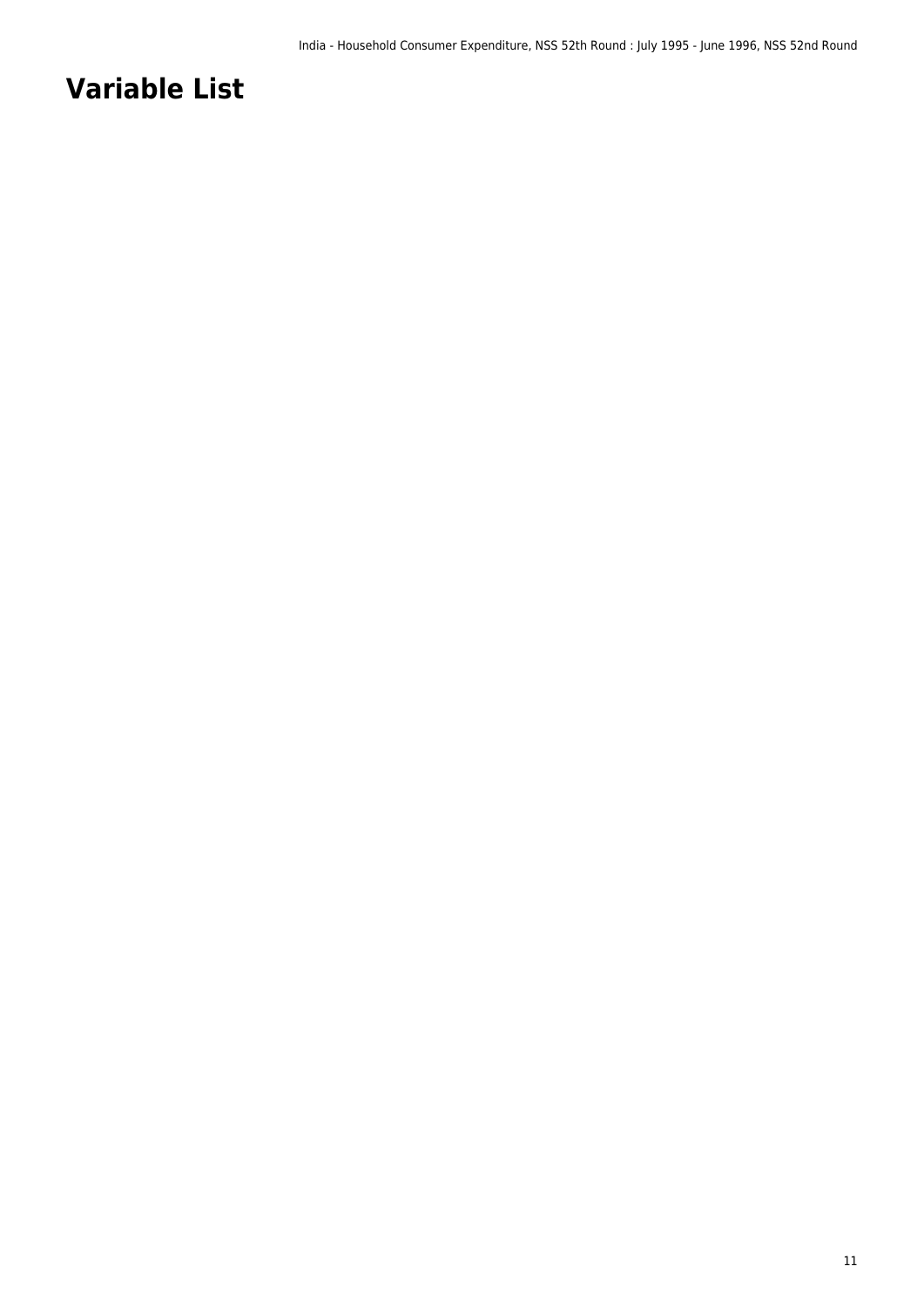# Variable List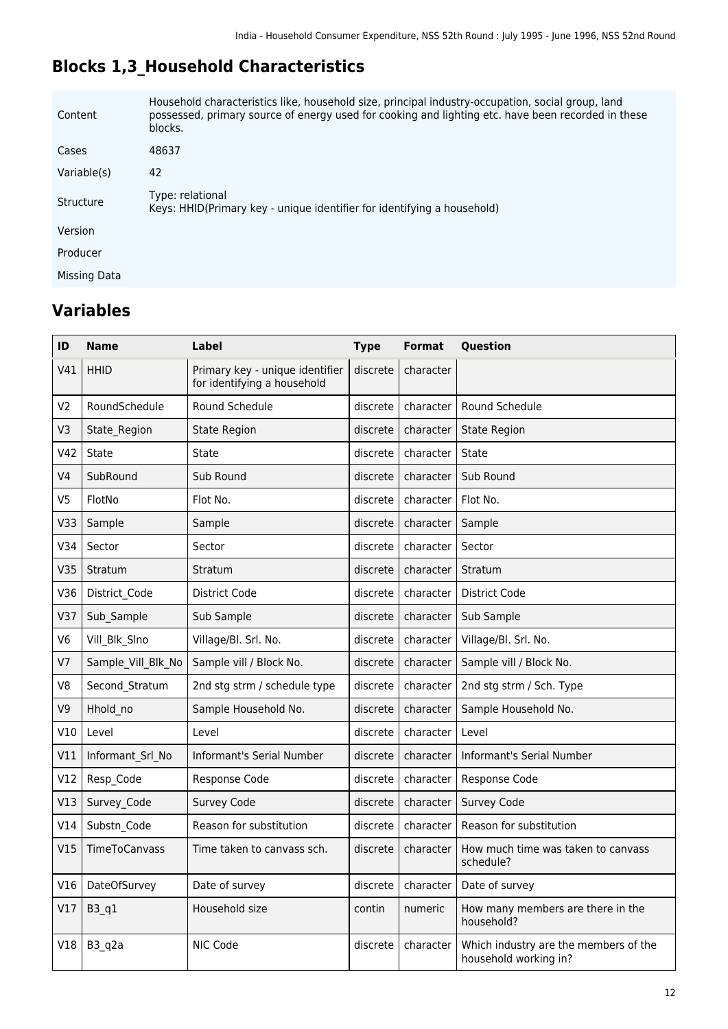## Blocks 1,3_Household Characteristics

| | |
|---|---|
| Content | Household characteristics like, household size, principal industry-occupation, social group, land possessed, primary source of energy used for cooking and lighting etc. have been recorded in these blocks. |
| Cases | 48637 |
| Variable(s) | 42 |
| Structure | Type: relational<br>Keys: HHID(Primary key - unique identifier for identifying a household) |
| Version | |
| Producer | |
| Missing Data | |

## Variables

| ID | Name | Label | Type | Format | Question |
|---|---|---|---|---|---|
| V41 | HHID | Primary key - unique identifier for identifying a household | discrete | character | |
| V2 | RoundSchedule | Round Schedule | discrete | character | Round Schedule |
| V3 | State_Region | State Region | discrete | character | State Region |
| V42 | State | State | discrete | character | State |
| V4 | SubRound | Sub Round | discrete | character | Sub Round |
| V5 | FlotNo | Flot No. | discrete | character | Flot No. |
| V33 | Sample | Sample | discrete | character | Sample |
| V34 | Sector | Sector | discrete | character | Sector |
| V35 | Stratum | Stratum | discrete | character | Stratum |
| V36 | District_Code | District Code | discrete | character | District Code |
| V37 | Sub_Sample | Sub Sample | discrete | character | Sub Sample |
| V6 | Vill_Blk_Slno | Village/Bl. Srl. No. | discrete | character | Village/Bl. Srl. No. |
| V7 | Sample_Vill_Blk_No | Sample vill / Block No. | discrete | character | Sample vill / Block No. |
| V8 | Second_Stratum | 2nd stg strm / schedule type | discrete | character | 2nd stg strm / Sch. Type |
| V9 | Hhold_no | Sample Household No. | discrete | character | Sample Household No. |
| V10 | Level | Level | discrete | character | Level |
| V11 | Informant_Srl_No | Informant's Serial Number | discrete | character | Informant's Serial Number |
| V12 | Resp_Code | Response Code | discrete | character | Response Code |
| V13 | Survey_Code | Survey Code | discrete | character | Survey Code |
| V14 | Substn_Code | Reason for substitution | discrete | character | Reason for substitution |
| V15 | TimeToCanvass | Time taken to canvass sch. | discrete | character | How much time was taken to canvass schedule? |
| V16 | DateOfSurvey | Date of survey | discrete | character | Date of survey |
| V17 | B3_q1 | Household size | contin | numeric | How many members are there in the household? |
| V18 | B3_q2a | NIC Code | discrete | character | Which industry are the members of the household working in? |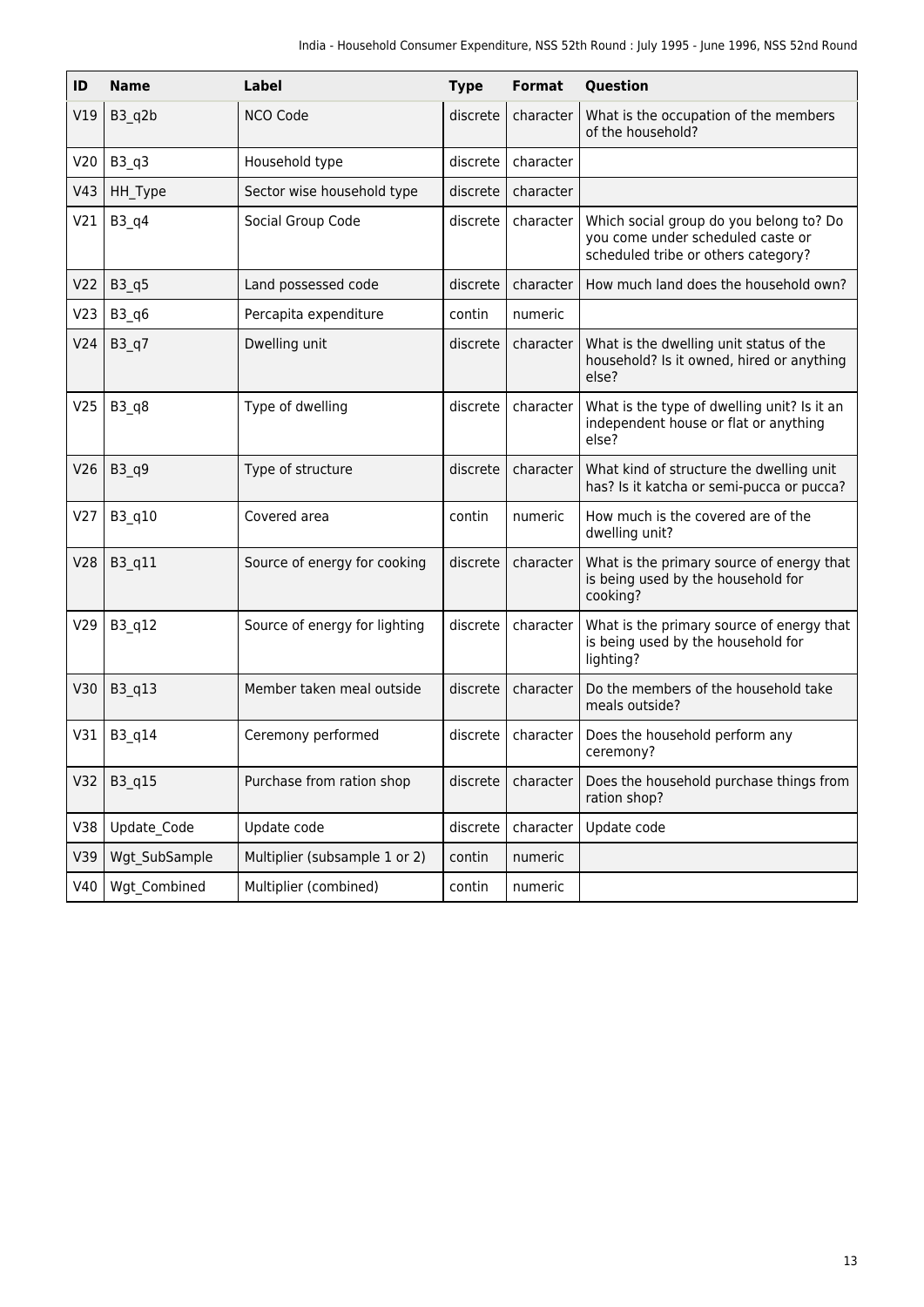| ID | Name | Label | Type | Format | Question |
|---|---|---|---|---|---|
| V19 | B3_q2b | NCO Code | discrete | character | What is the occupation of the members of the household? |
| V20 | B3_q3 | Household type | discrete | character | |
| V43 | HH_Type | Sector wise household type | discrete | character | |
| V21 | B3_q4 | Social Group Code | discrete | character | Which social group do you belong to? Do you come under scheduled caste or scheduled tribe or others category? |
| V22 | B3_q5 | Land possessed code | discrete | character | How much land does the household own? |
| V23 | B3_q6 | Percapita expenditure | contin | numeric | |
| V24 | B3_q7 | Dwelling unit | discrete | character | What is the dwelling unit status of the household? Is it owned, hired or anything else? |
| V25 | B3_q8 | Type of dwelling | discrete | character | What is the type of dwelling unit? Is it an independent house or flat or anything else? |
| V26 | B3_q9 | Type of structure | discrete | character | What kind of structure the dwelling unit has? Is it katcha or semi-pucca or pucca? |
| V27 | B3_q10 | Covered area | contin | numeric | How much is the covered are of the dwelling unit? |
| V28 | B3_q11 | Source of energy for cooking | discrete | character | What is the primary source of energy that is being used by the household for cooking? |
| V29 | B3_q12 | Source of energy for lighting | discrete | character | What is the primary source of energy that is being used by the household for lighting? |
| V30 | B3_q13 | Member taken meal outside | discrete | character | Do the members of the household take meals outside? |
| V31 | B3_q14 | Ceremony performed | discrete | character | Does the household perform any ceremony? |
| V32 | B3_q15 | Purchase from ration shop | discrete | character | Does the household purchase things from ration shop? |
| V38 | Update_Code | Update code | discrete | character | Update code |
| V39 | Wgt_SubSample | Multiplier (subsample 1 or 2) | contin | numeric | |
| V40 | Wgt_Combined | Multiplier (combined) | contin | numeric | |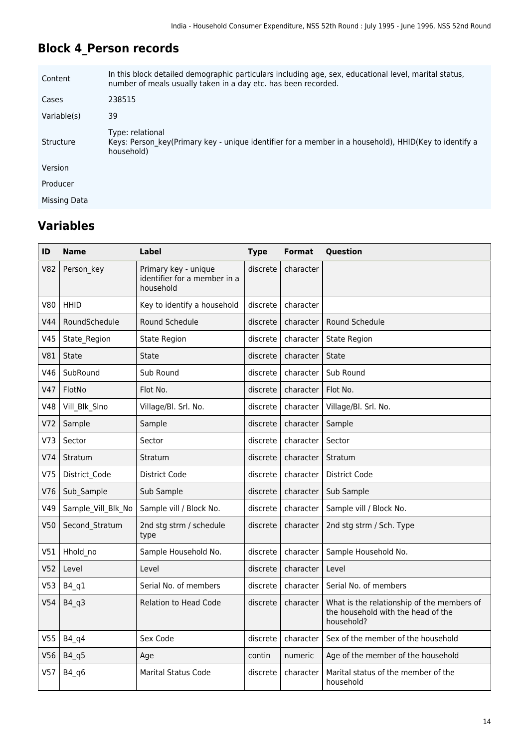## Block 4_Person records

| | |
|---|---|
| Content | In this block detailed demographic particulars including age, sex, educational level, marital status, number of meals usually taken in a day etc. has been recorded. |
| Cases | 238515 |
| Variable(s) | 39 |
| Structure | Type: relational<br>Keys: Person_key(Primary key - unique identifier for a member in a household), HHID(Key to identify a household) |
| Version | |
| Producer | |
| Missing Data | |

## Variables

| ID | Name | Label | Type | Format | Question |
|---|---|---|---|---|---|
| V82 | Person_key | Primary key - unique identifier for a member in a household | discrete | character | |
| V80 | HHID | Key to identify a household | discrete | character | |
| V44 | RoundSchedule | Round Schedule | discrete | character | Round Schedule |
| V45 | State_Region | State Region | discrete | character | State Region |
| V81 | State | State | discrete | character | State |
| V46 | SubRound | Sub Round | discrete | character | Sub Round |
| V47 | FlotNo | Flot No. | discrete | character | Flot No. |
| V48 | Vill_Blk_Slno | Village/Bl. Srl. No. | discrete | character | Village/Bl. Srl. No. |
| V72 | Sample | Sample | discrete | character | Sample |
| V73 | Sector | Sector | discrete | character | Sector |
| V74 | Stratum | Stratum | discrete | character | Stratum |
| V75 | District_Code | District Code | discrete | character | District Code |
| V76 | Sub_Sample | Sub Sample | discrete | character | Sub Sample |
| V49 | Sample_Vill_Blk_No | Sample vill / Block No. | discrete | character | Sample vill / Block No. |
| V50 | Second_Stratum | 2nd stg strm / schedule type | discrete | character | 2nd stg strm / Sch. Type |
| V51 | Hhold_no | Sample Household No. | discrete | character | Sample Household No. |
| V52 | Level | Level | discrete | character | Level |
| V53 | B4_q1 | Serial No. of members | discrete | character | Serial No. of members |
| V54 | B4_q3 | Relation to Head Code | discrete | character | What is the relationship of the members of the household with the head of the household? |
| V55 | B4_q4 | Sex Code | discrete | character | Sex of the member of the household |
| V56 | B4_q5 | Age | contin | numeric | Age of the member of the household |
| V57 | B4_q6 | Marital Status Code | discrete | character | Marital status of the member of the household |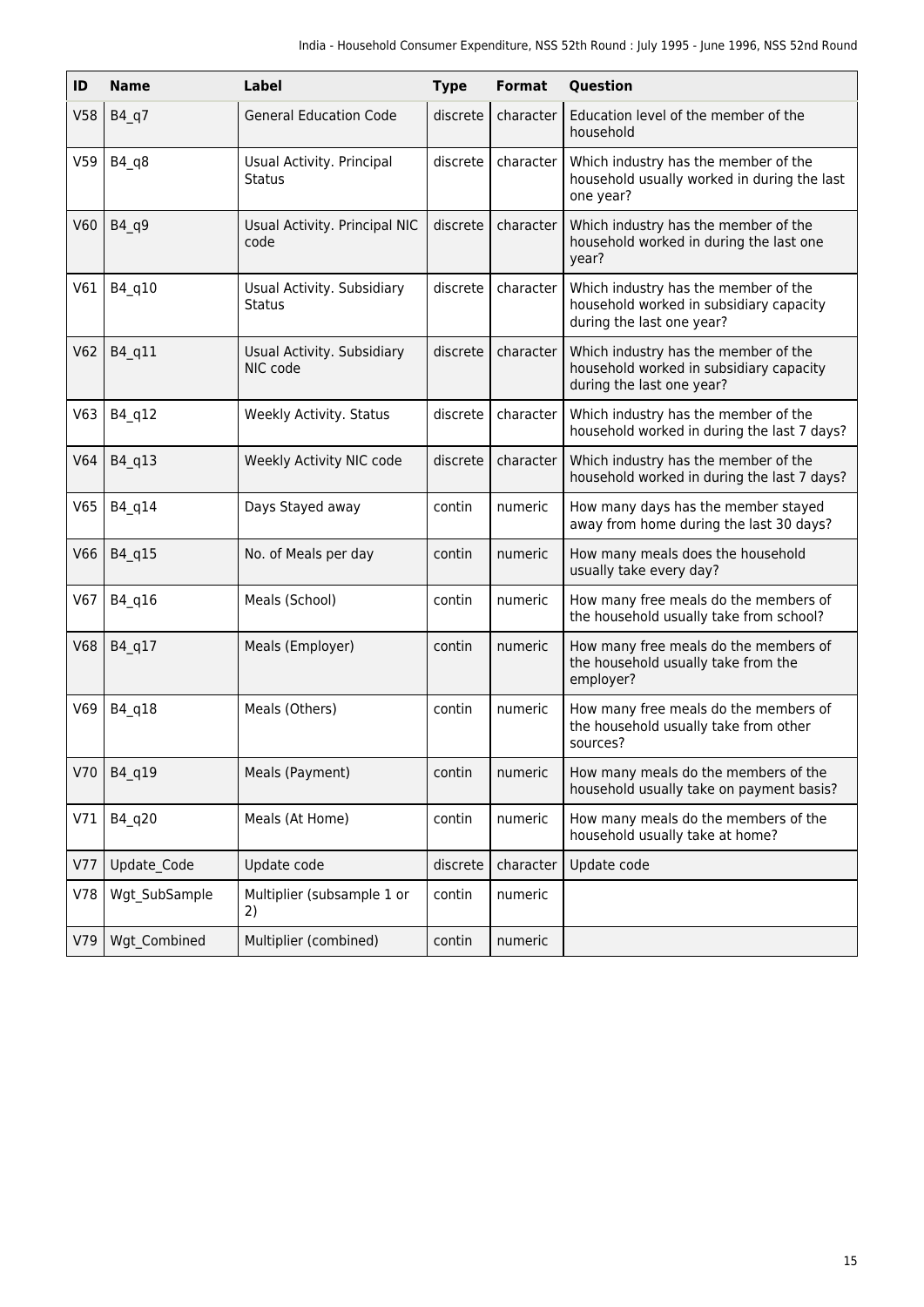| ID | Name | Label | Type | Format | Question |
|---|---|---|---|---|---|
| V58 | B4_q7 | General Education Code | discrete | character | Education level of the member of the household |
| V59 | B4_q8 | Usual Activity. Principal Status | discrete | character | Which industry has the member of the household usually worked in during the last one year? |
| V60 | B4_q9 | Usual Activity. Principal NIC code | discrete | character | Which industry has the member of the household worked in during the last one year? |
| V61 | B4_q10 | Usual Activity. Subsidiary Status | discrete | character | Which industry has the member of the household worked in subsidiary capacity during the last one year? |
| V62 | B4_q11 | Usual Activity. Subsidiary NIC code | discrete | character | Which industry has the member of the household worked in subsidiary capacity during the last one year? |
| V63 | B4_q12 | Weekly Activity. Status | discrete | character | Which industry has the member of the household worked in during the last 7 days? |
| V64 | B4_q13 | Weekly Activity NIC code | discrete | character | Which industry has the member of the household worked in during the last 7 days? |
| V65 | B4_q14 | Days Stayed away | contin | numeric | How many days has the member stayed away from home during the last 30 days? |
| V66 | B4_q15 | No. of Meals per day | contin | numeric | How many meals does the household usually take every day? |
| V67 | B4_q16 | Meals (School) | contin | numeric | How many free meals do the members of the household usually take from school? |
| V68 | B4_q17 | Meals (Employer) | contin | numeric | How many free meals do the members of the household usually take from the employer? |
| V69 | B4_q18 | Meals (Others) | contin | numeric | How many free meals do the members of the household usually take from other sources? |
| V70 | B4_q19 | Meals (Payment) | contin | numeric | How many meals do the members of the household usually take on payment basis? |
| V71 | B4_q20 | Meals (At Home) | contin | numeric | How many meals do the members of the household usually take at home? |
| V77 | Update_Code | Update code | discrete | character | Update code |
| V78 | Wgt_SubSample | Multiplier (subsample 1 or 2) | contin | numeric | |
| V79 | Wgt_Combined | Multiplier (combined) | contin | numeric | |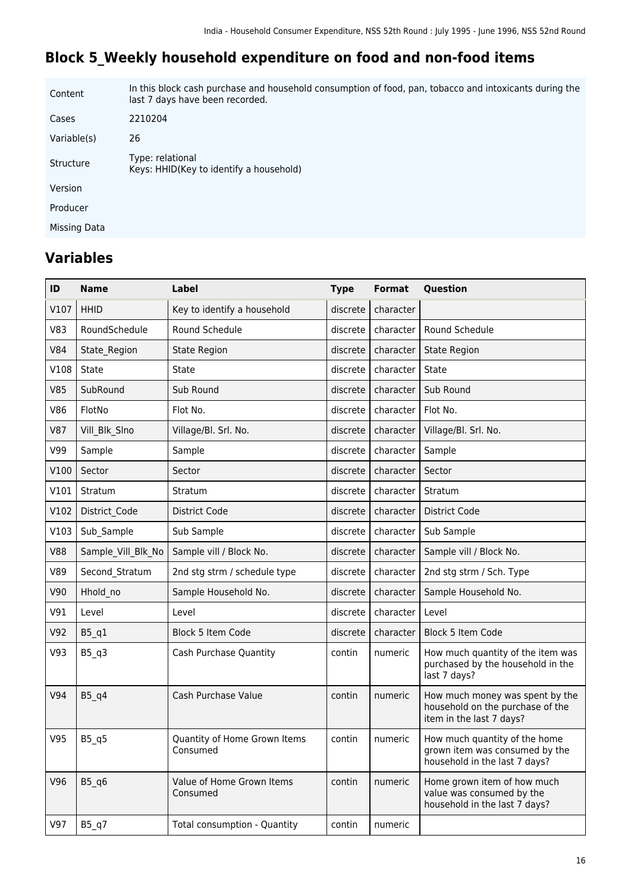## Block 5_Weekly household expenditure on food and non-food items

| | |
|---|---|
| Content | In this block cash purchase and household consumption of food, pan, tobacco and intoxicants during the last 7 days have been recorded. |
| Cases | 2210204 |
| Variable(s) | 26 |
| Structure | Type: relational<br>Keys: HHID(Key to identify a household) |
| Version | |
| Producer | |
| Missing Data | |

## Variables

| ID | Name | Label | Type | Format | Question |
|---|---|---|---|---|---|
| V107 | HHID | Key to identify a household | discrete | character | |
| V83 | RoundSchedule | Round Schedule | discrete | character | Round Schedule |
| V84 | State_Region | State Region | discrete | character | State Region |
| V108 | State | State | discrete | character | State |
| V85 | SubRound | Sub Round | discrete | character | Sub Round |
| V86 | FlotNo | Flot No. | discrete | character | Flot No. |
| V87 | Vill_Blk_Slno | Village/Bl. Srl. No. | discrete | character | Village/Bl. Srl. No. |
| V99 | Sample | Sample | discrete | character | Sample |
| V100 | Sector | Sector | discrete | character | Sector |
| V101 | Stratum | Stratum | discrete | character | Stratum |
| V102 | District_Code | District Code | discrete | character | District Code |
| V103 | Sub_Sample | Sub Sample | discrete | character | Sub Sample |
| V88 | Sample_Vill_Blk_No | Sample vill / Block No. | discrete | character | Sample vill / Block No. |
| V89 | Second_Stratum | 2nd stg strm / schedule type | discrete | character | 2nd stg strm / Sch. Type |
| V90 | Hhold_no | Sample Household No. | discrete | character | Sample Household No. |
| V91 | Level | Level | discrete | character | Level |
| V92 | B5_q1 | Block 5 Item Code | discrete | character | Block 5 Item Code |
| V93 | B5_q3 | Cash Purchase Quantity | contin | numeric | How much quantity of the item was purchased by the household in the last 7 days? |
| V94 | B5_q4 | Cash Purchase Value | contin | numeric | How much money was spent by the household on the purchase of the item in the last 7 days? |
| V95 | B5_q5 | Quantity of Home Grown Items Consumed | contin | numeric | How much quantity of the home grown item was consumed by the household in the last 7 days? |
| V96 | B5_q6 | Value of Home Grown Items Consumed | contin | numeric | Home grown item of how much value was consumed by the household in the last 7 days? |
| V97 | B5_q7 | Total consumption - Quantity | contin | numeric | |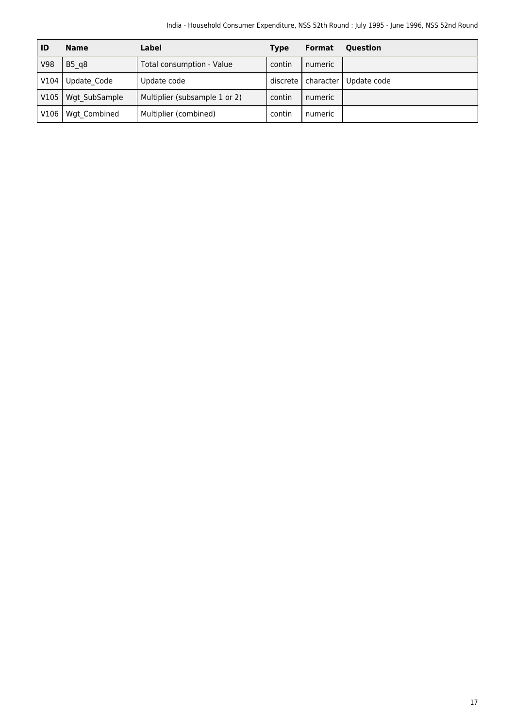| ID | Name | Label | Type | Format | Question |
|---|---|---|---|---|---|
| V98 | B5_q8 | Total consumption - Value | contin | numeric | |
| V104 | Update_Code | Update code | discrete | character | Update code |
| V105 | Wgt_SubSample | Multiplier (subsample 1 or 2) | contin | numeric | |
| V106 | Wgt_Combined | Multiplier (combined) | contin | numeric | |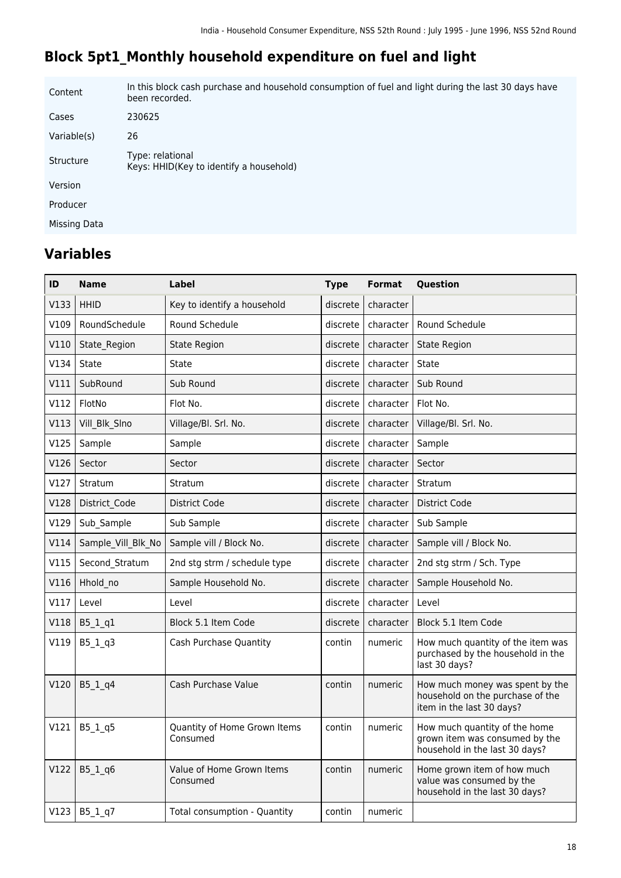## Block 5pt1_Monthly household expenditure on fuel and light

| | |
|---|---|
| Content | In this block cash purchase and household consumption of fuel and light during the last 30 days have been recorded. |
| Cases | 230625 |
| Variable(s) | 26 |
| Structure | Type: relational<br>Keys: HHID(Key to identify a household) |
| Version | |
| Producer | |
| Missing Data | |

## Variables

| ID | Name | Label | Type | Format | Question |
|---|---|---|---|---|---|
| V133 | HHID | Key to identify a household | discrete | character | |
| V109 | RoundSchedule | Round Schedule | discrete | character | Round Schedule |
| V110 | State_Region | State Region | discrete | character | State Region |
| V134 | State | State | discrete | character | State |
| V111 | SubRound | Sub Round | discrete | character | Sub Round |
| V112 | FlotNo | Flot No. | discrete | character | Flot No. |
| V113 | Vill_Blk_Slno | Village/Bl. Srl. No. | discrete | character | Village/Bl. Srl. No. |
| V125 | Sample | Sample | discrete | character | Sample |
| V126 | Sector | Sector | discrete | character | Sector |
| V127 | Stratum | Stratum | discrete | character | Stratum |
| V128 | District_Code | District Code | discrete | character | District Code |
| V129 | Sub_Sample | Sub Sample | discrete | character | Sub Sample |
| V114 | Sample_Vill_Blk_No | Sample vill / Block No. | discrete | character | Sample vill / Block No. |
| V115 | Second_Stratum | 2nd stg strm / schedule type | discrete | character | 2nd stg strm / Sch. Type |
| V116 | Hhold_no | Sample Household No. | discrete | character | Sample Household No. |
| V117 | Level | Level | discrete | character | Level |
| V118 | B5_1_q1 | Block 5.1 Item Code | discrete | character | Block 5.1 Item Code |
| V119 | B5_1_q3 | Cash Purchase Quantity | contin | numeric | How much quantity of the item was purchased by the household in the last 30 days? |
| V120 | B5_1_q4 | Cash Purchase Value | contin | numeric | How much money was spent by the household on the purchase of the item in the last 30 days? |
| V121 | B5_1_q5 | Quantity of Home Grown Items Consumed | contin | numeric | How much quantity of the home grown item was consumed by the household in the last 30 days? |
| V122 | B5_1_q6 | Value of Home Grown Items Consumed | contin | numeric | Home grown item of how much value was consumed by the household in the last 30 days? |
| V123 | B5_1_q7 | Total consumption - Quantity | contin | numeric | |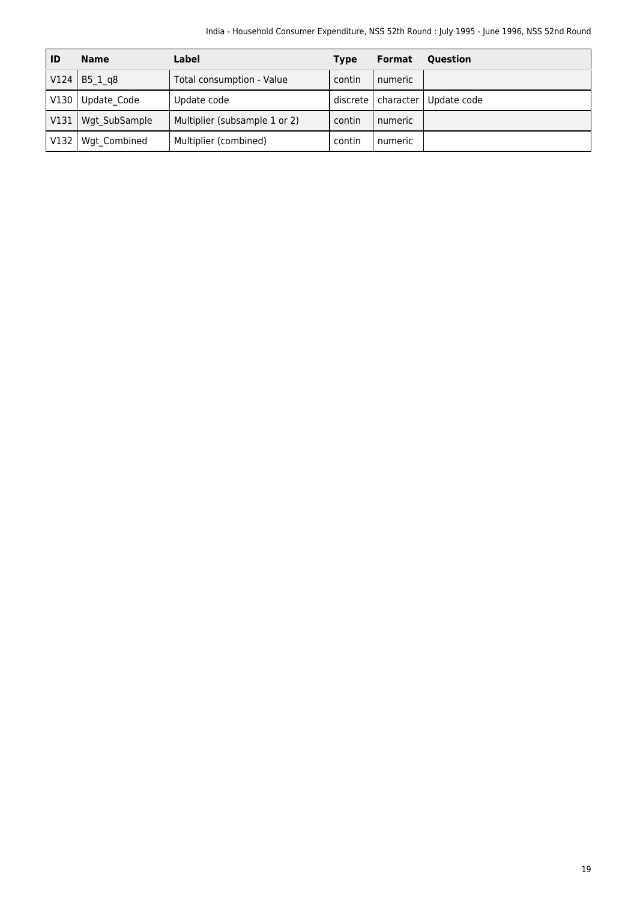| ID | Name | Label | Type | Format | Question |
|---|---|---|---|---|---|
| V124 | B5_1_q8 | Total consumption - Value | contin | numeric | |
| V130 | Update_Code | Update code | discrete | character | Update code |
| V131 | Wgt_SubSample | Multiplier (subsample 1 or 2) | contin | numeric | |
| V132 | Wgt_Combined | Multiplier (combined) | contin | numeric | |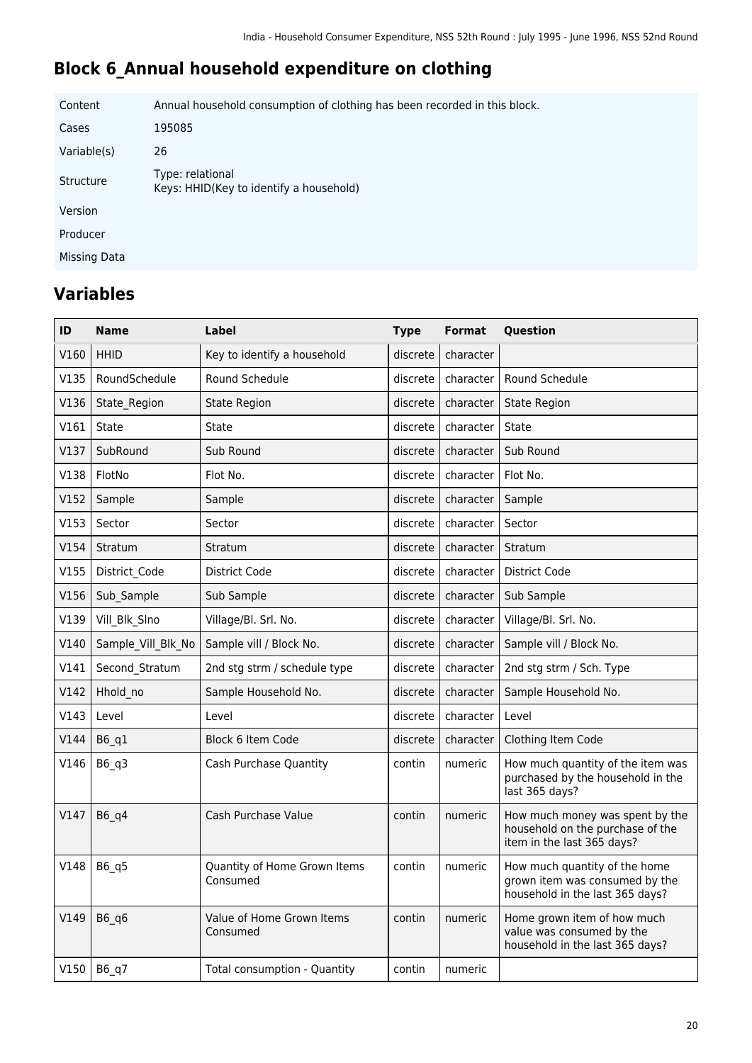# Block 6_Annual household expenditure on clothing

| | |
|---|---|
| Content | Annual household consumption of clothing has been recorded in this block. |
| Cases | 195085 |
| Variable(s) | 26 |
| Structure | Type: relational<br>Keys: HHID(Key to identify a household) |
| Version | |
| Producer | |
| Missing Data | |

## Variables

| ID | Name | Label | Type | Format | Question |
|---|---|---|---|---|---|
| V160 | HHID | Key to identify a household | discrete | character | |
| V135 | RoundSchedule | Round Schedule | discrete | character | Round Schedule |
| V136 | State_Region | State Region | discrete | character | State Region |
| V161 | State | State | discrete | character | State |
| V137 | SubRound | Sub Round | discrete | character | Sub Round |
| V138 | FlotNo | Flot No. | discrete | character | Flot No. |
| V152 | Sample | Sample | discrete | character | Sample |
| V153 | Sector | Sector | discrete | character | Sector |
| V154 | Stratum | Stratum | discrete | character | Stratum |
| V155 | District_Code | District Code | discrete | character | District Code |
| V156 | Sub_Sample | Sub Sample | discrete | character | Sub Sample |
| V139 | Vill_Blk_Slno | Village/Bl. Srl. No. | discrete | character | Village/Bl. Srl. No. |
| V140 | Sample_Vill_Blk_No | Sample vill / Block No. | discrete | character | Sample vill / Block No. |
| V141 | Second_Stratum | 2nd stg strm / schedule type | discrete | character | 2nd stg strm / Sch. Type |
| V142 | Hhold_no | Sample Household No. | discrete | character | Sample Household No. |
| V143 | Level | Level | discrete | character | Level |
| V144 | B6_q1 | Block 6 Item Code | discrete | character | Clothing Item Code |
| V146 | B6_q3 | Cash Purchase Quantity | contin | numeric | How much quantity of the item was purchased by the household in the last 365 days? |
| V147 | B6_q4 | Cash Purchase Value | contin | numeric | How much money was spent by the household on the purchase of the item in the last 365 days? |
| V148 | B6_q5 | Quantity of Home Grown Items Consumed | contin | numeric | How much quantity of the home grown item was consumed by the household in the last 365 days? |
| V149 | B6_q6 | Value of Home Grown Items Consumed | contin | numeric | Home grown item of how much value was consumed by the household in the last 365 days? |
| V150 | B6_q7 | Total consumption - Quantity | contin | numeric | |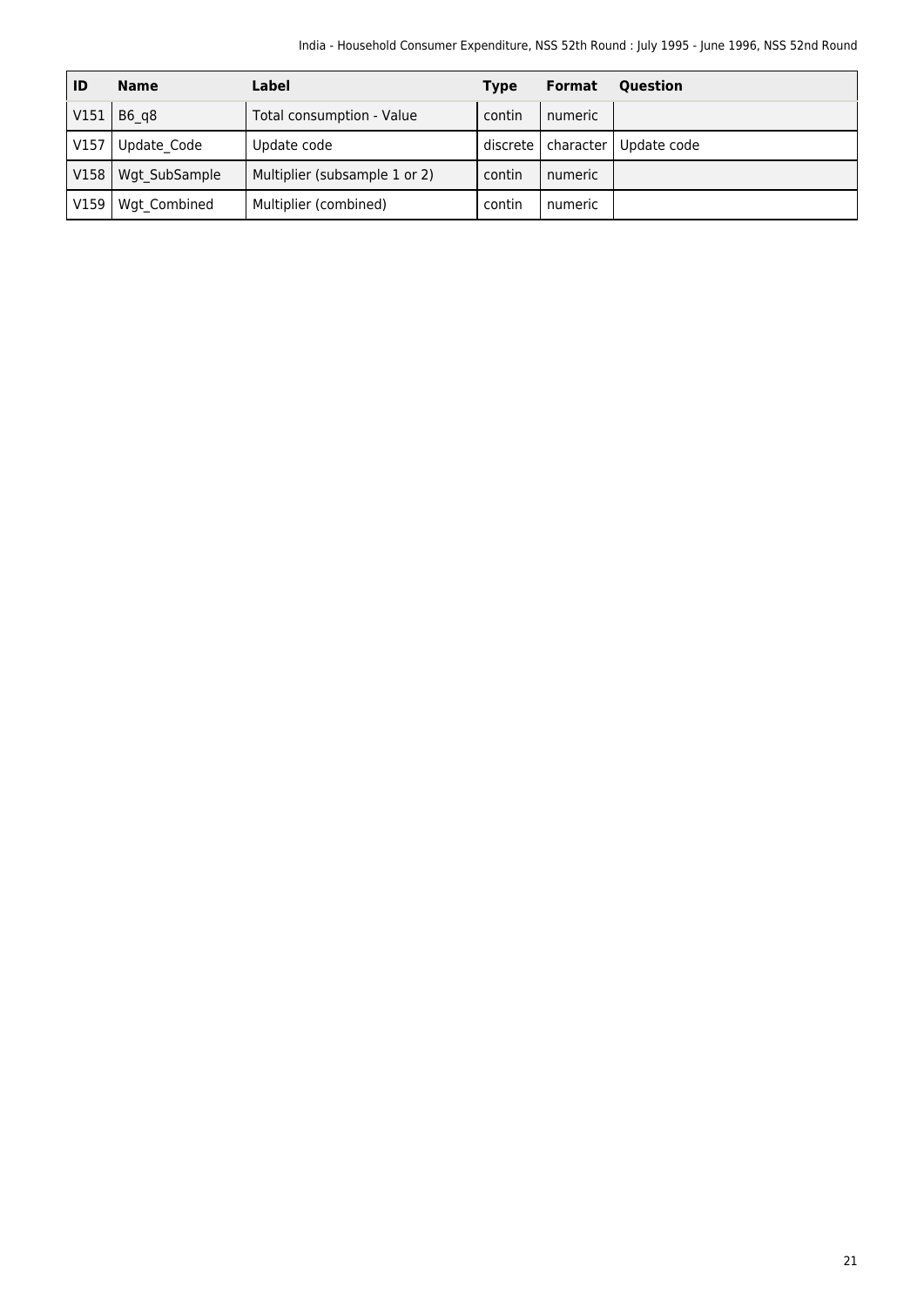| ID | Name | Label | Type | Format | Question |
|---|---|---|---|---|---|
| V151 | B6_q8 | Total consumption - Value | contin | numeric | |
| V157 | Update_Code | Update code | discrete | character | Update code |
| V158 | Wgt_SubSample | Multiplier (subsample 1 or 2) | contin | numeric | |
| V159 | Wgt_Combined | Multiplier (combined) | contin | numeric | |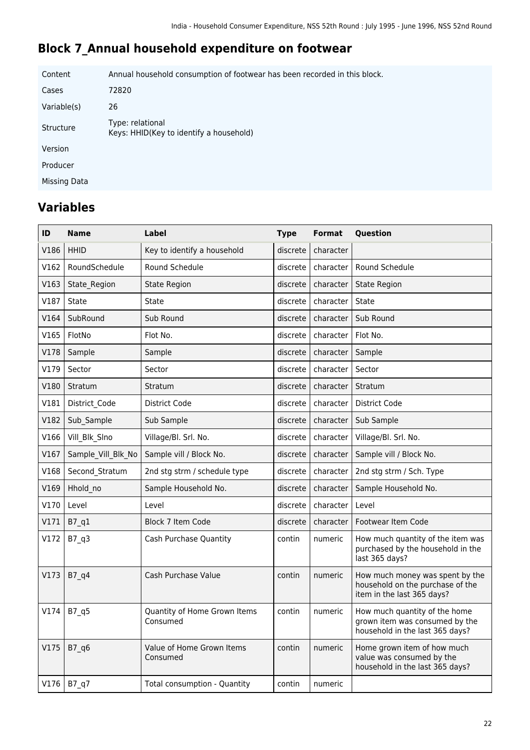# Block 7_Annual household expenditure on footwear

| | |
|---|---|
| Content | Annual household consumption of footwear has been recorded in this block. |
| Cases | 72820 |
| Variable(s) | 26 |
| Structure | Type: relational<br>Keys: HHID(Key to identify a household) |
| Version | |
| Producer | |
| Missing Data | |

## Variables

| ID | Name | Label | Type | Format | Question |
|---|---|---|---|---|---|
| V186 | HHID | Key to identify a household | discrete | character | |
| V162 | RoundSchedule | Round Schedule | discrete | character | Round Schedule |
| V163 | State_Region | State Region | discrete | character | State Region |
| V187 | State | State | discrete | character | State |
| V164 | SubRound | Sub Round | discrete | character | Sub Round |
| V165 | FlotNo | Flot No. | discrete | character | Flot No. |
| V178 | Sample | Sample | discrete | character | Sample |
| V179 | Sector | Sector | discrete | character | Sector |
| V180 | Stratum | Stratum | discrete | character | Stratum |
| V181 | District_Code | District Code | discrete | character | District Code |
| V182 | Sub_Sample | Sub Sample | discrete | character | Sub Sample |
| V166 | Vill_Blk_Slno | Village/Bl. Srl. No. | discrete | character | Village/Bl. Srl. No. |
| V167 | Sample_Vill_Blk_No | Sample vill / Block No. | discrete | character | Sample vill / Block No. |
| V168 | Second_Stratum | 2nd stg strm / schedule type | discrete | character | 2nd stg strm / Sch. Type |
| V169 | Hhold_no | Sample Household No. | discrete | character | Sample Household No. |
| V170 | Level | Level | discrete | character | Level |
| V171 | B7_q1 | Block 7 Item Code | discrete | character | Footwear Item Code |
| V172 | B7_q3 | Cash Purchase Quantity | contin | numeric | How much quantity of the item was purchased by the household in the last 365 days? |
| V173 | B7_q4 | Cash Purchase Value | contin | numeric | How much money was spent by the household on the purchase of the item in the last 365 days? |
| V174 | B7_q5 | Quantity of Home Grown Items Consumed | contin | numeric | How much quantity of the home grown item was consumed by the household in the last 365 days? |
| V175 | B7_q6 | Value of Home Grown Items Consumed | contin | numeric | Home grown item of how much value was consumed by the household in the last 365 days? |
| V176 | B7_q7 | Total consumption - Quantity | contin | numeric | |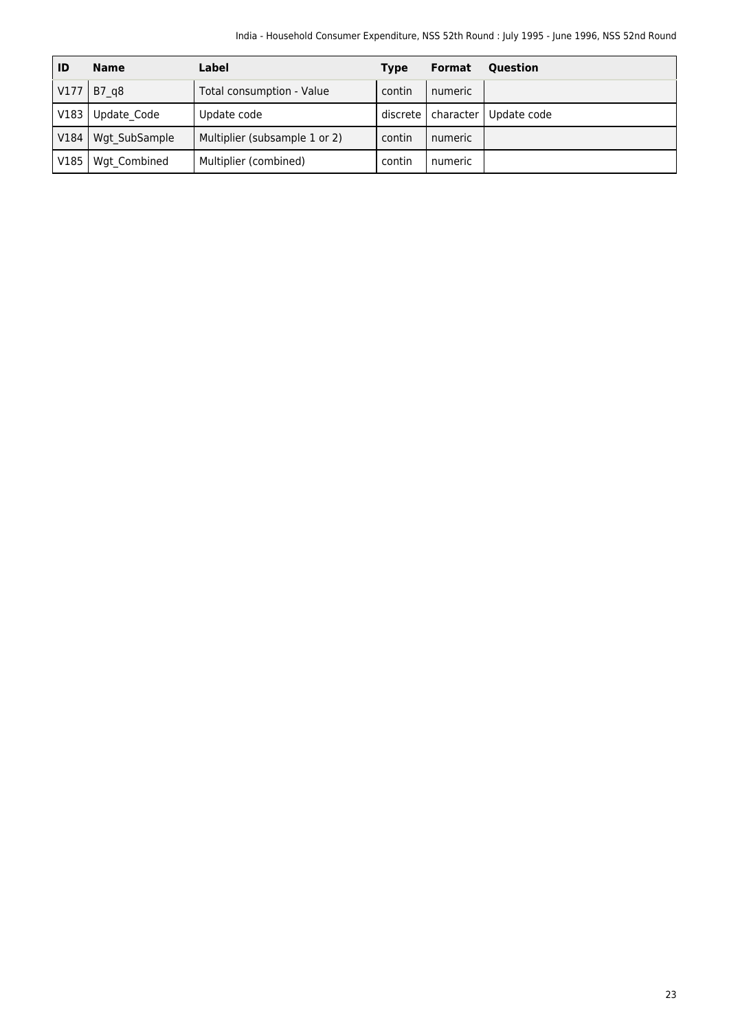| ID | Name | Label | Type | Format | Question |
|---|---|---|---|---|---|
| V177 | B7_q8 | Total consumption - Value | contin | numeric | |
| V183 | Update_Code | Update code | discrete | character | Update code |
| V184 | Wgt_SubSample | Multiplier (subsample 1 or 2) | contin | numeric | |
| V185 | Wgt_Combined | Multiplier (combined) | contin | numeric | |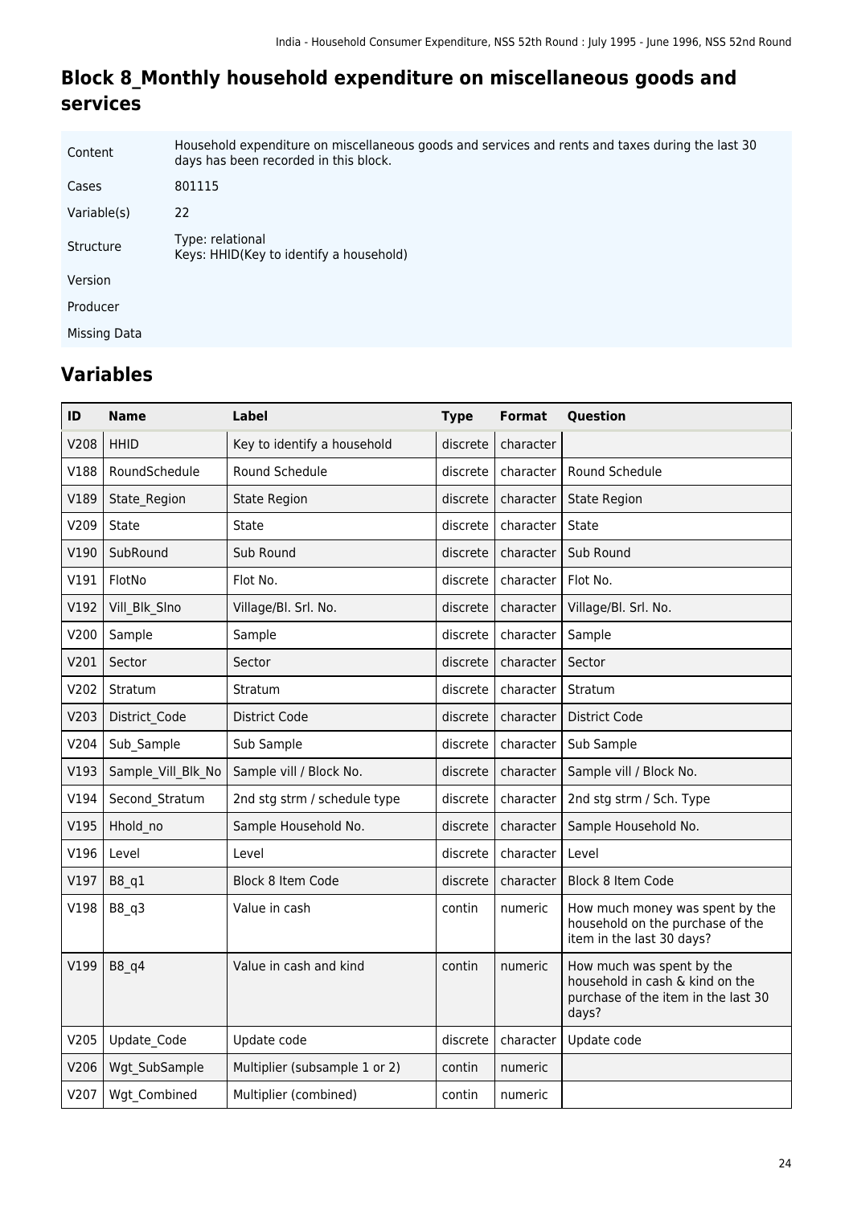## Block 8_Monthly household expenditure on miscellaneous goods and services

| | |
|---|---|
| Content | Household expenditure on miscellaneous goods and services and rents and taxes during the last 30 days has been recorded in this block. |
| Cases | 801115 |
| Variable(s) | 22 |
| Structure | Type: relational<br>Keys: HHID(Key to identify a household) |
| Version | |
| Producer | |
| Missing Data | |

## Variables

| ID | Name | Label | Type | Format | Question |
|---|---|---|---|---|---|
| V208 | HHID | Key to identify a household | discrete | character | |
| V188 | RoundSchedule | Round Schedule | discrete | character | Round Schedule |
| V189 | State_Region | State Region | discrete | character | State Region |
| V209 | State | State | discrete | character | State |
| V190 | SubRound | Sub Round | discrete | character | Sub Round |
| V191 | FlotNo | Flot No. | discrete | character | Flot No. |
| V192 | Vill_Blk_Slno | Village/Bl. Srl. No. | discrete | character | Village/Bl. Srl. No. |
| V200 | Sample | Sample | discrete | character | Sample |
| V201 | Sector | Sector | discrete | character | Sector |
| V202 | Stratum | Stratum | discrete | character | Stratum |
| V203 | District_Code | District Code | discrete | character | District Code |
| V204 | Sub_Sample | Sub Sample | discrete | character | Sub Sample |
| V193 | Sample_Vill_Blk_No | Sample vill / Block No. | discrete | character | Sample vill / Block No. |
| V194 | Second_Stratum | 2nd stg strm / schedule type | discrete | character | 2nd stg strm / Sch. Type |
| V195 | Hhold_no | Sample Household No. | discrete | character | Sample Household No. |
| V196 | Level | Level | discrete | character | Level |
| V197 | B8_q1 | Block 8 Item Code | discrete | character | Block 8 Item Code |
| V198 | B8_q3 | Value in cash | contin | numeric | How much money was spent by the household on the purchase of the item in the last 30 days? |
| V199 | B8_q4 | Value in cash and kind | contin | numeric | How much was spent by the household in cash & kind on the purchase of the item in the last 30 days? |
| V205 | Update_Code | Update code | discrete | character | Update code |
| V206 | Wgt_SubSample | Multiplier (subsample 1 or 2) | contin | numeric | |
| V207 | Wgt_Combined | Multiplier (combined) | contin | numeric | |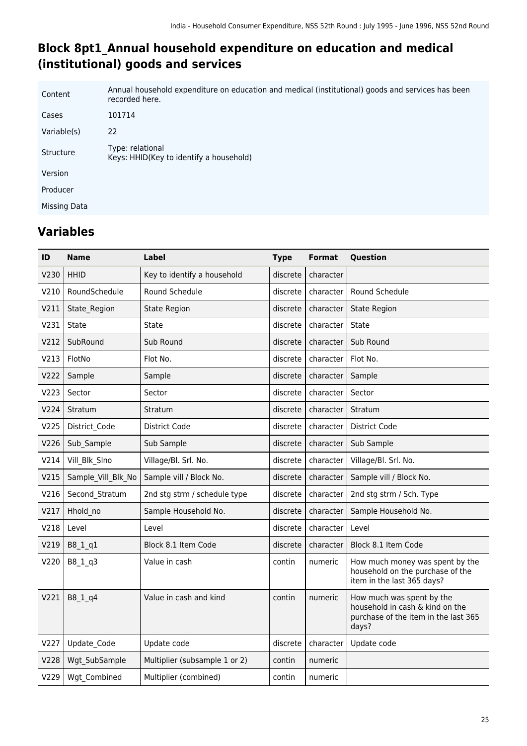## Block 8pt1_Annual household expenditure on education and medical (institutional) goods and services

| | |
|---|---|
| Content | Annual household expenditure on education and medical (institutional) goods and services has been recorded here. |
| Cases | 101714 |
| Variable(s) | 22 |
| Structure | Type: relational<br>Keys: HHID(Key to identify a household) |
| Version | |
| Producer | |
| Missing Data | |

## Variables

| ID | Name | Label | Type | Format | Question |
|---|---|---|---|---|---|
| V230 | HHID | Key to identify a household | discrete | character | |
| V210 | RoundSchedule | Round Schedule | discrete | character | Round Schedule |
| V211 | State_Region | State Region | discrete | character | State Region |
| V231 | State | State | discrete | character | State |
| V212 | SubRound | Sub Round | discrete | character | Sub Round |
| V213 | FlotNo | Flot No. | discrete | character | Flot No. |
| V222 | Sample | Sample | discrete | character | Sample |
| V223 | Sector | Sector | discrete | character | Sector |
| V224 | Stratum | Stratum | discrete | character | Stratum |
| V225 | District_Code | District Code | discrete | character | District Code |
| V226 | Sub_Sample | Sub Sample | discrete | character | Sub Sample |
| V214 | Vill_Blk_Slno | Village/Bl. Srl. No. | discrete | character | Village/Bl. Srl. No. |
| V215 | Sample_Vill_Blk_No | Sample vill / Block No. | discrete | character | Sample vill / Block No. |
| V216 | Second_Stratum | 2nd stg strm / schedule type | discrete | character | 2nd stg strm / Sch. Type |
| V217 | Hhold_no | Sample Household No. | discrete | character | Sample Household No. |
| V218 | Level | Level | discrete | character | Level |
| V219 | B8_1_q1 | Block 8.1 Item Code | discrete | character | Block 8.1 Item Code |
| V220 | B8_1_q3 | Value in cash | contin | numeric | How much money was spent by the household on the purchase of the item in the last 365 days? |
| V221 | B8_1_q4 | Value in cash and kind | contin | numeric | How much was spent by the household in cash & kind on the purchase of the item in the last 365 days? |
| V227 | Update_Code | Update code | discrete | character | Update code |
| V228 | Wgt_SubSample | Multiplier (subsample 1 or 2) | contin | numeric | |
| V229 | Wgt_Combined | Multiplier (combined) | contin | numeric | |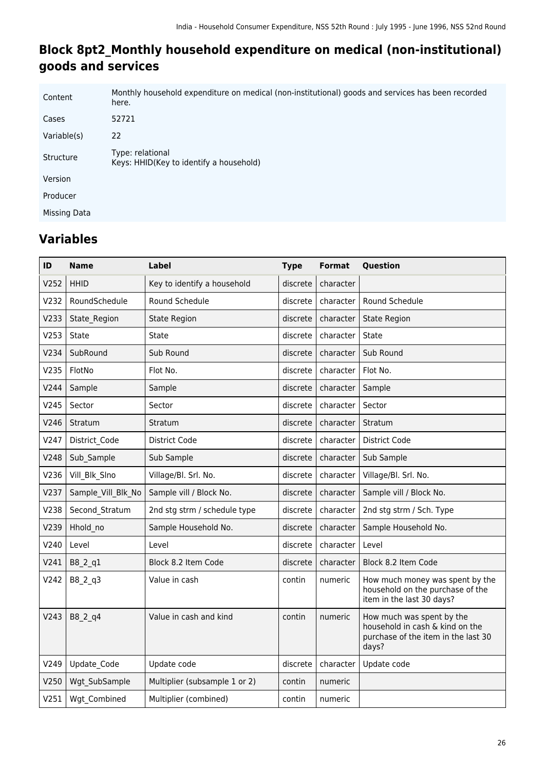## Block 8pt2_Monthly household expenditure on medical (non-institutional) goods and services

| | |
|---|---|
| Content | Monthly household expenditure on medical (non-institutional) goods and services has been recorded here. |
| Cases | 52721 |
| Variable(s) | 22 |
| Structure | Type: relational<br>Keys: HHID(Key to identify a household) |
| Version | |
| Producer | |
| Missing Data | |

## Variables

| ID | Name | Label | Type | Format | Question |
|---|---|---|---|---|---|
| V252 | HHID | Key to identify a household | discrete | character | |
| V232 | RoundSchedule | Round Schedule | discrete | character | Round Schedule |
| V233 | State_Region | State Region | discrete | character | State Region |
| V253 | State | State | discrete | character | State |
| V234 | SubRound | Sub Round | discrete | character | Sub Round |
| V235 | FlotNo | Flot No. | discrete | character | Flot No. |
| V244 | Sample | Sample | discrete | character | Sample |
| V245 | Sector | Sector | discrete | character | Sector |
| V246 | Stratum | Stratum | discrete | character | Stratum |
| V247 | District_Code | District Code | discrete | character | District Code |
| V248 | Sub_Sample | Sub Sample | discrete | character | Sub Sample |
| V236 | Vill_Blk_Slno | Village/Bl. Srl. No. | discrete | character | Village/Bl. Srl. No. |
| V237 | Sample_Vill_Blk_No | Sample vill / Block No. | discrete | character | Sample vill / Block No. |
| V238 | Second_Stratum | 2nd stg strm / schedule type | discrete | character | 2nd stg strm / Sch. Type |
| V239 | Hhold_no | Sample Household No. | discrete | character | Sample Household No. |
| V240 | Level | Level | discrete | character | Level |
| V241 | B8_2_q1 | Block 8.2 Item Code | discrete | character | Block 8.2 Item Code |
| V242 | B8_2_q3 | Value in cash | contin | numeric | How much money was spent by the household on the purchase of the item in the last 30 days? |
| V243 | B8_2_q4 | Value in cash and kind | contin | numeric | How much was spent by the household in cash & kind on the purchase of the item in the last 30 days? |
| V249 | Update_Code | Update code | discrete | character | Update code |
| V250 | Wgt_SubSample | Multiplier (subsample 1 or 2) | contin | numeric | |
| V251 | Wgt_Combined | Multiplier (combined) | contin | numeric | |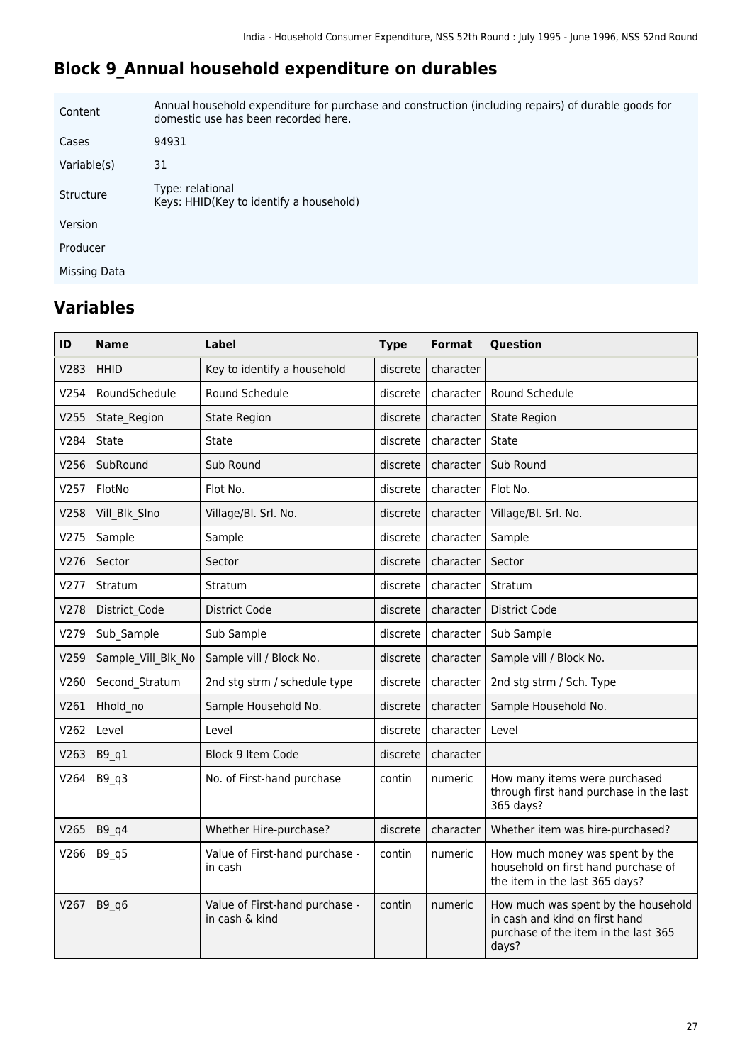## Block 9_Annual household expenditure on durables

| | |
|---|---|
| Content | Annual household expenditure for purchase and construction (including repairs) of durable goods for domestic use has been recorded here. |
| Cases | 94931 |
| Variable(s) | 31 |
| Structure | Type: relational<br>Keys: HHID(Key to identify a household) |
| Version | |
| Producer | |
| Missing Data | |

## Variables

| ID | Name | Label | Type | Format | Question |
|---|---|---|---|---|---|
| V283 | HHID | Key to identify a household | discrete | character | |
| V254 | RoundSchedule | Round Schedule | discrete | character | Round Schedule |
| V255 | State_Region | State Region | discrete | character | State Region |
| V284 | State | State | discrete | character | State |
| V256 | SubRound | Sub Round | discrete | character | Sub Round |
| V257 | FlotNo | Flot No. | discrete | character | Flot No. |
| V258 | Vill_Blk_Slno | Village/Bl. Srl. No. | discrete | character | Village/Bl. Srl. No. |
| V275 | Sample | Sample | discrete | character | Sample |
| V276 | Sector | Sector | discrete | character | Sector |
| V277 | Stratum | Stratum | discrete | character | Stratum |
| V278 | District_Code | District Code | discrete | character | District Code |
| V279 | Sub_Sample | Sub Sample | discrete | character | Sub Sample |
| V259 | Sample_Vill_Blk_No | Sample vill / Block No. | discrete | character | Sample vill / Block No. |
| V260 | Second_Stratum | 2nd stg strm / schedule type | discrete | character | 2nd stg strm / Sch. Type |
| V261 | Hhold_no | Sample Household No. | discrete | character | Sample Household No. |
| V262 | Level | Level | discrete | character | Level |
| V263 | B9_q1 | Block 9 Item Code | discrete | character | |
| V264 | B9_q3 | No. of First-hand purchase | contin | numeric | How many items were purchased through first hand purchase in the last 365 days? |
| V265 | B9_q4 | Whether Hire-purchase? | discrete | character | Whether item was hire-purchased? |
| V266 | B9_q5 | Value of First-hand purchase - in cash | contin | numeric | How much money was spent by the household on first hand purchase of the item in the last 365 days? |
| V267 | B9_q6 | Value of First-hand purchase - in cash & kind | contin | numeric | How much was spent by the household in cash and kind on first hand purchase of the item in the last 365 days? |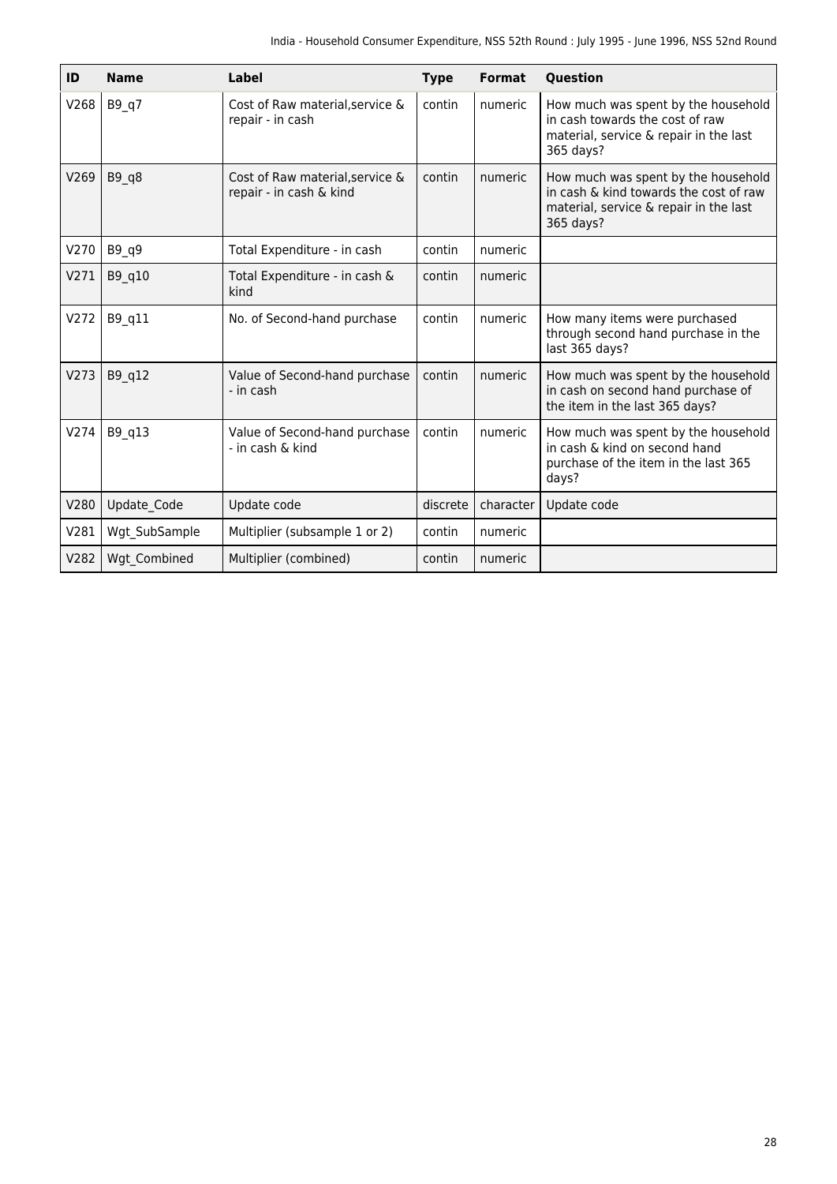| ID | Name | Label | Type | Format | Question |
|---|---|---|---|---|---|
| V268 | B9_q7 | Cost of Raw material,service & repair - in cash | contin | numeric | How much was spent by the household in cash towards the cost of raw material, service & repair in the last 365 days? |
| V269 | B9_q8 | Cost of Raw material,service & repair - in cash & kind | contin | numeric | How much was spent by the household in cash & kind towards the cost of raw material, service & repair in the last 365 days? |
| V270 | B9_q9 | Total Expenditure - in cash | contin | numeric | |
| V271 | B9_q10 | Total Expenditure - in cash & kind | contin | numeric | |
| V272 | B9_q11 | No. of Second-hand purchase | contin | numeric | How many items were purchased through second hand purchase in the last 365 days? |
| V273 | B9_q12 | Value of Second-hand purchase - in cash | contin | numeric | How much was spent by the household in cash on second hand purchase of the item in the last 365 days? |
| V274 | B9_q13 | Value of Second-hand purchase - in cash & kind | contin | numeric | How much was spent by the household in cash & kind on second hand purchase of the item in the last 365 days? |
| V280 | Update_Code | Update code | discrete | character | Update code |
| V281 | Wgt_SubSample | Multiplier (subsample 1 or 2) | contin | numeric | |
| V282 | Wgt_Combined | Multiplier (combined) | contin | numeric | |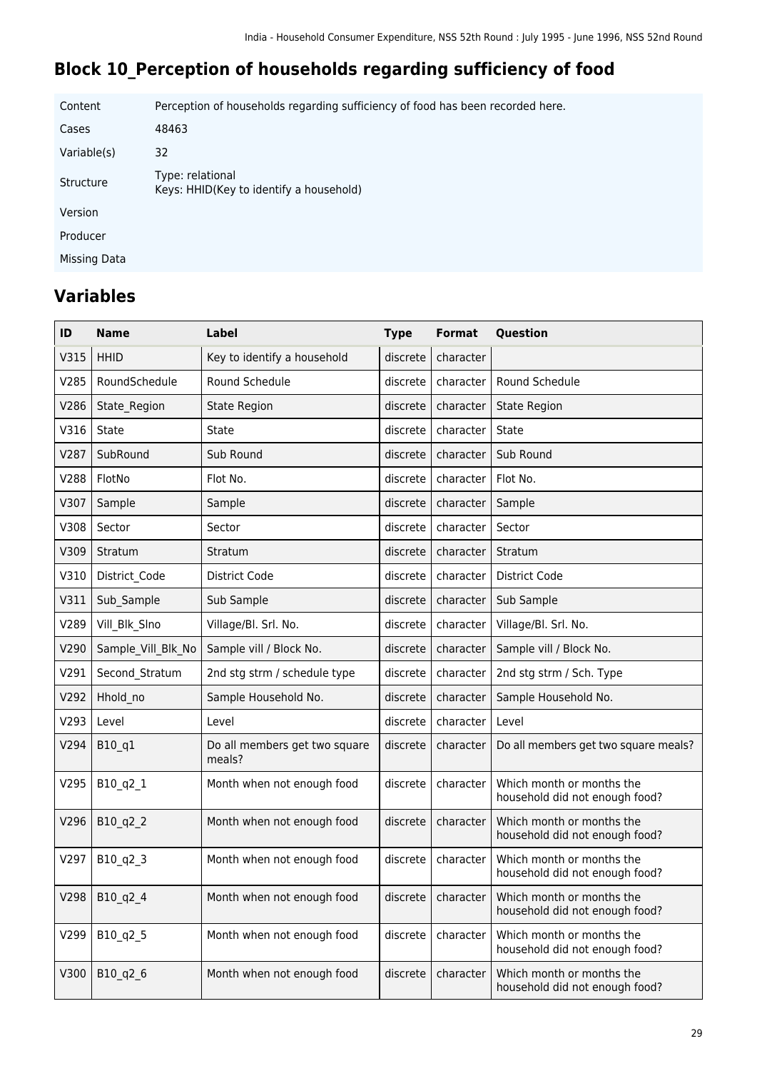# Block 10_Perception of households regarding sufficiency of food

| | |
|---|---|
| Content | Perception of households regarding sufficiency of food has been recorded here. |
| Cases | 48463 |
| Variable(s) | 32 |
| Structure | Type: relational<br>Keys: HHID(Key to identify a household) |
| Version | |
| Producer | |
| Missing Data | |

## Variables

| ID | Name | Label | Type | Format | Question |
|---|---|---|---|---|---|
| V315 | HHID | Key to identify a household | discrete | character | |
| V285 | RoundSchedule | Round Schedule | discrete | character | Round Schedule |
| V286 | State_Region | State Region | discrete | character | State Region |
| V316 | State | State | discrete | character | State |
| V287 | SubRound | Sub Round | discrete | character | Sub Round |
| V288 | FlotNo | Flot No. | discrete | character | Flot No. |
| V307 | Sample | Sample | discrete | character | Sample |
| V308 | Sector | Sector | discrete | character | Sector |
| V309 | Stratum | Stratum | discrete | character | Stratum |
| V310 | District_Code | District Code | discrete | character | District Code |
| V311 | Sub_Sample | Sub Sample | discrete | character | Sub Sample |
| V289 | Vill_Blk_Slno | Village/Bl. Srl. No. | discrete | character | Village/Bl. Srl. No. |
| V290 | Sample_Vill_Blk_No | Sample vill / Block No. | discrete | character | Sample vill / Block No. |
| V291 | Second_Stratum | 2nd stg strm / schedule type | discrete | character | 2nd stg strm / Sch. Type |
| V292 | Hhold_no | Sample Household No. | discrete | character | Sample Household No. |
| V293 | Level | Level | discrete | character | Level |
| V294 | B10_q1 | Do all members get two square meals? | discrete | character | Do all members get two square meals? |
| V295 | B10_q2_1 | Month when not enough food | discrete | character | Which month or months the household did not enough food? |
| V296 | B10_q2_2 | Month when not enough food | discrete | character | Which month or months the household did not enough food? |
| V297 | B10_q2_3 | Month when not enough food | discrete | character | Which month or months the household did not enough food? |
| V298 | B10_q2_4 | Month when not enough food | discrete | character | Which month or months the household did not enough food? |
| V299 | B10_q2_5 | Month when not enough food | discrete | character | Which month or months the household did not enough food? |
| V300 | B10_q2_6 | Month when not enough food | discrete | character | Which month or months the household did not enough food? |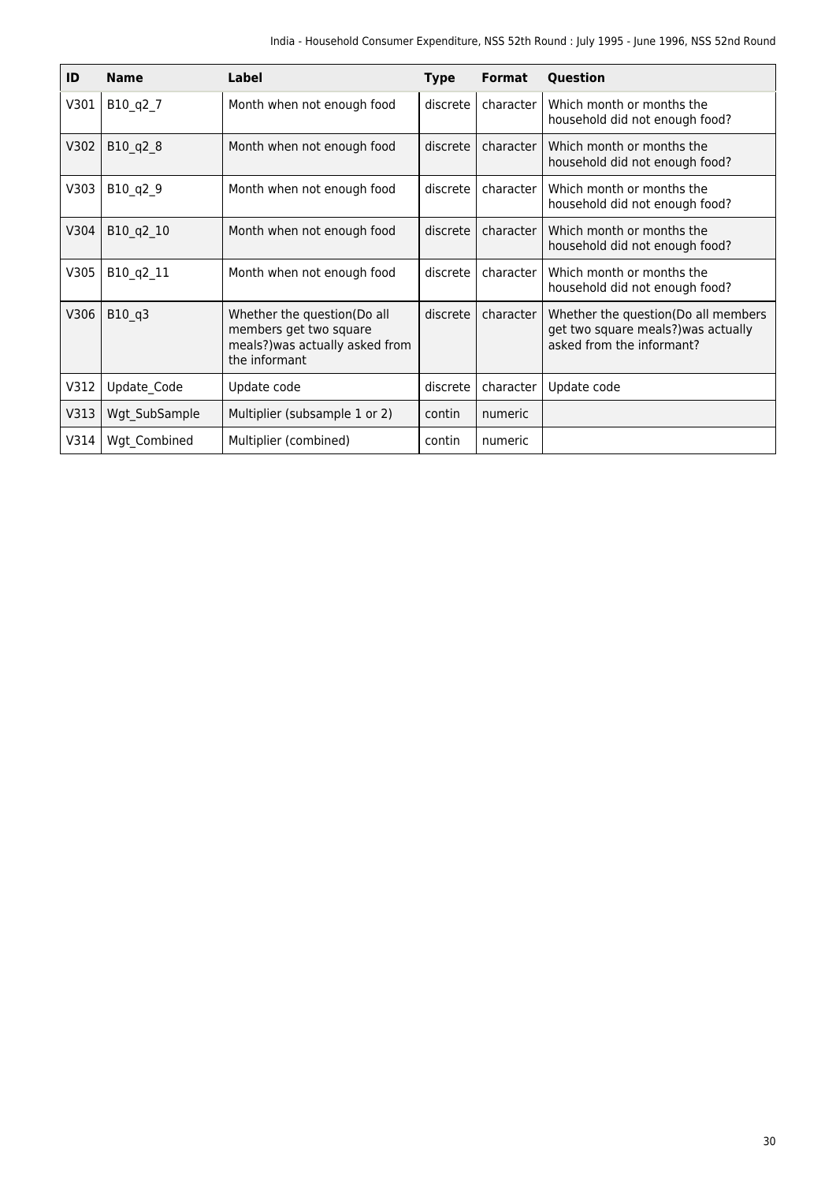| ID | Name | Label | Type | Format | Question |
|---|---|---|---|---|---|
| V301 | B10_q2_7 | Month when not enough food | discrete | character | Which month or months the household did not enough food? |
| V302 | B10_q2_8 | Month when not enough food | discrete | character | Which month or months the household did not enough food? |
| V303 | B10_q2_9 | Month when not enough food | discrete | character | Which month or months the household did not enough food? |
| V304 | B10_q2_10 | Month when not enough food | discrete | character | Which month or months the household did not enough food? |
| V305 | B10_q2_11 | Month when not enough food | discrete | character | Which month or months the household did not enough food? |
| V306 | B10_q3 | Whether the question(Do all members get two square meals?)was actually asked from the informant | discrete | character | Whether the question(Do all members get two square meals?)was actually asked from the informant? |
| V312 | Update_Code | Update code | discrete | character | Update code |
| V313 | Wgt_SubSample | Multiplier (subsample 1 or 2) | contin | numeric | |
| V314 | Wgt_Combined | Multiplier (combined) | contin | numeric | |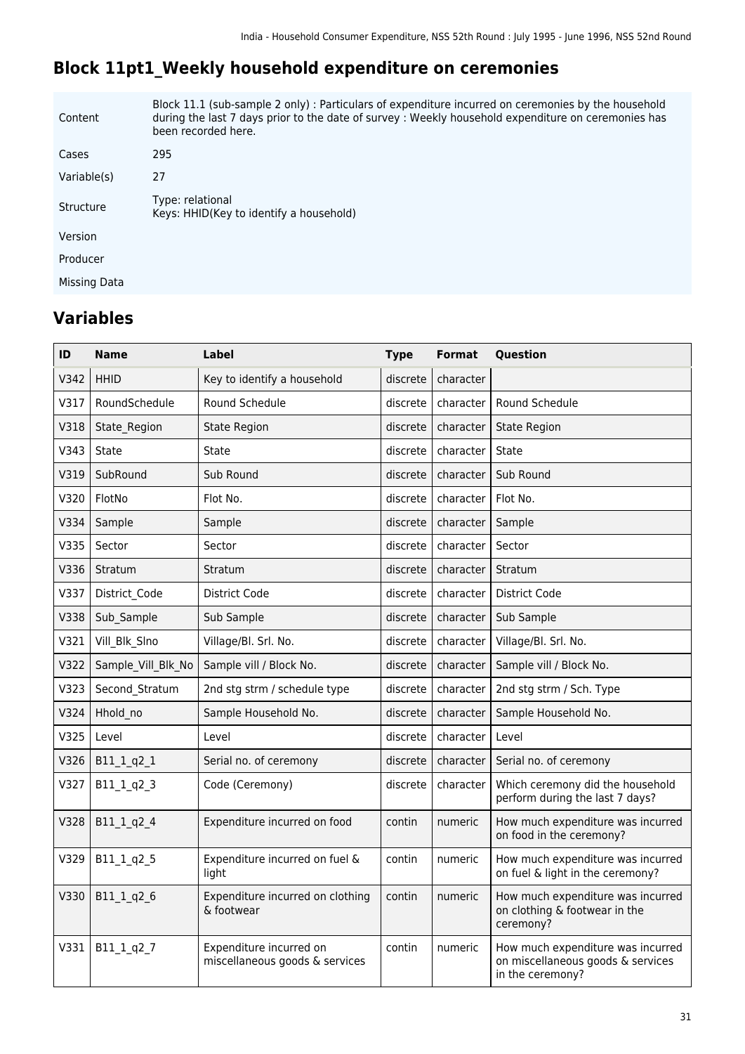## Block 11pt1_Weekly household expenditure on ceremonies

| | |
|---|---|
| Content | Block 11.1 (sub-sample 2 only) : Particulars of expenditure incurred on ceremonies by the household during the last 7 days prior to the date of survey : Weekly household expenditure on ceremonies has been recorded here. |
| Cases | 295 |
| Variable(s) | 27 |
| Structure | Type: relational<br>Keys: HHID(Key to identify a household) |
| Version | |
| Producer | |
| Missing Data | |

## Variables

| ID | Name | Label | Type | Format | Question |
|---|---|---|---|---|---|
| V342 | HHID | Key to identify a household | discrete | character | |
| V317 | RoundSchedule | Round Schedule | discrete | character | Round Schedule |
| V318 | State_Region | State Region | discrete | character | State Region |
| V343 | State | State | discrete | character | State |
| V319 | SubRound | Sub Round | discrete | character | Sub Round |
| V320 | FlotNo | Flot No. | discrete | character | Flot No. |
| V334 | Sample | Sample | discrete | character | Sample |
| V335 | Sector | Sector | discrete | character | Sector |
| V336 | Stratum | Stratum | discrete | character | Stratum |
| V337 | District_Code | District Code | discrete | character | District Code |
| V338 | Sub_Sample | Sub Sample | discrete | character | Sub Sample |
| V321 | Vill_Blk_Slno | Village/Bl. Srl. No. | discrete | character | Village/Bl. Srl. No. |
| V322 | Sample_Vill_Blk_No | Sample vill / Block No. | discrete | character | Sample vill / Block No. |
| V323 | Second_Stratum | 2nd stg strm / schedule type | discrete | character | 2nd stg strm / Sch. Type |
| V324 | Hhold_no | Sample Household No. | discrete | character | Sample Household No. |
| V325 | Level | Level | discrete | character | Level |
| V326 | B11_1_q2_1 | Serial no. of ceremony | discrete | character | Serial no. of ceremony |
| V327 | B11_1_q2_3 | Code (Ceremony) | discrete | character | Which ceremony did the household perform during the last 7 days? |
| V328 | B11_1_q2_4 | Expenditure incurred on food | contin | numeric | How much expenditure was incurred on food in the ceremony? |
| V329 | B11_1_q2_5 | Expenditure incurred on fuel & light | contin | numeric | How much expenditure was incurred on fuel & light in the ceremony? |
| V330 | B11_1_q2_6 | Expenditure incurred on clothing & footwear | contin | numeric | How much expenditure was incurred on clothing & footwear in the ceremony? |
| V331 | B11_1_q2_7 | Expenditure incurred on miscellaneous goods & services | contin | numeric | How much expenditure was incurred on miscellaneous goods & services in the ceremony? |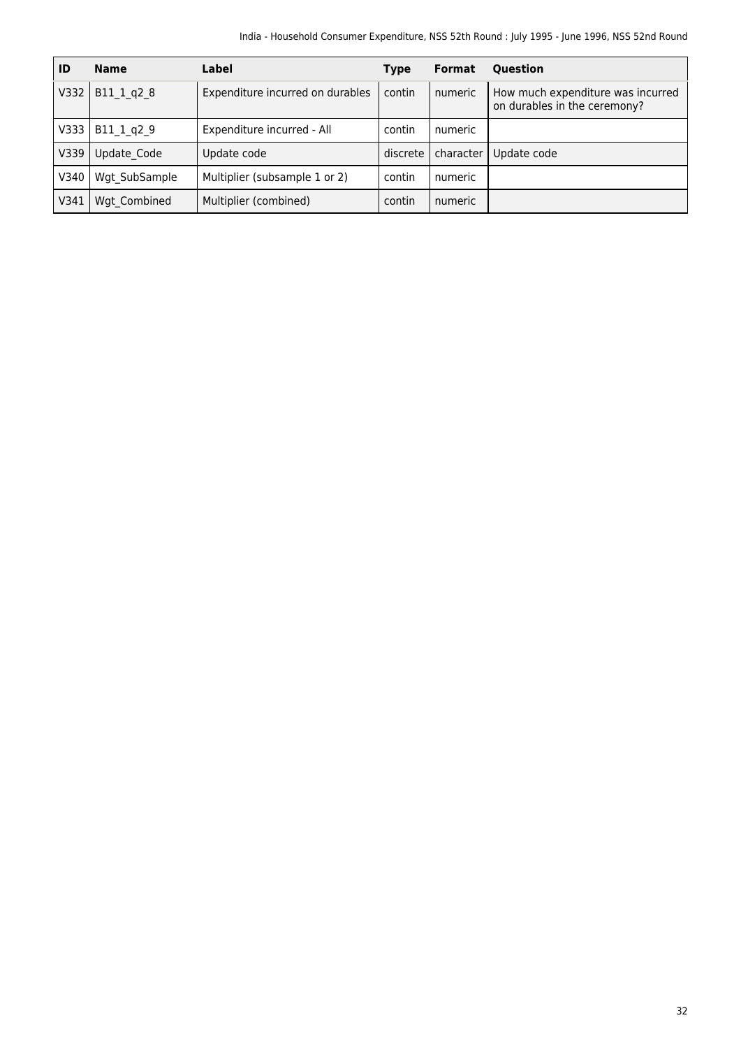| ID | Name | Label | Type | Format | Question |
|---|---|---|---|---|---|
| V332 | B11_1_q2_8 | Expenditure incurred on durables | contin | numeric | How much expenditure was incurred on durables in the ceremony? |
| V333 | B11_1_q2_9 | Expenditure incurred - All | contin | numeric | |
| V339 | Update_Code | Update code | discrete | character | Update code |
| V340 | Wgt_SubSample | Multiplier (subsample 1 or 2) | contin | numeric | |
| V341 | Wgt_Combined | Multiplier (combined) | contin | numeric | |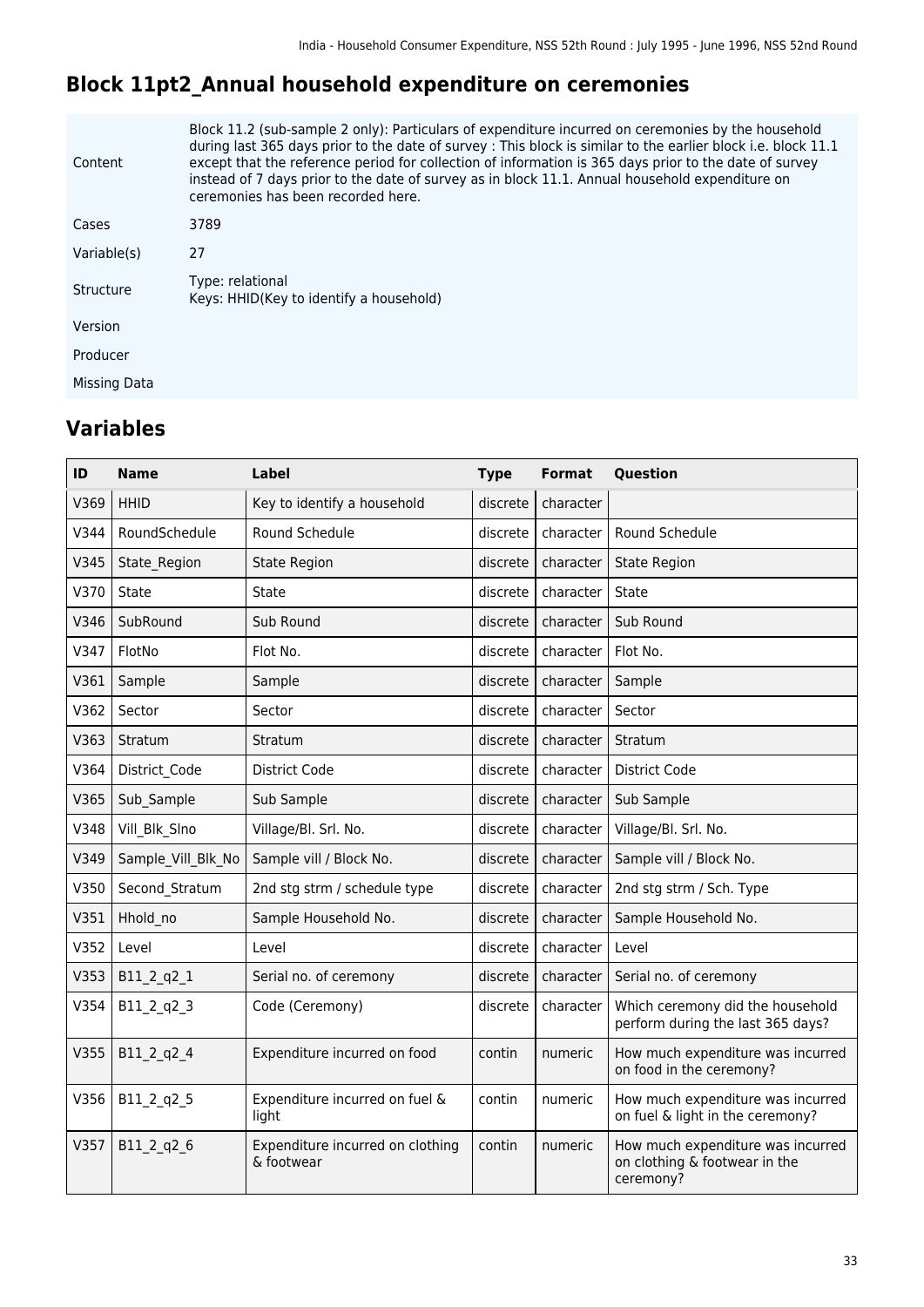## Block 11pt2_Annual household expenditure on ceremonies

| | |
|---|---|
| Content | Block 11.2 (sub-sample 2 only): Particulars of expenditure incurred on ceremonies by the household during last 365 days prior to the date of survey : This block is similar to the earlier block i.e. block 11.1 except that the reference period for collection of information is 365 days prior to the date of survey instead of 7 days prior to the date of survey as in block 11.1. Annual household expenditure on ceremonies has been recorded here. |
| Cases | 3789 |
| Variable(s) | 27 |
| Structure | Type: relational<br>Keys: HHID(Key to identify a household) |
| Version | |
| Producer | |
| Missing Data | |

## Variables

| ID | Name | Label | Type | Format | Question |
|---|---|---|---|---|---|
| V369 | HHID | Key to identify a household | discrete | character | |
| V344 | RoundSchedule | Round Schedule | discrete | character | Round Schedule |
| V345 | State_Region | State Region | discrete | character | State Region |
| V370 | State | State | discrete | character | State |
| V346 | SubRound | Sub Round | discrete | character | Sub Round |
| V347 | FlotNo | Flot No. | discrete | character | Flot No. |
| V361 | Sample | Sample | discrete | character | Sample |
| V362 | Sector | Sector | discrete | character | Sector |
| V363 | Stratum | Stratum | discrete | character | Stratum |
| V364 | District_Code | District Code | discrete | character | District Code |
| V365 | Sub_Sample | Sub Sample | discrete | character | Sub Sample |
| V348 | Vill_Blk_Slno | Village/Bl. Srl. No. | discrete | character | Village/Bl. Srl. No. |
| V349 | Sample_Vill_Blk_No | Sample vill / Block No. | discrete | character | Sample vill / Block No. |
| V350 | Second_Stratum | 2nd stg strm / schedule type | discrete | character | 2nd stg strm / Sch. Type |
| V351 | Hhold_no | Sample Household No. | discrete | character | Sample Household No. |
| V352 | Level | Level | discrete | character | Level |
| V353 | B11_2_q2_1 | Serial no. of ceremony | discrete | character | Serial no. of ceremony |
| V354 | B11_2_q2_3 | Code (Ceremony) | discrete | character | Which ceremony did the household perform during the last 365 days? |
| V355 | B11_2_q2_4 | Expenditure incurred on food | contin | numeric | How much expenditure was incurred on food in the ceremony? |
| V356 | B11_2_q2_5 | Expenditure incurred on fuel & light | contin | numeric | How much expenditure was incurred on fuel & light in the ceremony? |
| V357 | B11_2_q2_6 | Expenditure incurred on clothing & footwear | contin | numeric | How much expenditure was incurred on clothing & footwear in the ceremony? |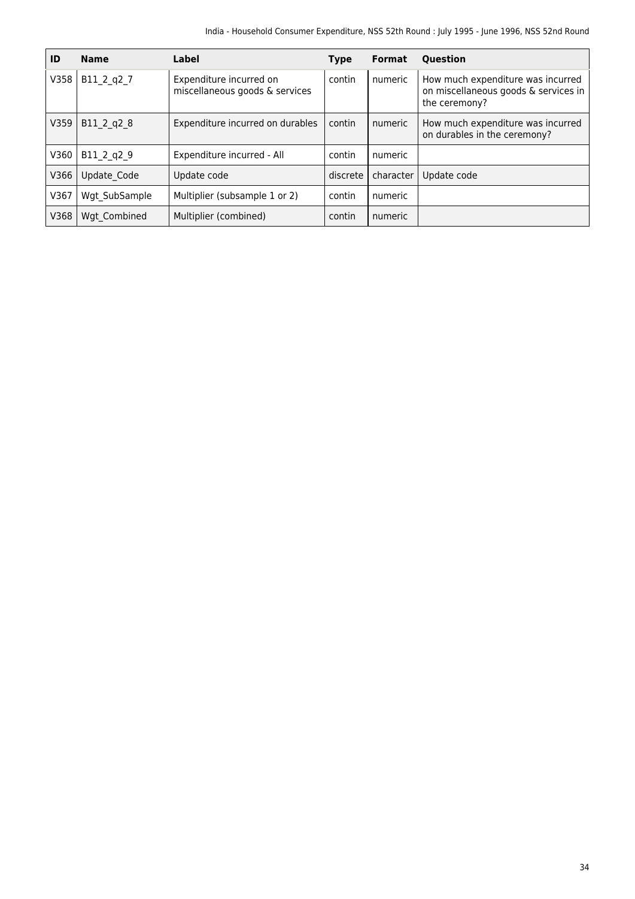| ID | Name | Label | Type | Format | Question |
|---|---|---|---|---|---|
| V358 | B11_2_q2_7 | Expenditure incurred on miscellaneous goods & services | contin | numeric | How much expenditure was incurred on miscellaneous goods & services in the ceremony? |
| V359 | B11_2_q2_8 | Expenditure incurred on durables | contin | numeric | How much expenditure was incurred on durables in the ceremony? |
| V360 | B11_2_q2_9 | Expenditure incurred - All | contin | numeric | |
| V366 | Update_Code | Update code | discrete | character | Update code |
| V367 | Wgt_SubSample | Multiplier (subsample 1 or 2) | contin | numeric | |
| V368 | Wgt_Combined | Multiplier (combined) | contin | numeric | |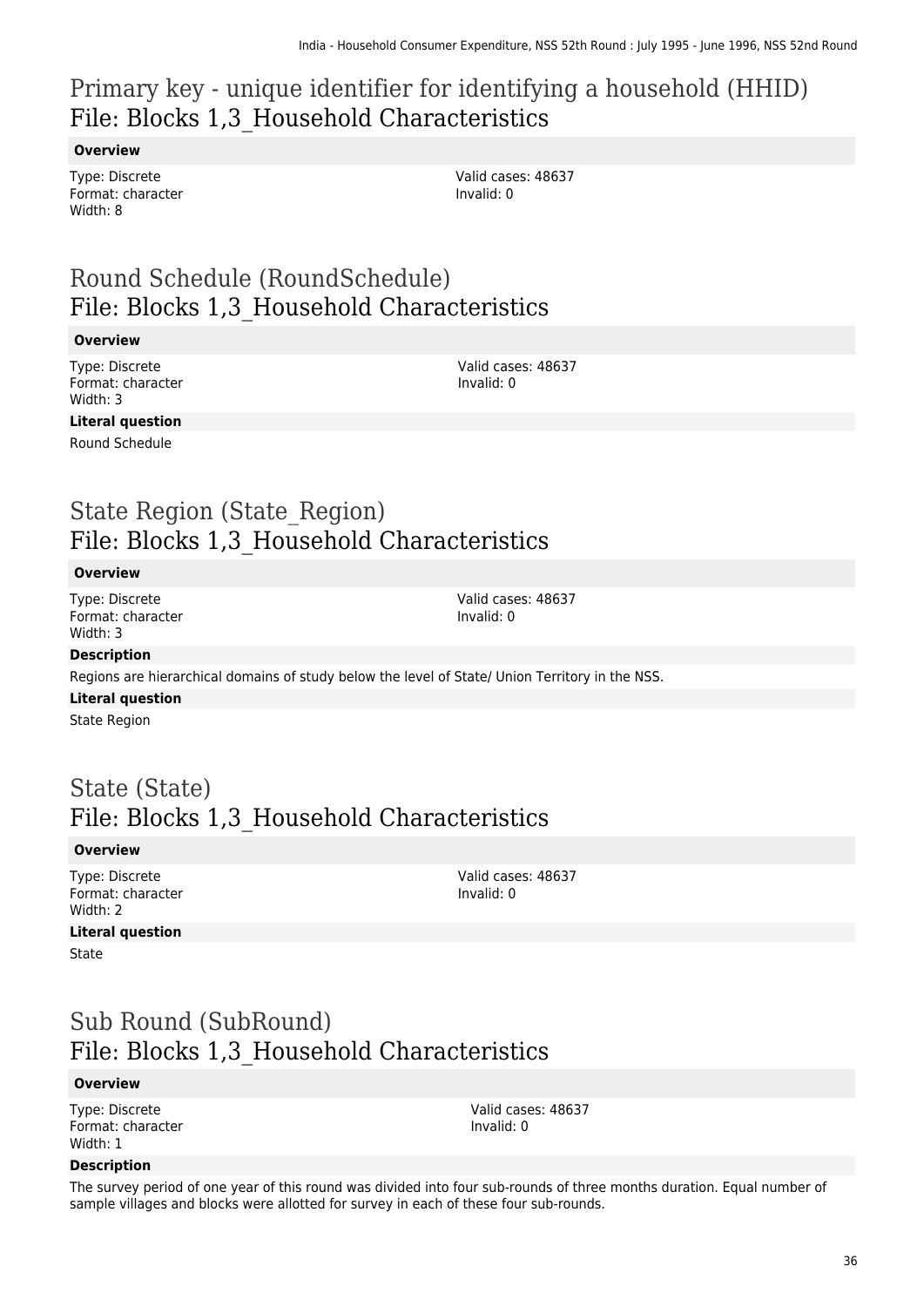## Primary key - unique identifier for identifying a household (HHID)
## File: Blocks 1,3_Household Characteristics

**Overview**

Type: Discrete
Format: character
Width: 8

Valid cases: 48637
Invalid: 0

## Round Schedule (RoundSchedule)
## File: Blocks 1,3_Household Characteristics

**Overview**

Type: Discrete
Format: character
Width: 3

Valid cases: 48637
Invalid: 0

**Literal question**

Round Schedule

## State Region (State_Region)
## File: Blocks 1,3_Household Characteristics

**Overview**

Type: Discrete
Format: character
Width: 3

Valid cases: 48637
Invalid: 0

**Description**

Regions are hierarchical domains of study below the level of State/ Union Territory in the NSS.

**Literal question**

State Region

## State (State)
## File: Blocks 1,3_Household Characteristics

**Overview**

Type: Discrete
Format: character
Width: 2

Valid cases: 48637
Invalid: 0

**Literal question**

State

## Sub Round (SubRound)
## File: Blocks 1,3_Household Characteristics

**Overview**

Type: Discrete
Format: character
Width: 1

Valid cases: 48637
Invalid: 0

**Description**

The survey period of one year of this round was divided into four sub-rounds of three months duration. Equal number of sample villages and blocks were allotted for survey in each of these four sub-rounds.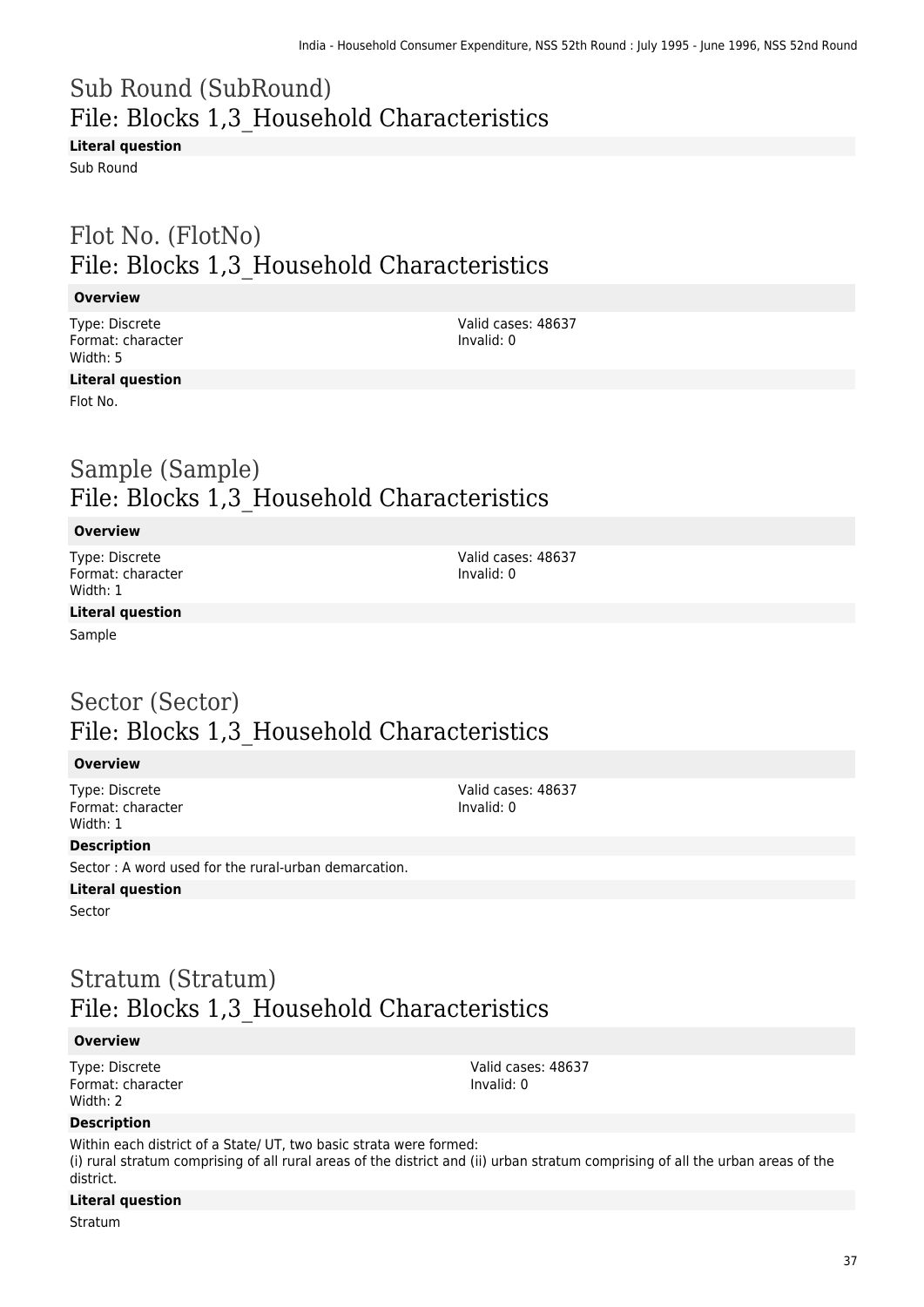## Sub Round (SubRound)
## File: Blocks 1,3_Household Characteristics

**Literal question**

Sub Round

## Flot No. (FlotNo)
## File: Blocks 1,3_Household Characteristics

**Overview**

Type: Discrete
Format: character
Width: 5

Valid cases: 48637
Invalid: 0

**Literal question**

Flot No.

## Sample (Sample)
## File: Blocks 1,3_Household Characteristics

**Overview**

Type: Discrete
Format: character
Width: 1

Valid cases: 48637
Invalid: 0

**Literal question**

Sample

## Sector (Sector)
## File: Blocks 1,3_Household Characteristics

**Overview**

Type: Discrete
Format: character
Width: 1

Valid cases: 48637
Invalid: 0

**Description**

Sector : A word used for the rural-urban demarcation.

**Literal question**

Sector

## Stratum (Stratum)
## File: Blocks 1,3_Household Characteristics

**Overview**

Type: Discrete
Format: character
Width: 2

Valid cases: 48637
Invalid: 0

**Description**

Within each district of a State/ UT, two basic strata were formed:
(i) rural stratum comprising of all rural areas of the district and (ii) urban stratum comprising of all the urban areas of the district.

**Literal question**

Stratum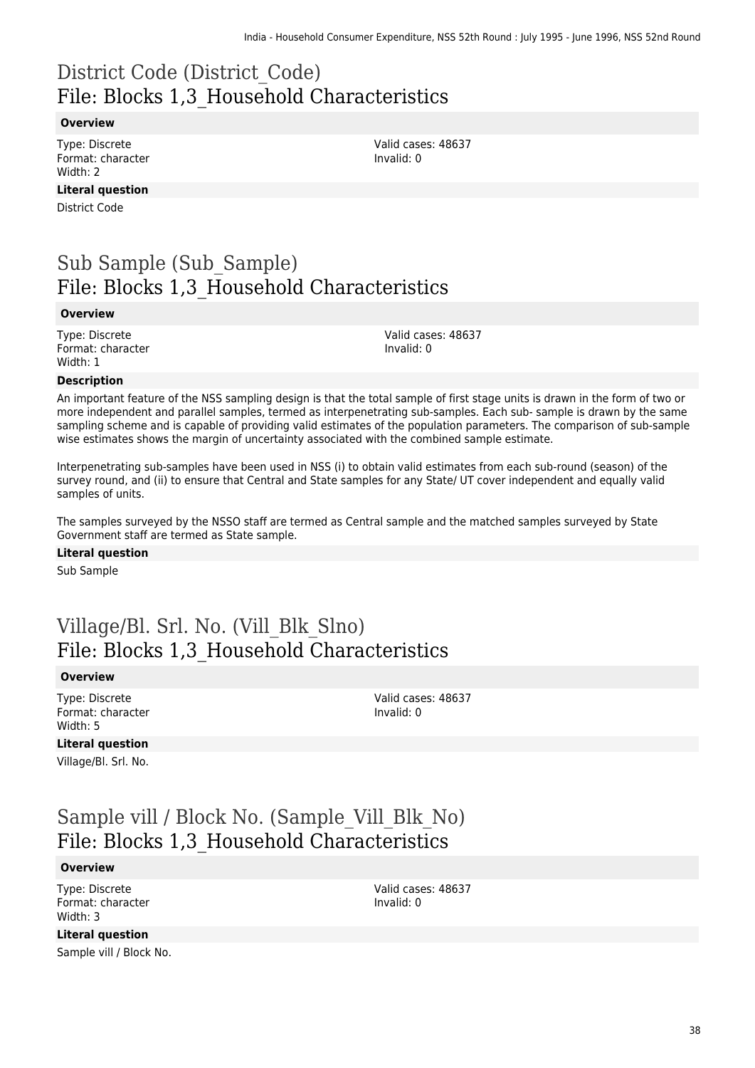# District Code (District_Code)
## File: Blocks 1,3_Household Characteristics

**Overview**

Type: Discrete
Format: character
Width: 2

Valid cases: 48637
Invalid: 0

**Literal question**

District Code

# Sub Sample (Sub_Sample)
## File: Blocks 1,3_Household Characteristics

**Overview**

Type: Discrete
Format: character
Width: 1

Valid cases: 48637
Invalid: 0

**Description**

An important feature of the NSS sampling design is that the total sample of first stage units is drawn in the form of two or more independent and parallel samples, termed as interpenetrating sub-samples. Each sub- sample is drawn by the same sampling scheme and is capable of providing valid estimates of the population parameters. The comparison of sub-sample wise estimates shows the margin of uncertainty associated with the combined sample estimate.

Interpenetrating sub-samples have been used in NSS (i) to obtain valid estimates from each sub-round (season) of the survey round, and (ii) to ensure that Central and State samples for any State/ UT cover independent and equally valid samples of units.

The samples surveyed by the NSSO staff are termed as Central sample and the matched samples surveyed by State Government staff are termed as State sample.

**Literal question**

Sub Sample

# Village/Bl. Srl. No. (Vill_Blk_Slno)
## File: Blocks 1,3_Household Characteristics

**Overview**

Type: Discrete
Format: character
Width: 5

Valid cases: 48637
Invalid: 0

**Literal question**

Village/Bl. Srl. No.

# Sample vill / Block No. (Sample_Vill_Blk_No)
## File: Blocks 1,3_Household Characteristics

**Overview**

Type: Discrete
Format: character
Width: 3

Valid cases: 48637
Invalid: 0

**Literal question**

Sample vill / Block No.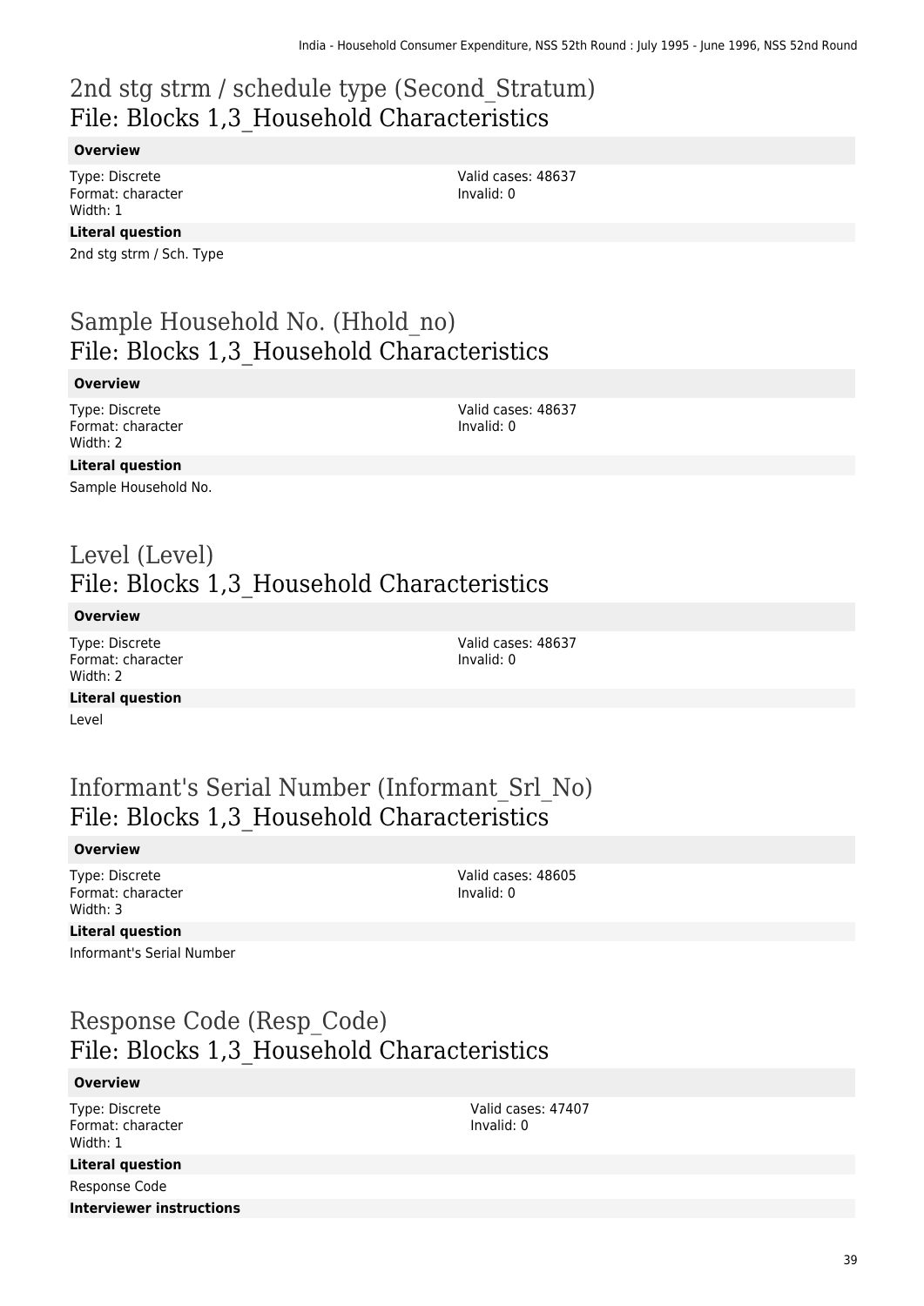# 2nd stg strm / schedule type (Second_Stratum)
# File: Blocks 1,3_Household Characteristics

**Overview**

Type: Discrete
Format: character
Width: 1

Valid cases: 48637
Invalid: 0

**Literal question**

2nd stg strm / Sch. Type

# Sample Household No. (Hhold_no)
# File: Blocks 1,3_Household Characteristics

**Overview**

Type: Discrete
Format: character
Width: 2

Valid cases: 48637
Invalid: 0

**Literal question**

Sample Household No.

# Level (Level)
# File: Blocks 1,3_Household Characteristics

**Overview**

Type: Discrete
Format: character
Width: 2

Valid cases: 48637
Invalid: 0

**Literal question**

Level

# Informant's Serial Number (Informant_Srl_No)
# File: Blocks 1,3_Household Characteristics

**Overview**

Type: Discrete
Format: character
Width: 3

Valid cases: 48605
Invalid: 0

**Literal question**

Informant's Serial Number

# Response Code (Resp_Code)
# File: Blocks 1,3_Household Characteristics

**Overview**

Type: Discrete
Format: character
Width: 1

Valid cases: 47407
Invalid: 0

**Literal question**

Response Code

**Interviewer instructions**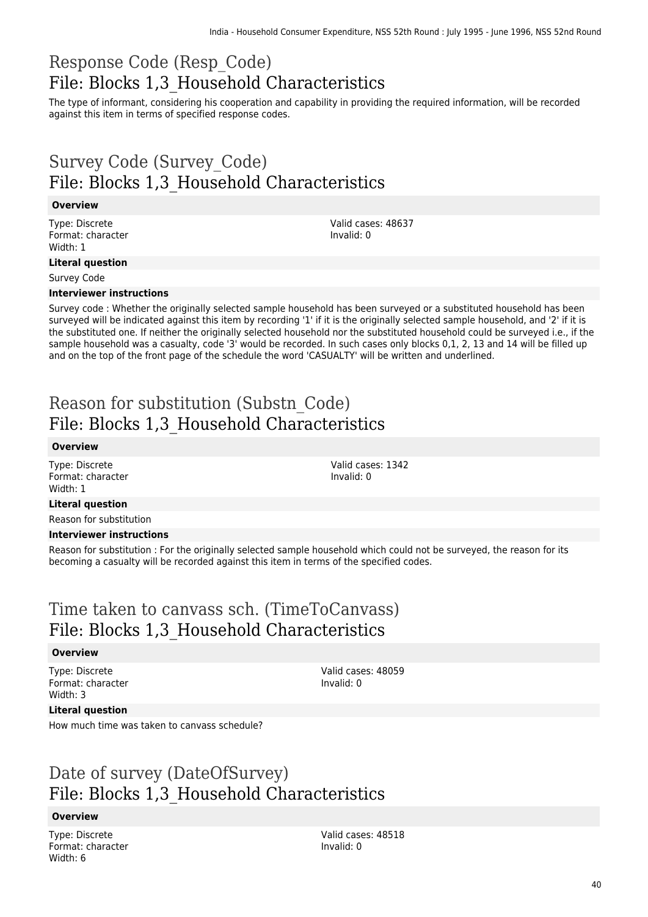# Response Code (Resp_Code)
## File: Blocks 1,3_Household Characteristics

The type of informant, considering his cooperation and capability in providing the required information, will be recorded against this item in terms of specified response codes.

# Survey Code (Survey_Code)
## File: Blocks 1,3_Household Characteristics

**Overview**

Type: Discrete
Format: character
Width: 1

Valid cases: 48637
Invalid: 0

**Literal question**

Survey Code

**Interviewer instructions**

Survey code : Whether the originally selected sample household has been surveyed or a substituted household has been surveyed will be indicated against this item by recording '1' if it is the originally selected sample household, and '2' if it is the substituted one. If neither the originally selected household nor the substituted household could be surveyed i.e., if the sample household was a casualty, code '3' would be recorded. In such cases only blocks 0,1, 2, 13 and 14 will be filled up and on the top of the front page of the schedule the word 'CASUALTY' will be written and underlined.

# Reason for substitution (Substn_Code)
## File: Blocks 1,3_Household Characteristics

**Overview**

Type: Discrete
Format: character
Width: 1

Valid cases: 1342
Invalid: 0

**Literal question**

Reason for substitution

**Interviewer instructions**

Reason for substitution : For the originally selected sample household which could not be surveyed, the reason for its becoming a casualty will be recorded against this item in terms of the specified codes.

# Time taken to canvass sch. (TimeToCanvass)
## File: Blocks 1,3_Household Characteristics

**Overview**

Type: Discrete
Format: character
Width: 3

Valid cases: 48059
Invalid: 0

**Literal question**

How much time was taken to canvass schedule?

# Date of survey (DateOfSurvey)
## File: Blocks 1,3_Household Characteristics

**Overview**

Type: Discrete
Format: character
Width: 6

Valid cases: 48518
Invalid: 0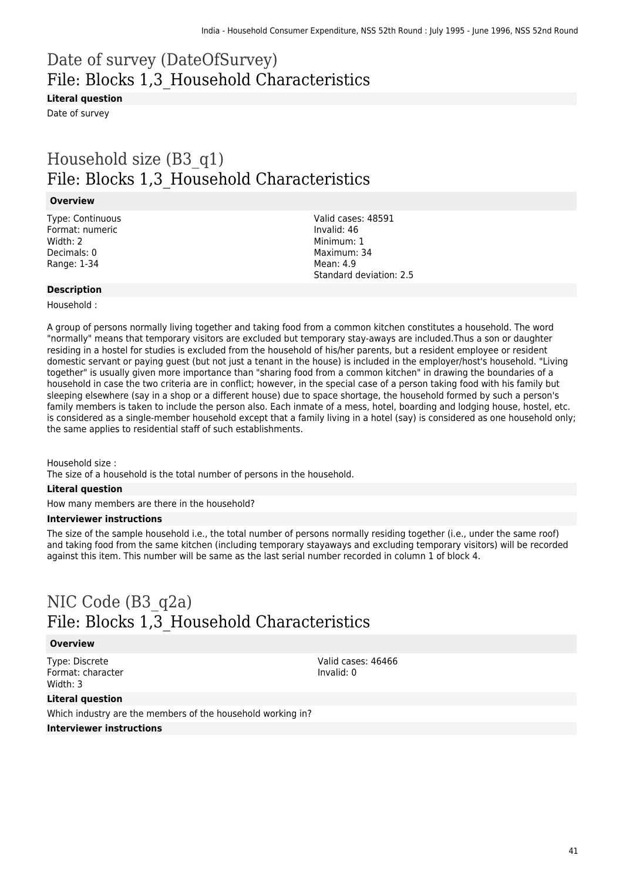# Date of survey (DateOfSurvey)
## File: Blocks 1,3_Household Characteristics

**Literal question**

Date of survey

# Household size (B3_q1)
## File: Blocks 1,3_Household Characteristics

**Overview**

Type: Continuous
Format: numeric
Width: 2
Decimals: 0
Range: 1-34

Valid cases: 48591
Invalid: 46
Minimum: 1
Maximum: 34
Mean: 4.9
Standard deviation: 2.5

**Description**

Household :

A group of persons normally living together and taking food from a common kitchen constitutes a household. The word "normally" means that temporary visitors are excluded but temporary stay-aways are included.Thus a son or daughter residing in a hostel for studies is excluded from the household of his/her parents, but a resident employee or resident domestic servant or paying guest (but not just a tenant in the house) is included in the employer/host's household. "Living together" is usually given more importance than "sharing food from a common kitchen" in drawing the boundaries of a household in case the two criteria are in conflict; however, in the special case of a person taking food with his family but sleeping elsewhere (say in a shop or a different house) due to space shortage, the household formed by such a person's family members is taken to include the person also. Each inmate of a mess, hotel, boarding and lodging house, hostel, etc. is considered as a single-member household except that a family living in a hotel (say) is considered as one household only; the same applies to residential staff of such establishments.

Household size :
The size of a household is the total number of persons in the household.

**Literal question**

How many members are there in the household?

**Interviewer instructions**

The size of the sample household i.e., the total number of persons normally residing together (i.e., under the same roof) and taking food from the same kitchen (including temporary stayaways and excluding temporary visitors) will be recorded against this item. This number will be same as the last serial number recorded in column 1 of block 4.

# NIC Code (B3_q2a)
## File: Blocks 1,3_Household Characteristics

**Overview**

Type: Discrete
Format: character
Width: 3

Valid cases: 46466
Invalid: 0

**Literal question**

Which industry are the members of the household working in?

**Interviewer instructions**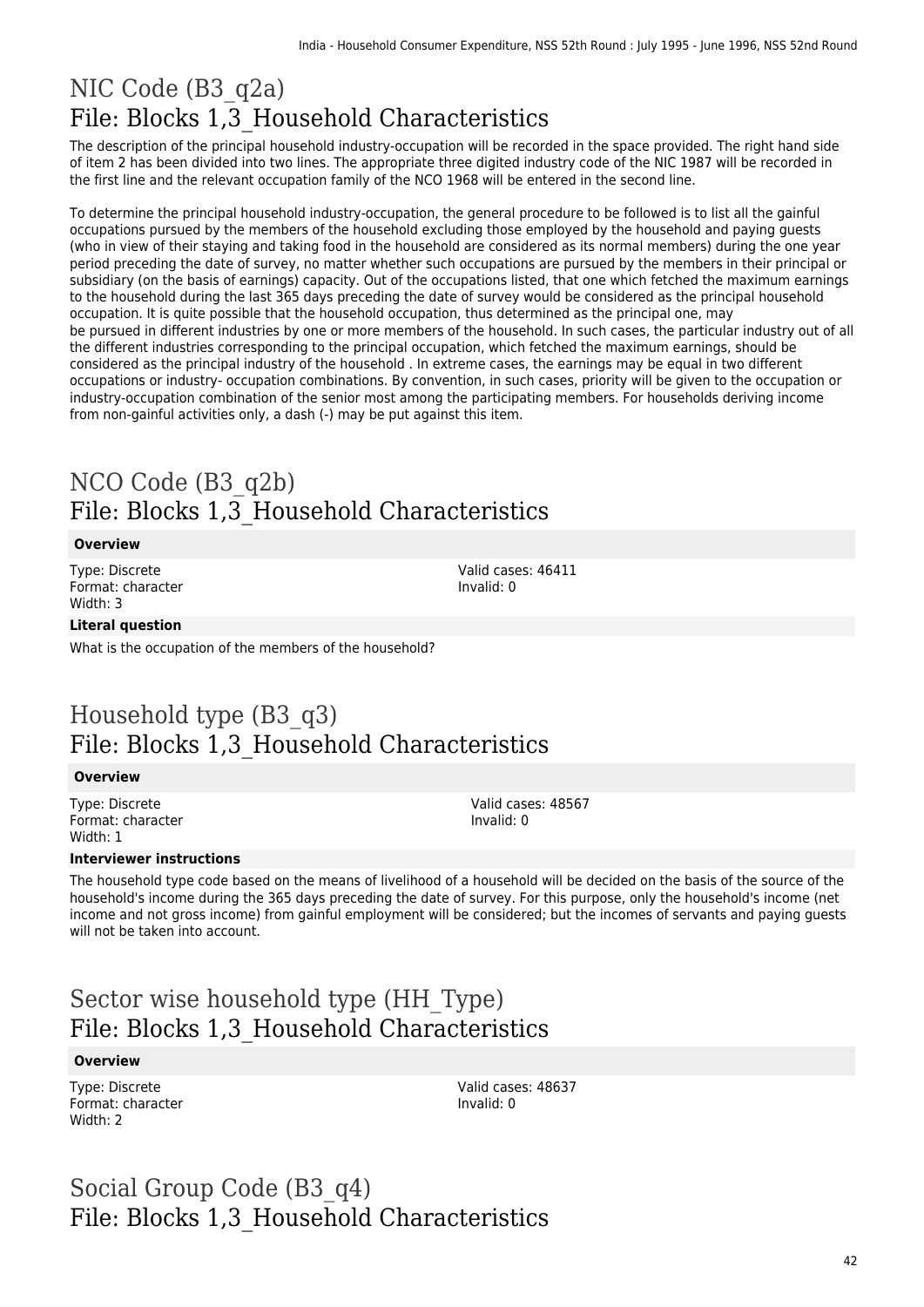# NIC Code (B3_q2a)
# File: Blocks 1,3_Household Characteristics

The description of the principal household industry-occupation will be recorded in the space provided. The right hand side of item 2 has been divided into two lines. The appropriate three digited industry code of the NIC 1987 will be recorded in the first line and the relevant occupation family of the NCO 1968 will be entered in the second line.

To determine the principal household industry-occupation, the general procedure to be followed is to list all the gainful occupations pursued by the members of the household excluding those employed by the household and paying guests (who in view of their staying and taking food in the household are considered as its normal members) during the one year period preceding the date of survey, no matter whether such occupations are pursued by the members in their principal or subsidiary (on the basis of earnings) capacity. Out of the occupations listed, that one which fetched the maximum earnings to the household during the last 365 days preceding the date of survey would be considered as the principal household occupation. It is quite possible that the household occupation, thus determined as the principal one, may be pursued in different industries by one or more members of the household. In such cases, the particular industry out of all the different industries corresponding to the principal occupation, which fetched the maximum earnings, should be considered as the principal industry of the household . In extreme cases, the earnings may be equal in two different occupations or industry- occupation combinations. By convention, in such cases, priority will be given to the occupation or industry-occupation combination of the senior most among the participating members. For households deriving income from non-gainful activities only, a dash (-) may be put against this item.

# NCO Code (B3_q2b)
# File: Blocks 1,3_Household Characteristics

**Overview**

Type: Discrete
Format: character
Width: 3

Valid cases: 46411
Invalid: 0

**Literal question**

What is the occupation of the members of the household?

# Household type (B3_q3)
# File: Blocks 1,3_Household Characteristics

**Overview**

Type: Discrete
Format: character
Width: 1

Valid cases: 48567
Invalid: 0

**Interviewer instructions**

The household type code based on the means of livelihood of a household will be decided on the basis of the source of the household's income during the 365 days preceding the date of survey. For this purpose, only the household's income (net income and not gross income) from gainful employment will be considered; but the incomes of servants and paying guests will not be taken into account.

# Sector wise household type (HH_Type)
# File: Blocks 1,3_Household Characteristics

**Overview**

Type: Discrete
Format: character
Width: 2

Valid cases: 48637
Invalid: 0

# Social Group Code (B3_q4)
# File: Blocks 1,3_Household Characteristics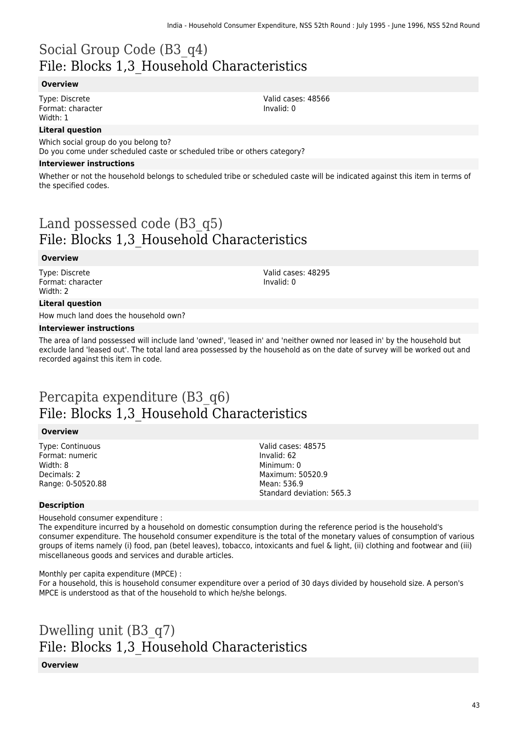# Social Group Code (B3_q4)
## File: Blocks 1,3_Household Characteristics

### Overview

Type: Discrete
Format: character
Width: 1

Valid cases: 48566
Invalid: 0

### Literal question

Which social group do you belong to?
Do you come under scheduled caste or scheduled tribe or others category?

### Interviewer instructions

Whether or not the household belongs to scheduled tribe or scheduled caste will be indicated against this item in terms of the specified codes.

# Land possessed code (B3_q5)
## File: Blocks 1,3_Household Characteristics

### Overview

Type: Discrete
Format: character
Width: 2

Valid cases: 48295
Invalid: 0

### Literal question

How much land does the household own?

### Interviewer instructions

The area of land possessed will include land 'owned', 'leased in' and 'neither owned nor leased in' by the household but exclude land 'leased out'. The total land area possessed by the household as on the date of survey will be worked out and recorded against this item in code.

# Percapita expenditure (B3_q6)
## File: Blocks 1,3_Household Characteristics

### Overview

Type: Continuous
Format: numeric
Width: 8
Decimals: 2
Range: 0-50520.88

Valid cases: 48575
Invalid: 62
Minimum: 0
Maximum: 50520.9
Mean: 536.9
Standard deviation: 565.3

### Description

Household consumer expenditure :
The expenditure incurred by a household on domestic consumption during the reference period is the household's consumer expenditure. The household consumer expenditure is the total of the monetary values of consumption of various groups of items namely (i) food, pan (betel leaves), tobacco, intoxicants and fuel & light, (ii) clothing and footwear and (iii) miscellaneous goods and services and durable articles.

Monthly per capita expenditure (MPCE) :
For a household, this is household consumer expenditure over a period of 30 days divided by household size. A person's MPCE is understood as that of the household to which he/she belongs.

# Dwelling unit (B3_q7)
## File: Blocks 1,3_Household Characteristics

### Overview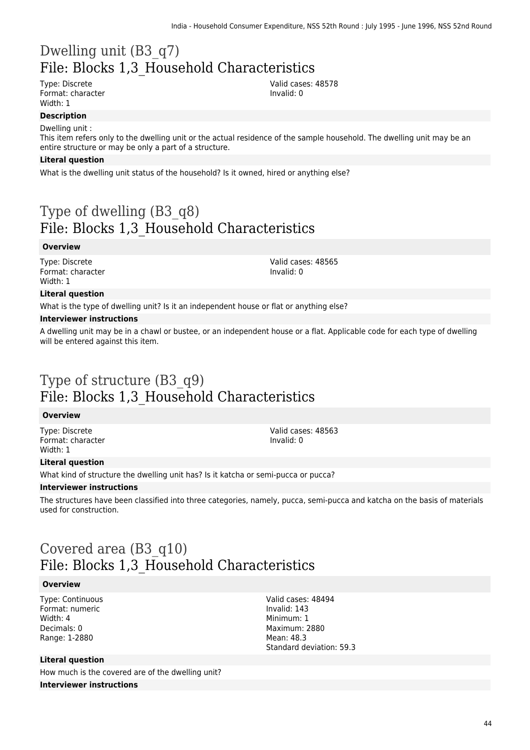# Dwelling unit (B3_q7)
## File: Blocks 1,3_Household Characteristics

Type: Discrete
Format: character
Width: 1

Valid cases: 48578
Invalid: 0

**Description**

Dwelling unit :
This item refers only to the dwelling unit or the actual residence of the sample household. The dwelling unit may be an entire structure or may be only a part of a structure.

**Literal question**

What is the dwelling unit status of the household? Is it owned, hired or anything else?

# Type of dwelling (B3_q8)
## File: Blocks 1,3_Household Characteristics

**Overview**

Type: Discrete
Format: character
Width: 1

Valid cases: 48565
Invalid: 0

**Literal question**

What is the type of dwelling unit? Is it an independent house or flat or anything else?

**Interviewer instructions**

A dwelling unit may be in a chawl or bustee, or an independent house or a flat. Applicable code for each type of dwelling will be entered against this item.

# Type of structure (B3_q9)
## File: Blocks 1,3_Household Characteristics

**Overview**

Type: Discrete
Format: character
Width: 1

Valid cases: 48563
Invalid: 0

**Literal question**

What kind of structure the dwelling unit has? Is it katcha or semi-pucca or pucca?

**Interviewer instructions**

The structures have been classified into three categories, namely, pucca, semi-pucca and katcha on the basis of materials used for construction.

# Covered area (B3_q10)
## File: Blocks 1,3_Household Characteristics

**Overview**

Type: Continuous
Format: numeric
Width: 4
Decimals: 0
Range: 1-2880

Valid cases: 48494
Invalid: 143
Minimum: 1
Maximum: 2880
Mean: 48.3
Standard deviation: 59.3

**Literal question**

How much is the covered are of the dwelling unit?

**Interviewer instructions**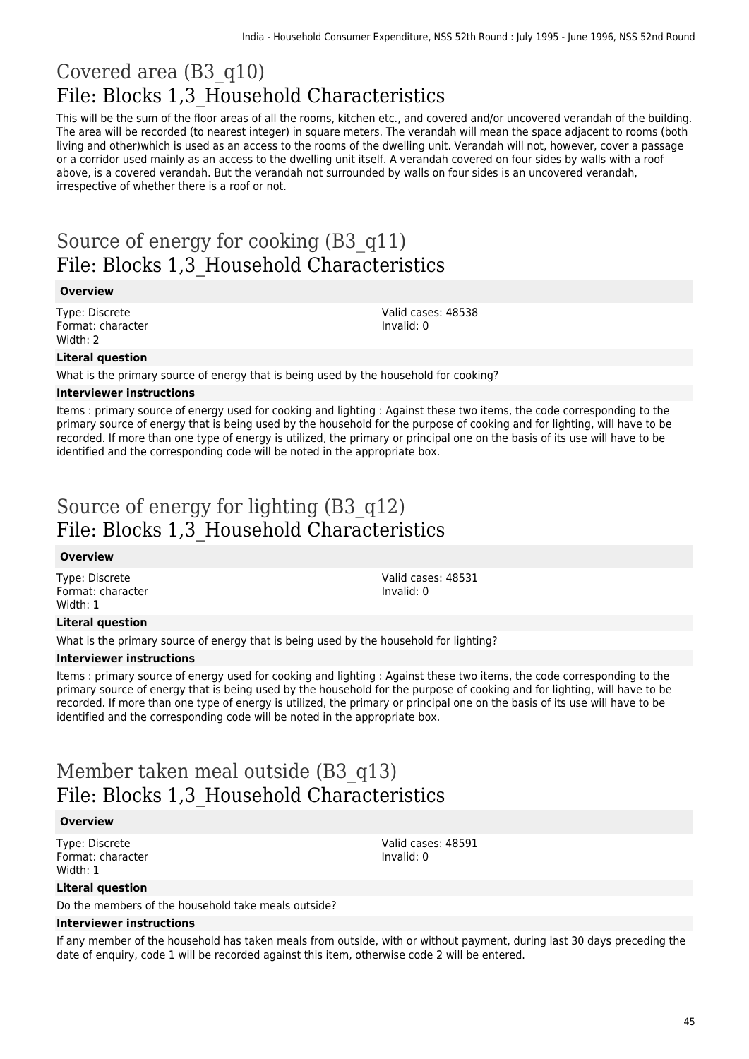# Covered area (B3_q10)
## File: Blocks 1,3_Household Characteristics

This will be the sum of the floor areas of all the rooms, kitchen etc., and covered and/or uncovered verandah of the building. The area will be recorded (to nearest integer) in square meters. The verandah will mean the space adjacent to rooms (both living and other)which is used as an access to the rooms of the dwelling unit. Verandah will not, however, cover a passage or a corridor used mainly as an access to the dwelling unit itself. A verandah covered on four sides by walls with a roof above, is a covered verandah. But the verandah not surrounded by walls on four sides is an uncovered verandah, irrespective of whether there is a roof or not.

# Source of energy for cooking (B3_q11)
## File: Blocks 1,3_Household Characteristics

**Overview**

Type: Discrete
Format: character
Width: 2

Valid cases: 48538
Invalid: 0

**Literal question**

What is the primary source of energy that is being used by the household for cooking?

**Interviewer instructions**

Items : primary source of energy used for cooking and lighting : Against these two items, the code corresponding to the primary source of energy that is being used by the household for the purpose of cooking and for lighting, will have to be recorded. If more than one type of energy is utilized, the primary or principal one on the basis of its use will have to be identified and the corresponding code will be noted in the appropriate box.

# Source of energy for lighting (B3_q12)
## File: Blocks 1,3_Household Characteristics

**Overview**

Type: Discrete
Format: character
Width: 1

Valid cases: 48531
Invalid: 0

**Literal question**

What is the primary source of energy that is being used by the household for lighting?

**Interviewer instructions**

Items : primary source of energy used for cooking and lighting : Against these two items, the code corresponding to the primary source of energy that is being used by the household for the purpose of cooking and for lighting, will have to be recorded. If more than one type of energy is utilized, the primary or principal one on the basis of its use will have to be identified and the corresponding code will be noted in the appropriate box.

# Member taken meal outside (B3_q13)
## File: Blocks 1,3_Household Characteristics

**Overview**

Type: Discrete
Format: character
Width: 1

Valid cases: 48591
Invalid: 0

**Literal question**

Do the members of the household take meals outside?

**Interviewer instructions**

If any member of the household has taken meals from outside, with or without payment, during last 30 days preceding the date of enquiry, code 1 will be recorded against this item, otherwise code 2 will be entered.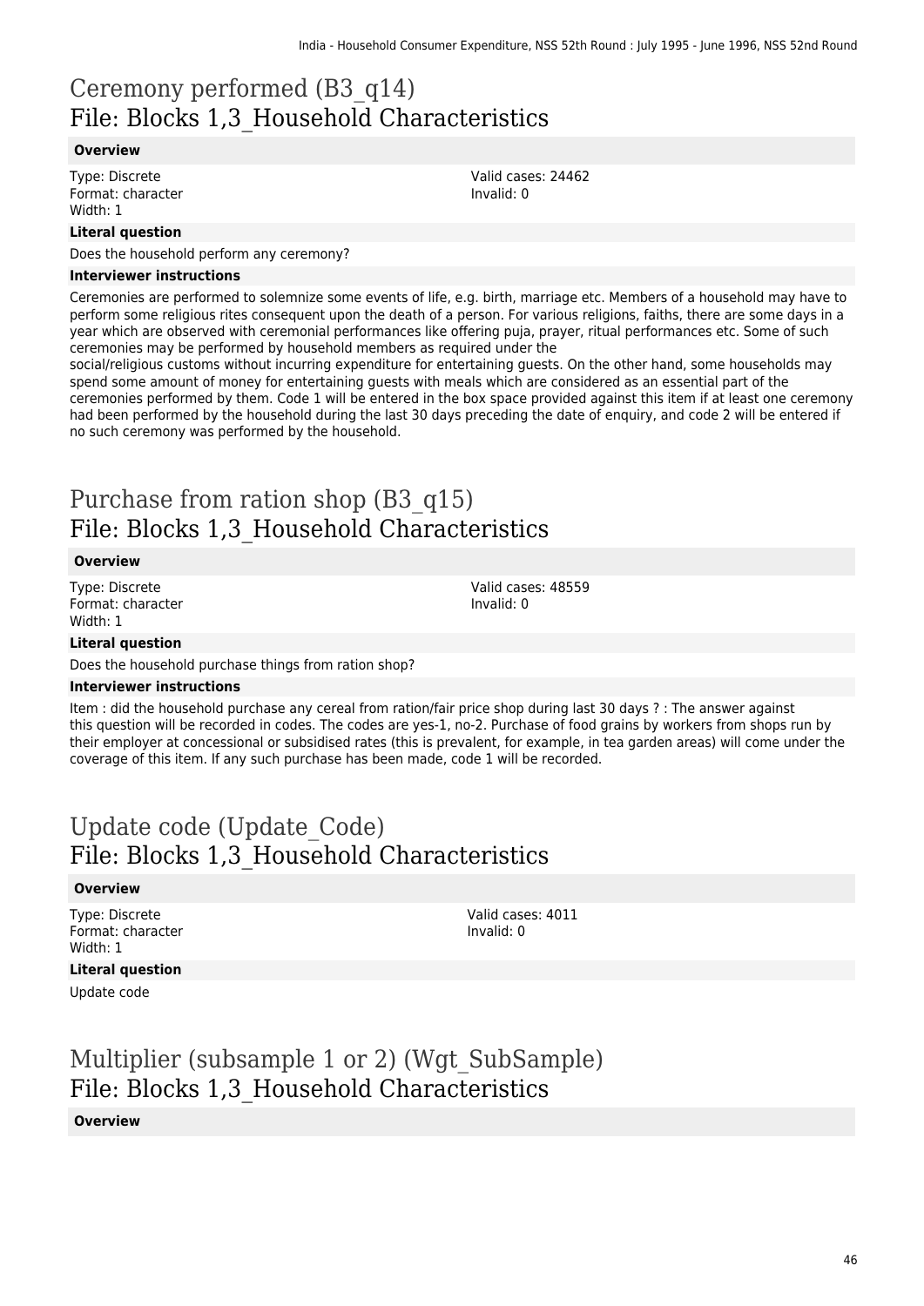# Ceremony performed (B3_q14)
## File: Blocks 1,3_Household Characteristics

**Overview**

Type: Discrete
Format: character
Width: 1

Valid cases: 24462
Invalid: 0

**Literal question**

Does the household perform any ceremony?

**Interviewer instructions**

Ceremonies are performed to solemnize some events of life, e.g. birth, marriage etc. Members of a household may have to perform some religious rites consequent upon the death of a person. For various religions, faiths, there are some days in a year which are observed with ceremonial performances like offering puja, prayer, ritual performances etc. Some of such ceremonies may be performed by household members as required under the
social/religious customs without incurring expenditure for entertaining guests. On the other hand, some households may spend some amount of money for entertaining guests with meals which are considered as an essential part of the ceremonies performed by them. Code 1 will be entered in the box space provided against this item if at least one ceremony had been performed by the household during the last 30 days preceding the date of enquiry, and code 2 will be entered if no such ceremony was performed by the household.

# Purchase from ration shop (B3_q15)
## File: Blocks 1,3_Household Characteristics

**Overview**

Type: Discrete
Format: character
Width: 1

Valid cases: 48559
Invalid: 0

**Literal question**

Does the household purchase things from ration shop?

**Interviewer instructions**

Item : did the household purchase any cereal from ration/fair price shop during last 30 days ? : The answer against this question will be recorded in codes. The codes are yes-1, no-2. Purchase of food grains by workers from shops run by their employer at concessional or subsidised rates (this is prevalent, for example, in tea garden areas) will come under the coverage of this item. If any such purchase has been made, code 1 will be recorded.

# Update code (Update_Code)
## File: Blocks 1,3_Household Characteristics

**Overview**

Type: Discrete
Format: character
Width: 1

Valid cases: 4011
Invalid: 0

**Literal question**

Update code

# Multiplier (subsample 1 or 2) (Wgt_SubSample)
## File: Blocks 1,3_Household Characteristics

**Overview**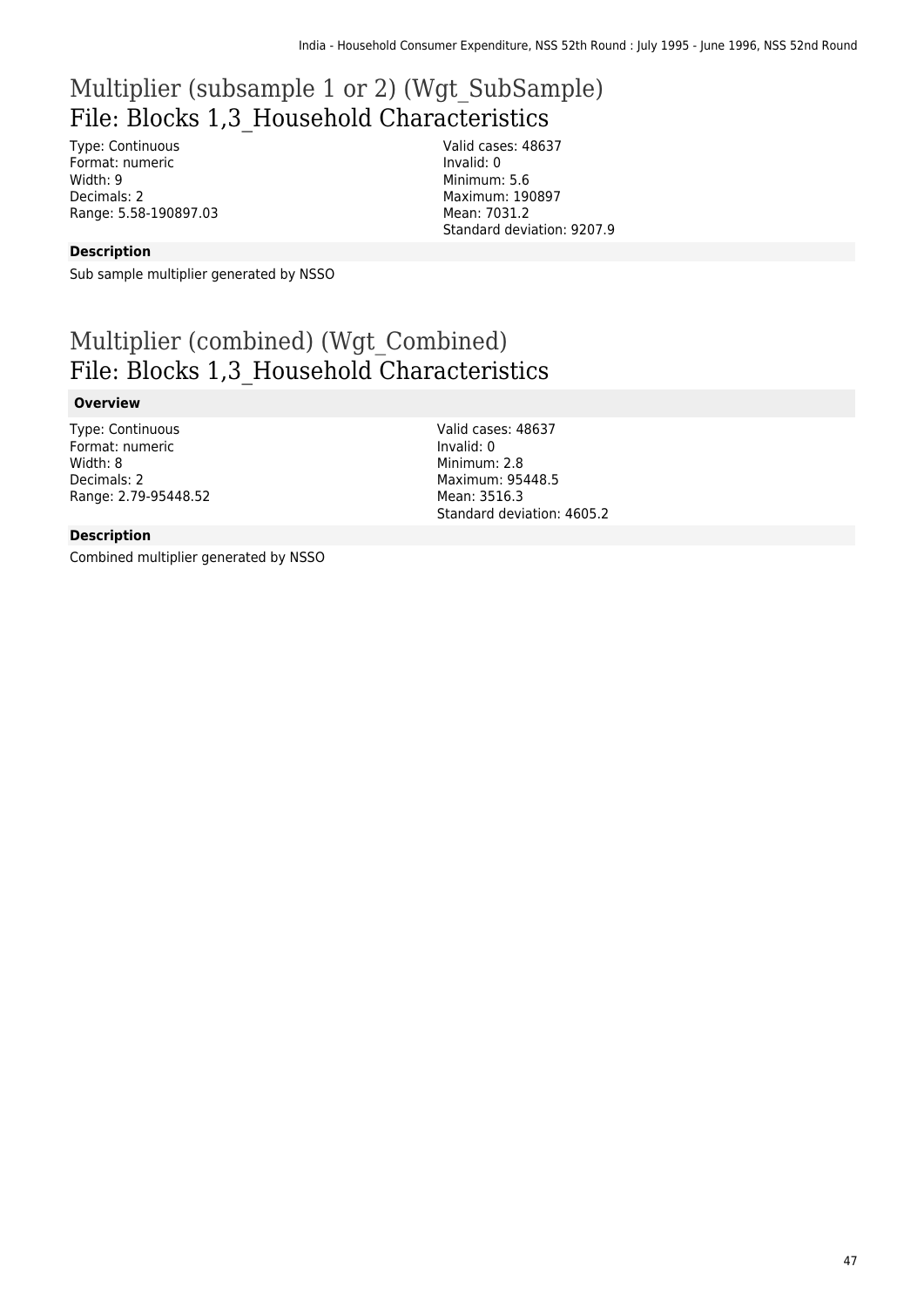# Multiplier (subsample 1 or 2) (Wgt_SubSample)
## File: Blocks 1,3_Household Characteristics

Type: Continuous
Format: numeric
Width: 9
Decimals: 2
Range: 5.58-190897.03

Valid cases: 48637
Invalid: 0
Minimum: 5.6
Maximum: 190897
Mean: 7031.2
Standard deviation: 9207.9

**Description**

Sub sample multiplier generated by NSSO

# Multiplier (combined) (Wgt_Combined)
## File: Blocks 1,3_Household Characteristics

**Overview**

Type: Continuous
Format: numeric
Width: 8
Decimals: 2
Range: 2.79-95448.52

Valid cases: 48637
Invalid: 0
Minimum: 2.8
Maximum: 95448.5
Mean: 3516.3
Standard deviation: 4605.2

**Description**

Combined multiplier generated by NSSO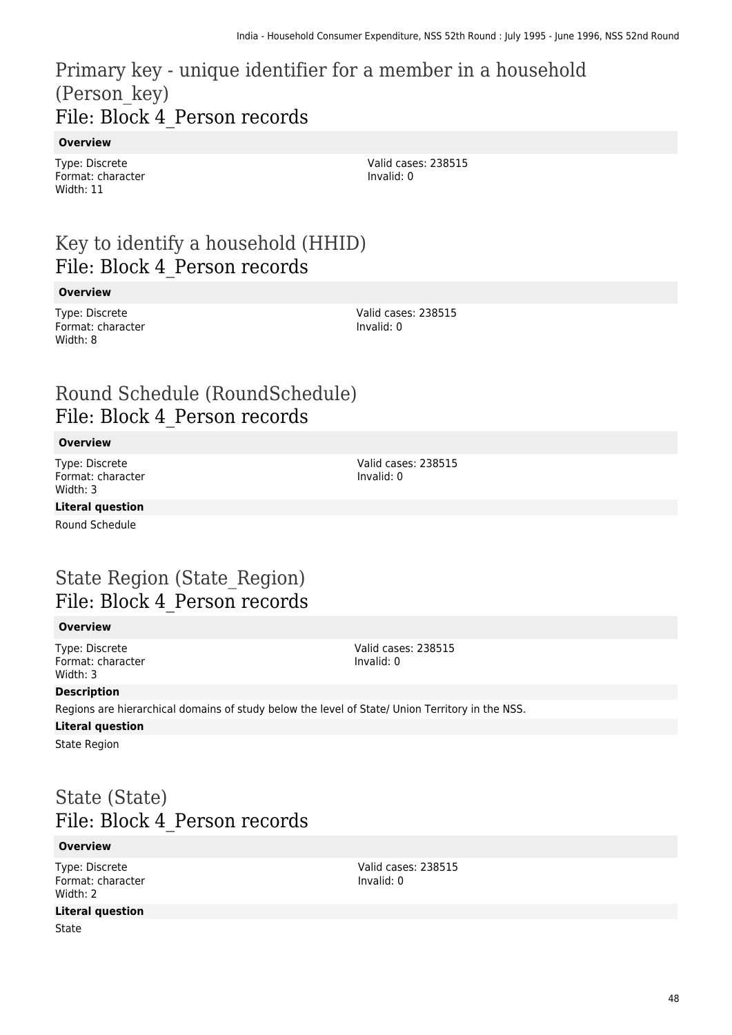## Primary key - unique identifier for a member in a household (Person_key)
## File: Block 4_Person records

**Overview**

Type: Discrete
Format: character
Width: 11

Valid cases: 238515
Invalid: 0

## Key to identify a household (HHID)
## File: Block 4_Person records

**Overview**

Type: Discrete
Format: character
Width: 8

Valid cases: 238515
Invalid: 0

## Round Schedule (RoundSchedule)
## File: Block 4_Person records

**Overview**

Type: Discrete
Format: character
Width: 3

Valid cases: 238515
Invalid: 0

**Literal question**

Round Schedule

## State Region (State_Region)
## File: Block 4_Person records

**Overview**

Type: Discrete
Format: character
Width: 3

Valid cases: 238515
Invalid: 0

**Description**

Regions are hierarchical domains of study below the level of State/ Union Territory in the NSS.

**Literal question**

State Region

## State (State)
## File: Block 4_Person records

**Overview**

Type: Discrete
Format: character
Width: 2

Valid cases: 238515
Invalid: 0

**Literal question**

State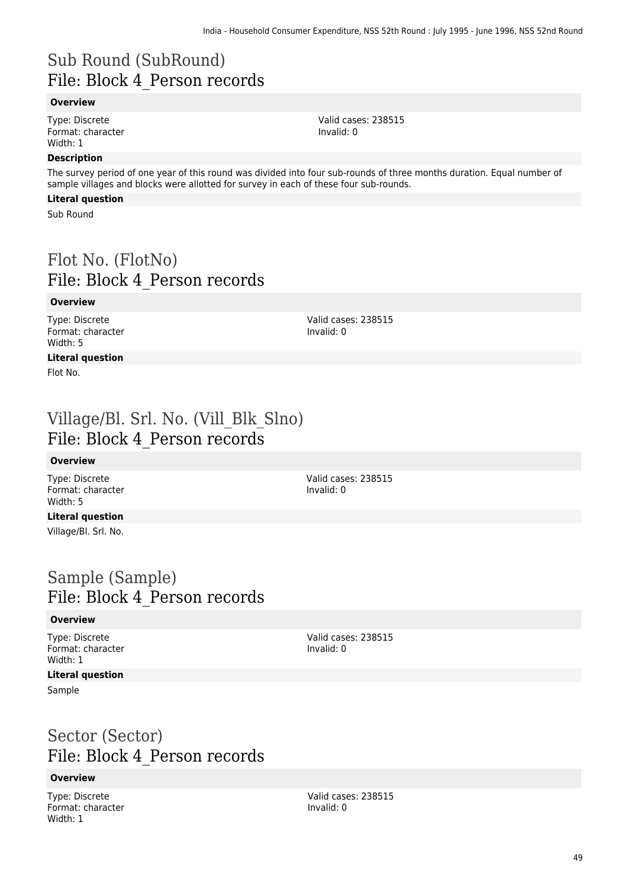# Sub Round (SubRound)
## File: Block 4_Person records

### Overview

Type: Discrete
Format: character
Width: 1

Valid cases: 238515
Invalid: 0

### Description

The survey period of one year of this round was divided into four sub-rounds of three months duration. Equal number of sample villages and blocks were allotted for survey in each of these four sub-rounds.

### Literal question

Sub Round

# Flot No. (FlotNo)
## File: Block 4_Person records

### Overview

Type: Discrete
Format: character
Width: 5

Valid cases: 238515
Invalid: 0

### Literal question

Flot No.

# Village/Bl. Srl. No. (Vill_Blk_Slno)
## File: Block 4_Person records

### Overview

Type: Discrete
Format: character
Width: 5

Valid cases: 238515
Invalid: 0

### Literal question

Village/Bl. Srl. No.

# Sample (Sample)
## File: Block 4_Person records

### Overview

Type: Discrete
Format: character
Width: 1

Valid cases: 238515
Invalid: 0

### Literal question

Sample

# Sector (Sector)
## File: Block 4_Person records

### Overview

Type: Discrete
Format: character
Width: 1

Valid cases: 238515
Invalid: 0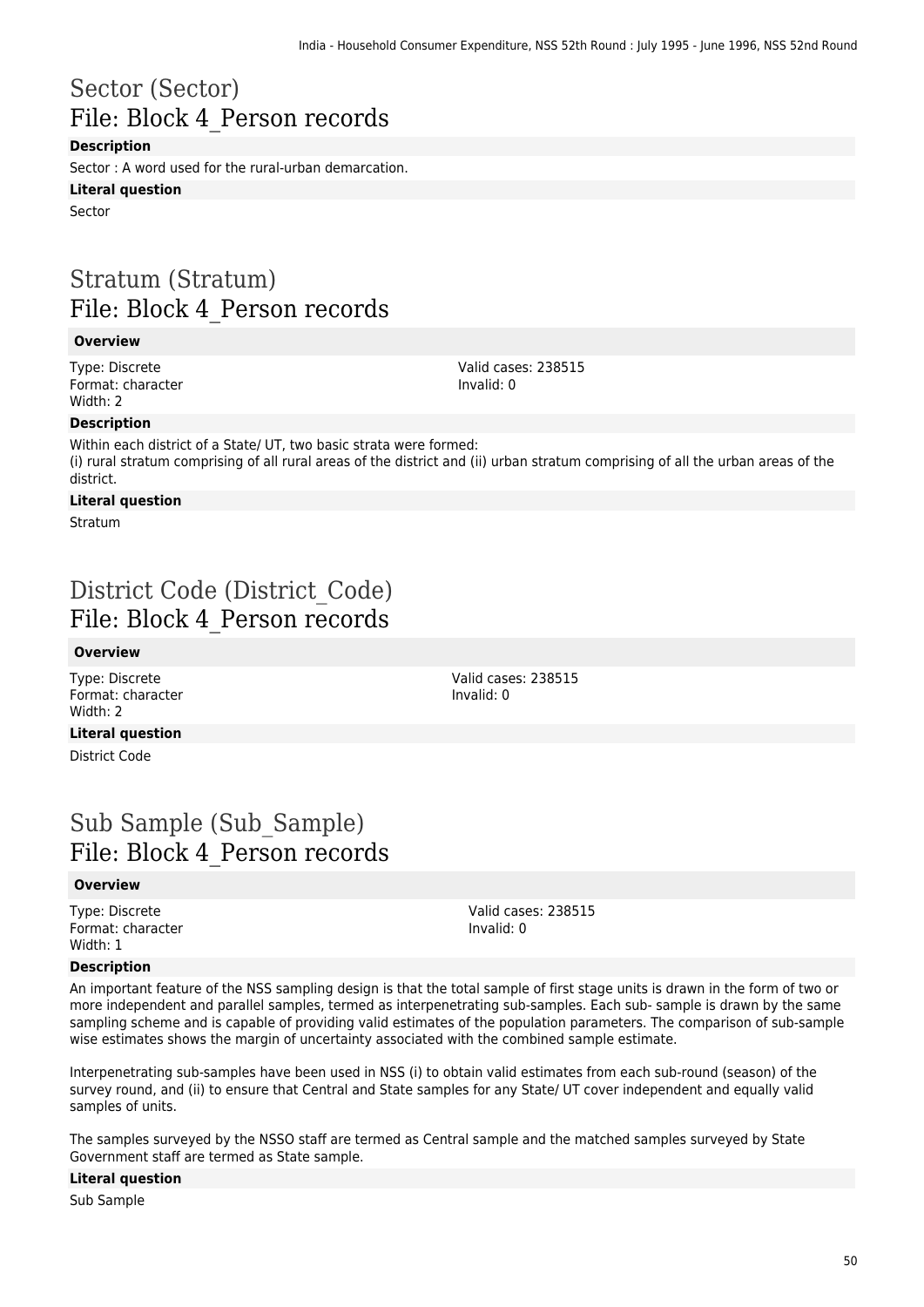# Sector (Sector)
## File: Block 4_Person records

**Description**

Sector : A word used for the rural-urban demarcation.

**Literal question**

Sector

# Stratum (Stratum)
## File: Block 4_Person records

**Overview**

Type: Discrete
Format: character
Width: 2

Valid cases: 238515
Invalid: 0

**Description**

Within each district of a State/ UT, two basic strata were formed:
(i) rural stratum comprising of all rural areas of the district and (ii) urban stratum comprising of all the urban areas of the district.

**Literal question**

Stratum

# District Code (District_Code)
## File: Block 4_Person records

**Overview**

Type: Discrete
Format: character
Width: 2

Valid cases: 238515
Invalid: 0

**Literal question**

District Code

# Sub Sample (Sub_Sample)
## File: Block 4_Person records

**Overview**

Type: Discrete
Format: character
Width: 1

Valid cases: 238515
Invalid: 0

**Description**

An important feature of the NSS sampling design is that the total sample of first stage units is drawn in the form of two or more independent and parallel samples, termed as interpenetrating sub-samples. Each sub- sample is drawn by the same sampling scheme and is capable of providing valid estimates of the population parameters. The comparison of sub-sample wise estimates shows the margin of uncertainty associated with the combined sample estimate.

Interpenetrating sub-samples have been used in NSS (i) to obtain valid estimates from each sub-round (season) of the survey round, and (ii) to ensure that Central and State samples for any State/ UT cover independent and equally valid samples of units.

The samples surveyed by the NSSO staff are termed as Central sample and the matched samples surveyed by State Government staff are termed as State sample.

**Literal question**

Sub Sample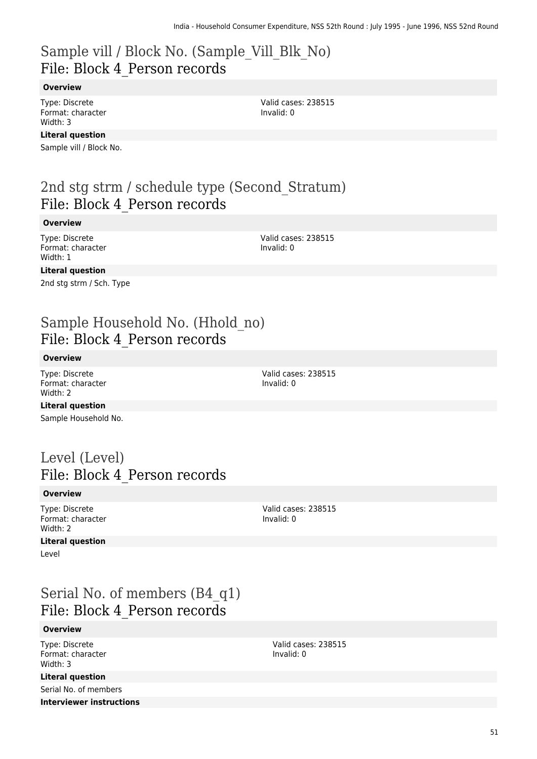# Sample vill / Block No. (Sample_Vill_Blk_No)
## File: Block 4_Person records

**Overview**

Type: Discrete
Format: character
Width: 3

Valid cases: 238515
Invalid: 0

**Literal question**

Sample vill / Block No.

# 2nd stg strm / schedule type (Second_Stratum)
## File: Block 4_Person records

**Overview**

Type: Discrete
Format: character
Width: 1

Valid cases: 238515
Invalid: 0

**Literal question**

2nd stg strm / Sch. Type

# Sample Household No. (Hhold_no)
## File: Block 4_Person records

**Overview**

Type: Discrete
Format: character
Width: 2

Valid cases: 238515
Invalid: 0

**Literal question**

Sample Household No.

# Level (Level)
## File: Block 4_Person records

**Overview**

Type: Discrete
Format: character
Width: 2

Valid cases: 238515
Invalid: 0

**Literal question**

Level

# Serial No. of members (B4_q1)
## File: Block 4_Person records

**Overview**

Type: Discrete
Format: character
Width: 3

Valid cases: 238515
Invalid: 0

**Literal question**

Serial No. of members

**Interviewer instructions**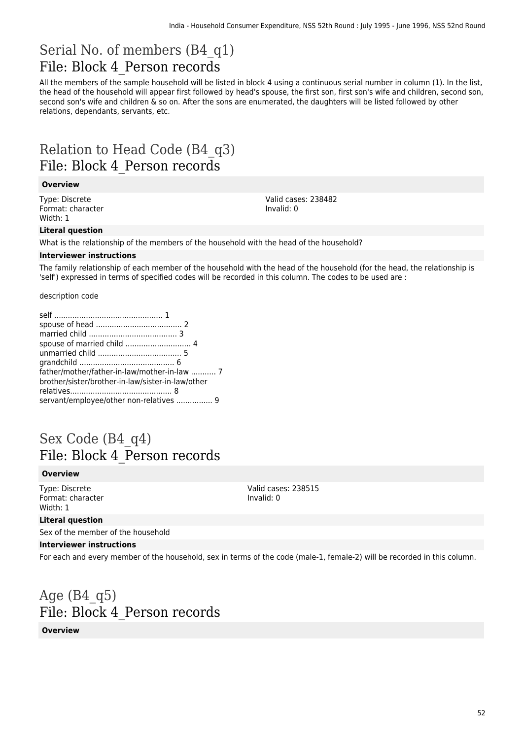# Serial No. of members (B4_q1)
## File: Block 4_Person records

All the members of the sample household will be listed in block 4 using a continuous serial number in column (1). In the list, the head of the household will appear first followed by head's spouse, the first son, first son's wife and children, second son, second son's wife and children & so on. After the sons are enumerated, the daughters will be listed followed by other relations, dependants, servants, etc.

# Relation to Head Code (B4_q3)
## File: Block 4_Person records

### Overview

Type: Discrete
Format: character
Width: 1

Valid cases: 238482
Invalid: 0

### Literal question

What is the relationship of the members of the household with the head of the household?

### Interviewer instructions

The family relationship of each member of the household with the head of the household (for the head, the relationship is 'self') expressed in terms of specified codes will be recorded in this column. The codes to be used are :

description code

self ................................................ 1
spouse of head ...................................... 2
married child ....................................... 3
spouse of married child ............................ 4
unmarried child ..................................... 5
grandchild .......................................... 6
father/mother/father-in-law/mother-in-law ........... 7
brother/sister/brother-in-law/sister-in-law/other relatives............................................. 8
servant/employee/other non-relatives ................ 9

# Sex Code (B4_q4)
## File: Block 4_Person records

### Overview

Type: Discrete
Format: character
Width: 1

Valid cases: 238515
Invalid: 0

### Literal question

Sex of the member of the household

### Interviewer instructions

For each and every member of the household, sex in terms of the code (male-1, female-2) will be recorded in this column.

# Age (B4_q5)
## File: Block 4_Person records

### Overview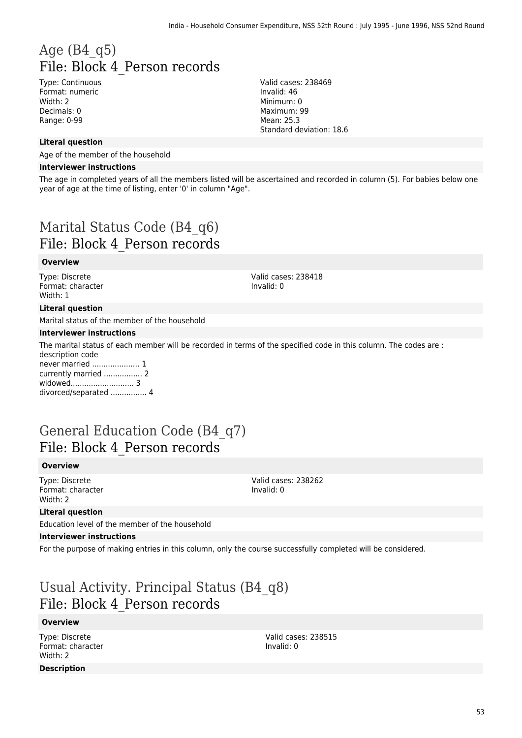# Age (B4_q5)
## File: Block 4_Person records

Type: Continuous
Format: numeric
Width: 2
Decimals: 0
Range: 0-99

Valid cases: 238469
Invalid: 46
Minimum: 0
Maximum: 99
Mean: 25.3
Standard deviation: 18.6

**Literal question**

Age of the member of the household

**Interviewer instructions**

The age in completed years of all the members listed will be ascertained and recorded in column (5). For babies below one year of age at the time of listing, enter '0' in column "Age".

# Marital Status Code (B4_q6)
## File: Block 4_Person records

**Overview**

Type: Discrete
Format: character
Width: 1

Valid cases: 238418
Invalid: 0

**Literal question**

Marital status of the member of the household

**Interviewer instructions**

The marital status of each member will be recorded in terms of the specified code in this column. The codes are :
description code
never married ..................... 1
currently married ................. 2
widowed............................ 3
divorced/separated ................ 4

# General Education Code (B4_q7)
## File: Block 4_Person records

**Overview**

Type: Discrete
Format: character
Width: 2

Valid cases: 238262
Invalid: 0

**Literal question**

Education level of the member of the household

**Interviewer instructions**

For the purpose of making entries in this column, only the course successfully completed will be considered.

# Usual Activity. Principal Status (B4_q8)
## File: Block 4_Person records

**Overview**

Type: Discrete
Format: character
Width: 2

Valid cases: 238515
Invalid: 0

**Description**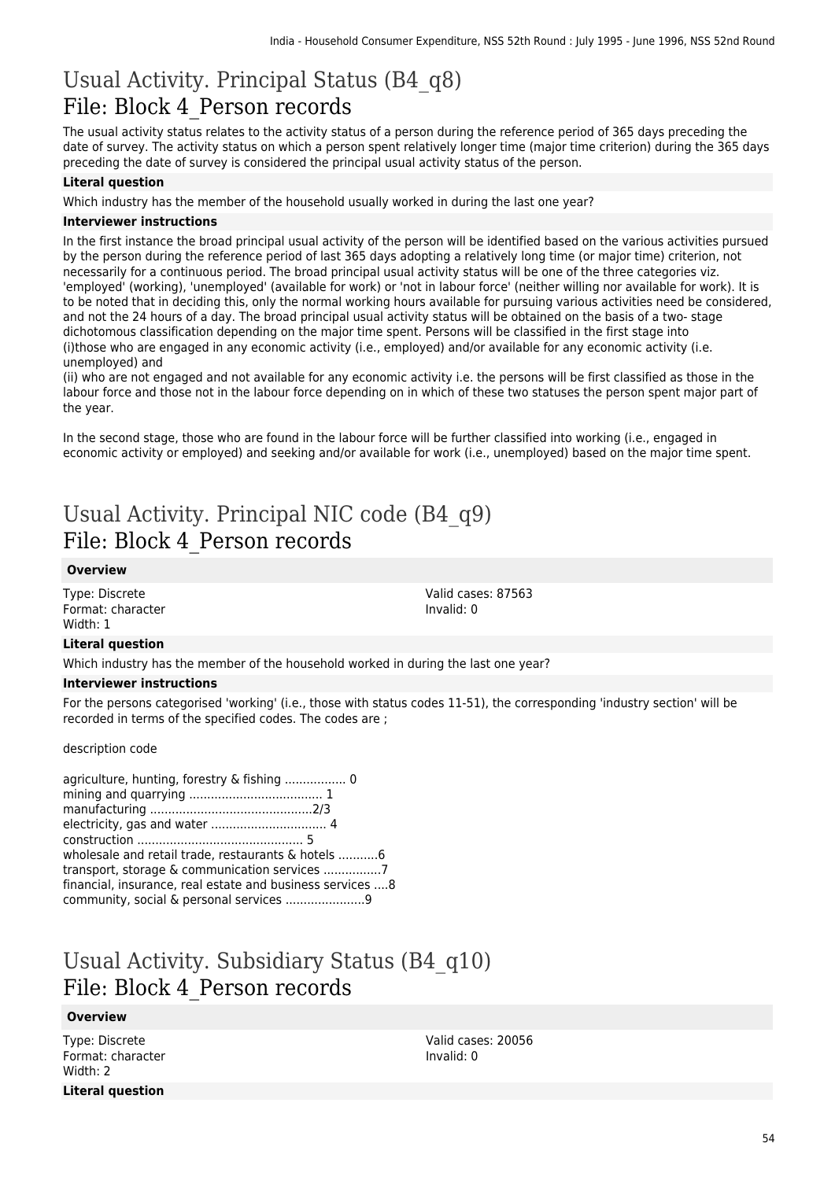# Usual Activity. Principal Status (B4_q8)
## File: Block 4_Person records

The usual activity status relates to the activity status of a person during the reference period of 365 days preceding the date of survey. The activity status on which a person spent relatively longer time (major time criterion) during the 365 days preceding the date of survey is considered the principal usual activity status of the person.

### Literal question

Which industry has the member of the household usually worked in during the last one year?

### Interviewer instructions

In the first instance the broad principal usual activity of the person will be identified based on the various activities pursued by the person during the reference period of last 365 days adopting a relatively long time (or major time) criterion, not necessarily for a continuous period. The broad principal usual activity status will be one of the three categories viz. 'employed' (working), 'unemployed' (available for work) or 'not in labour force' (neither willing nor available for work). It is to be noted that in deciding this, only the normal working hours available for pursuing various activities need be considered, and not the 24 hours of a day. The broad principal usual activity status will be obtained on the basis of a two- stage dichotomous classification depending on the major time spent. Persons will be classified in the first stage into
(i)those who are engaged in any economic activity (i.e., employed) and/or available for any economic activity (i.e. unemployed) and
(ii) who are not engaged and not available for any economic activity i.e. the persons will be first classified as those in the labour force and those not in the labour force depending on in which of these two statuses the person spent major part of the year.

In the second stage, those who are found in the labour force will be further classified into working (i.e., engaged in economic activity or employed) and seeking and/or available for work (i.e., unemployed) based on the major time spent.

# Usual Activity. Principal NIC code (B4_q9)
## File: Block 4_Person records

### Overview

Type: Discrete
Format: character
Width: 1

Valid cases: 87563
Invalid: 0

### Literal question

Which industry has the member of the household worked in during the last one year?

### Interviewer instructions

For the persons categorised 'working' (i.e., those with status codes 11-51), the corresponding 'industry section' will be recorded in terms of the specified codes. The codes are ;

description code

agriculture, hunting, forestry & fishing ................. 0
mining and quarrying ..................................... 1
manufacturing .............................................2/3
electricity, gas and water ................................ 4
construction .............................................. 5
wholesale and retail trade, restaurants & hotels ...........6
transport, storage & communication services ................7
financial, insurance, real estate and business services ....8
community, social & personal services ......................9

# Usual Activity. Subsidiary Status (B4_q10)
## File: Block 4_Person records

### Overview

Type: Discrete
Format: character
Width: 2

Valid cases: 20056
Invalid: 0

### Literal question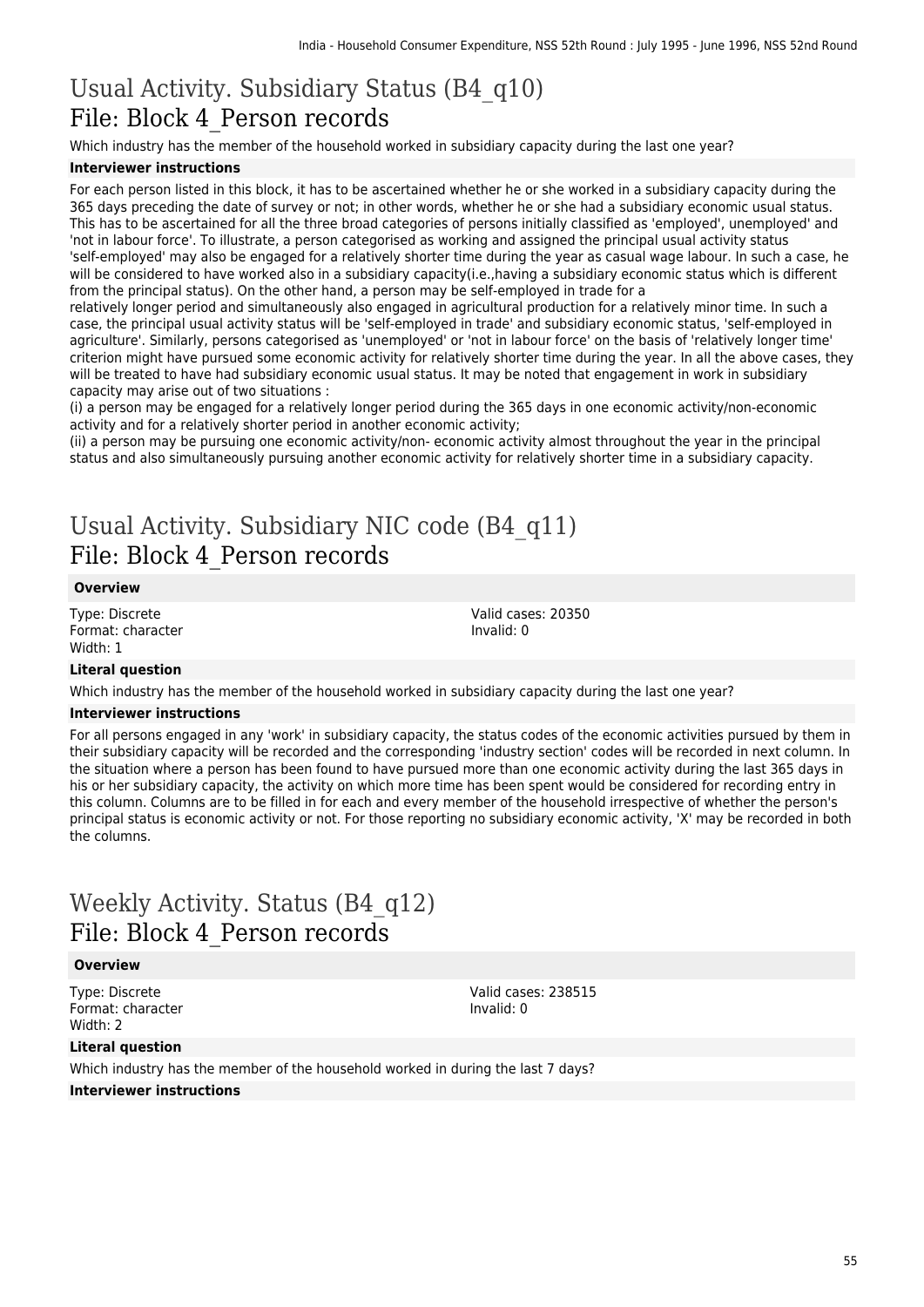# Usual Activity. Subsidiary Status (B4_q10)
## File: Block 4_Person records

Which industry has the member of the household worked in subsidiary capacity during the last one year?

**Interviewer instructions**

For each person listed in this block, it has to be ascertained whether he or she worked in a subsidiary capacity during the 365 days preceding the date of survey or not; in other words, whether he or she had a subsidiary economic usual status. This has to be ascertained for all the three broad categories of persons initially classified as 'employed', unemployed' and 'not in labour force'. To illustrate, a person categorised as working and assigned the principal usual activity status 'self-employed' may also be engaged for a relatively shorter time during the year as casual wage labour. In such a case, he will be considered to have worked also in a subsidiary capacity(i.e.,having a subsidiary economic status which is different from the principal status). On the other hand, a person may be self-employed in trade for a
relatively longer period and simultaneously also engaged in agricultural production for a relatively minor time. In such a case, the principal usual activity status will be 'self-employed in trade' and subsidiary economic status, 'self-employed in agriculture'. Similarly, persons categorised as 'unemployed' or 'not in labour force' on the basis of 'relatively longer time' criterion might have pursued some economic activity for relatively shorter time during the year. In all the above cases, they will be treated to have had subsidiary economic usual status. It may be noted that engagement in work in subsidiary capacity may arise out of two situations :
(i) a person may be engaged for a relatively longer period during the 365 days in one economic activity/non-economic activity and for a relatively shorter period in another economic activity;
(ii) a person may be pursuing one economic activity/non- economic activity almost throughout the year in the principal status and also simultaneously pursuing another economic activity for relatively shorter time in a subsidiary capacity.

# Usual Activity. Subsidiary NIC code (B4_q11)
## File: Block 4_Person records

**Overview**

Type: Discrete
Format: character
Width: 1

Valid cases: 20350
Invalid: 0

**Literal question**

Which industry has the member of the household worked in subsidiary capacity during the last one year?

**Interviewer instructions**

For all persons engaged in any 'work' in subsidiary capacity, the status codes of the economic activities pursued by them in their subsidiary capacity will be recorded and the corresponding 'industry section' codes will be recorded in next column. In the situation where a person has been found to have pursued more than one economic activity during the last 365 days in his or her subsidiary capacity, the activity on which more time has been spent would be considered for recording entry in this column. Columns are to be filled in for each and every member of the household irrespective of whether the person's principal status is economic activity or not. For those reporting no subsidiary economic activity, 'X' may be recorded in both the columns.

# Weekly Activity. Status (B4_q12)
## File: Block 4_Person records

**Overview**

Type: Discrete
Format: character
Width: 2

Valid cases: 238515
Invalid: 0

**Literal question**

Which industry has the member of the household worked in during the last 7 days?

**Interviewer instructions**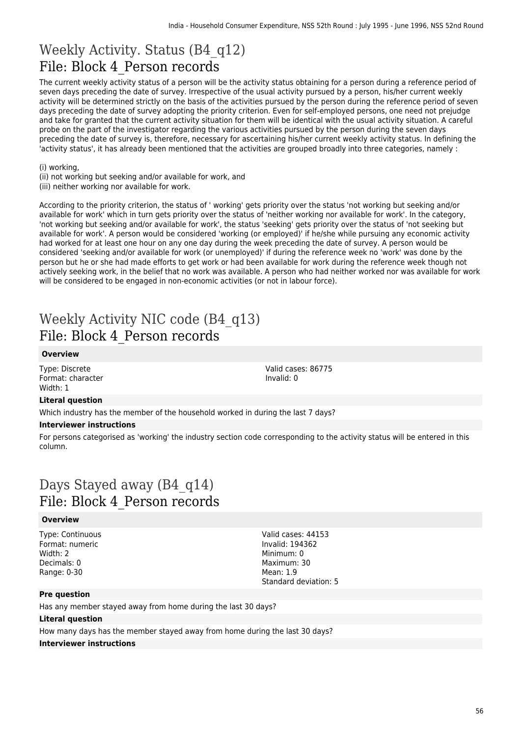# Weekly Activity. Status (B4_q12)
## File: Block 4_Person records

The current weekly activity status of a person will be the activity status obtaining for a person during a reference period of seven days preceding the date of survey. Irrespective of the usual activity pursued by a person, his/her current weekly activity will be determined strictly on the basis of the activities pursued by the person during the reference period of seven days preceding the date of survey adopting the priority criterion. Even for self-employed persons, one need not prejudge and take for granted that the current activity situation for them will be identical with the usual activity situation. A careful probe on the part of the investigator regarding the various activities pursued by the person during the seven days preceding the date of survey is, therefore, necessary for ascertaining his/her current weekly activity status. In defining the 'activity status', it has already been mentioned that the activities are grouped broadly into three categories, namely :

(i) working,
(ii) not working but seeking and/or available for work, and
(iii) neither working nor available for work.

According to the priority criterion, the status of ' working' gets priority over the status 'not working but seeking and/or available for work' which in turn gets priority over the status of 'neither working nor available for work'. In the category, 'not working but seeking and/or available for work', the status 'seeking' gets priority over the status of 'not seeking but available for work'. A person would be considered 'working (or employed)' if he/she while pursuing any economic activity had worked for at least one hour on any one day during the week preceding the date of survey. A person would be considered 'seeking and/or available for work (or unemployed)' if during the reference week no 'work' was done by the person but he or she had made efforts to get work or had been available for work during the reference week though not actively seeking work, in the belief that no work was available. A person who had neither worked nor was available for work will be considered to be engaged in non-economic activities (or not in labour force).

# Weekly Activity NIC code (B4_q13)
## File: Block 4_Person records

#### Overview

Type: Discrete
Format: character
Width: 1

Valid cases: 86775
Invalid: 0

#### Literal question

Which industry has the member of the household worked in during the last 7 days?

#### Interviewer instructions

For persons categorised as 'working' the industry section code corresponding to the activity status will be entered in this column.

# Days Stayed away (B4_q14)
## File: Block 4_Person records

#### Overview

Type: Continuous
Format: numeric
Width: 2
Decimals: 0
Range: 0-30

Valid cases: 44153
Invalid: 194362
Minimum: 0
Maximum: 30
Mean: 1.9
Standard deviation: 5

#### Pre question

Has any member stayed away from home during the last 30 days?

#### Literal question

How many days has the member stayed away from home during the last 30 days?

#### Interviewer instructions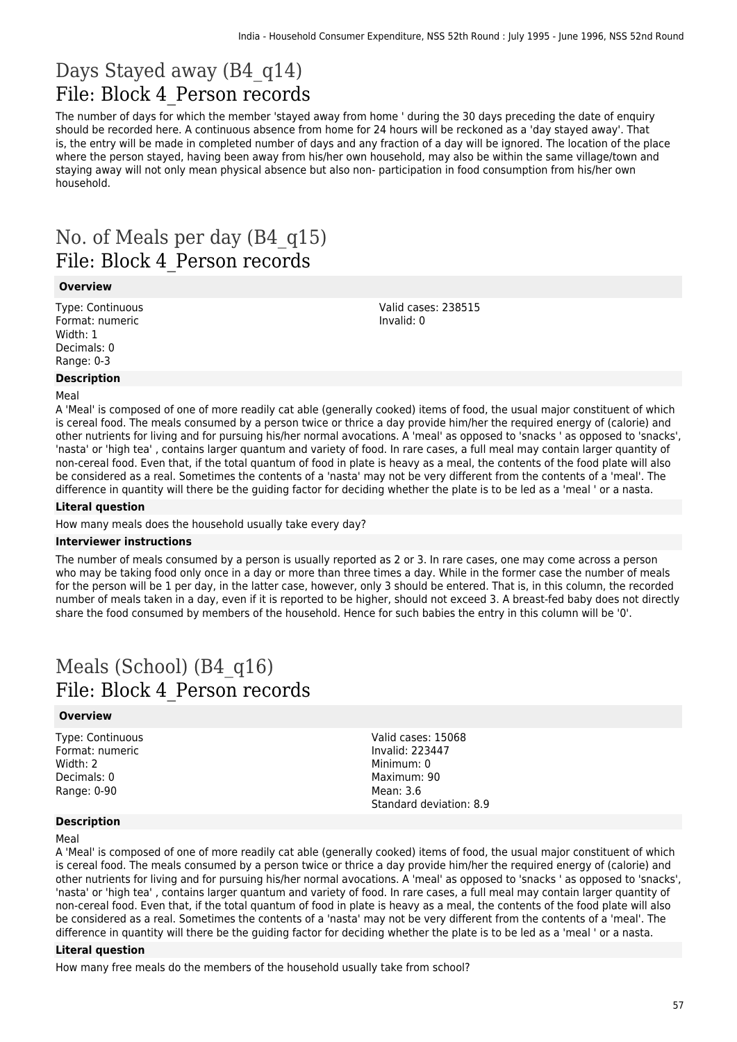# Days Stayed away (B4_q14)
## File: Block 4_Person records

The number of days for which the member 'stayed away from home ' during the 30 days preceding the date of enquiry should be recorded here. A continuous absence from home for 24 hours will be reckoned as a 'day stayed away'. That is, the entry will be made in completed number of days and any fraction of a day will be ignored. The location of the place where the person stayed, having been away from his/her own household, may also be within the same village/town and staying away will not only mean physical absence but also non- participation in food consumption from his/her own household.

# No. of Meals per day (B4_q15)
## File: Block 4_Person records

### Overview

Type: Continuous
Format: numeric
Width: 1
Decimals: 0
Range: 0-3

Valid cases: 238515
Invalid: 0

### Description

Meal
A 'Meal' is composed of one of more readily cat able (generally cooked) items of food, the usual major constituent of which is cereal food. The meals consumed by a person twice or thrice a day provide him/her the required energy of (calorie) and other nutrients for living and for pursuing his/her normal avocations. A 'meal' as opposed to 'snacks ' as opposed to 'snacks', 'nasta' or 'high tea' , contains larger quantum and variety of food. In rare cases, a full meal may contain larger quantity of non-cereal food. Even that, if the total quantum of food in plate is heavy as a meal, the contents of the food plate will also be considered as a real. Sometimes the contents of a 'nasta' may not be very different from the contents of a 'meal'. The difference in quantity will there be the guiding factor for deciding whether the plate is to be led as a 'meal ' or a nasta.

### Literal question

How many meals does the household usually take every day?

### Interviewer instructions

The number of meals consumed by a person is usually reported as 2 or 3. In rare cases, one may come across a person who may be taking food only once in a day or more than three times a day. While in the former case the number of meals for the person will be 1 per day, in the latter case, however, only 3 should be entered. That is, in this column, the recorded number of meals taken in a day, even if it is reported to be higher, should not exceed 3. A breast-fed baby does not directly share the food consumed by members of the household. Hence for such babies the entry in this column will be '0'.

# Meals (School) (B4_q16)
## File: Block 4_Person records

### Overview

Type: Continuous
Format: numeric
Width: 2
Decimals: 0
Range: 0-90

Valid cases: 15068
Invalid: 223447
Minimum: 0
Maximum: 90
Mean: 3.6
Standard deviation: 8.9

### Description

Meal
A 'Meal' is composed of one of more readily cat able (generally cooked) items of food, the usual major constituent of which is cereal food. The meals consumed by a person twice or thrice a day provide him/her the required energy of (calorie) and other nutrients for living and for pursuing his/her normal avocations. A 'meal' as opposed to 'snacks ' as opposed to 'snacks', 'nasta' or 'high tea' , contains larger quantum and variety of food. In rare cases, a full meal may contain larger quantity of non-cereal food. Even that, if the total quantum of food in plate is heavy as a meal, the contents of the food plate will also be considered as a real. Sometimes the contents of a 'nasta' may not be very different from the contents of a 'meal'. The difference in quantity will there be the guiding factor for deciding whether the plate is to be led as a 'meal ' or a nasta.

### Literal question

How many free meals do the members of the household usually take from school?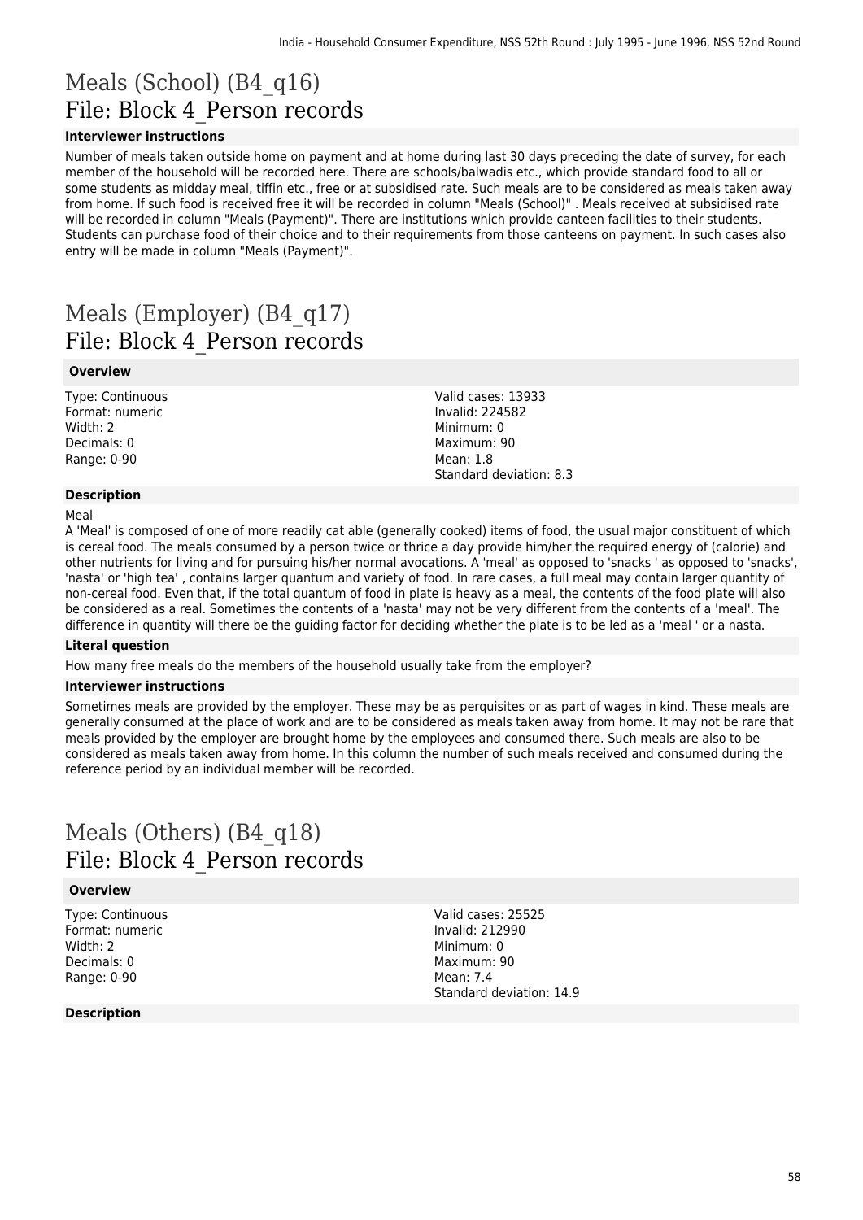# Meals (School) (B4_q16)
## File: Block 4_Person records

#### Interviewer instructions

Number of meals taken outside home on payment and at home during last 30 days preceding the date of survey, for each member of the household will be recorded here. There are schools/balwadis etc., which provide standard food to all or some students as midday meal, tiffin etc., free or at subsidised rate. Such meals are to be considered as meals taken away from home. If such food is received free it will be recorded in column "Meals (School)" . Meals received at subsidised rate will be recorded in column "Meals (Payment)". There are institutions which provide canteen facilities to their students. Students can purchase food of their choice and to their requirements from those canteens on payment. In such cases also entry will be made in column "Meals (Payment)".

# Meals (Employer) (B4_q17)
## File: Block 4_Person records

#### Overview

Type: Continuous
Format: numeric
Width: 2
Decimals: 0
Range: 0-90

Valid cases: 13933
Invalid: 224582
Minimum: 0
Maximum: 90
Mean: 1.8
Standard deviation: 8.3

#### Description

Meal
A 'Meal' is composed of one of more readily cat able (generally cooked) items of food, the usual major constituent of which is cereal food. The meals consumed by a person twice or thrice a day provide him/her the required energy of (calorie) and other nutrients for living and for pursuing his/her normal avocations. A 'meal' as opposed to 'snacks ' as opposed to 'snacks', 'nasta' or 'high tea' , contains larger quantum and variety of food. In rare cases, a full meal may contain larger quantity of non-cereal food. Even that, if the total quantum of food in plate is heavy as a meal, the contents of the food plate will also be considered as a real. Sometimes the contents of a 'nasta' may not be very different from the contents of a 'meal'. The difference in quantity will there be the guiding factor for deciding whether the plate is to be led as a 'meal ' or a nasta.

#### Literal question

How many free meals do the members of the household usually take from the employer?

#### Interviewer instructions

Sometimes meals are provided by the employer. These may be as perquisites or as part of wages in kind. These meals are generally consumed at the place of work and are to be considered as meals taken away from home. It may not be rare that meals provided by the employer are brought home by the employees and consumed there. Such meals are also to be considered as meals taken away from home. In this column the number of such meals received and consumed during the reference period by an individual member will be recorded.

# Meals (Others) (B4_q18)
## File: Block 4_Person records

#### Overview

Type: Continuous
Format: numeric
Width: 2
Decimals: 0
Range: 0-90

Valid cases: 25525
Invalid: 212990
Minimum: 0
Maximum: 90
Mean: 7.4
Standard deviation: 14.9

#### Description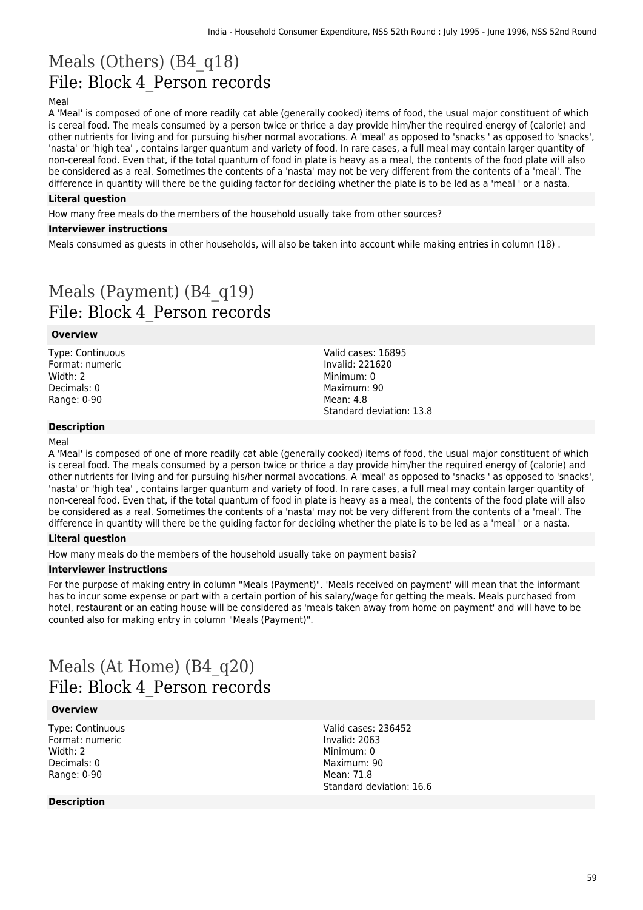# Meals (Others) (B4_q18)
## File: Block 4_Person records

Meal
A 'Meal' is composed of one of more readily cat able (generally cooked) items of food, the usual major constituent of which is cereal food. The meals consumed by a person twice or thrice a day provide him/her the required energy of (calorie) and other nutrients for living and for pursuing his/her normal avocations. A 'meal' as opposed to 'snacks ' as opposed to 'snacks', 'nasta' or 'high tea' , contains larger quantum and variety of food. In rare cases, a full meal may contain larger quantity of non-cereal food. Even that, if the total quantum of food in plate is heavy as a meal, the contents of the food plate will also be considered as a real. Sometimes the contents of a 'nasta' may not be very different from the contents of a 'meal'. The difference in quantity will there be the guiding factor for deciding whether the plate is to be led as a 'meal ' or a nasta.

**Literal question**

How many free meals do the members of the household usually take from other sources?

**Interviewer instructions**

Meals consumed as guests in other households, will also be taken into account while making entries in column (18) .

# Meals (Payment) (B4_q19)
## File: Block 4_Person records

**Overview**

Type: Continuous
Format: numeric
Width: 2
Decimals: 0
Range: 0-90

Valid cases: 16895
Invalid: 221620
Minimum: 0
Maximum: 90
Mean: 4.8
Standard deviation: 13.8

**Description**

Meal
A 'Meal' is composed of one of more readily cat able (generally cooked) items of food, the usual major constituent of which is cereal food. The meals consumed by a person twice or thrice a day provide him/her the required energy of (calorie) and other nutrients for living and for pursuing his/her normal avocations. A 'meal' as opposed to 'snacks ' as opposed to 'snacks', 'nasta' or 'high tea' , contains larger quantum and variety of food. In rare cases, a full meal may contain larger quantity of non-cereal food. Even that, if the total quantum of food in plate is heavy as a meal, the contents of the food plate will also be considered as a real. Sometimes the contents of a 'nasta' may not be very different from the contents of a 'meal'. The difference in quantity will there be the guiding factor for deciding whether the plate is to be led as a 'meal ' or a nasta.

**Literal question**

How many meals do the members of the household usually take on payment basis?

**Interviewer instructions**

For the purpose of making entry in column "Meals (Payment)". 'Meals received on payment' will mean that the informant has to incur some expense or part with a certain portion of his salary/wage for getting the meals. Meals purchased from hotel, restaurant or an eating house will be considered as 'meals taken away from home on payment' and will have to be counted also for making entry in column "Meals (Payment)".

# Meals (At Home) (B4_q20)
## File: Block 4_Person records

**Overview**

Type: Continuous
Format: numeric
Width: 2
Decimals: 0
Range: 0-90

Valid cases: 236452
Invalid: 2063
Minimum: 0
Maximum: 90
Mean: 71.8
Standard deviation: 16.6

**Description**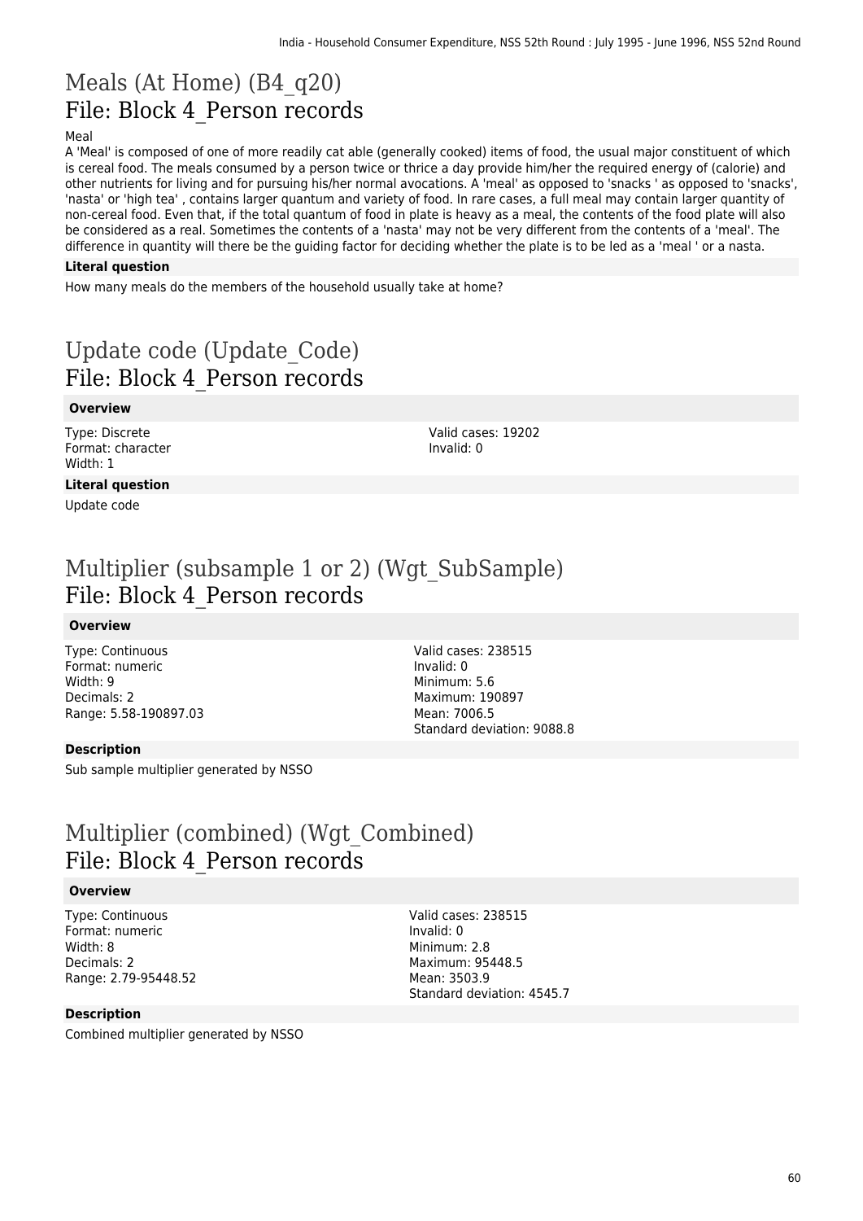# Meals (At Home) (B4_q20)
## File: Block 4_Person records

Meal

A 'Meal' is composed of one of more readily cat able (generally cooked) items of food, the usual major constituent of which is cereal food. The meals consumed by a person twice or thrice a day provide him/her the required energy of (calorie) and other nutrients for living and for pursuing his/her normal avocations. A 'meal' as opposed to 'snacks ' as opposed to 'snacks', 'nasta' or 'high tea' , contains larger quantum and variety of food. In rare cases, a full meal may contain larger quantity of non-cereal food. Even that, if the total quantum of food in plate is heavy as a meal, the contents of the food plate will also be considered as a real. Sometimes the contents of a 'nasta' may not be very different from the contents of a 'meal'. The difference in quantity will there be the guiding factor for deciding whether the plate is to be led as a 'meal ' or a nasta.

**Literal question**

How many meals do the members of the household usually take at home?

# Update code (Update_Code)
## File: Block 4_Person records

**Overview**

Type: Discrete
Format: character
Width: 1

Valid cases: 19202
Invalid: 0

**Literal question**

Update code

# Multiplier (subsample 1 or 2) (Wgt_SubSample)
## File: Block 4_Person records

**Overview**

Type: Continuous
Format: numeric
Width: 9
Decimals: 2
Range: 5.58-190897.03

Valid cases: 238515
Invalid: 0
Minimum: 5.6
Maximum: 190897
Mean: 7006.5
Standard deviation: 9088.8

**Description**

Sub sample multiplier generated by NSSO

# Multiplier (combined) (Wgt_Combined)
## File: Block 4_Person records

**Overview**

Type: Continuous
Format: numeric
Width: 8
Decimals: 2
Range: 2.79-95448.52

Valid cases: 238515
Invalid: 0
Minimum: 2.8
Maximum: 95448.5
Mean: 3503.9
Standard deviation: 4545.7

**Description**

Combined multiplier generated by NSSO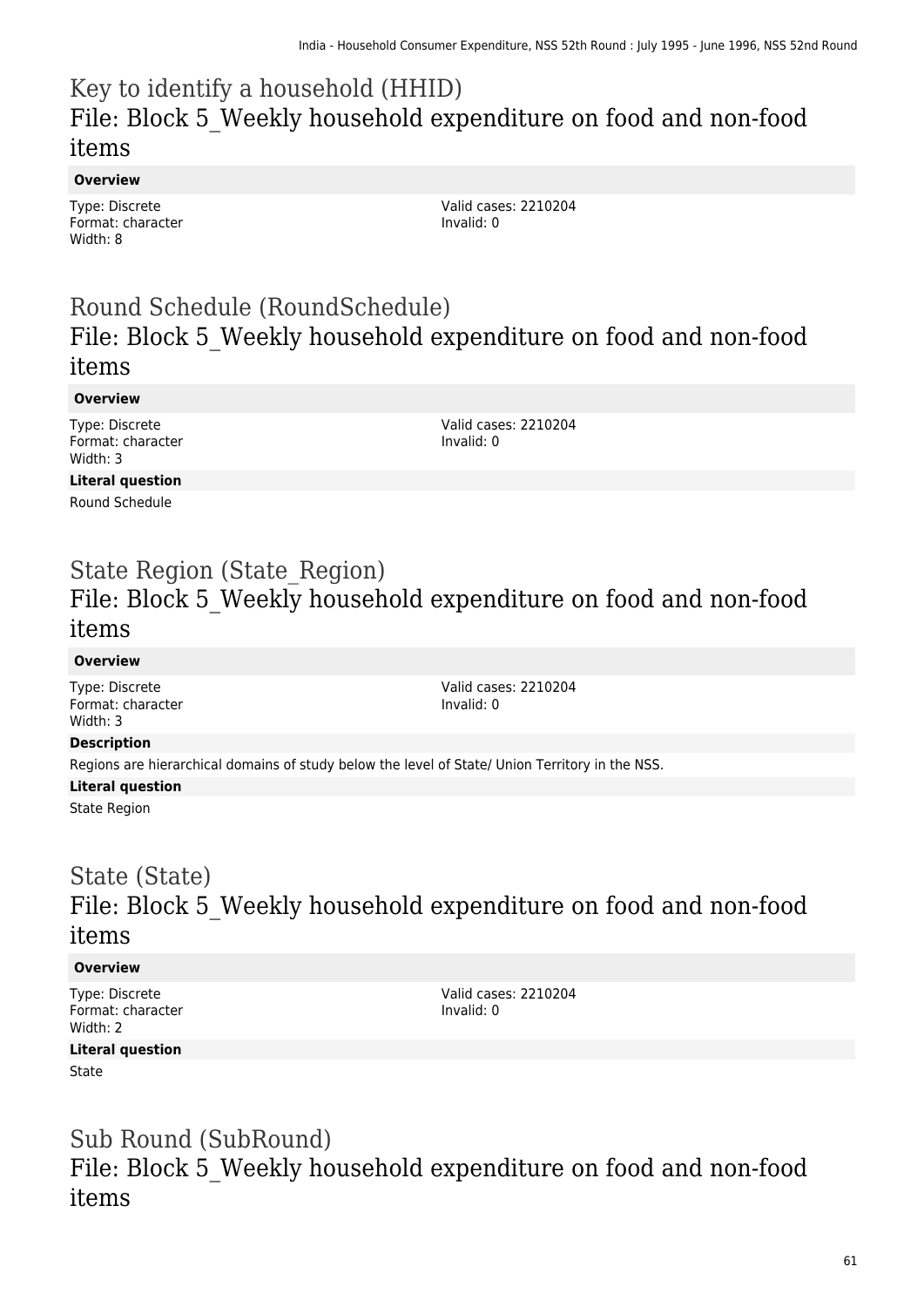## Key to identify a household (HHID)
## File: Block 5_Weekly household expenditure on food and non-food items

**Overview**

Type: Discrete
Format: character
Width: 8

Valid cases: 2210204
Invalid: 0

## Round Schedule (RoundSchedule)
## File: Block 5_Weekly household expenditure on food and non-food items

**Overview**

Type: Discrete
Format: character
Width: 3

Valid cases: 2210204
Invalid: 0

**Literal question**

Round Schedule

## State Region (State_Region)
## File: Block 5_Weekly household expenditure on food and non-food items

**Overview**

Type: Discrete
Format: character
Width: 3

Valid cases: 2210204
Invalid: 0

**Description**

Regions are hierarchical domains of study below the level of State/ Union Territory in the NSS.

**Literal question**

State Region

## State (State)
## File: Block 5_Weekly household expenditure on food and non-food items

**Overview**

Type: Discrete
Format: character
Width: 2

Valid cases: 2210204
Invalid: 0

**Literal question**

State

## Sub Round (SubRound)
## File: Block 5_Weekly household expenditure on food and non-food items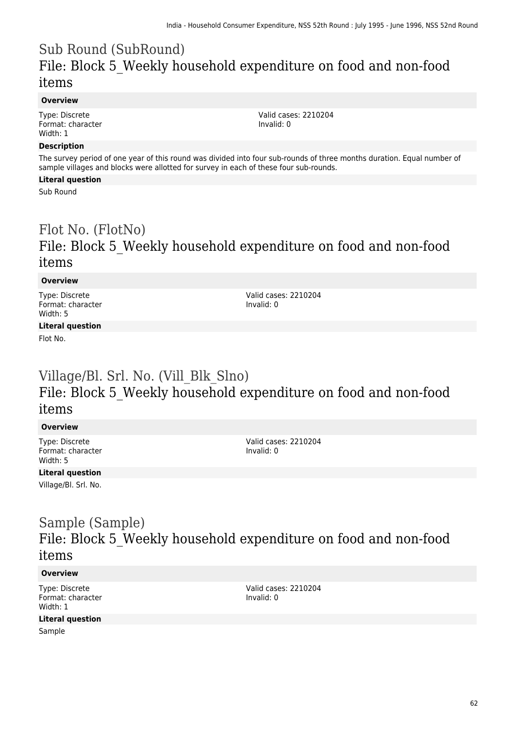## Sub Round (SubRound)
## File: Block 5_Weekly household expenditure on food and non-food items

**Overview**

Type: Discrete
Format: character
Width: 1

Valid cases: 2210204
Invalid: 0

**Description**

The survey period of one year of this round was divided into four sub-rounds of three months duration. Equal number of sample villages and blocks were allotted for survey in each of these four sub-rounds.

**Literal question**

Sub Round

## Flot No. (FlotNo)
## File: Block 5_Weekly household expenditure on food and non-food items

**Overview**

Type: Discrete
Format: character
Width: 5

Valid cases: 2210204
Invalid: 0

**Literal question**

Flot No.

## Village/Bl. Srl. No. (Vill_Blk_Slno)
## File: Block 5_Weekly household expenditure on food and non-food items

**Overview**

Type: Discrete
Format: character
Width: 5

Valid cases: 2210204
Invalid: 0

**Literal question**

Village/Bl. Srl. No.

## Sample (Sample)
## File: Block 5_Weekly household expenditure on food and non-food items

**Overview**

Type: Discrete
Format: character
Width: 1

Valid cases: 2210204
Invalid: 0

**Literal question**

Sample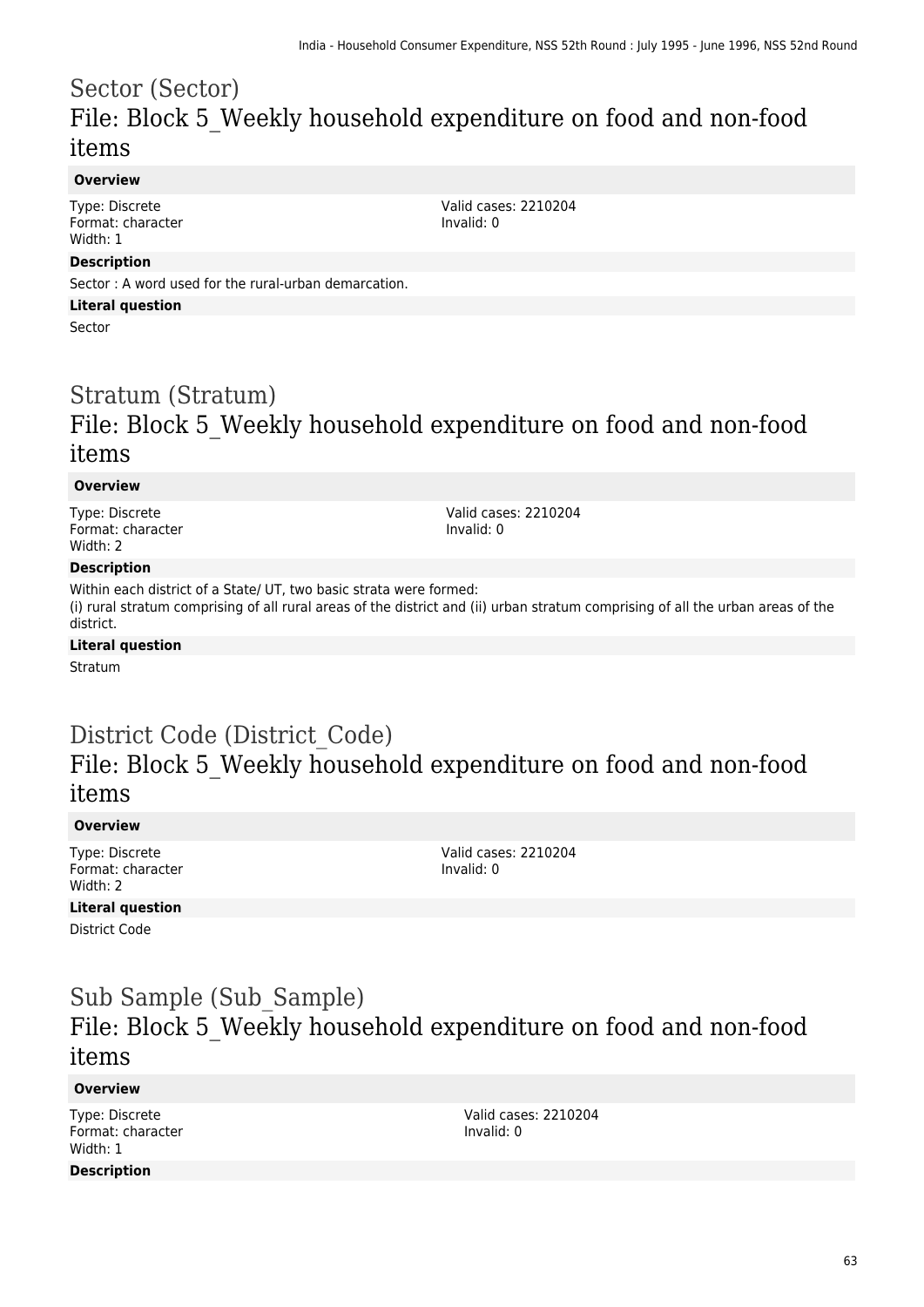# Sector (Sector)

## File: Block 5_Weekly household expenditure on food and non-food items

### Overview

Type: Discrete
Format: character
Width: 1

Valid cases: 2210204
Invalid: 0

### Description

Sector : A word used for the rural-urban demarcation.

### Literal question

Sector

# Stratum (Stratum)

## File: Block 5_Weekly household expenditure on food and non-food items

### Overview

Type: Discrete
Format: character
Width: 2

Valid cases: 2210204
Invalid: 0

### Description

Within each district of a State/ UT, two basic strata were formed:
(i) rural stratum comprising of all rural areas of the district and (ii) urban stratum comprising of all the urban areas of the district.

### Literal question

Stratum

# District Code (District_Code)

## File: Block 5_Weekly household expenditure on food and non-food items

### Overview

Type: Discrete
Format: character
Width: 2

Valid cases: 2210204
Invalid: 0

### Literal question

District Code

# Sub Sample (Sub_Sample)

## File: Block 5_Weekly household expenditure on food and non-food items

### Overview

Type: Discrete
Format: character
Width: 1

Valid cases: 2210204
Invalid: 0

### Description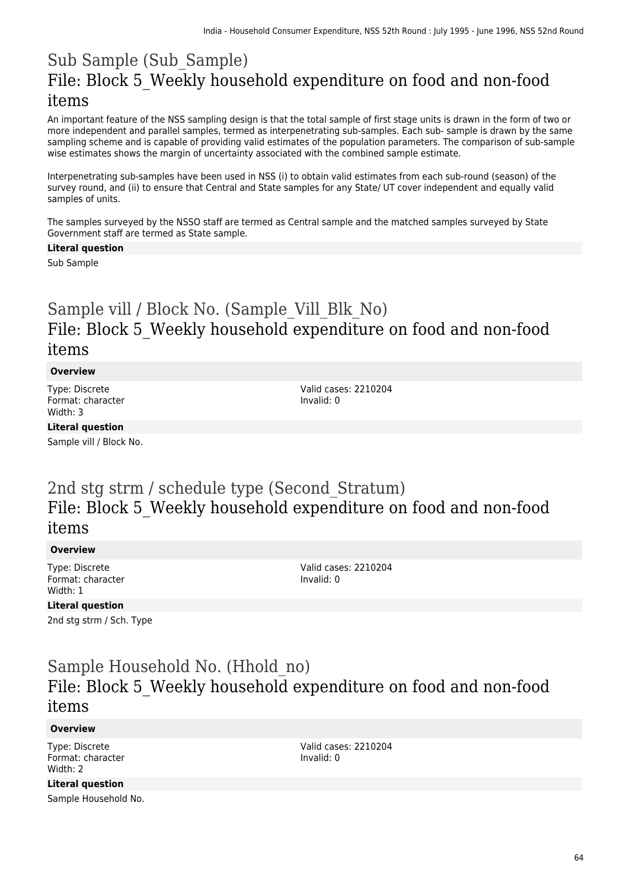## Sub Sample (Sub_Sample)
## File: Block 5_Weekly household expenditure on food and non-food items

An important feature of the NSS sampling design is that the total sample of first stage units is drawn in the form of two or more independent and parallel samples, termed as interpenetrating sub-samples. Each sub- sample is drawn by the same sampling scheme and is capable of providing valid estimates of the population parameters. The comparison of sub-sample wise estimates shows the margin of uncertainty associated with the combined sample estimate.

Interpenetrating sub-samples have been used in NSS (i) to obtain valid estimates from each sub-round (season) of the survey round, and (ii) to ensure that Central and State samples for any State/ UT cover independent and equally valid samples of units.

The samples surveyed by the NSSO staff are termed as Central sample and the matched samples surveyed by State Government staff are termed as State sample.

**Literal question**

Sub Sample

## Sample vill / Block No. (Sample_Vill_Blk_No)
## File: Block 5_Weekly household expenditure on food and non-food items

**Overview**

Type: Discrete
Format: character
Width: 3

Valid cases: 2210204
Invalid: 0

**Literal question**

Sample vill / Block No.

## 2nd stg strm / schedule type (Second_Stratum)
## File: Block 5_Weekly household expenditure on food and non-food items

**Overview**

Type: Discrete
Format: character
Width: 1

Valid cases: 2210204
Invalid: 0

**Literal question**

2nd stg strm / Sch. Type

## Sample Household No. (Hhold_no)
## File: Block 5_Weekly household expenditure on food and non-food items

**Overview**

Type: Discrete
Format: character
Width: 2

Valid cases: 2210204
Invalid: 0

**Literal question**

Sample Household No.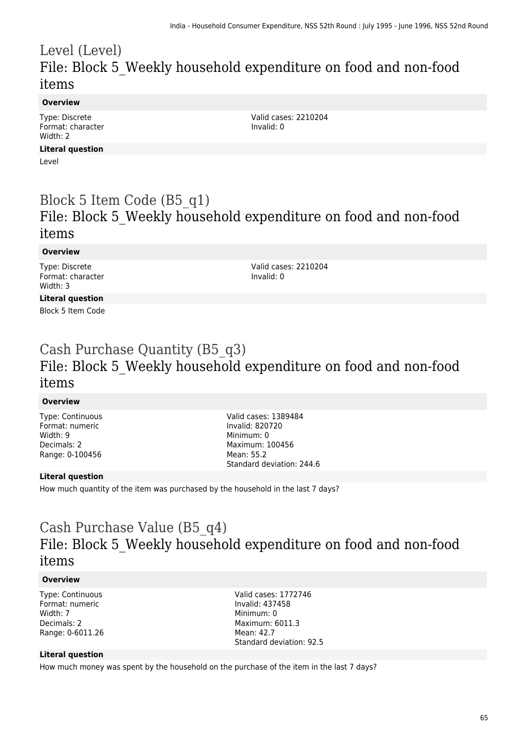# Level (Level)

## File: Block 5_Weekly household expenditure on food and non-food items

**Overview**

Type: Discrete
Format: character
Width: 2

Valid cases: 2210204
Invalid: 0

**Literal question**

Level

# Block 5 Item Code (B5_q1)

## File: Block 5_Weekly household expenditure on food and non-food items

**Overview**

Type: Discrete
Format: character
Width: 3

Valid cases: 2210204
Invalid: 0

**Literal question**

Block 5 Item Code

# Cash Purchase Quantity (B5_q3)

## File: Block 5_Weekly household expenditure on food and non-food items

**Overview**

Type: Continuous
Format: numeric
Width: 9
Decimals: 2
Range: 0-100456

Valid cases: 1389484
Invalid: 820720
Minimum: 0
Maximum: 100456
Mean: 55.2
Standard deviation: 244.6

**Literal question**

How much quantity of the item was purchased by the household in the last 7 days?

# Cash Purchase Value (B5_q4)

## File: Block 5_Weekly household expenditure on food and non-food items

**Overview**

Type: Continuous
Format: numeric
Width: 7
Decimals: 2
Range: 0-6011.26

Valid cases: 1772746
Invalid: 437458
Minimum: 0
Maximum: 6011.3
Mean: 42.7
Standard deviation: 92.5

**Literal question**

How much money was spent by the household on the purchase of the item in the last 7 days?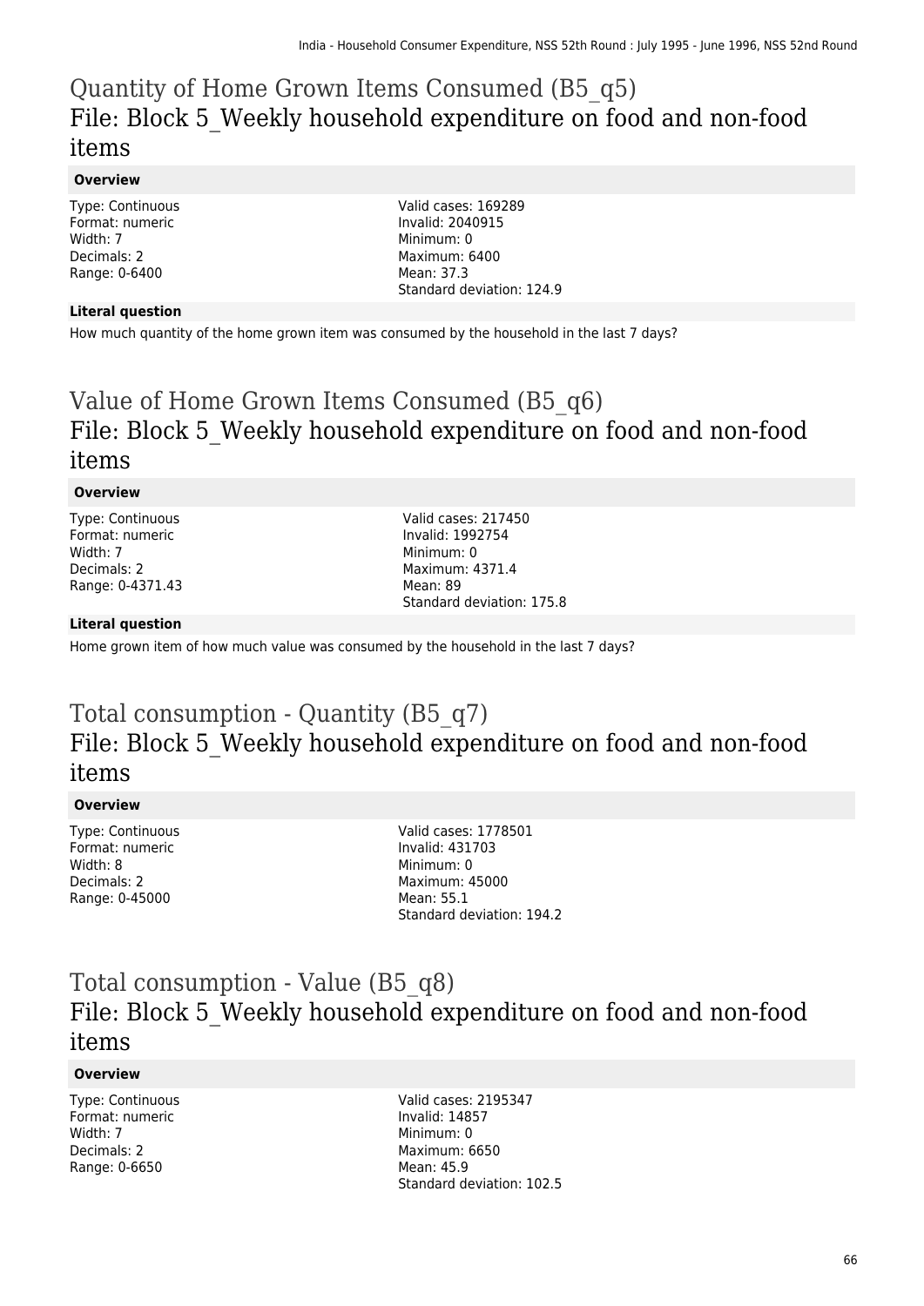# Quantity of Home Grown Items Consumed (B5_q5)
## File: Block 5_Weekly household expenditure on food and non-food items

### Overview

Type: Continuous
Format: numeric
Width: 7
Decimals: 2
Range: 0-6400

Valid cases: 169289
Invalid: 2040915
Minimum: 0
Maximum: 6400
Mean: 37.3
Standard deviation: 124.9

### Literal question

How much quantity of the home grown item was consumed by the household in the last 7 days?

# Value of Home Grown Items Consumed (B5_q6)
## File: Block 5_Weekly household expenditure on food and non-food items

### Overview

Type: Continuous
Format: numeric
Width: 7
Decimals: 2
Range: 0-4371.43

Valid cases: 217450
Invalid: 1992754
Minimum: 0
Maximum: 4371.4
Mean: 89
Standard deviation: 175.8

### Literal question

Home grown item of how much value was consumed by the household in the last 7 days?

# Total consumption - Quantity (B5_q7)
## File: Block 5_Weekly household expenditure on food and non-food items

### Overview

Type: Continuous
Format: numeric
Width: 8
Decimals: 2
Range: 0-45000

Valid cases: 1778501
Invalid: 431703
Minimum: 0
Maximum: 45000
Mean: 55.1
Standard deviation: 194.2

# Total consumption - Value (B5_q8)
## File: Block 5_Weekly household expenditure on food and non-food items

### Overview

Type: Continuous
Format: numeric
Width: 7
Decimals: 2
Range: 0-6650

Valid cases: 2195347
Invalid: 14857
Minimum: 0
Maximum: 6650
Mean: 45.9
Standard deviation: 102.5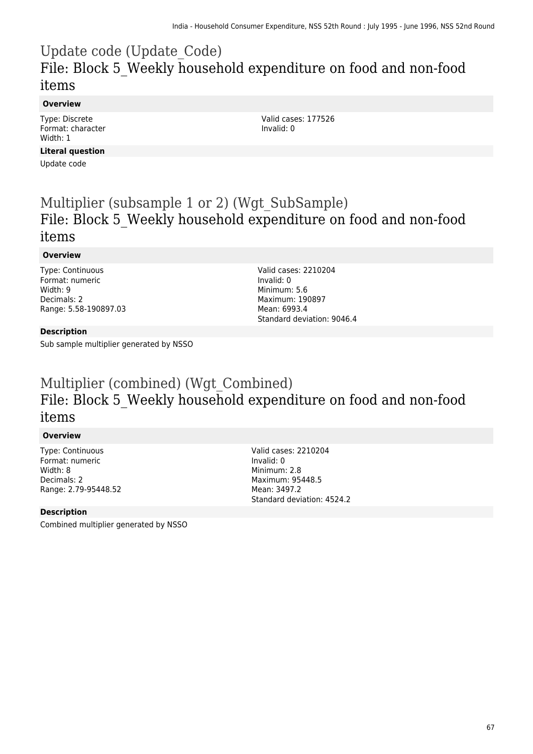# Update code (Update_Code)

## File: Block 5_Weekly household expenditure on food and non-food items

**Overview**

Type: Discrete
Format: character
Width: 1

Valid cases: 177526
Invalid: 0

**Literal question**

Update code

# Multiplier (subsample 1 or 2) (Wgt_SubSample)

## File: Block 5_Weekly household expenditure on food and non-food items

**Overview**

Type: Continuous
Format: numeric
Width: 9
Decimals: 2
Range: 5.58-190897.03

Valid cases: 2210204
Invalid: 0
Minimum: 5.6
Maximum: 190897
Mean: 6993.4
Standard deviation: 9046.4

**Description**

Sub sample multiplier generated by NSSO

# Multiplier (combined) (Wgt_Combined)

## File: Block 5_Weekly household expenditure on food and non-food items

**Overview**

Type: Continuous
Format: numeric
Width: 8
Decimals: 2
Range: 2.79-95448.52

Valid cases: 2210204
Invalid: 0
Minimum: 2.8
Maximum: 95448.5
Mean: 3497.2
Standard deviation: 4524.2

**Description**

Combined multiplier generated by NSSO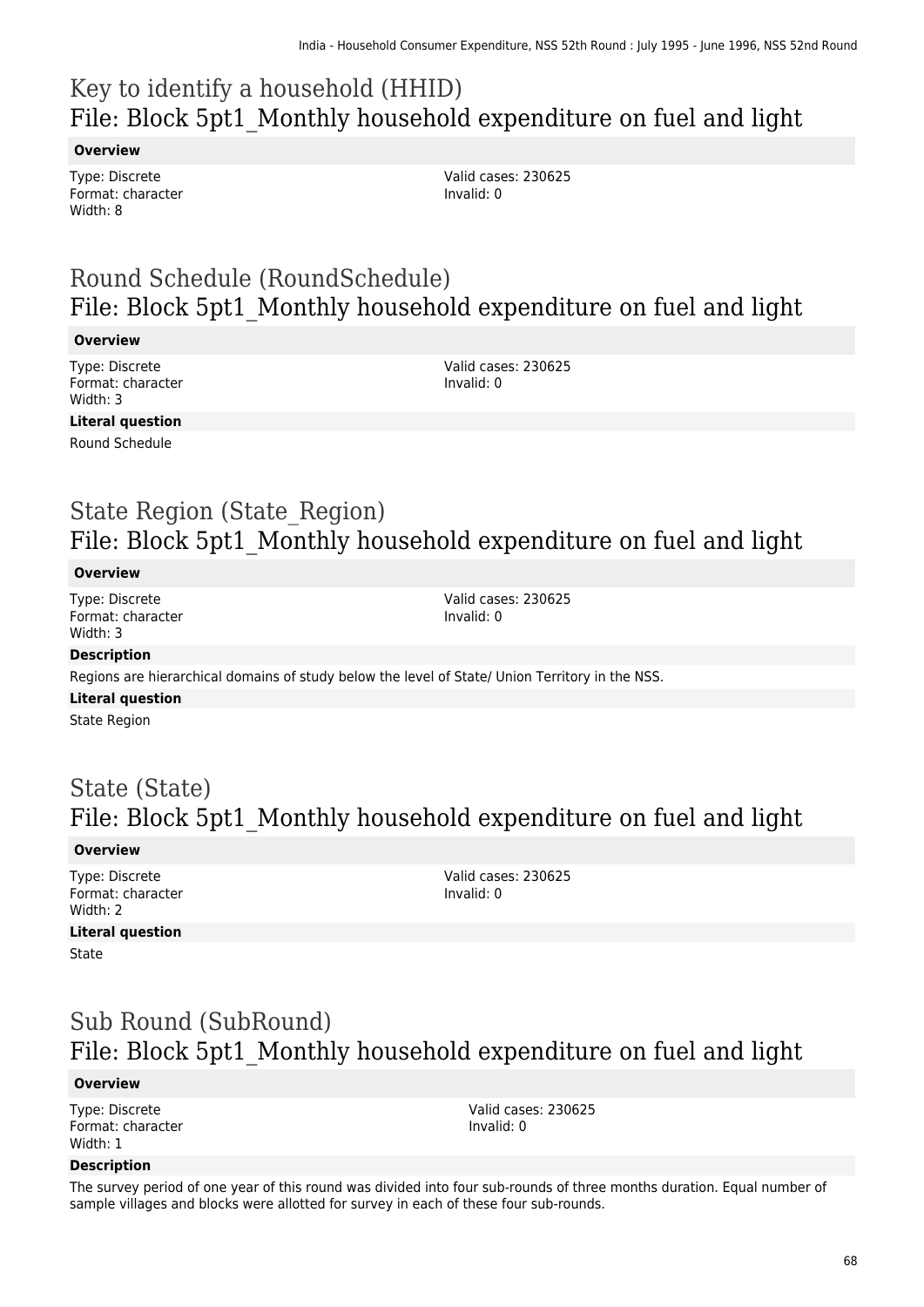# Key to identify a household (HHID)
## File: Block 5pt1_Monthly household expenditure on fuel and light

**Overview**

Type: Discrete
Format: character
Width: 8

Valid cases: 230625
Invalid: 0

# Round Schedule (RoundSchedule)
## File: Block 5pt1_Monthly household expenditure on fuel and light

**Overview**

Type: Discrete
Format: character
Width: 3

Valid cases: 230625
Invalid: 0

**Literal question**

Round Schedule

# State Region (State_Region)
## File: Block 5pt1_Monthly household expenditure on fuel and light

**Overview**

Type: Discrete
Format: character
Width: 3

Valid cases: 230625
Invalid: 0

**Description**

Regions are hierarchical domains of study below the level of State/ Union Territory in the NSS.

**Literal question**

State Region

# State (State)
## File: Block 5pt1_Monthly household expenditure on fuel and light

**Overview**

Type: Discrete
Format: character
Width: 2

Valid cases: 230625
Invalid: 0

**Literal question**

State

# Sub Round (SubRound)
## File: Block 5pt1_Monthly household expenditure on fuel and light

**Overview**

Type: Discrete
Format: character
Width: 1

Valid cases: 230625
Invalid: 0

**Description**

The survey period of one year of this round was divided into four sub-rounds of three months duration. Equal number of sample villages and blocks were allotted for survey in each of these four sub-rounds.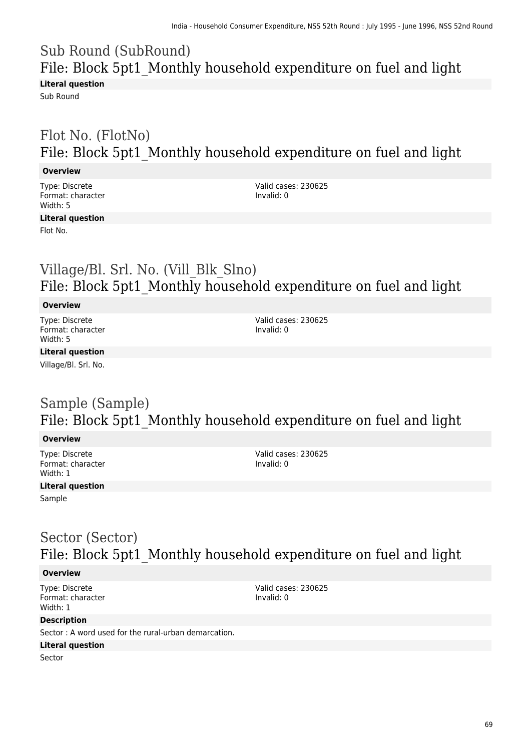## Sub Round (SubRound)
## File: Block 5pt1_Monthly household expenditure on fuel and light

**Literal question**

Sub Round

## Flot No. (FlotNo)
## File: Block 5pt1_Monthly household expenditure on fuel and light

**Overview**

Type: Discrete
Format: character
Width: 5

Valid cases: 230625
Invalid: 0

**Literal question**

Flot No.

## Village/Bl. Srl. No. (Vill_Blk_Slno)
## File: Block 5pt1_Monthly household expenditure on fuel and light

**Overview**

Type: Discrete
Format: character
Width: 5

Valid cases: 230625
Invalid: 0

**Literal question**

Village/Bl. Srl. No.

## Sample (Sample)
## File: Block 5pt1_Monthly household expenditure on fuel and light

**Overview**

Type: Discrete
Format: character
Width: 1

Valid cases: 230625
Invalid: 0

**Literal question**

Sample

## Sector (Sector)
## File: Block 5pt1_Monthly household expenditure on fuel and light

**Overview**

Type: Discrete
Format: character
Width: 1

Valid cases: 230625
Invalid: 0

**Description**

Sector : A word used for the rural-urban demarcation.

**Literal question**

Sector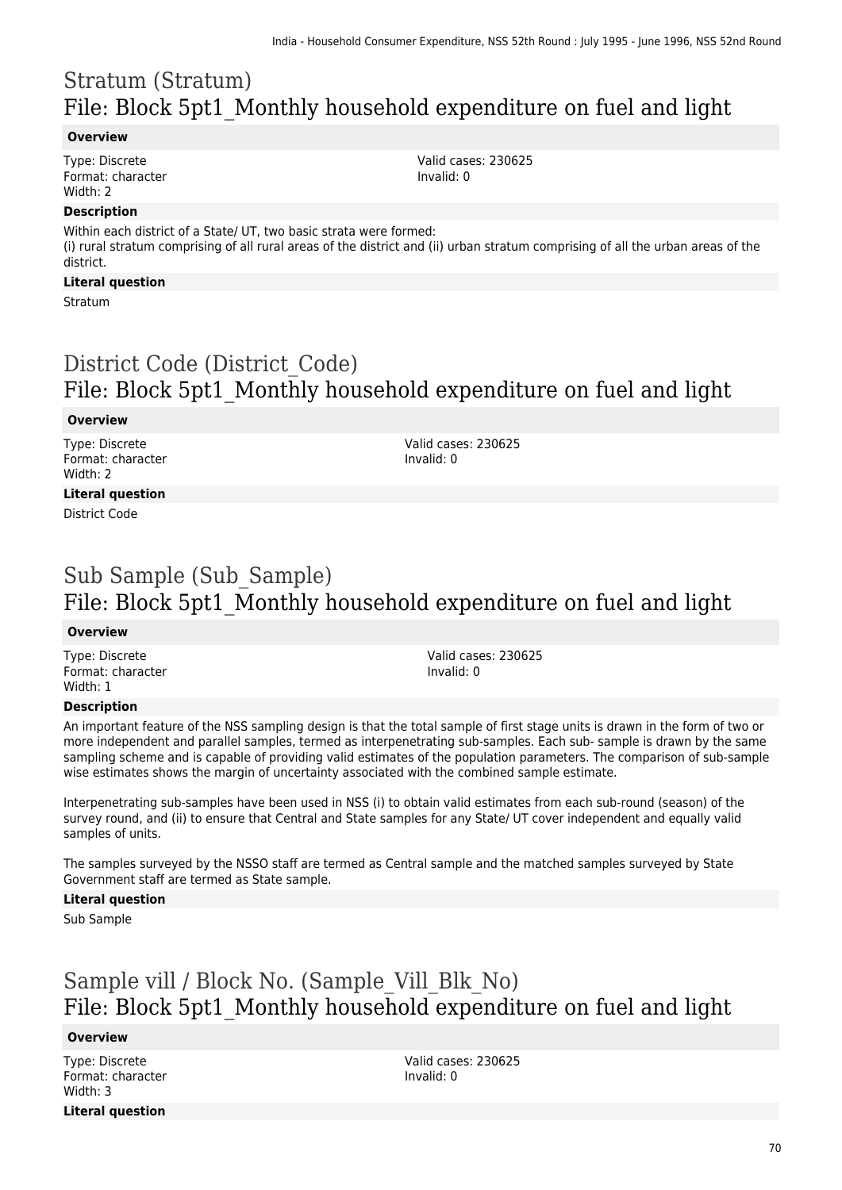## Stratum (Stratum)
## File: Block 5pt1_Monthly household expenditure on fuel and light

**Overview**

Type: Discrete
Format: character
Width: 2

Valid cases: 230625
Invalid: 0

**Description**

Within each district of a State/ UT, two basic strata were formed:
(i) rural stratum comprising of all rural areas of the district and (ii) urban stratum comprising of all the urban areas of the district.

**Literal question**

Stratum

## District Code (District_Code)
## File: Block 5pt1_Monthly household expenditure on fuel and light

**Overview**

Type: Discrete
Format: character
Width: 2

Valid cases: 230625
Invalid: 0

**Literal question**

District Code

## Sub Sample (Sub_Sample)
## File: Block 5pt1_Monthly household expenditure on fuel and light

**Overview**

Type: Discrete
Format: character
Width: 1

Valid cases: 230625
Invalid: 0

**Description**

An important feature of the NSS sampling design is that the total sample of first stage units is drawn in the form of two or more independent and parallel samples, termed as interpenetrating sub-samples. Each sub- sample is drawn by the same sampling scheme and is capable of providing valid estimates of the population parameters. The comparison of sub-sample wise estimates shows the margin of uncertainty associated with the combined sample estimate.

Interpenetrating sub-samples have been used in NSS (i) to obtain valid estimates from each sub-round (season) of the survey round, and (ii) to ensure that Central and State samples for any State/ UT cover independent and equally valid samples of units.

The samples surveyed by the NSSO staff are termed as Central sample and the matched samples surveyed by State Government staff are termed as State sample.

**Literal question**

Sub Sample

## Sample vill / Block No. (Sample_Vill_Blk_No)
## File: Block 5pt1_Monthly household expenditure on fuel and light

**Overview**

Type: Discrete
Format: character
Width: 3

Valid cases: 230625
Invalid: 0

**Literal question**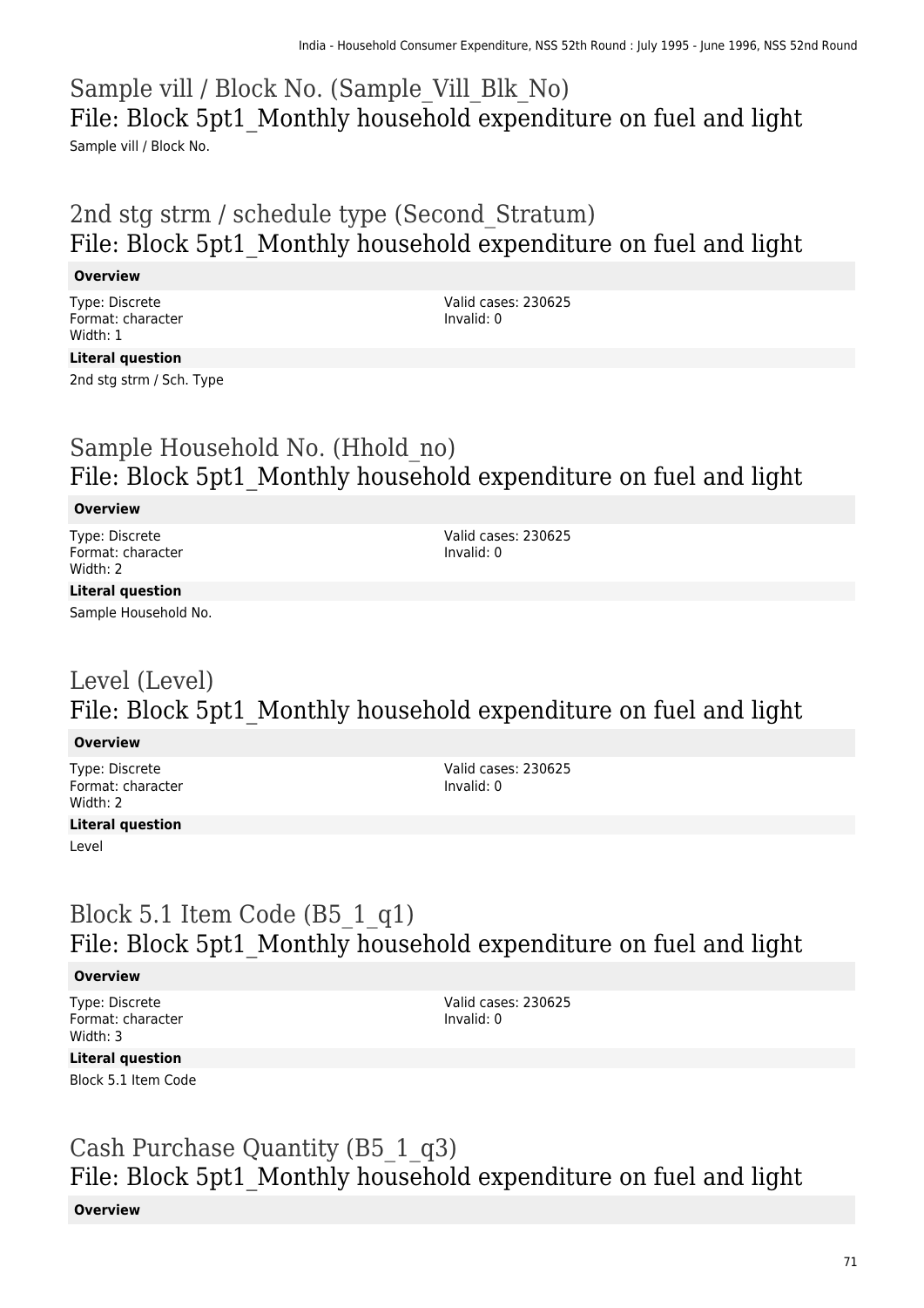# Sample vill / Block No. (Sample_Vill_Blk_No)
## File: Block 5pt1_Monthly household expenditure on fuel and light

Sample vill / Block No.

# 2nd stg strm / schedule type (Second_Stratum)
## File: Block 5pt1_Monthly household expenditure on fuel and light

**Overview**

Type: Discrete
Format: character
Width: 1

Valid cases: 230625
Invalid: 0

**Literal question**

2nd stg strm / Sch. Type

# Sample Household No. (Hhold_no)
## File: Block 5pt1_Monthly household expenditure on fuel and light

**Overview**

Type: Discrete
Format: character
Width: 2

Valid cases: 230625
Invalid: 0

**Literal question**

Sample Household No.

# Level (Level)
## File: Block 5pt1_Monthly household expenditure on fuel and light

**Overview**

Type: Discrete
Format: character
Width: 2

Valid cases: 230625
Invalid: 0

**Literal question**

Level

# Block 5.1 Item Code (B5_1_q1)
## File: Block 5pt1_Monthly household expenditure on fuel and light

**Overview**

Type: Discrete
Format: character
Width: 3

Valid cases: 230625
Invalid: 0

**Literal question**

Block 5.1 Item Code

# Cash Purchase Quantity (B5_1_q3)
## File: Block 5pt1_Monthly household expenditure on fuel and light

**Overview**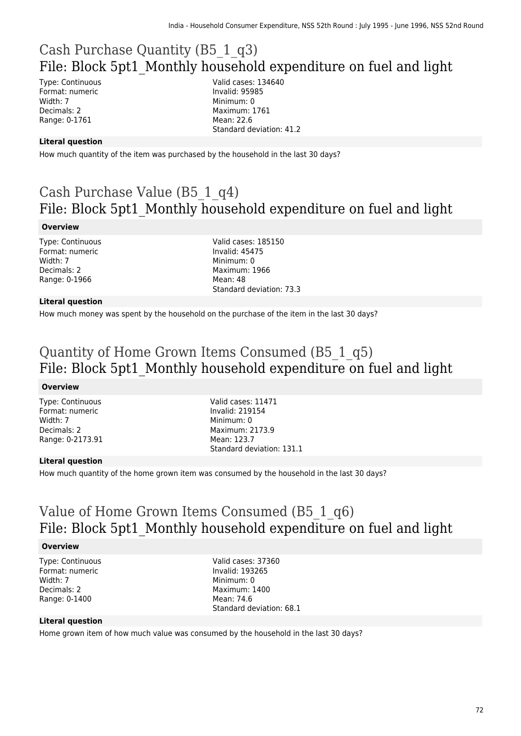# Cash Purchase Quantity (B5_1_q3)
## File: Block 5pt1_Monthly household expenditure on fuel and light

Type: Continuous
Format: numeric
Width: 7
Decimals: 2
Range: 0-1761

Valid cases: 134640
Invalid: 95985
Minimum: 0
Maximum: 1761
Mean: 22.6
Standard deviation: 41.2

**Literal question**

How much quantity of the item was purchased by the household in the last 30 days?

# Cash Purchase Value (B5_1_q4)
## File: Block 5pt1_Monthly household expenditure on fuel and light

**Overview**

Type: Continuous
Format: numeric
Width: 7
Decimals: 2
Range: 0-1966

Valid cases: 185150
Invalid: 45475
Minimum: 0
Maximum: 1966
Mean: 48
Standard deviation: 73.3

**Literal question**

How much money was spent by the household on the purchase of the item in the last 30 days?

# Quantity of Home Grown Items Consumed (B5_1_q5)
## File: Block 5pt1_Monthly household expenditure on fuel and light

**Overview**

Type: Continuous
Format: numeric
Width: 7
Decimals: 2
Range: 0-2173.91

Valid cases: 11471
Invalid: 219154
Minimum: 0
Maximum: 2173.9
Mean: 123.7
Standard deviation: 131.1

**Literal question**

How much quantity of the home grown item was consumed by the household in the last 30 days?

# Value of Home Grown Items Consumed (B5_1_q6)
## File: Block 5pt1_Monthly household expenditure on fuel and light

**Overview**

Type: Continuous
Format: numeric
Width: 7
Decimals: 2
Range: 0-1400

Valid cases: 37360
Invalid: 193265
Minimum: 0
Maximum: 1400
Mean: 74.6
Standard deviation: 68.1

**Literal question**

Home grown item of how much value was consumed by the household in the last 30 days?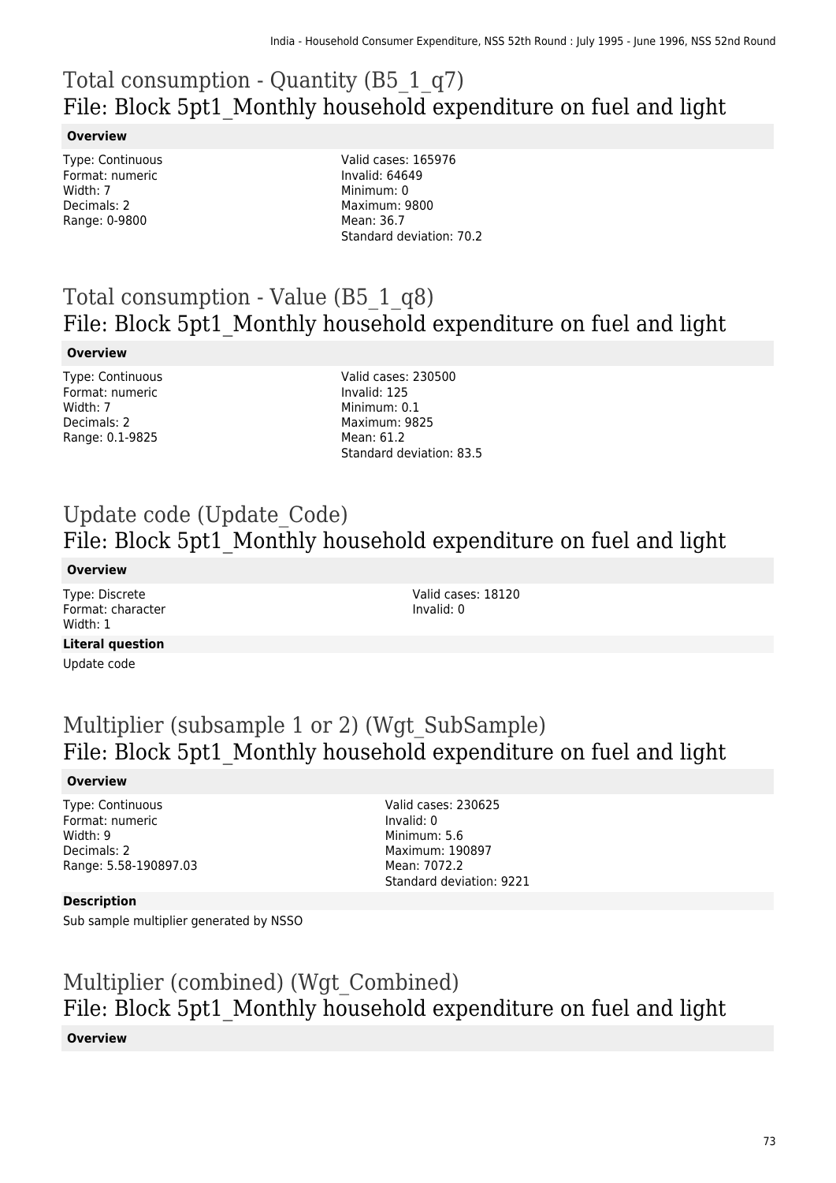# Total consumption - Quantity (B5_1_q7)
## File: Block 5pt1_Monthly household expenditure on fuel and light

**Overview**

Type: Continuous
Format: numeric
Width: 7
Decimals: 2
Range: 0-9800

Valid cases: 165976
Invalid: 64649
Minimum: 0
Maximum: 9800
Mean: 36.7
Standard deviation: 70.2

# Total consumption - Value (B5_1_q8)
## File: Block 5pt1_Monthly household expenditure on fuel and light

**Overview**

Type: Continuous
Format: numeric
Width: 7
Decimals: 2
Range: 0.1-9825

Valid cases: 230500
Invalid: 125
Minimum: 0.1
Maximum: 9825
Mean: 61.2
Standard deviation: 83.5

# Update code (Update_Code)
## File: Block 5pt1_Monthly household expenditure on fuel and light

**Overview**

Type: Discrete
Format: character
Width: 1

Valid cases: 18120
Invalid: 0

**Literal question**

Update code

# Multiplier (subsample 1 or 2) (Wgt_SubSample)
## File: Block 5pt1_Monthly household expenditure on fuel and light

**Overview**

Type: Continuous
Format: numeric
Width: 9
Decimals: 2
Range: 5.58-190897.03

Valid cases: 230625
Invalid: 0
Minimum: 5.6
Maximum: 190897
Mean: 7072.2
Standard deviation: 9221

**Description**

Sub sample multiplier generated by NSSO

# Multiplier (combined) (Wgt_Combined)
## File: Block 5pt1_Monthly household expenditure on fuel and light

**Overview**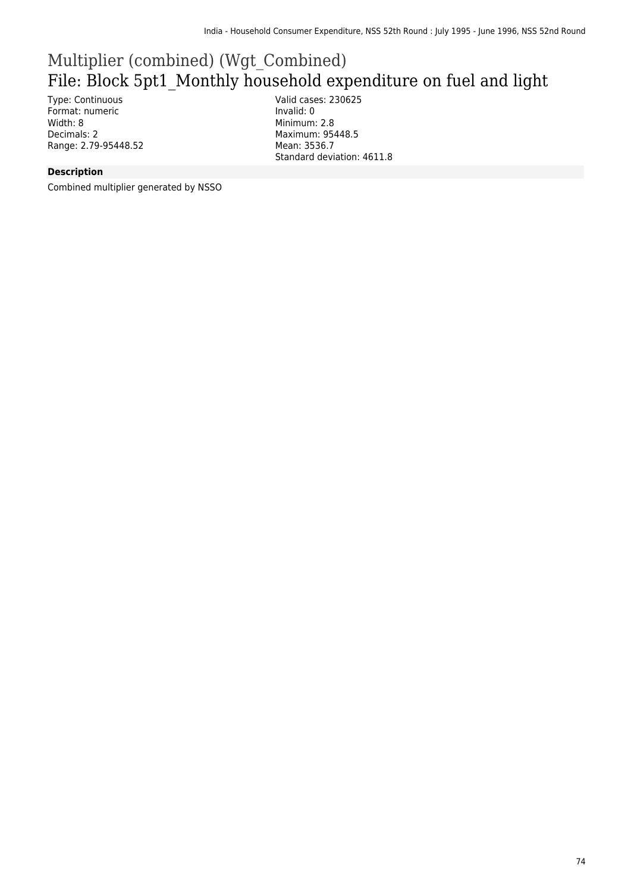# Multiplier (combined) (Wgt_Combined)

## File: Block 5pt1_Monthly household expenditure on fuel and light

Type: Continuous
Format: numeric
Width: 8
Decimals: 2
Range: 2.79-95448.52

Valid cases: 230625
Invalid: 0
Minimum: 2.8
Maximum: 95448.5
Mean: 3536.7
Standard deviation: 4611.8

**Description**

Combined multiplier generated by NSSO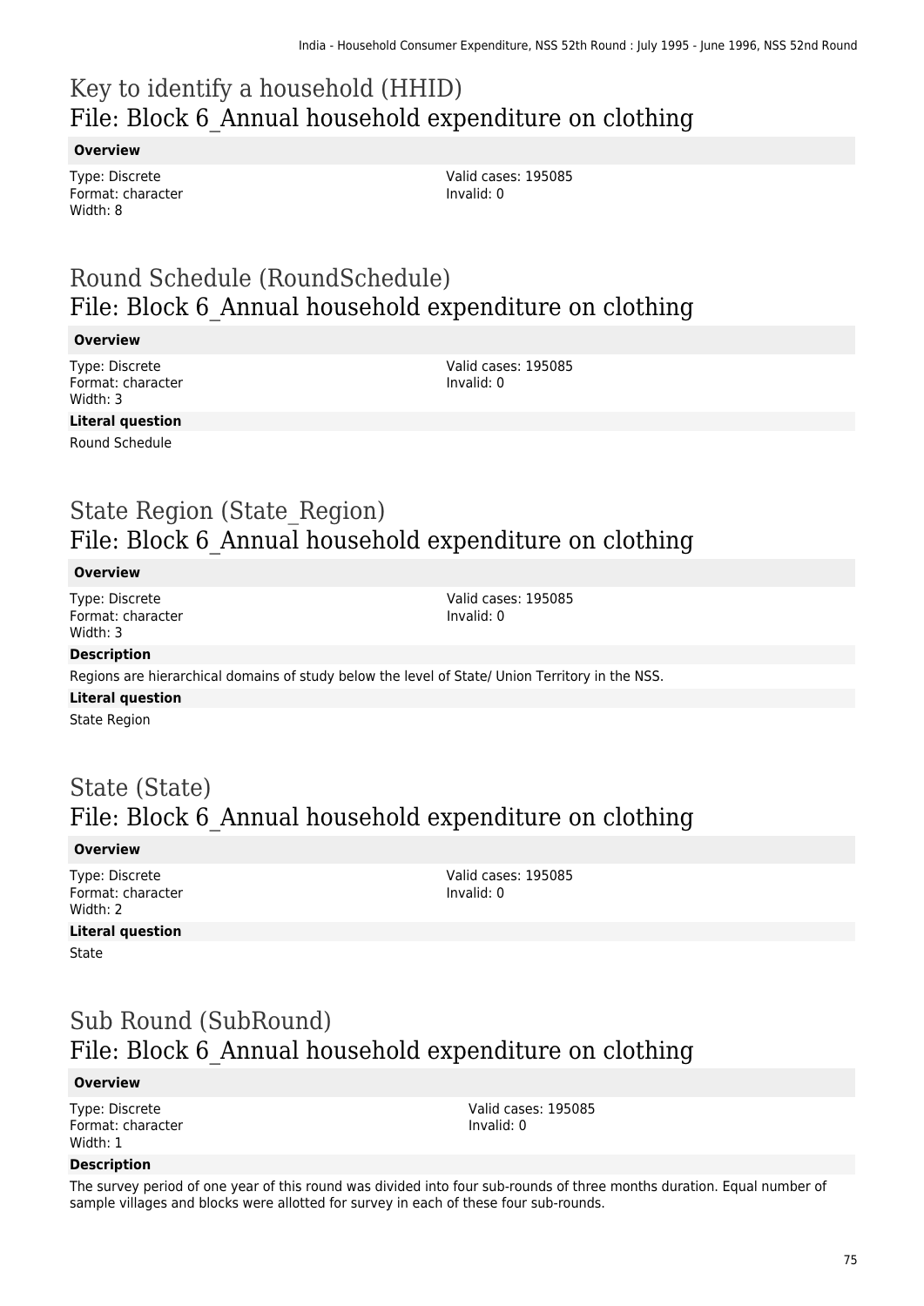# Key to identify a household (HHID)
## File: Block 6_Annual household expenditure on clothing

**Overview**

Type: Discrete
Format: character
Width: 8

Valid cases: 195085
Invalid: 0

# Round Schedule (RoundSchedule)
## File: Block 6_Annual household expenditure on clothing

**Overview**

Type: Discrete
Format: character
Width: 3

Valid cases: 195085
Invalid: 0

**Literal question**

Round Schedule

# State Region (State_Region)
## File: Block 6_Annual household expenditure on clothing

**Overview**

Type: Discrete
Format: character
Width: 3

Valid cases: 195085
Invalid: 0

**Description**

Regions are hierarchical domains of study below the level of State/ Union Territory in the NSS.

**Literal question**

State Region

# State (State)
## File: Block 6_Annual household expenditure on clothing

**Overview**

Type: Discrete
Format: character
Width: 2

Valid cases: 195085
Invalid: 0

**Literal question**

State

# Sub Round (SubRound)
## File: Block 6_Annual household expenditure on clothing

**Overview**

Type: Discrete
Format: character
Width: 1

Valid cases: 195085
Invalid: 0

**Description**

The survey period of one year of this round was divided into four sub-rounds of three months duration. Equal number of sample villages and blocks were allotted for survey in each of these four sub-rounds.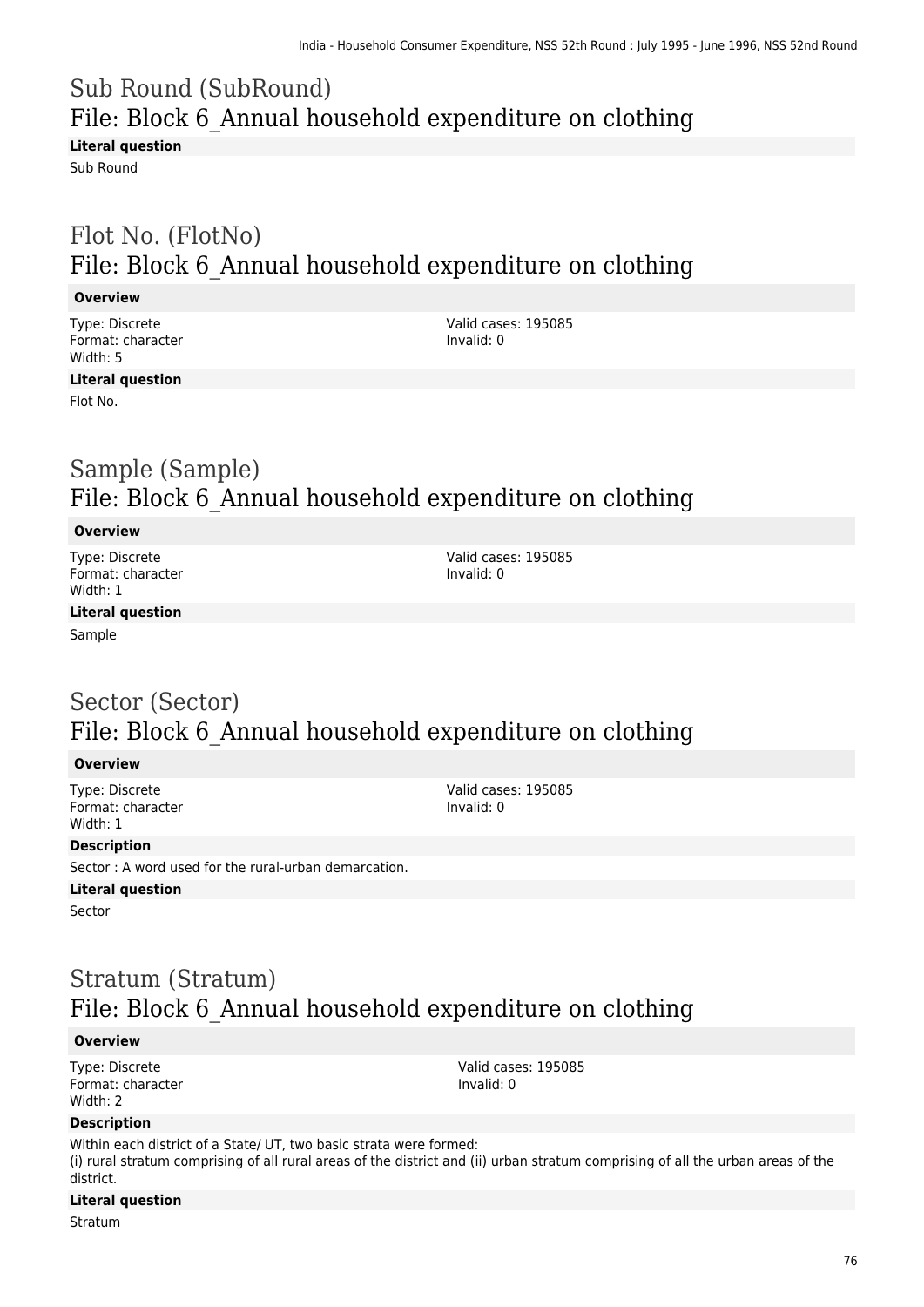## Sub Round (SubRound)
## File: Block 6_Annual household expenditure on clothing

**Literal question**

Sub Round

## Flot No. (FlotNo)
## File: Block 6_Annual household expenditure on clothing

**Overview**

Type: Discrete
Format: character
Width: 5

Valid cases: 195085
Invalid: 0

**Literal question**

Flot No.

## Sample (Sample)
## File: Block 6_Annual household expenditure on clothing

**Overview**

Type: Discrete
Format: character
Width: 1

Valid cases: 195085
Invalid: 0

**Literal question**

Sample

## Sector (Sector)
## File: Block 6_Annual household expenditure on clothing

**Overview**

Type: Discrete
Format: character
Width: 1

Valid cases: 195085
Invalid: 0

**Description**

Sector : A word used for the rural-urban demarcation.

**Literal question**

Sector

## Stratum (Stratum)
## File: Block 6_Annual household expenditure on clothing

**Overview**

Type: Discrete
Format: character
Width: 2

Valid cases: 195085
Invalid: 0

**Description**

Within each district of a State/ UT, two basic strata were formed:
(i) rural stratum comprising of all rural areas of the district and (ii) urban stratum comprising of all the urban areas of the district.

**Literal question**

Stratum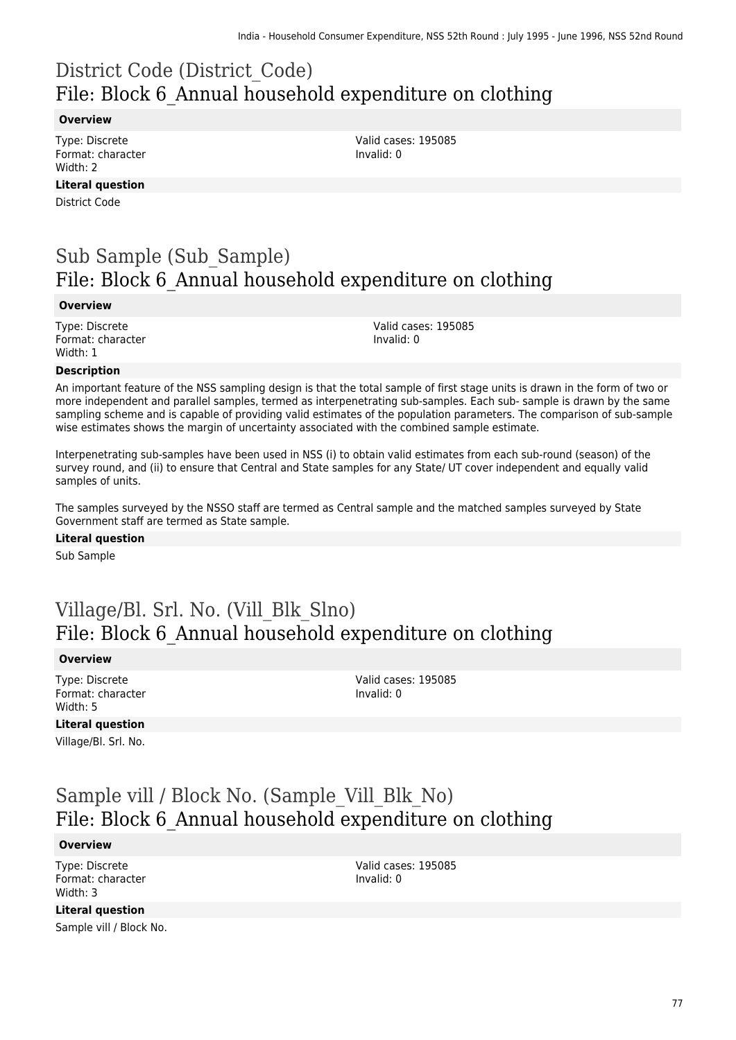# District Code (District_Code)
## File: Block 6_Annual household expenditure on clothing

**Overview**

Type: Discrete
Format: character
Width: 2

Valid cases: 195085
Invalid: 0

**Literal question**

District Code

# Sub Sample (Sub_Sample)
## File: Block 6_Annual household expenditure on clothing

**Overview**

Type: Discrete
Format: character
Width: 1

Valid cases: 195085
Invalid: 0

**Description**

An important feature of the NSS sampling design is that the total sample of first stage units is drawn in the form of two or more independent and parallel samples, termed as interpenetrating sub-samples. Each sub- sample is drawn by the same sampling scheme and is capable of providing valid estimates of the population parameters. The comparison of sub-sample wise estimates shows the margin of uncertainty associated with the combined sample estimate.

Interpenetrating sub-samples have been used in NSS (i) to obtain valid estimates from each sub-round (season) of the survey round, and (ii) to ensure that Central and State samples for any State/ UT cover independent and equally valid samples of units.

The samples surveyed by the NSSO staff are termed as Central sample and the matched samples surveyed by State Government staff are termed as State sample.

**Literal question**

Sub Sample

# Village/Bl. Srl. No. (Vill_Blk_Slno)
## File: Block 6_Annual household expenditure on clothing

**Overview**

Type: Discrete
Format: character
Width: 5

Valid cases: 195085
Invalid: 0

**Literal question**

Village/Bl. Srl. No.

# Sample vill / Block No. (Sample_Vill_Blk_No)
## File: Block 6_Annual household expenditure on clothing

**Overview**

Type: Discrete
Format: character
Width: 3

Valid cases: 195085
Invalid: 0

**Literal question**

Sample vill / Block No.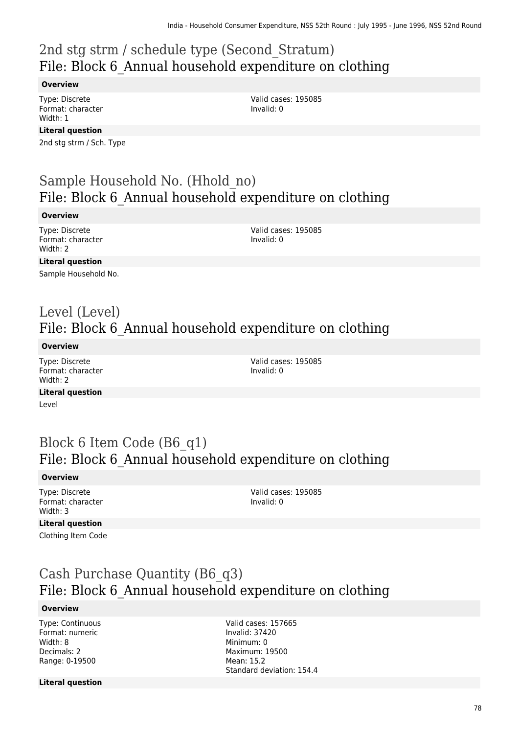## 2nd stg strm / schedule type (Second_Stratum)
## File: Block 6_Annual household expenditure on clothing

**Overview**

Type: Discrete
Format: character
Width: 1

Valid cases: 195085
Invalid: 0

**Literal question**

2nd stg strm / Sch. Type

## Sample Household No. (Hhold_no)
## File: Block 6_Annual household expenditure on clothing

**Overview**

Type: Discrete
Format: character
Width: 2

Valid cases: 195085
Invalid: 0

**Literal question**

Sample Household No.

## Level (Level)
## File: Block 6_Annual household expenditure on clothing

**Overview**

Type: Discrete
Format: character
Width: 2

Valid cases: 195085
Invalid: 0

**Literal question**

Level

## Block 6 Item Code (B6_q1)
## File: Block 6_Annual household expenditure on clothing

**Overview**

Type: Discrete
Format: character
Width: 3

Valid cases: 195085
Invalid: 0

**Literal question**

Clothing Item Code

## Cash Purchase Quantity (B6_q3)
## File: Block 6_Annual household expenditure on clothing

**Overview**

Type: Continuous
Format: numeric
Width: 8
Decimals: 2
Range: 0-19500

Valid cases: 157665
Invalid: 37420
Minimum: 0
Maximum: 19500
Mean: 15.2
Standard deviation: 154.4

**Literal question**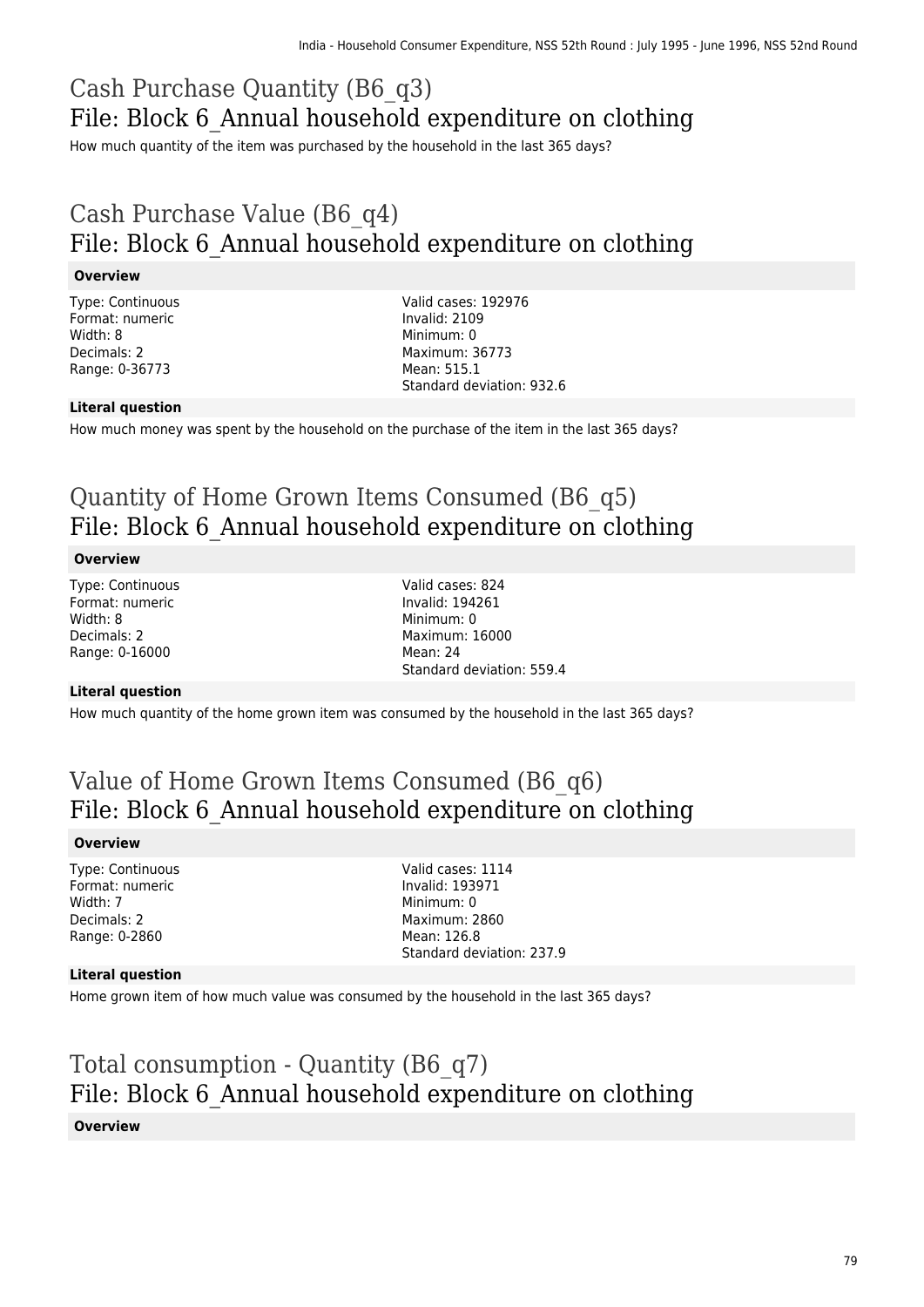## Cash Purchase Quantity (B6_q3)
## File: Block 6_Annual household expenditure on clothing

How much quantity of the item was purchased by the household in the last 365 days?

## Cash Purchase Value (B6_q4)
## File: Block 6_Annual household expenditure on clothing

**Overview**

Type: Continuous
Format: numeric
Width: 8
Decimals: 2
Range: 0-36773

Valid cases: 192976
Invalid: 2109
Minimum: 0
Maximum: 36773
Mean: 515.1
Standard deviation: 932.6

**Literal question**

How much money was spent by the household on the purchase of the item in the last 365 days?

## Quantity of Home Grown Items Consumed (B6_q5)
## File: Block 6_Annual household expenditure on clothing

**Overview**

Type: Continuous
Format: numeric
Width: 8
Decimals: 2
Range: 0-16000

Valid cases: 824
Invalid: 194261
Minimum: 0
Maximum: 16000
Mean: 24
Standard deviation: 559.4

**Literal question**

How much quantity of the home grown item was consumed by the household in the last 365 days?

## Value of Home Grown Items Consumed (B6_q6)
## File: Block 6_Annual household expenditure on clothing

**Overview**

Type: Continuous
Format: numeric
Width: 7
Decimals: 2
Range: 0-2860

Valid cases: 1114
Invalid: 193971
Minimum: 0
Maximum: 2860
Mean: 126.8
Standard deviation: 237.9

**Literal question**

Home grown item of how much value was consumed by the household in the last 365 days?

## Total consumption - Quantity (B6_q7)
## File: Block 6_Annual household expenditure on clothing

**Overview**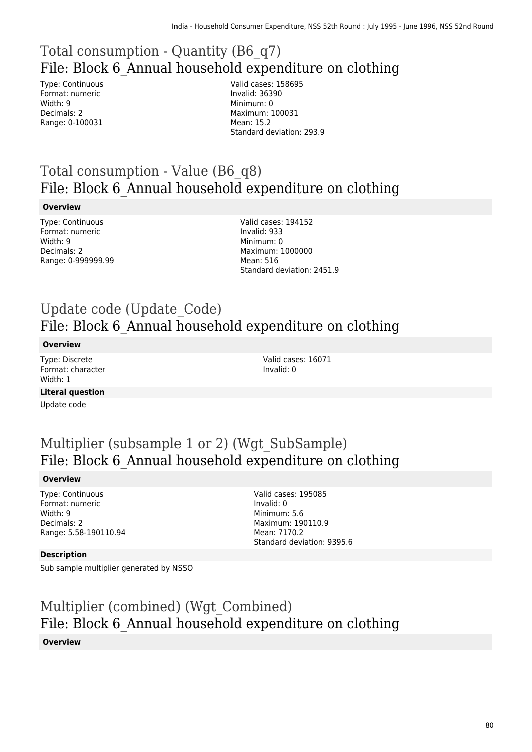# Total consumption - Quantity (B6_q7)
## File: Block 6_Annual household expenditure on clothing

Type: Continuous
Format: numeric
Width: 9
Decimals: 2
Range: 0-100031

Valid cases: 158695
Invalid: 36390
Minimum: 0
Maximum: 100031
Mean: 15.2
Standard deviation: 293.9

# Total consumption - Value (B6_q8)
## File: Block 6_Annual household expenditure on clothing

**Overview**

Type: Continuous
Format: numeric
Width: 9
Decimals: 2
Range: 0-999999.99

Valid cases: 194152
Invalid: 933
Minimum: 0
Maximum: 1000000
Mean: 516
Standard deviation: 2451.9

# Update code (Update_Code)
## File: Block 6_Annual household expenditure on clothing

**Overview**

Type: Discrete
Format: character
Width: 1

Valid cases: 16071
Invalid: 0

**Literal question**

Update code

# Multiplier (subsample 1 or 2) (Wgt_SubSample)
## File: Block 6_Annual household expenditure on clothing

**Overview**

Type: Continuous
Format: numeric
Width: 9
Decimals: 2
Range: 5.58-190110.94

Valid cases: 195085
Invalid: 0
Minimum: 5.6
Maximum: 190110.9
Mean: 7170.2
Standard deviation: 9395.6

**Description**

Sub sample multiplier generated by NSSO

# Multiplier (combined) (Wgt_Combined)
## File: Block 6_Annual household expenditure on clothing

**Overview**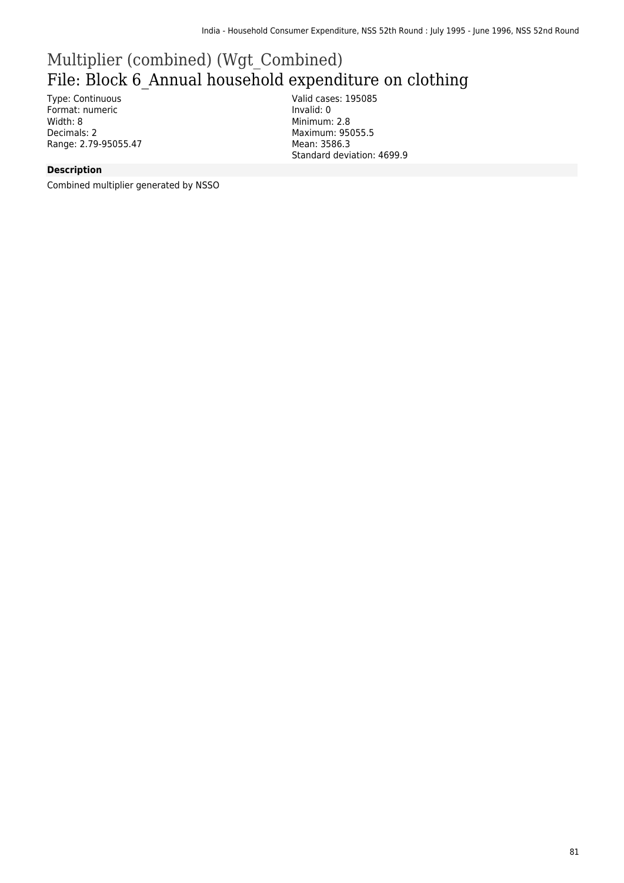# Multiplier (combined) (Wgt_Combined)

## File: Block 6_Annual household expenditure on clothing

Type: Continuous
Format: numeric
Width: 8
Decimals: 2
Range: 2.79-95055.47

Valid cases: 195085
Invalid: 0
Minimum: 2.8
Maximum: 95055.5
Mean: 3586.3
Standard deviation: 4699.9

**Description**

Combined multiplier generated by NSSO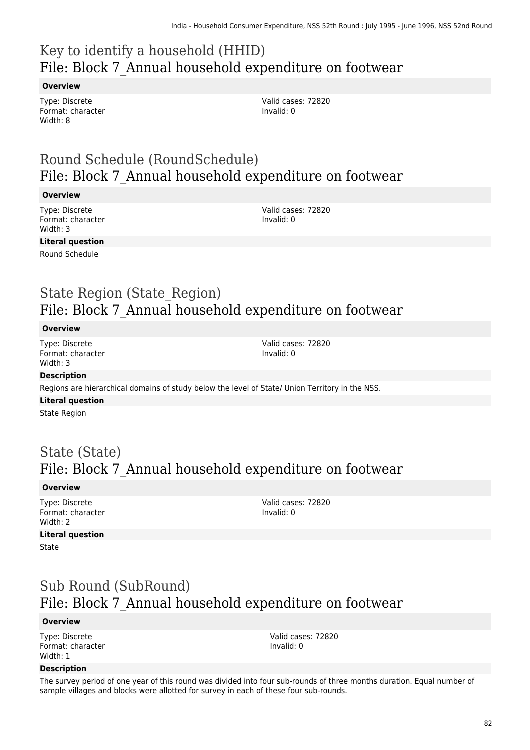# Key to identify a household (HHID)
## File: Block 7_Annual household expenditure on footwear

**Overview**

Type: Discrete
Format: character
Width: 8

Valid cases: 72820
Invalid: 0

# Round Schedule (RoundSchedule)
## File: Block 7_Annual household expenditure on footwear

**Overview**

Type: Discrete
Format: character
Width: 3

Valid cases: 72820
Invalid: 0

**Literal question**

Round Schedule

# State Region (State_Region)
## File: Block 7_Annual household expenditure on footwear

**Overview**

Type: Discrete
Format: character
Width: 3

Valid cases: 72820
Invalid: 0

**Description**

Regions are hierarchical domains of study below the level of State/ Union Territory in the NSS.

**Literal question**

State Region

# State (State)
## File: Block 7_Annual household expenditure on footwear

**Overview**

Type: Discrete
Format: character
Width: 2

Valid cases: 72820
Invalid: 0

**Literal question**

State

# Sub Round (SubRound)
## File: Block 7_Annual household expenditure on footwear

**Overview**

Type: Discrete
Format: character
Width: 1

Valid cases: 72820
Invalid: 0

**Description**

The survey period of one year of this round was divided into four sub-rounds of three months duration. Equal number of sample villages and blocks were allotted for survey in each of these four sub-rounds.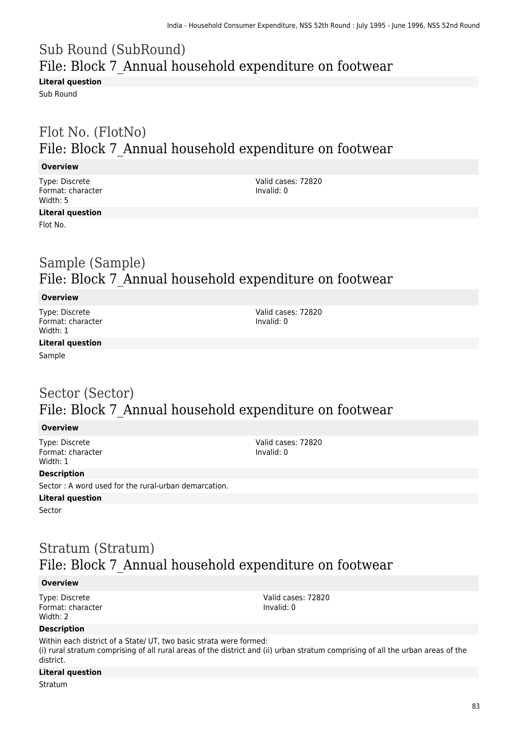## Sub Round (SubRound)
### File: Block 7_Annual household expenditure on footwear

**Literal question**

Sub Round

## Flot No. (FlotNo)
### File: Block 7_Annual household expenditure on footwear

**Overview**

Type: Discrete
Format: character
Width: 5

Valid cases: 72820
Invalid: 0

**Literal question**

Flot No.

## Sample (Sample)
### File: Block 7_Annual household expenditure on footwear

**Overview**

Type: Discrete
Format: character
Width: 1

Valid cases: 72820
Invalid: 0

**Literal question**

Sample

## Sector (Sector)
### File: Block 7_Annual household expenditure on footwear

**Overview**

Type: Discrete
Format: character
Width: 1

Valid cases: 72820
Invalid: 0

**Description**

Sector : A word used for the rural-urban demarcation.

**Literal question**

Sector

## Stratum (Stratum)
### File: Block 7_Annual household expenditure on footwear

**Overview**

Type: Discrete
Format: character
Width: 2

Valid cases: 72820
Invalid: 0

**Description**

Within each district of a State/ UT, two basic strata were formed:
(i) rural stratum comprising of all rural areas of the district and (ii) urban stratum comprising of all the urban areas of the district.

**Literal question**

Stratum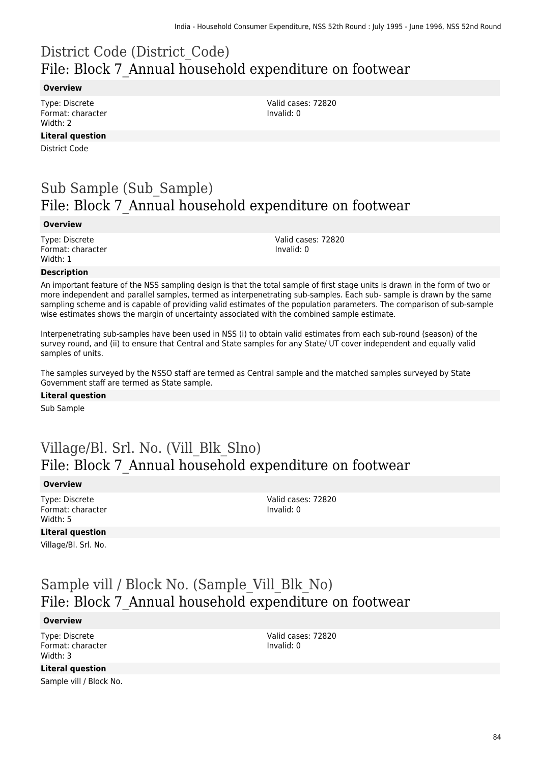# District Code (District_Code)
## File: Block 7_Annual household expenditure on footwear

**Overview**

Type: Discrete
Format: character
Width: 2

Valid cases: 72820
Invalid: 0

**Literal question**

District Code

# Sub Sample (Sub_Sample)
## File: Block 7_Annual household expenditure on footwear

**Overview**

Type: Discrete
Format: character
Width: 1

Valid cases: 72820
Invalid: 0

**Description**

An important feature of the NSS sampling design is that the total sample of first stage units is drawn in the form of two or more independent and parallel samples, termed as interpenetrating sub-samples. Each sub- sample is drawn by the same sampling scheme and is capable of providing valid estimates of the population parameters. The comparison of sub-sample wise estimates shows the margin of uncertainty associated with the combined sample estimate.

Interpenetrating sub-samples have been used in NSS (i) to obtain valid estimates from each sub-round (season) of the survey round, and (ii) to ensure that Central and State samples for any State/ UT cover independent and equally valid samples of units.

The samples surveyed by the NSSO staff are termed as Central sample and the matched samples surveyed by State Government staff are termed as State sample.

**Literal question**

Sub Sample

# Village/Bl. Srl. No. (Vill_Blk_Slno)
## File: Block 7_Annual household expenditure on footwear

**Overview**

Type: Discrete
Format: character
Width: 5

Valid cases: 72820
Invalid: 0

**Literal question**

Village/Bl. Srl. No.

# Sample vill / Block No. (Sample_Vill_Blk_No)
## File: Block 7_Annual household expenditure on footwear

**Overview**

Type: Discrete
Format: character
Width: 3

Valid cases: 72820
Invalid: 0

**Literal question**

Sample vill / Block No.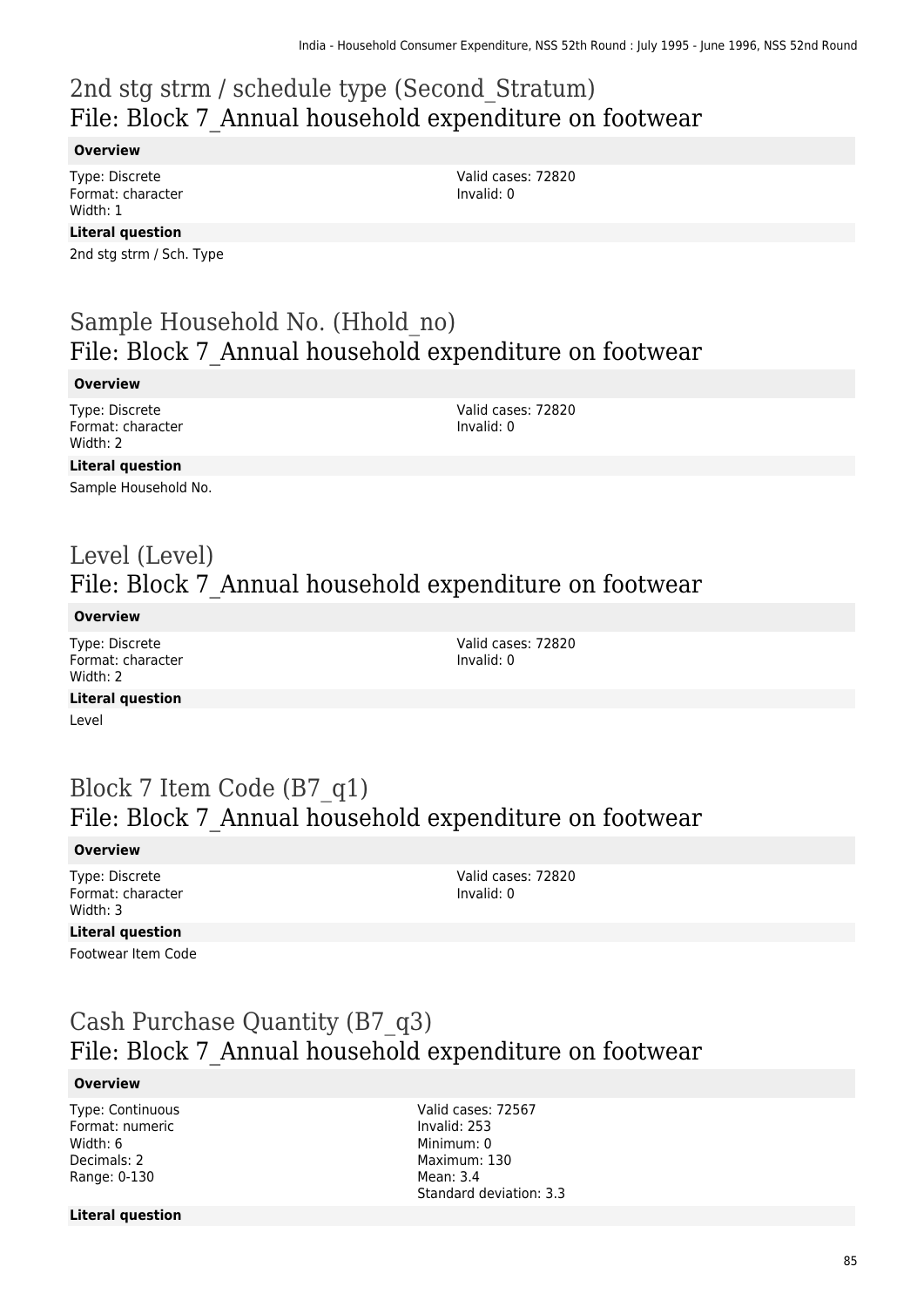# 2nd stg strm / schedule type (Second_Stratum)
## File: Block 7_Annual household expenditure on footwear

**Overview**

Type: Discrete
Format: character
Width: 1

Valid cases: 72820
Invalid: 0

**Literal question**

2nd stg strm / Sch. Type

# Sample Household No. (Hhold_no)
## File: Block 7_Annual household expenditure on footwear

**Overview**

Type: Discrete
Format: character
Width: 2

Valid cases: 72820
Invalid: 0

**Literal question**

Sample Household No.

# Level (Level)
## File: Block 7_Annual household expenditure on footwear

**Overview**

Type: Discrete
Format: character
Width: 2

Valid cases: 72820
Invalid: 0

**Literal question**

Level

# Block 7 Item Code (B7_q1)
## File: Block 7_Annual household expenditure on footwear

**Overview**

Type: Discrete
Format: character
Width: 3

Valid cases: 72820
Invalid: 0

**Literal question**

Footwear Item Code

# Cash Purchase Quantity (B7_q3)
## File: Block 7_Annual household expenditure on footwear

**Overview**

Type: Continuous
Format: numeric
Width: 6
Decimals: 2
Range: 0-130

Valid cases: 72567
Invalid: 253
Minimum: 0
Maximum: 130
Mean: 3.4
Standard deviation: 3.3

**Literal question**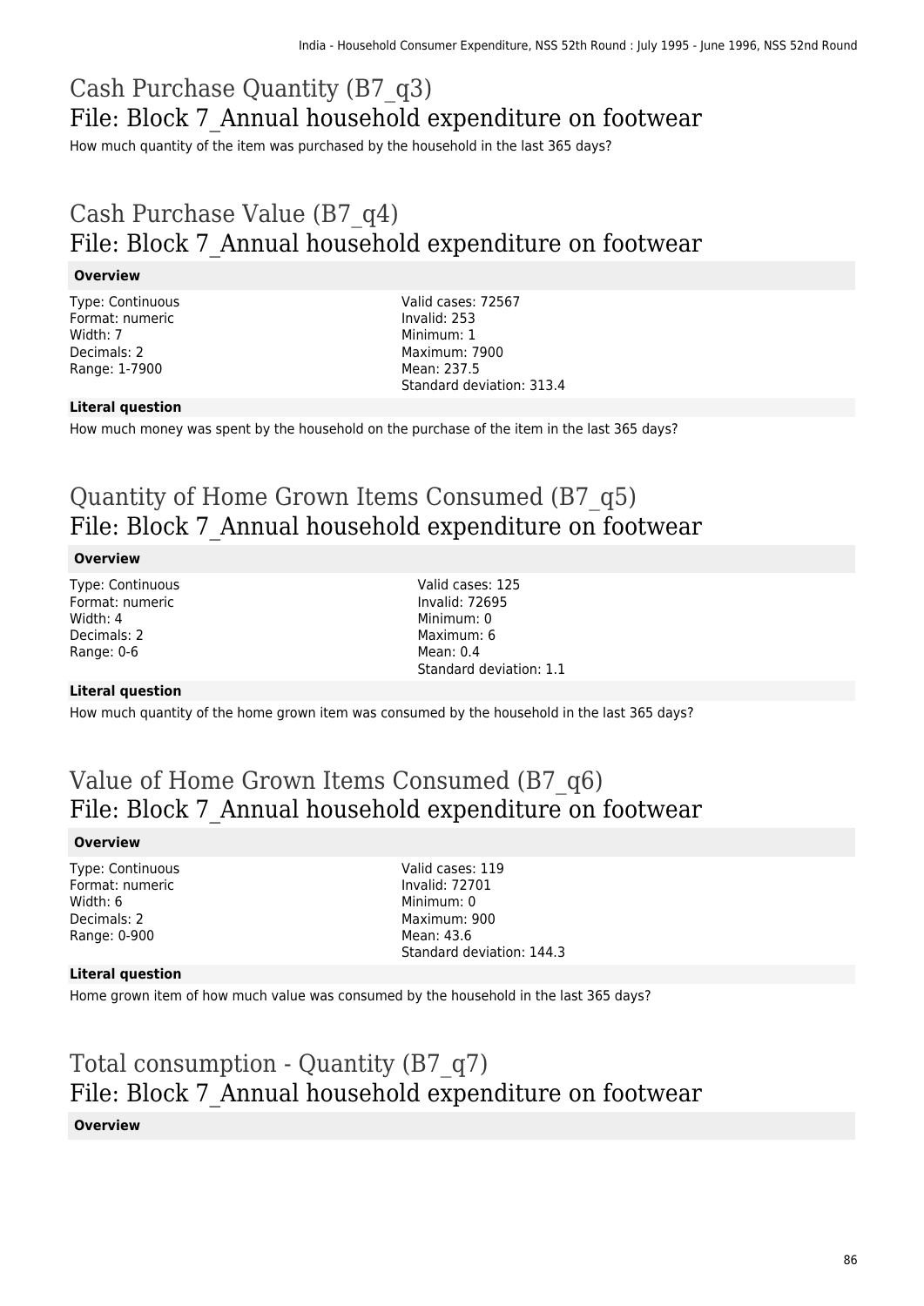# Cash Purchase Quantity (B7_q3)
## File: Block 7_Annual household expenditure on footwear

How much quantity of the item was purchased by the household in the last 365 days?

# Cash Purchase Value (B7_q4)
## File: Block 7_Annual household expenditure on footwear

**Overview**

Type: Continuous
Format: numeric
Width: 7
Decimals: 2
Range: 1-7900

Valid cases: 72567
Invalid: 253
Minimum: 1
Maximum: 7900
Mean: 237.5
Standard deviation: 313.4

**Literal question**

How much money was spent by the household on the purchase of the item in the last 365 days?

# Quantity of Home Grown Items Consumed (B7_q5)
## File: Block 7_Annual household expenditure on footwear

**Overview**

Type: Continuous
Format: numeric
Width: 4
Decimals: 2
Range: 0-6

Valid cases: 125
Invalid: 72695
Minimum: 0
Maximum: 6
Mean: 0.4
Standard deviation: 1.1

**Literal question**

How much quantity of the home grown item was consumed by the household in the last 365 days?

# Value of Home Grown Items Consumed (B7_q6)
## File: Block 7_Annual household expenditure on footwear

**Overview**

Type: Continuous
Format: numeric
Width: 6
Decimals: 2
Range: 0-900

Valid cases: 119
Invalid: 72701
Minimum: 0
Maximum: 900
Mean: 43.6
Standard deviation: 144.3

**Literal question**

Home grown item of how much value was consumed by the household in the last 365 days?

# Total consumption - Quantity (B7_q7)
## File: Block 7_Annual household expenditure on footwear

**Overview**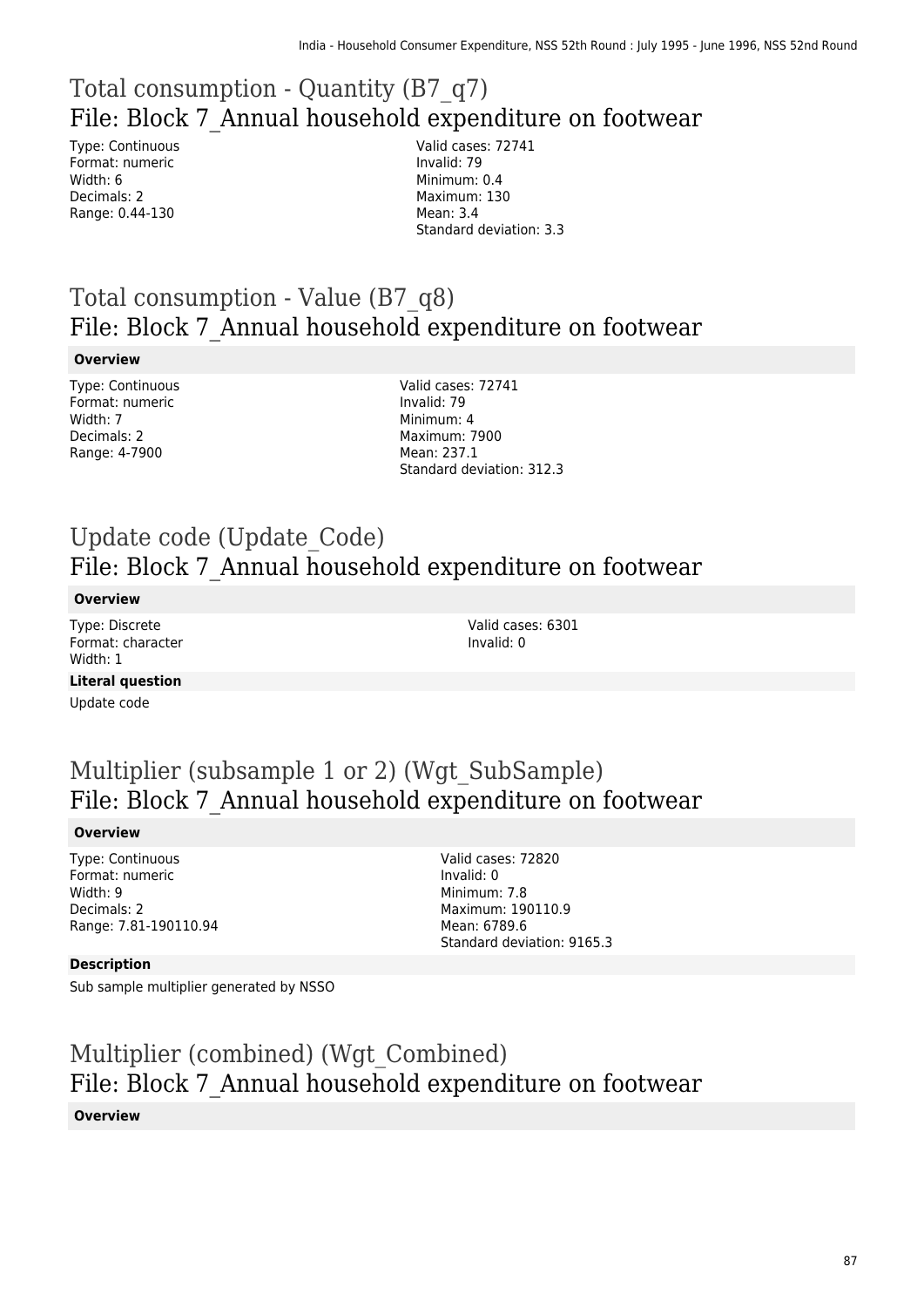# Total consumption - Quantity (B7_q7)
## File: Block 7_Annual household expenditure on footwear

Type: Continuous
Format: numeric
Width: 6
Decimals: 2
Range: 0.44-130

Valid cases: 72741
Invalid: 79
Minimum: 0.4
Maximum: 130
Mean: 3.4
Standard deviation: 3.3

# Total consumption - Value (B7_q8)
## File: Block 7_Annual household expenditure on footwear

**Overview**

Type: Continuous
Format: numeric
Width: 7
Decimals: 2
Range: 4-7900

Valid cases: 72741
Invalid: 79
Minimum: 4
Maximum: 7900
Mean: 237.1
Standard deviation: 312.3

# Update code (Update_Code)
## File: Block 7_Annual household expenditure on footwear

**Overview**

Type: Discrete
Format: character
Width: 1

Valid cases: 6301
Invalid: 0

**Literal question**

Update code

# Multiplier (subsample 1 or 2) (Wgt_SubSample)
## File: Block 7_Annual household expenditure on footwear

**Overview**

Type: Continuous
Format: numeric
Width: 9
Decimals: 2
Range: 7.81-190110.94

Valid cases: 72820
Invalid: 0
Minimum: 7.8
Maximum: 190110.9
Mean: 6789.6
Standard deviation: 9165.3

**Description**

Sub sample multiplier generated by NSSO

# Multiplier (combined) (Wgt_Combined)
## File: Block 7_Annual household expenditure on footwear

**Overview**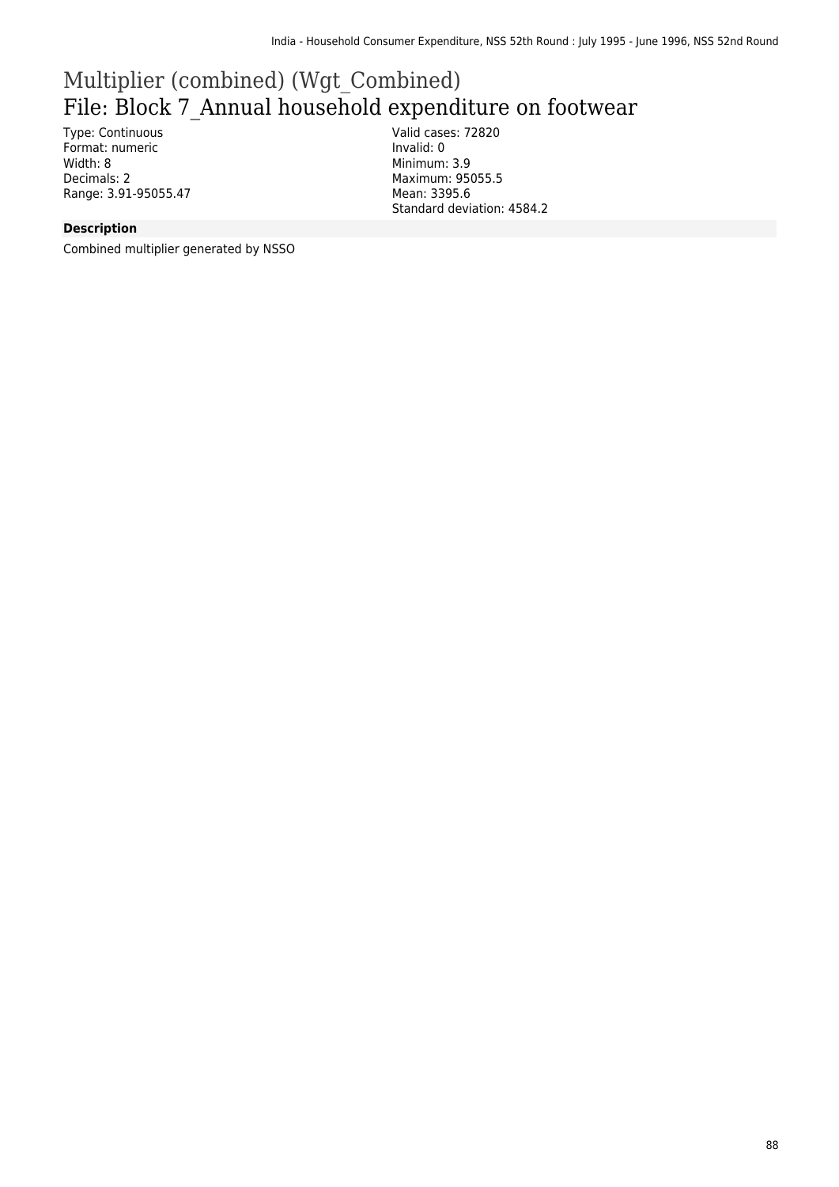# Multiplier (combined) (Wgt_Combined)

## File: Block 7_Annual household expenditure on footwear

Type: Continuous
Format: numeric
Width: 8
Decimals: 2
Range: 3.91-95055.47

Valid cases: 72820
Invalid: 0
Minimum: 3.9
Maximum: 95055.5
Mean: 3395.6
Standard deviation: 4584.2

**Description**

Combined multiplier generated by NSSO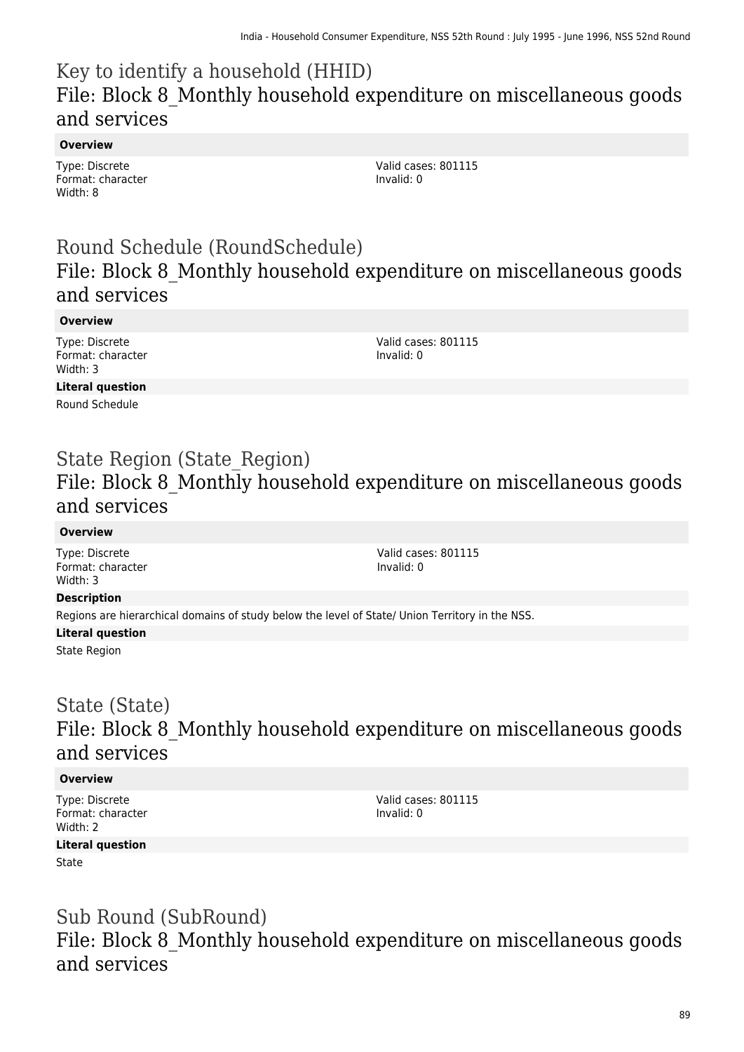# Key to identify a household (HHID)
## File: Block 8_Monthly household expenditure on miscellaneous goods and services

**Overview**

Type: Discrete
Format: character
Width: 8

Valid cases: 801115
Invalid: 0

# Round Schedule (RoundSchedule)
## File: Block 8_Monthly household expenditure on miscellaneous goods and services

**Overview**

Type: Discrete
Format: character
Width: 3

Valid cases: 801115
Invalid: 0

**Literal question**

Round Schedule

# State Region (State_Region)
## File: Block 8_Monthly household expenditure on miscellaneous goods and services

**Overview**

Type: Discrete
Format: character
Width: 3

Valid cases: 801115
Invalid: 0

**Description**

Regions are hierarchical domains of study below the level of State/ Union Territory in the NSS.

**Literal question**

State Region

# State (State)
## File: Block 8_Monthly household expenditure on miscellaneous goods and services

**Overview**

Type: Discrete
Format: character
Width: 2

Valid cases: 801115
Invalid: 0

**Literal question**

State

# Sub Round (SubRound)
## File: Block 8_Monthly household expenditure on miscellaneous goods and services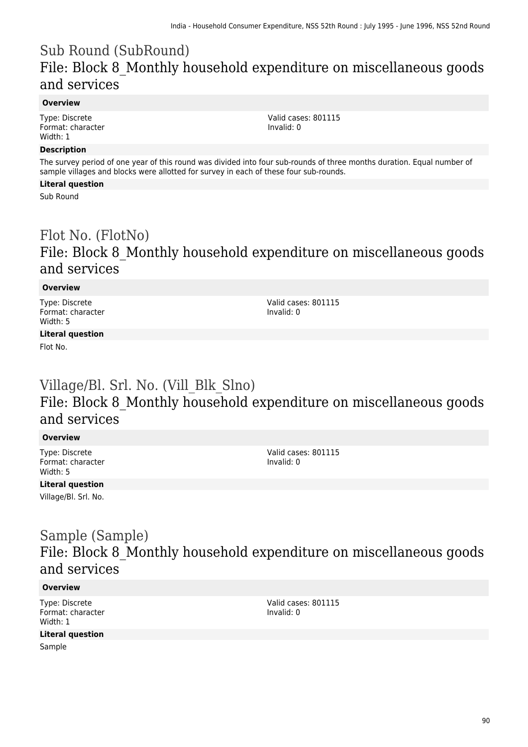## Sub Round (SubRound)
## File: Block 8_Monthly household expenditure on miscellaneous goods and services

**Overview**

Type: Discrete
Format: character
Width: 1

Valid cases: 801115
Invalid: 0

**Description**

The survey period of one year of this round was divided into four sub-rounds of three months duration. Equal number of sample villages and blocks were allotted for survey in each of these four sub-rounds.

**Literal question**

Sub Round

## Flot No. (FlotNo)
## File: Block 8_Monthly household expenditure on miscellaneous goods and services

**Overview**

Type: Discrete
Format: character
Width: 5

Valid cases: 801115
Invalid: 0

**Literal question**

Flot No.

## Village/Bl. Srl. No. (Vill_Blk_Slno)
## File: Block 8_Monthly household expenditure on miscellaneous goods and services

**Overview**

Type: Discrete
Format: character
Width: 5

Valid cases: 801115
Invalid: 0

**Literal question**

Village/Bl. Srl. No.

## Sample (Sample)
## File: Block 8_Monthly household expenditure on miscellaneous goods and services

**Overview**

Type: Discrete
Format: character
Width: 1

Valid cases: 801115
Invalid: 0

**Literal question**

Sample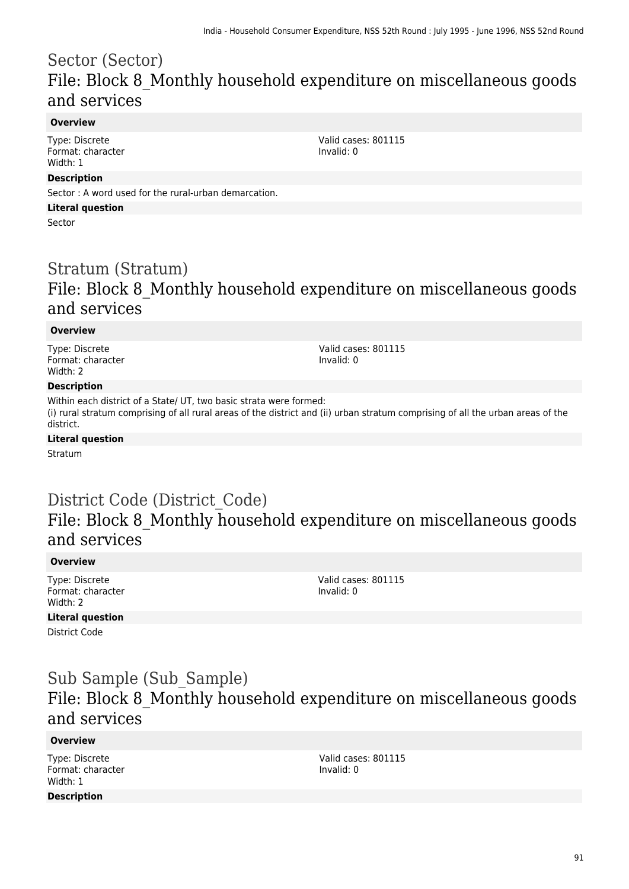# Sector (Sector)

## File: Block 8_Monthly household expenditure on miscellaneous goods and services

**Overview**

Type: Discrete
Format: character
Width: 1

Valid cases: 801115
Invalid: 0

**Description**

Sector : A word used for the rural-urban demarcation.

**Literal question**

Sector

# Stratum (Stratum)

## File: Block 8_Monthly household expenditure on miscellaneous goods and services

**Overview**

Type: Discrete
Format: character
Width: 2

Valid cases: 801115
Invalid: 0

**Description**

Within each district of a State/ UT, two basic strata were formed:
(i) rural stratum comprising of all rural areas of the district and (ii) urban stratum comprising of all the urban areas of the district.

**Literal question**

Stratum

# District Code (District_Code)

## File: Block 8_Monthly household expenditure on miscellaneous goods and services

**Overview**

Type: Discrete
Format: character
Width: 2

Valid cases: 801115
Invalid: 0

**Literal question**

District Code

# Sub Sample (Sub_Sample)

## File: Block 8_Monthly household expenditure on miscellaneous goods and services

**Overview**

Type: Discrete
Format: character
Width: 1

Valid cases: 801115
Invalid: 0

**Description**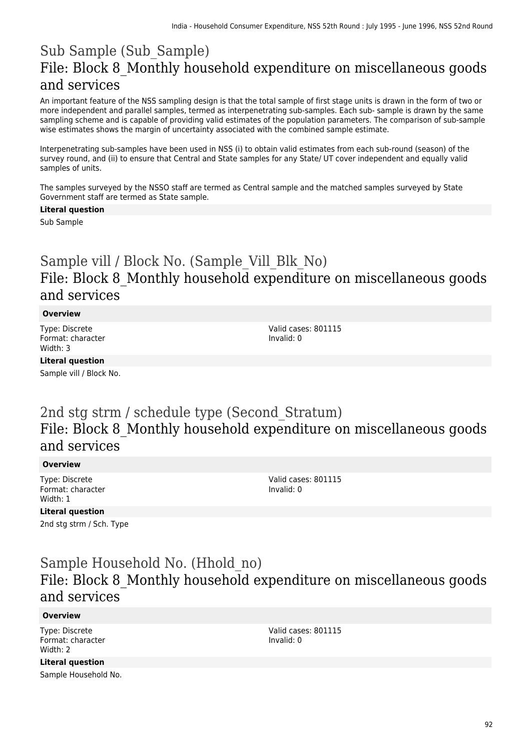# Sub Sample (Sub_Sample)

## File: Block 8_Monthly household expenditure on miscellaneous goods and services

An important feature of the NSS sampling design is that the total sample of first stage units is drawn in the form of two or more independent and parallel samples, termed as interpenetrating sub-samples. Each sub- sample is drawn by the same sampling scheme and is capable of providing valid estimates of the population parameters. The comparison of sub-sample wise estimates shows the margin of uncertainty associated with the combined sample estimate.

Interpenetrating sub-samples have been used in NSS (i) to obtain valid estimates from each sub-round (season) of the survey round, and (ii) to ensure that Central and State samples for any State/ UT cover independent and equally valid samples of units.

The samples surveyed by the NSSO staff are termed as Central sample and the matched samples surveyed by State Government staff are termed as State sample.

**Literal question**

Sub Sample

# Sample vill / Block No. (Sample_Vill_Blk_No)

## File: Block 8_Monthly household expenditure on miscellaneous goods and services

**Overview**

Type: Discrete
Format: character
Width: 3

Valid cases: 801115
Invalid: 0

**Literal question**

Sample vill / Block No.

# 2nd stg strm / schedule type (Second_Stratum)

## File: Block 8_Monthly household expenditure on miscellaneous goods and services

**Overview**

Type: Discrete
Format: character
Width: 1

Valid cases: 801115
Invalid: 0

**Literal question**

2nd stg strm / Sch. Type

# Sample Household No. (Hhold_no)

## File: Block 8_Monthly household expenditure on miscellaneous goods and services

**Overview**

Type: Discrete
Format: character
Width: 2

Valid cases: 801115
Invalid: 0

**Literal question**

Sample Household No.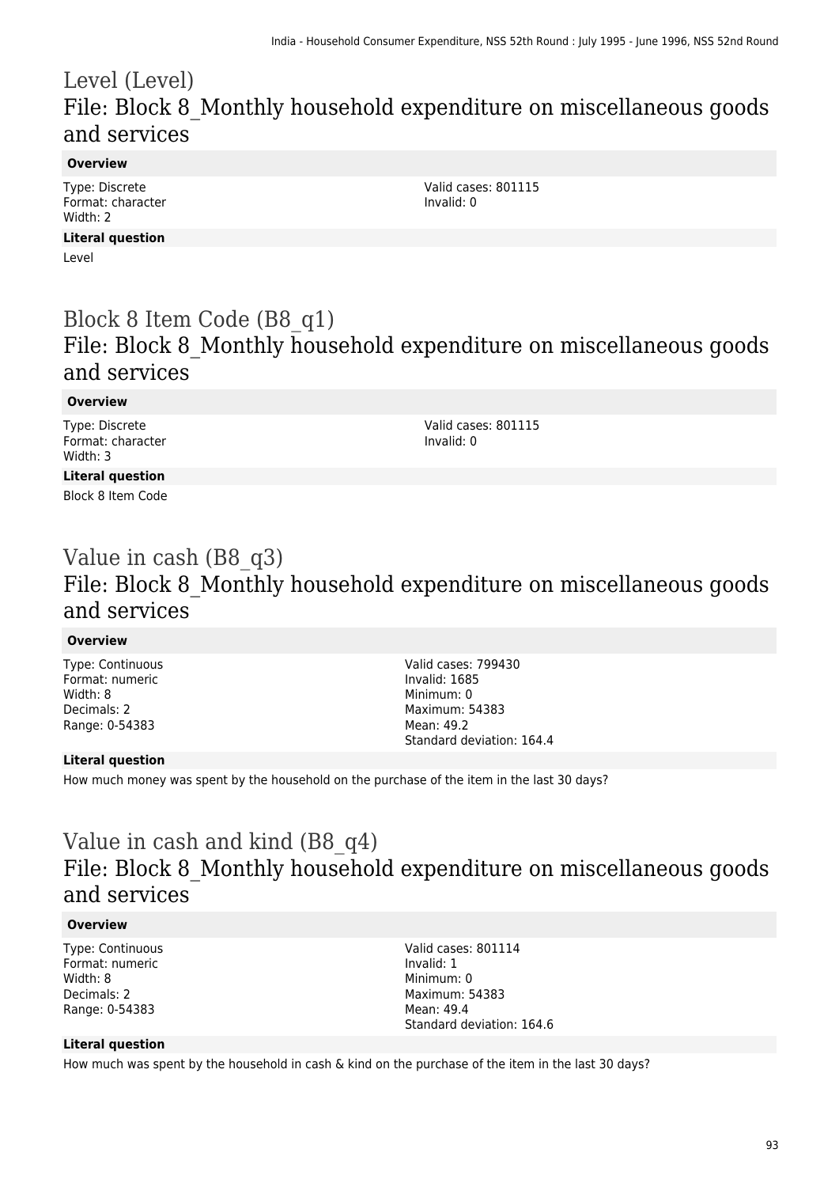# Level (Level)

## File: Block 8_Monthly household expenditure on miscellaneous goods and services

**Overview**

Type: Discrete
Format: character
Width: 2

Valid cases: 801115
Invalid: 0

**Literal question**

Level

# Block 8 Item Code (B8_q1)

## File: Block 8_Monthly household expenditure on miscellaneous goods and services

**Overview**

Type: Discrete
Format: character
Width: 3

Valid cases: 801115
Invalid: 0

**Literal question**

Block 8 Item Code

# Value in cash (B8_q3)

## File: Block 8_Monthly household expenditure on miscellaneous goods and services

**Overview**

Type: Continuous
Format: numeric
Width: 8
Decimals: 2
Range: 0-54383

Valid cases: 799430
Invalid: 1685
Minimum: 0
Maximum: 54383
Mean: 49.2
Standard deviation: 164.4

**Literal question**

How much money was spent by the household on the purchase of the item in the last 30 days?

# Value in cash and kind (B8_q4)

## File: Block 8_Monthly household expenditure on miscellaneous goods and services

**Overview**

Type: Continuous
Format: numeric
Width: 8
Decimals: 2
Range: 0-54383

Valid cases: 801114
Invalid: 1
Minimum: 0
Maximum: 54383
Mean: 49.4
Standard deviation: 164.6

**Literal question**

How much was spent by the household in cash & kind on the purchase of the item in the last 30 days?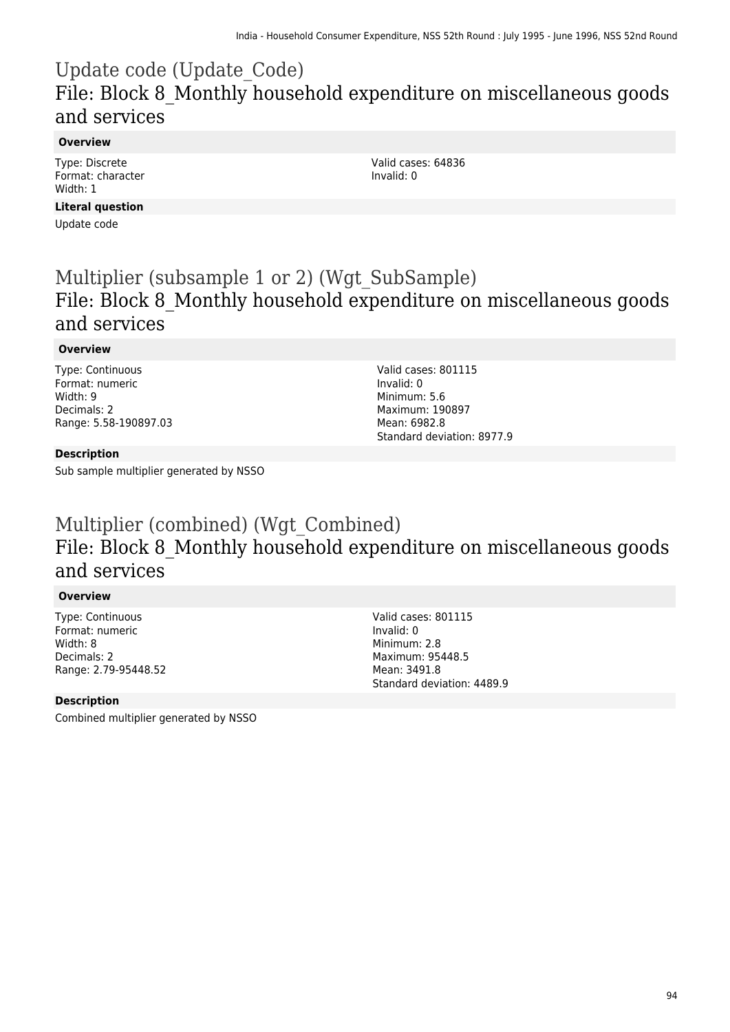# Update code (Update_Code)
## File: Block 8_Monthly household expenditure on miscellaneous goods and services

**Overview**

Type: Discrete
Format: character
Width: 1

Valid cases: 64836
Invalid: 0

**Literal question**

Update code

# Multiplier (subsample 1 or 2) (Wgt_SubSample)
## File: Block 8_Monthly household expenditure on miscellaneous goods and services

**Overview**

Type: Continuous
Format: numeric
Width: 9
Decimals: 2
Range: 5.58-190897.03

Valid cases: 801115
Invalid: 0
Minimum: 5.6
Maximum: 190897
Mean: 6982.8
Standard deviation: 8977.9

**Description**

Sub sample multiplier generated by NSSO

# Multiplier (combined) (Wgt_Combined)
## File: Block 8_Monthly household expenditure on miscellaneous goods and services

**Overview**

Type: Continuous
Format: numeric
Width: 8
Decimals: 2
Range: 2.79-95448.52

Valid cases: 801115
Invalid: 0
Minimum: 2.8
Maximum: 95448.5
Mean: 3491.8
Standard deviation: 4489.9

**Description**

Combined multiplier generated by NSSO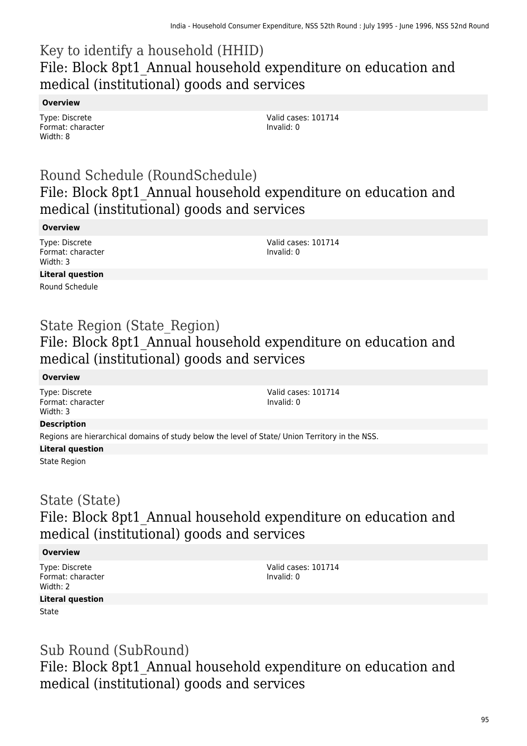## Key to identify a household (HHID)
## File: Block 8pt1_Annual household expenditure on education and medical (institutional) goods and services

**Overview**

Type: Discrete
Format: character
Width: 8

Valid cases: 101714
Invalid: 0

## Round Schedule (RoundSchedule)
## File: Block 8pt1_Annual household expenditure on education and medical (institutional) goods and services

**Overview**

Type: Discrete
Format: character
Width: 3

Valid cases: 101714
Invalid: 0

**Literal question**

Round Schedule

## State Region (State_Region)
## File: Block 8pt1_Annual household expenditure on education and medical (institutional) goods and services

**Overview**

Type: Discrete
Format: character
Width: 3

Valid cases: 101714
Invalid: 0

**Description**

Regions are hierarchical domains of study below the level of State/ Union Territory in the NSS.

**Literal question**

State Region

## State (State)
## File: Block 8pt1_Annual household expenditure on education and medical (institutional) goods and services

**Overview**

Type: Discrete
Format: character
Width: 2

Valid cases: 101714
Invalid: 0

**Literal question**

State

## Sub Round (SubRound)
## File: Block 8pt1_Annual household expenditure on education and medical (institutional) goods and services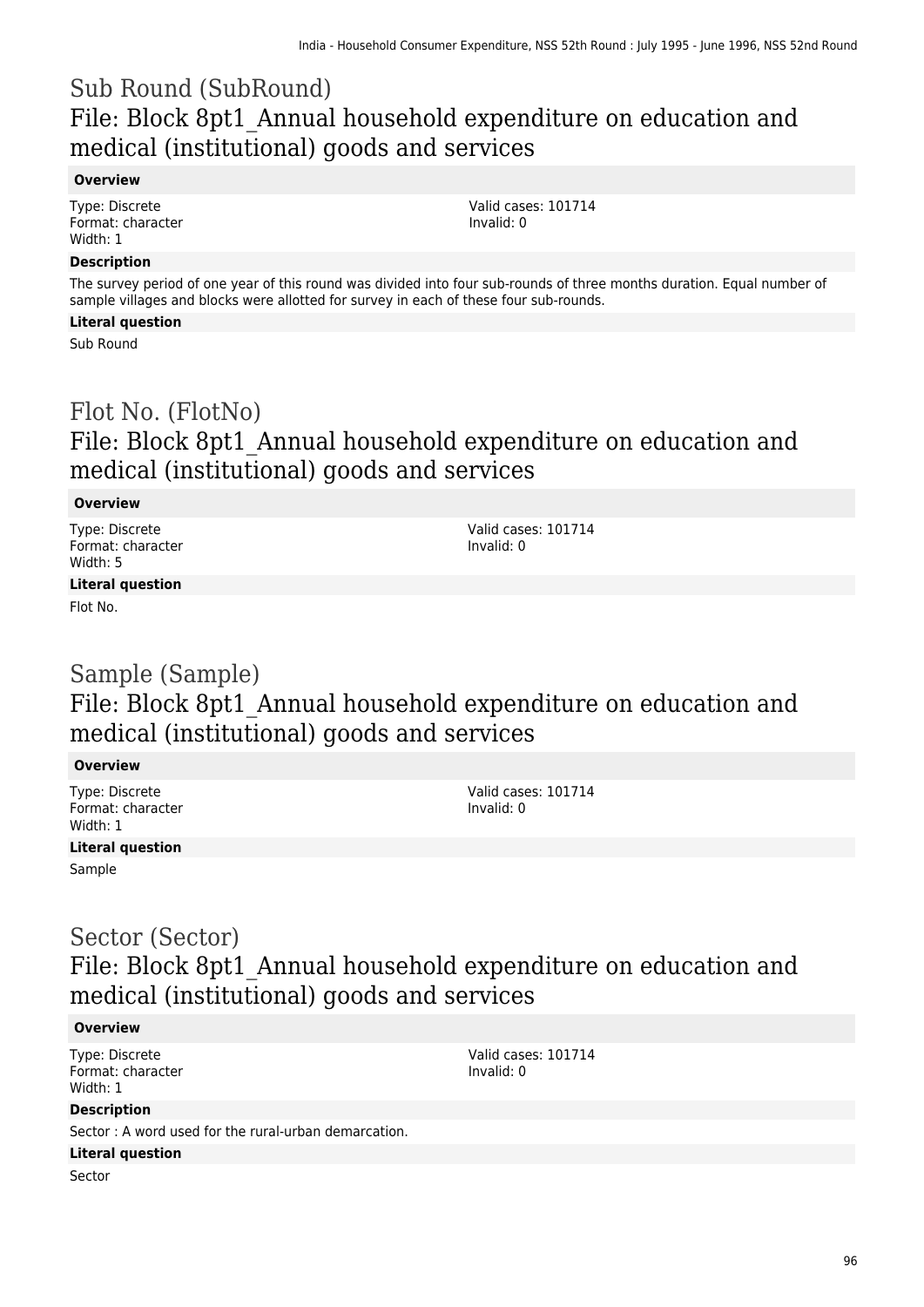## Sub Round (SubRound)

### File: Block 8pt1_Annual household expenditure on education and medical (institutional) goods and services

**Overview**

Type: Discrete
Format: character
Width: 1

Valid cases: 101714
Invalid: 0

**Description**

The survey period of one year of this round was divided into four sub-rounds of three months duration. Equal number of sample villages and blocks were allotted for survey in each of these four sub-rounds.

**Literal question**

Sub Round

## Flot No. (FlotNo)

### File: Block 8pt1_Annual household expenditure on education and medical (institutional) goods and services

**Overview**

Type: Discrete
Format: character
Width: 5

Valid cases: 101714
Invalid: 0

**Literal question**

Flot No.

## Sample (Sample)

### File: Block 8pt1_Annual household expenditure on education and medical (institutional) goods and services

**Overview**

Type: Discrete
Format: character
Width: 1

Valid cases: 101714
Invalid: 0

**Literal question**

Sample

## Sector (Sector)

### File: Block 8pt1_Annual household expenditure on education and medical (institutional) goods and services

**Overview**

Type: Discrete
Format: character
Width: 1

Valid cases: 101714
Invalid: 0

**Description**

Sector : A word used for the rural-urban demarcation.

**Literal question**

Sector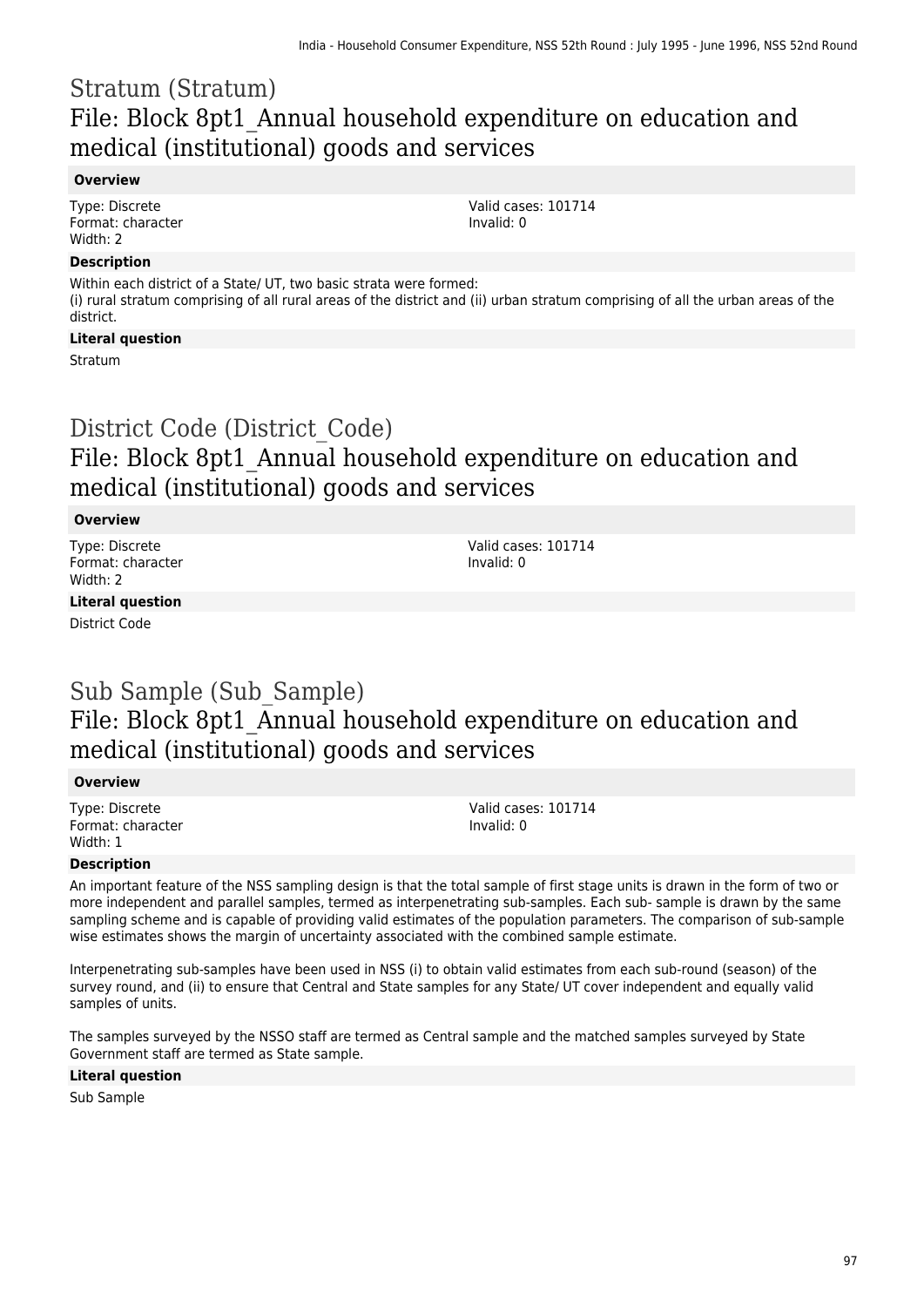# Stratum (Stratum)

## File: Block 8pt1_Annual household expenditure on education and medical (institutional) goods and services

**Overview**

Type: Discrete
Format: character
Width: 2

Valid cases: 101714
Invalid: 0

**Description**

Within each district of a State/ UT, two basic strata were formed:
(i) rural stratum comprising of all rural areas of the district and (ii) urban stratum comprising of all the urban areas of the district.

**Literal question**

Stratum

# District Code (District_Code)

## File: Block 8pt1_Annual household expenditure on education and medical (institutional) goods and services

**Overview**

Type: Discrete
Format: character
Width: 2

Valid cases: 101714
Invalid: 0

**Literal question**

District Code

# Sub Sample (Sub_Sample)

## File: Block 8pt1_Annual household expenditure on education and medical (institutional) goods and services

**Overview**

Type: Discrete
Format: character
Width: 1

Valid cases: 101714
Invalid: 0

**Description**

An important feature of the NSS sampling design is that the total sample of first stage units is drawn in the form of two or more independent and parallel samples, termed as interpenetrating sub-samples. Each sub- sample is drawn by the same sampling scheme and is capable of providing valid estimates of the population parameters. The comparison of sub-sample wise estimates shows the margin of uncertainty associated with the combined sample estimate.

Interpenetrating sub-samples have been used in NSS (i) to obtain valid estimates from each sub-round (season) of the survey round, and (ii) to ensure that Central and State samples for any State/ UT cover independent and equally valid samples of units.

The samples surveyed by the NSSO staff are termed as Central sample and the matched samples surveyed by State Government staff are termed as State sample.

**Literal question**

Sub Sample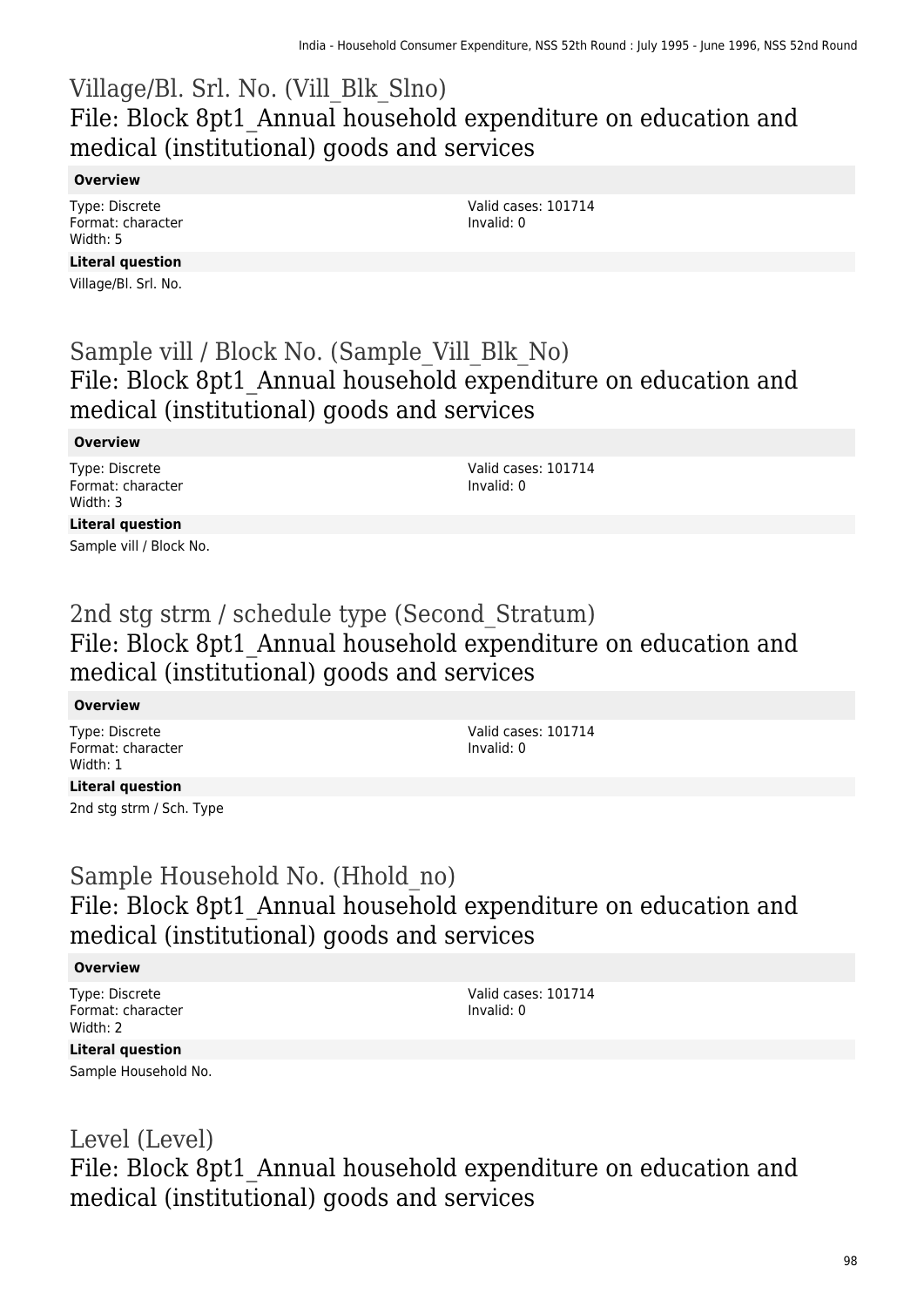# Village/Bl. Srl. No. (Vill_Blk_Slno)

## File: Block 8pt1_Annual household expenditure on education and medical (institutional) goods and services

**Overview**

Type: Discrete
Format: character
Width: 5

Valid cases: 101714
Invalid: 0

**Literal question**

Village/Bl. Srl. No.

# Sample vill / Block No. (Sample_Vill_Blk_No)

## File: Block 8pt1_Annual household expenditure on education and medical (institutional) goods and services

**Overview**

Type: Discrete
Format: character
Width: 3

Valid cases: 101714
Invalid: 0

**Literal question**

Sample vill / Block No.

# 2nd stg strm / schedule type (Second_Stratum)

## File: Block 8pt1_Annual household expenditure on education and medical (institutional) goods and services

**Overview**

Type: Discrete
Format: character
Width: 1

Valid cases: 101714
Invalid: 0

**Literal question**

2nd stg strm / Sch. Type

# Sample Household No. (Hhold_no)

## File: Block 8pt1_Annual household expenditure on education and medical (institutional) goods and services

**Overview**

Type: Discrete
Format: character
Width: 2

Valid cases: 101714
Invalid: 0

**Literal question**

Sample Household No.

# Level (Level)

## File: Block 8pt1_Annual household expenditure on education and medical (institutional) goods and services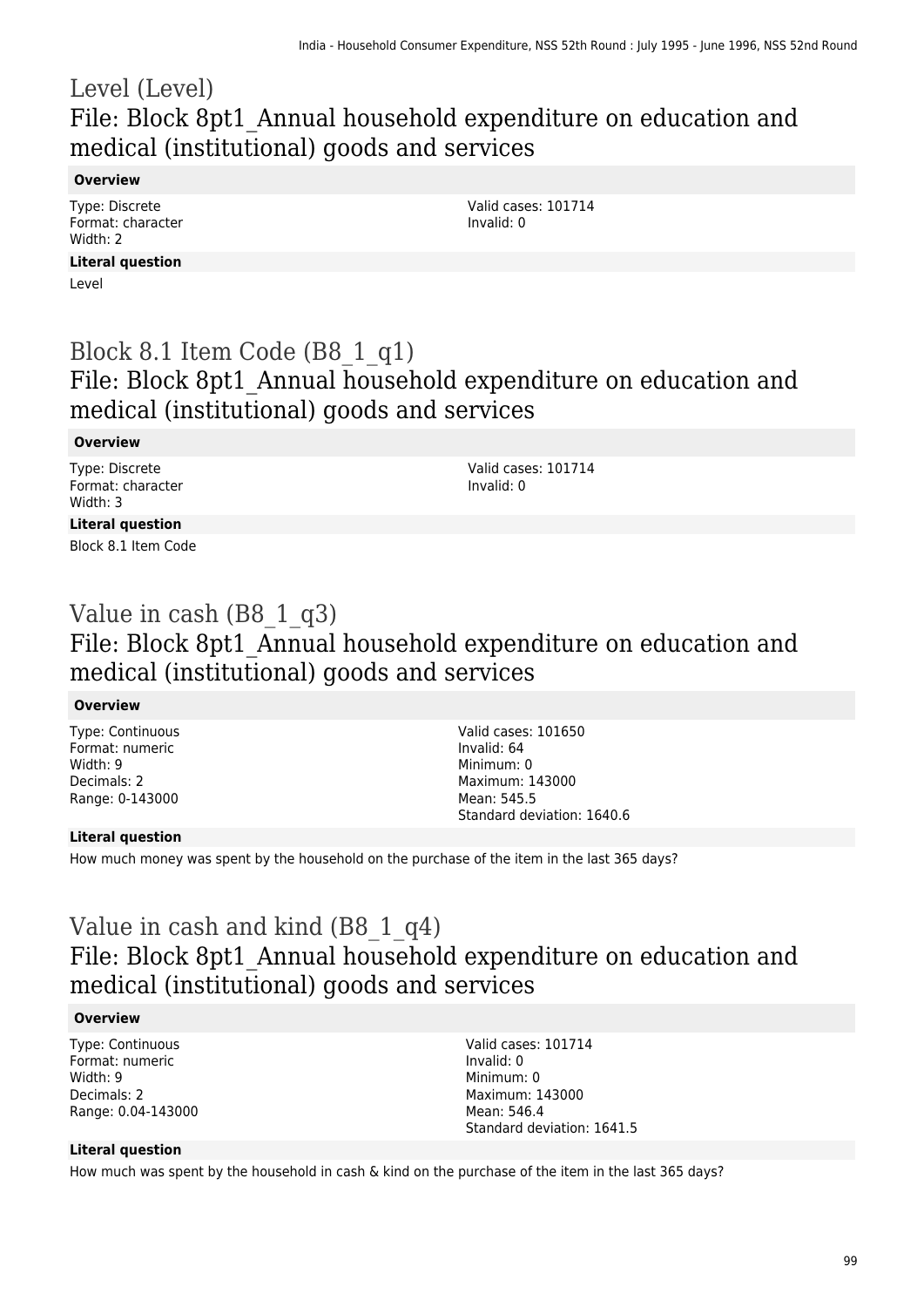# Level (Level)
## File: Block 8pt1_Annual household expenditure on education and medical (institutional) goods and services

**Overview**

Type: Discrete
Format: character
Width: 2

Valid cases: 101714
Invalid: 0

**Literal question**

Level

# Block 8.1 Item Code (B8_1_q1)
## File: Block 8pt1_Annual household expenditure on education and medical (institutional) goods and services

**Overview**

Type: Discrete
Format: character
Width: 3

Valid cases: 101714
Invalid: 0

**Literal question**

Block 8.1 Item Code

# Value in cash (B8_1_q3)
## File: Block 8pt1_Annual household expenditure on education and medical (institutional) goods and services

**Overview**

Type: Continuous
Format: numeric
Width: 9
Decimals: 2
Range: 0-143000

Valid cases: 101650
Invalid: 64
Minimum: 0
Maximum: 143000
Mean: 545.5
Standard deviation: 1640.6

**Literal question**

How much money was spent by the household on the purchase of the item in the last 365 days?

# Value in cash and kind (B8_1_q4)
## File: Block 8pt1_Annual household expenditure on education and medical (institutional) goods and services

**Overview**

Type: Continuous
Format: numeric
Width: 9
Decimals: 2
Range: 0.04-143000

Valid cases: 101714
Invalid: 0
Minimum: 0
Maximum: 143000
Mean: 546.4
Standard deviation: 1641.5

**Literal question**

How much was spent by the household in cash & kind on the purchase of the item in the last 365 days?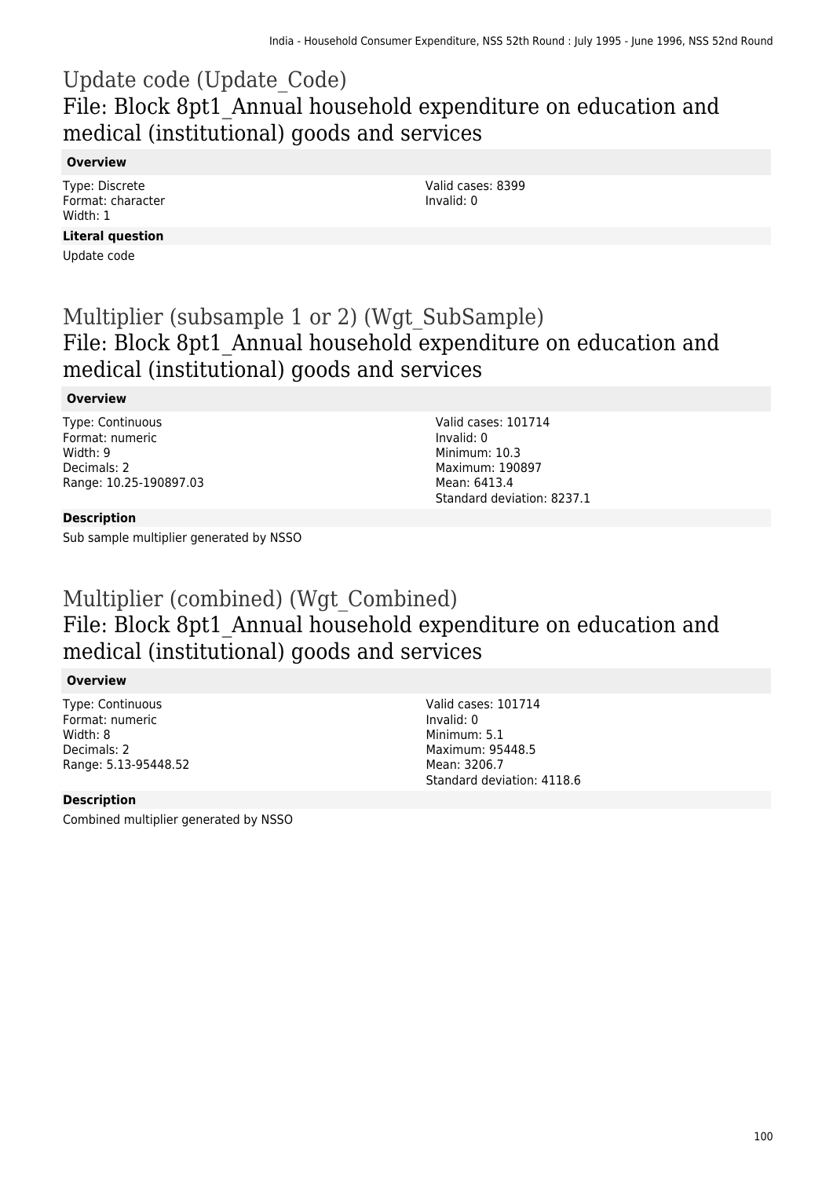## Update code (Update_Code)
## File: Block 8pt1_Annual household expenditure on education and medical (institutional) goods and services

**Overview**

Type: Discrete
Format: character
Width: 1

Valid cases: 8399
Invalid: 0

**Literal question**

Update code

## Multiplier (subsample 1 or 2) (Wgt_SubSample)
## File: Block 8pt1_Annual household expenditure on education and medical (institutional) goods and services

**Overview**

Type: Continuous
Format: numeric
Width: 9
Decimals: 2
Range: 10.25-190897.03

Valid cases: 101714
Invalid: 0
Minimum: 10.3
Maximum: 190897
Mean: 6413.4
Standard deviation: 8237.1

**Description**

Sub sample multiplier generated by NSSO

## Multiplier (combined) (Wgt_Combined)
## File: Block 8pt1_Annual household expenditure on education and medical (institutional) goods and services

**Overview**

Type: Continuous
Format: numeric
Width: 8
Decimals: 2
Range: 5.13-95448.52

Valid cases: 101714
Invalid: 0
Minimum: 5.1
Maximum: 95448.5
Mean: 3206.7
Standard deviation: 4118.6

**Description**

Combined multiplier generated by NSSO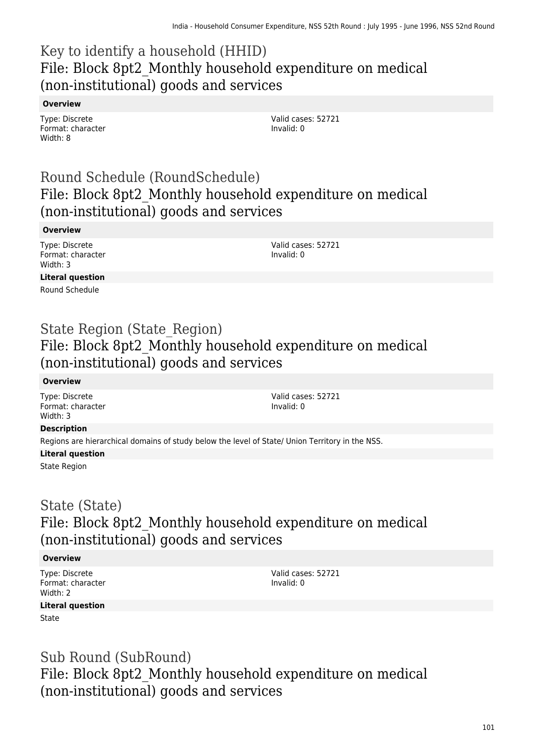# Key to identify a household (HHID)
## File: Block 8pt2_Monthly household expenditure on medical (non-institutional) goods and services

**Overview**

Type: Discrete
Format: character
Width: 8

Valid cases: 52721
Invalid: 0

# Round Schedule (RoundSchedule)
## File: Block 8pt2_Monthly household expenditure on medical (non-institutional) goods and services

**Overview**

Type: Discrete
Format: character
Width: 3

Valid cases: 52721
Invalid: 0

**Literal question**

Round Schedule

# State Region (State_Region)
## File: Block 8pt2_Monthly household expenditure on medical (non-institutional) goods and services

**Overview**

Type: Discrete
Format: character
Width: 3

Valid cases: 52721
Invalid: 0

**Description**

Regions are hierarchical domains of study below the level of State/ Union Territory in the NSS.

**Literal question**

State Region

# State (State)
## File: Block 8pt2_Monthly household expenditure on medical (non-institutional) goods and services

**Overview**

Type: Discrete
Format: character
Width: 2

Valid cases: 52721
Invalid: 0

**Literal question**

State

# Sub Round (SubRound)
## File: Block 8pt2_Monthly household expenditure on medical (non-institutional) goods and services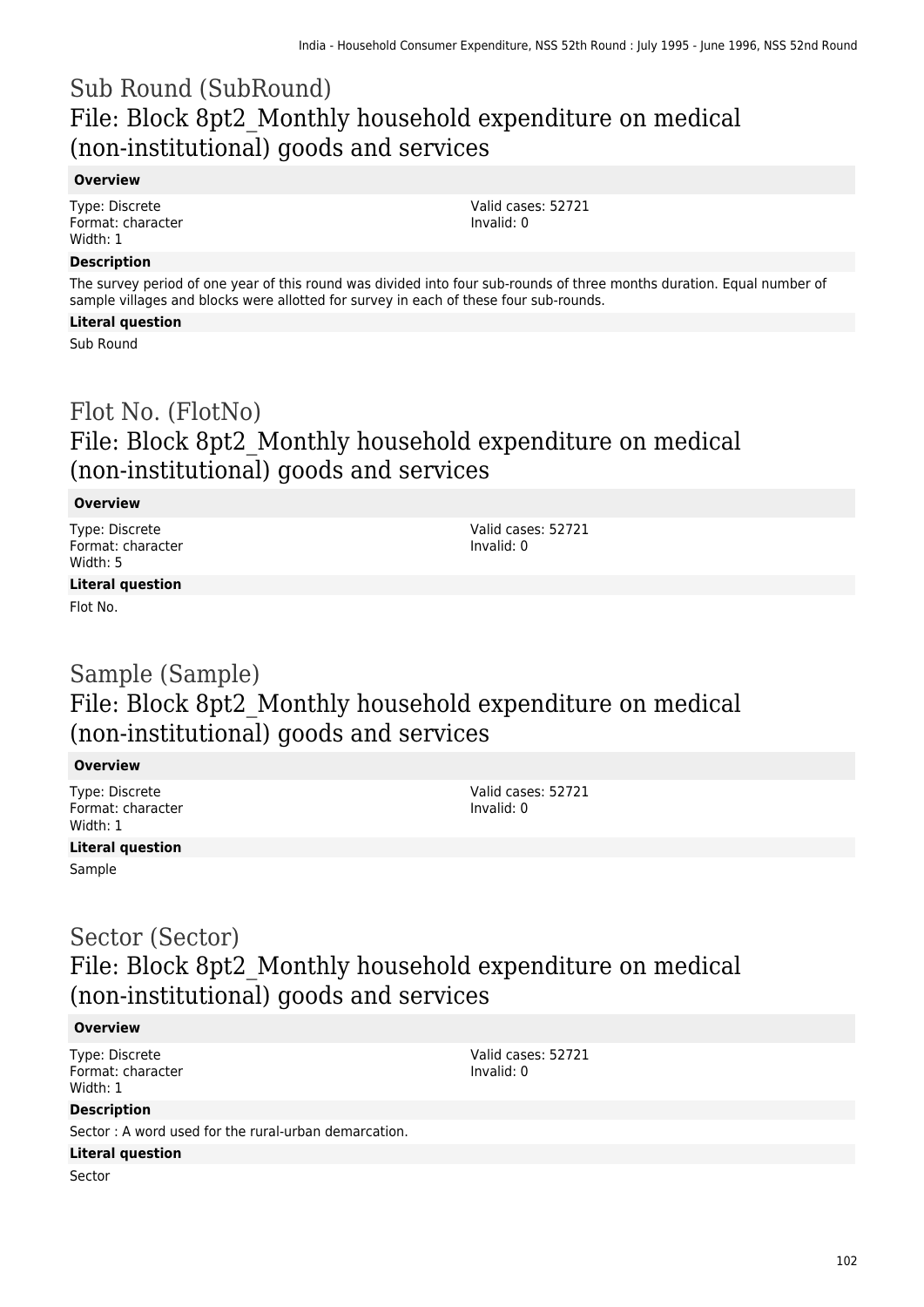## Sub Round (SubRound)
## File: Block 8pt2_Monthly household expenditure on medical (non-institutional) goods and services

**Overview**

Type: Discrete
Format: character
Width: 1

Valid cases: 52721
Invalid: 0

**Description**

The survey period of one year of this round was divided into four sub-rounds of three months duration. Equal number of sample villages and blocks were allotted for survey in each of these four sub-rounds.

**Literal question**

Sub Round

## Flot No. (FlotNo)
## File: Block 8pt2_Monthly household expenditure on medical (non-institutional) goods and services

**Overview**

Type: Discrete
Format: character
Width: 5

Valid cases: 52721
Invalid: 0

**Literal question**

Flot No.

## Sample (Sample)
## File: Block 8pt2_Monthly household expenditure on medical (non-institutional) goods and services

**Overview**

Type: Discrete
Format: character
Width: 1

Valid cases: 52721
Invalid: 0

**Literal question**

Sample

## Sector (Sector)
## File: Block 8pt2_Monthly household expenditure on medical (non-institutional) goods and services

**Overview**

Type: Discrete
Format: character
Width: 1

Valid cases: 52721
Invalid: 0

**Description**

Sector : A word used for the rural-urban demarcation.

**Literal question**

Sector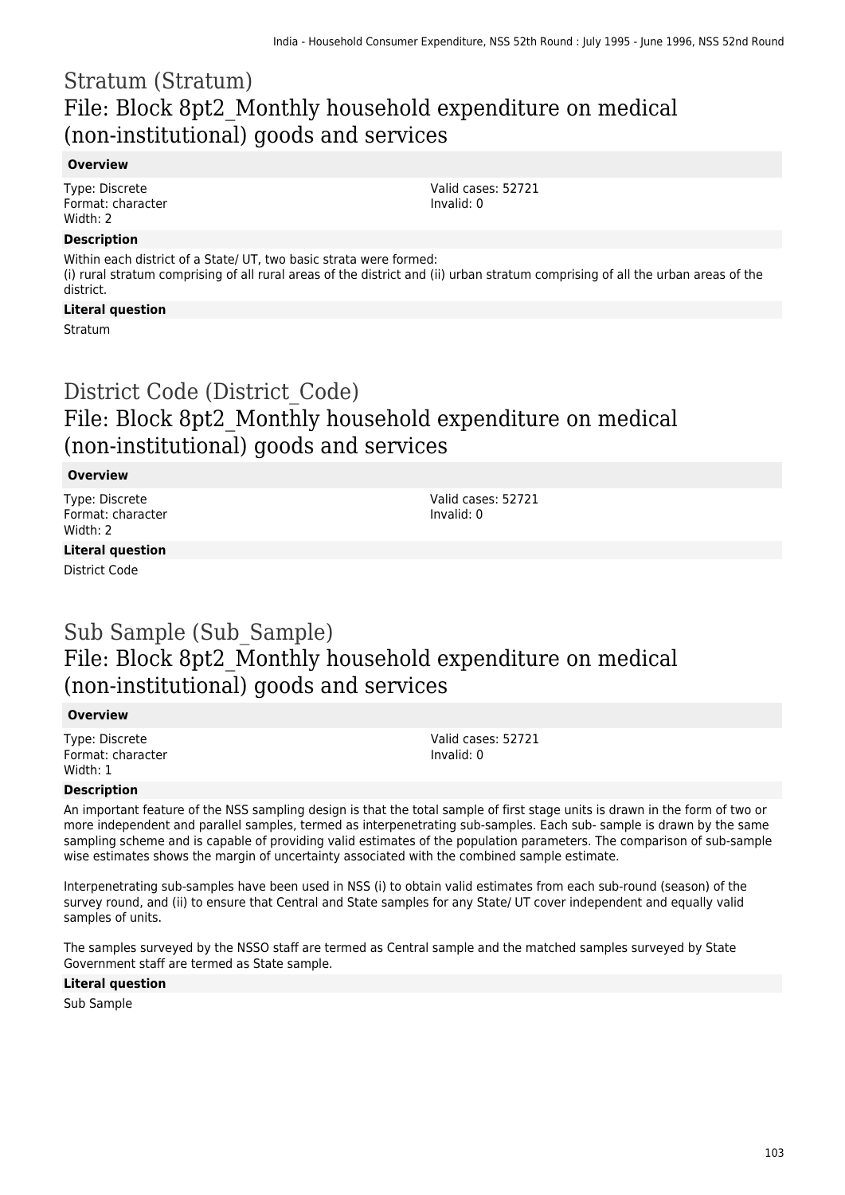# Stratum (Stratum)
## File: Block 8pt2_Monthly household expenditure on medical (non-institutional) goods and services

### Overview

Type: Discrete
Format: character
Width: 2

Valid cases: 52721
Invalid: 0

### Description

Within each district of a State/ UT, two basic strata were formed:
(i) rural stratum comprising of all rural areas of the district and (ii) urban stratum comprising of all the urban areas of the district.

### Literal question

Stratum

# District Code (District_Code)
## File: Block 8pt2_Monthly household expenditure on medical (non-institutional) goods and services

### Overview

Type: Discrete
Format: character
Width: 2

Valid cases: 52721
Invalid: 0

### Literal question

District Code

# Sub Sample (Sub_Sample)
## File: Block 8pt2_Monthly household expenditure on medical (non-institutional) goods and services

### Overview

Type: Discrete
Format: character
Width: 1

Valid cases: 52721
Invalid: 0

### Description

An important feature of the NSS sampling design is that the total sample of first stage units is drawn in the form of two or more independent and parallel samples, termed as interpenetrating sub-samples. Each sub- sample is drawn by the same sampling scheme and is capable of providing valid estimates of the population parameters. The comparison of sub-sample wise estimates shows the margin of uncertainty associated with the combined sample estimate.

Interpenetrating sub-samples have been used in NSS (i) to obtain valid estimates from each sub-round (season) of the survey round, and (ii) to ensure that Central and State samples for any State/ UT cover independent and equally valid samples of units.

The samples surveyed by the NSSO staff are termed as Central sample and the matched samples surveyed by State Government staff are termed as State sample.

### Literal question

Sub Sample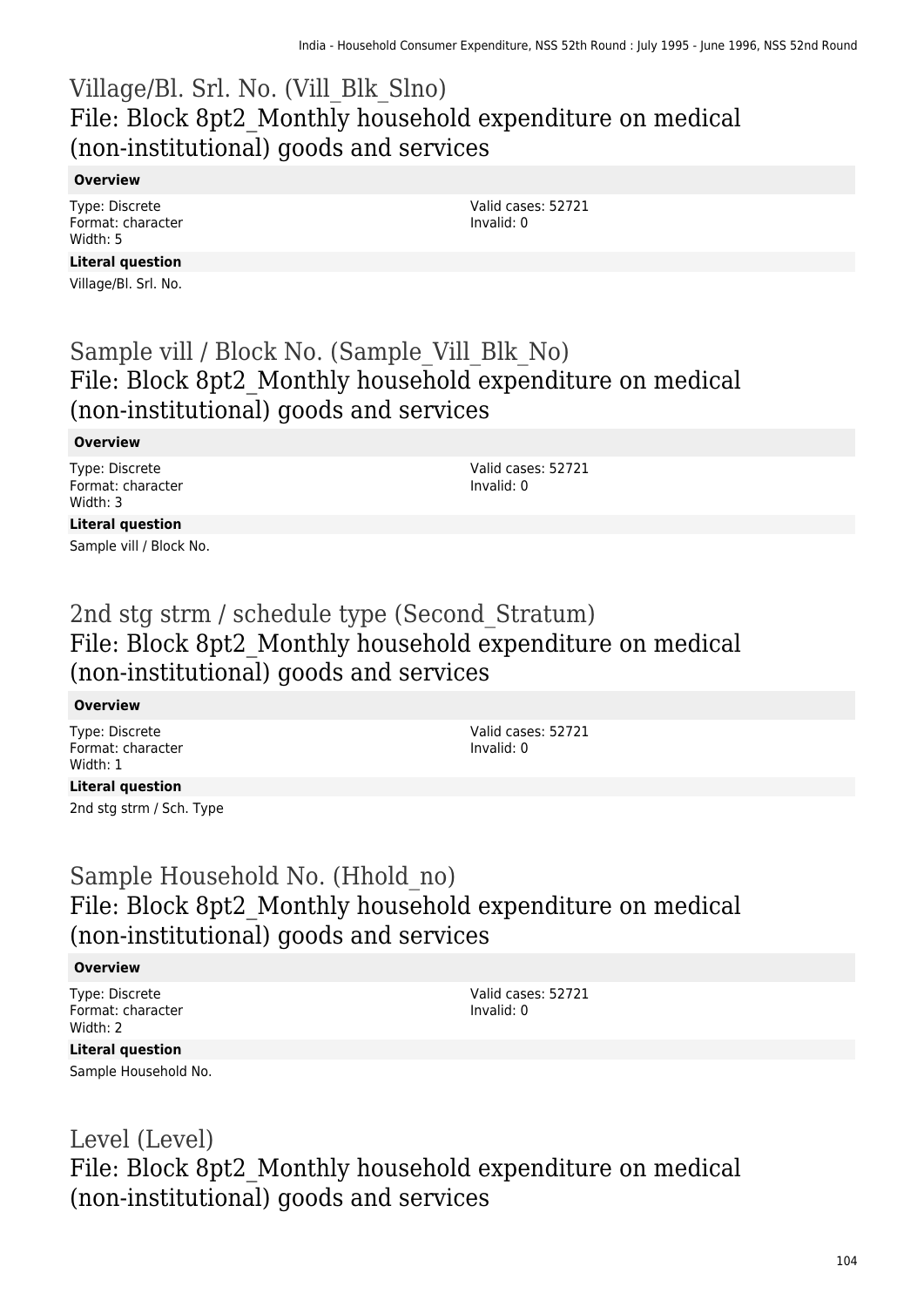## Village/Bl. Srl. No. (Vill_Blk_Slno)
## File: Block 8pt2_Monthly household expenditure on medical (non-institutional) goods and services

**Overview**

Type: Discrete
Format: character
Width: 5

Valid cases: 52721
Invalid: 0

**Literal question**

Village/Bl. Srl. No.

## Sample vill / Block No. (Sample_Vill_Blk_No)
## File: Block 8pt2_Monthly household expenditure on medical (non-institutional) goods and services

**Overview**

Type: Discrete
Format: character
Width: 3

Valid cases: 52721
Invalid: 0

**Literal question**

Sample vill / Block No.

## 2nd stg strm / schedule type (Second_Stratum)
## File: Block 8pt2_Monthly household expenditure on medical (non-institutional) goods and services

**Overview**

Type: Discrete
Format: character
Width: 1

Valid cases: 52721
Invalid: 0

**Literal question**

2nd stg strm / Sch. Type

## Sample Household No. (Hhold_no)
## File: Block 8pt2_Monthly household expenditure on medical (non-institutional) goods and services

**Overview**

Type: Discrete
Format: character
Width: 2

Valid cases: 52721
Invalid: 0

**Literal question**

Sample Household No.

## Level (Level)
## File: Block 8pt2_Monthly household expenditure on medical (non-institutional) goods and services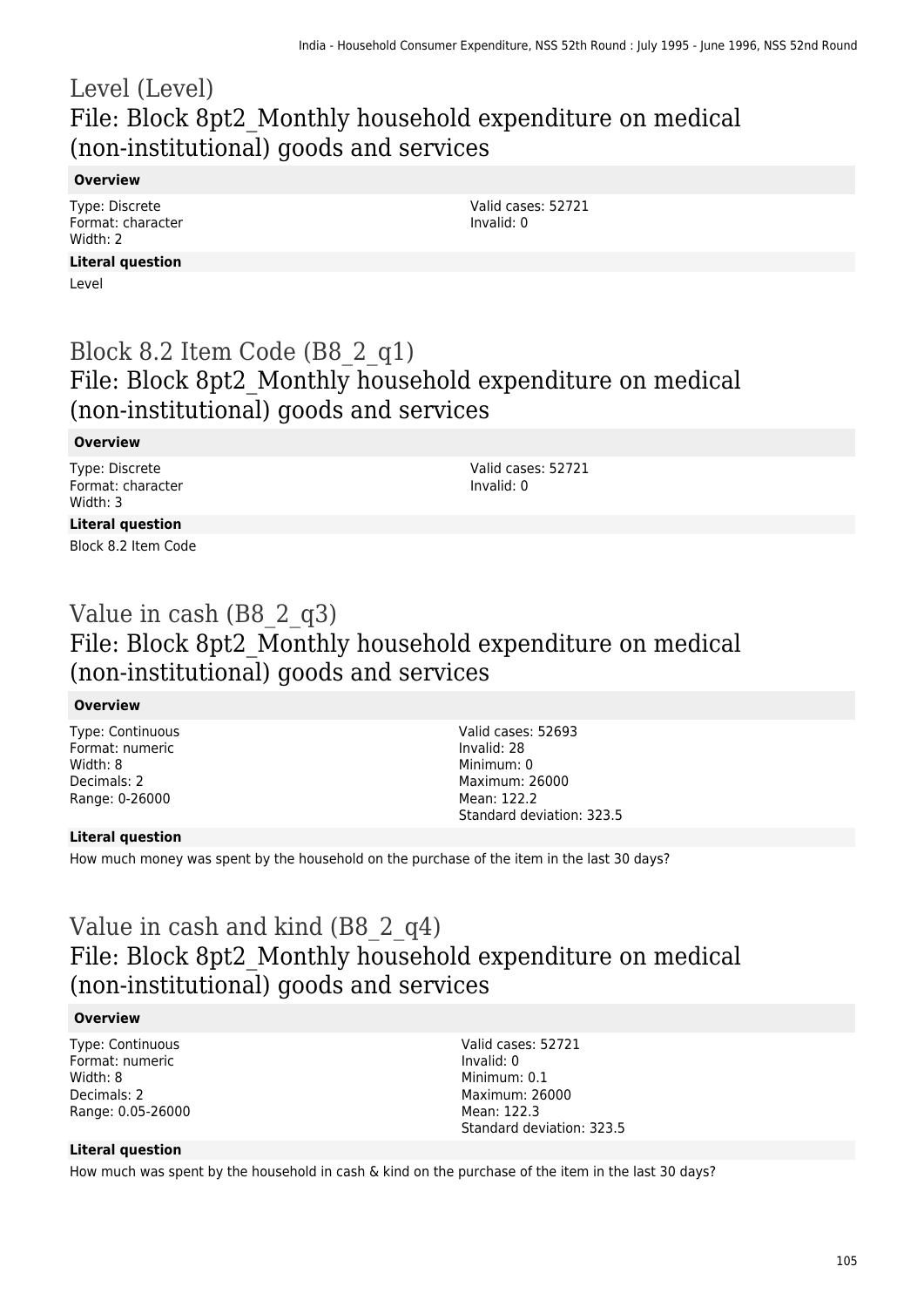# Level (Level)

## File: Block 8pt2_Monthly household expenditure on medical (non-institutional) goods and services

**Overview**

Type: Discrete
Format: character
Width: 2

Valid cases: 52721
Invalid: 0

**Literal question**

Level

# Block 8.2 Item Code (B8_2_q1)

## File: Block 8pt2_Monthly household expenditure on medical (non-institutional) goods and services

**Overview**

Type: Discrete
Format: character
Width: 3

Valid cases: 52721
Invalid: 0

**Literal question**

Block 8.2 Item Code

# Value in cash (B8_2_q3)

## File: Block 8pt2_Monthly household expenditure on medical (non-institutional) goods and services

**Overview**

Type: Continuous
Format: numeric
Width: 8
Decimals: 2
Range: 0-26000

Valid cases: 52693
Invalid: 28
Minimum: 0
Maximum: 26000
Mean: 122.2
Standard deviation: 323.5

**Literal question**

How much money was spent by the household on the purchase of the item in the last 30 days?

# Value in cash and kind (B8_2_q4)

## File: Block 8pt2_Monthly household expenditure on medical (non-institutional) goods and services

**Overview**

Type: Continuous
Format: numeric
Width: 8
Decimals: 2
Range: 0.05-26000

Valid cases: 52721
Invalid: 0
Minimum: 0.1
Maximum: 26000
Mean: 122.3
Standard deviation: 323.5

**Literal question**

How much was spent by the household in cash & kind on the purchase of the item in the last 30 days?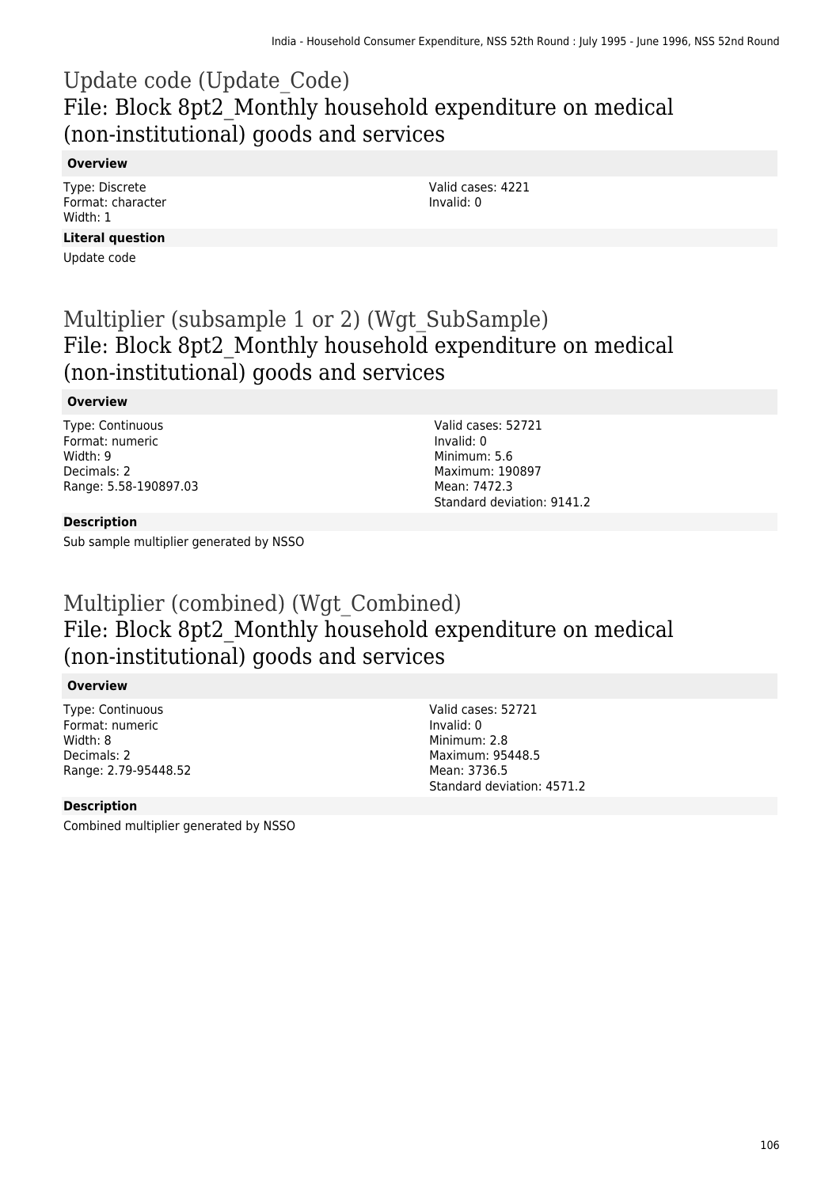# Update code (Update_Code)

## File: Block 8pt2_Monthly household expenditure on medical (non-institutional) goods and services

**Overview**

Type: Discrete
Format: character
Width: 1

Valid cases: 4221
Invalid: 0

**Literal question**

Update code

# Multiplier (subsample 1 or 2) (Wgt_SubSample)

## File: Block 8pt2_Monthly household expenditure on medical (non-institutional) goods and services

**Overview**

Type: Continuous
Format: numeric
Width: 9
Decimals: 2
Range: 5.58-190897.03

Valid cases: 52721
Invalid: 0
Minimum: 5.6
Maximum: 190897
Mean: 7472.3
Standard deviation: 9141.2

**Description**

Sub sample multiplier generated by NSSO

# Multiplier (combined) (Wgt_Combined)

## File: Block 8pt2_Monthly household expenditure on medical (non-institutional) goods and services

**Overview**

Type: Continuous
Format: numeric
Width: 8
Decimals: 2
Range: 2.79-95448.52

Valid cases: 52721
Invalid: 0
Minimum: 2.8
Maximum: 95448.5
Mean: 3736.5
Standard deviation: 4571.2

**Description**

Combined multiplier generated by NSSO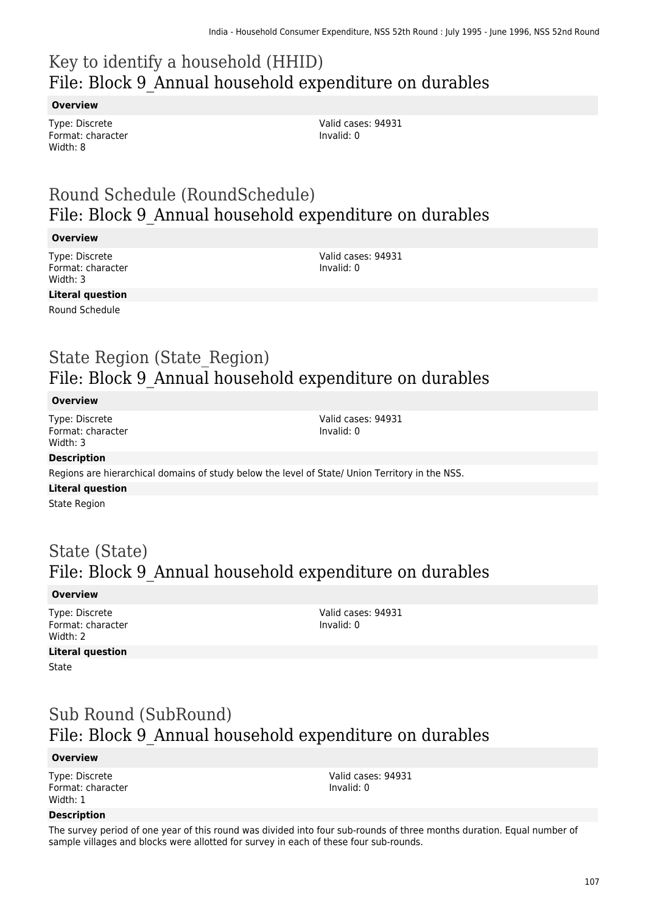# Key to identify a household (HHID)
## File: Block 9_Annual household expenditure on durables

**Overview**

Type: Discrete
Format: character
Width: 8

Valid cases: 94931
Invalid: 0

# Round Schedule (RoundSchedule)
## File: Block 9_Annual household expenditure on durables

**Overview**

Type: Discrete
Format: character
Width: 3

Valid cases: 94931
Invalid: 0

**Literal question**

Round Schedule

# State Region (State_Region)
## File: Block 9_Annual household expenditure on durables

**Overview**

Type: Discrete
Format: character
Width: 3

Valid cases: 94931
Invalid: 0

**Description**

Regions are hierarchical domains of study below the level of State/ Union Territory in the NSS.

**Literal question**

State Region

# State (State)
## File: Block 9_Annual household expenditure on durables

**Overview**

Type: Discrete
Format: character
Width: 2

Valid cases: 94931
Invalid: 0

**Literal question**

State

# Sub Round (SubRound)
## File: Block 9_Annual household expenditure on durables

**Overview**

Type: Discrete
Format: character
Width: 1

Valid cases: 94931
Invalid: 0

**Description**

The survey period of one year of this round was divided into four sub-rounds of three months duration. Equal number of sample villages and blocks were allotted for survey in each of these four sub-rounds.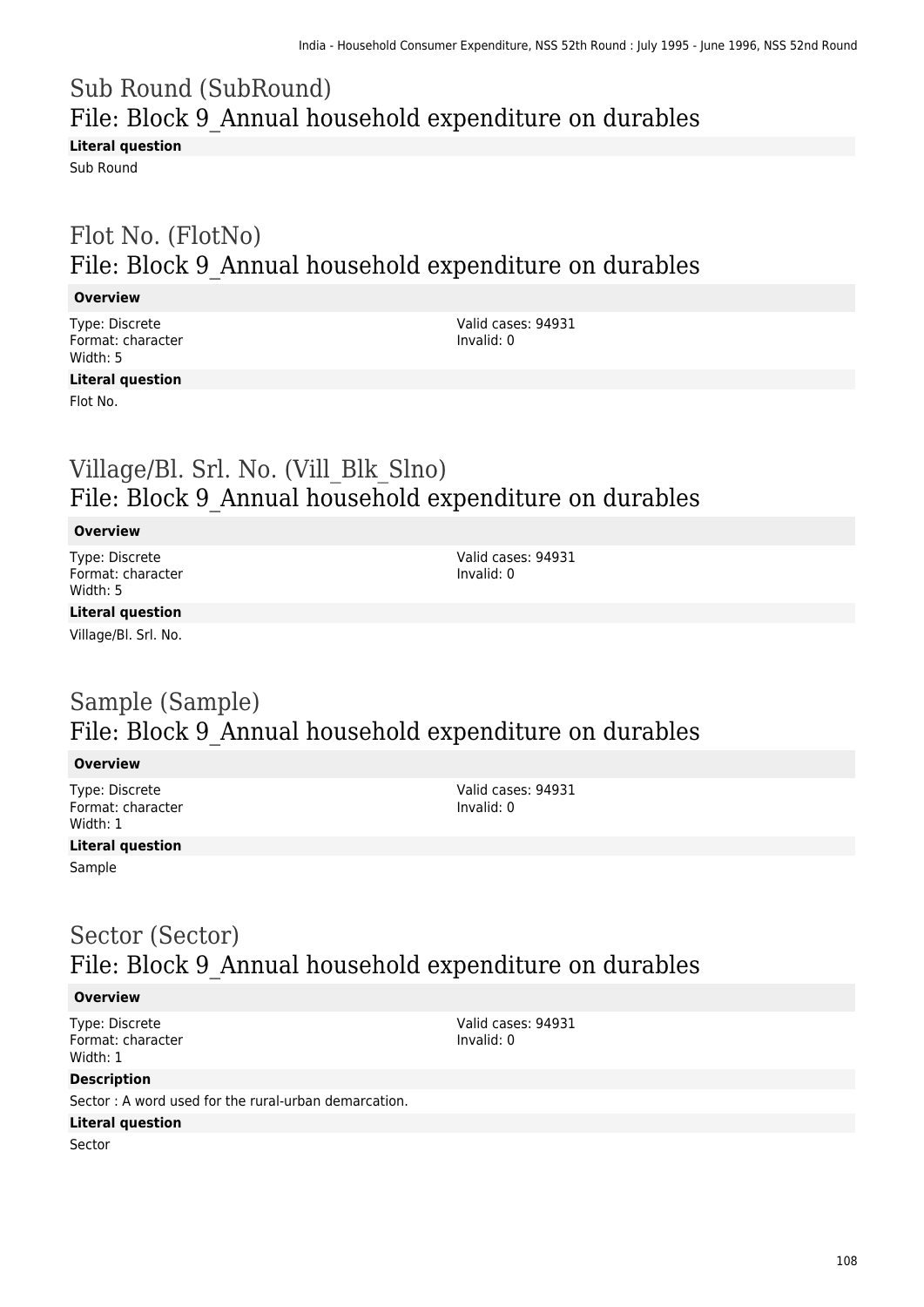# Sub Round (SubRound)
## File: Block 9_Annual household expenditure on durables

**Literal question**

Sub Round

# Flot No. (FlotNo)
## File: Block 9_Annual household expenditure on durables

**Overview**

Type: Discrete
Format: character
Width: 5

Valid cases: 94931
Invalid: 0

**Literal question**

Flot No.

# Village/Bl. Srl. No. (Vill_Blk_Slno)
## File: Block 9_Annual household expenditure on durables

**Overview**

Type: Discrete
Format: character
Width: 5

Valid cases: 94931
Invalid: 0

**Literal question**

Village/Bl. Srl. No.

# Sample (Sample)
## File: Block 9_Annual household expenditure on durables

**Overview**

Type: Discrete
Format: character
Width: 1

Valid cases: 94931
Invalid: 0

**Literal question**

Sample

# Sector (Sector)
## File: Block 9_Annual household expenditure on durables

**Overview**

Type: Discrete
Format: character
Width: 1

Valid cases: 94931
Invalid: 0

**Description**

Sector : A word used for the rural-urban demarcation.

**Literal question**

Sector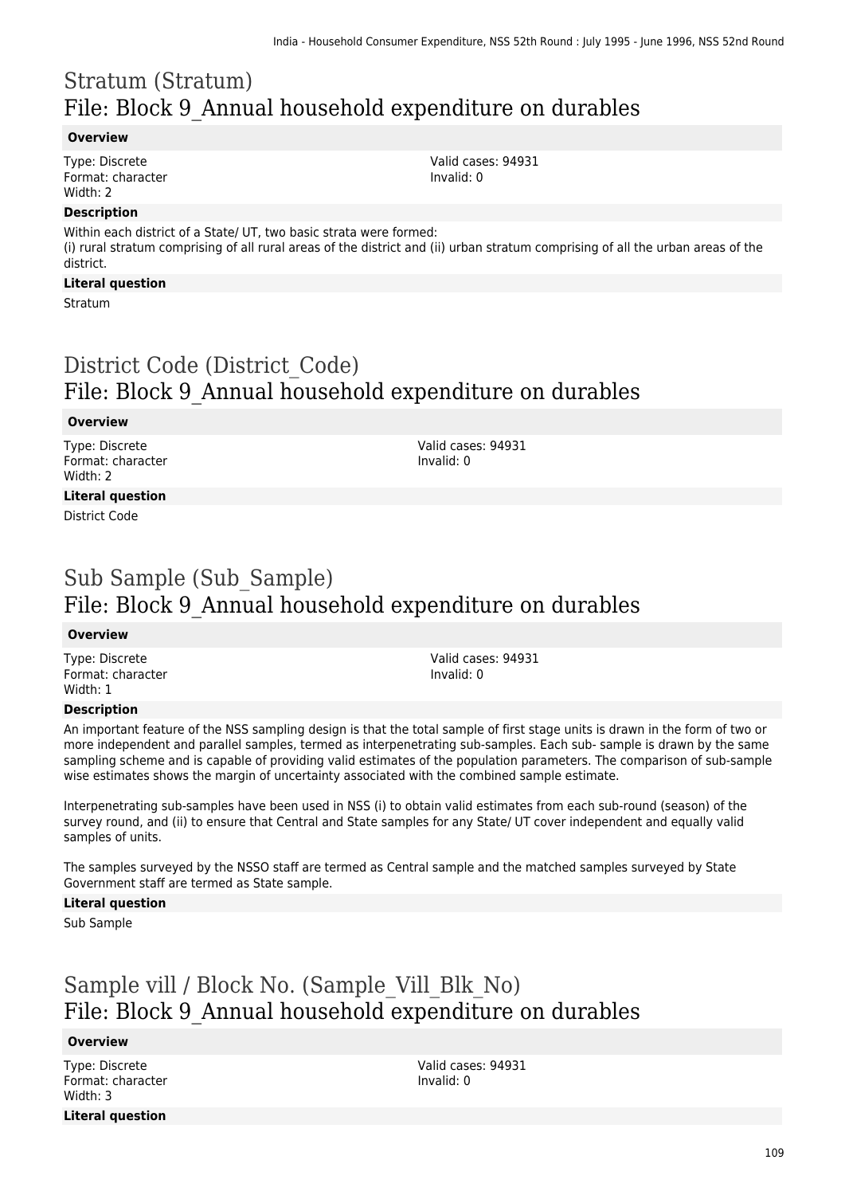# Stratum (Stratum)
## File: Block 9_Annual household expenditure on durables

**Overview**

Type: Discrete
Format: character
Width: 2

Valid cases: 94931
Invalid: 0

**Description**

Within each district of a State/ UT, two basic strata were formed:
(i) rural stratum comprising of all rural areas of the district and (ii) urban stratum comprising of all the urban areas of the district.

**Literal question**

Stratum

# District Code (District_Code)
## File: Block 9_Annual household expenditure on durables

**Overview**

Type: Discrete
Format: character
Width: 2

Valid cases: 94931
Invalid: 0

**Literal question**

District Code

# Sub Sample (Sub_Sample)
## File: Block 9_Annual household expenditure on durables

**Overview**

Type: Discrete
Format: character
Width: 1

Valid cases: 94931
Invalid: 0

**Description**

An important feature of the NSS sampling design is that the total sample of first stage units is drawn in the form of two or more independent and parallel samples, termed as interpenetrating sub-samples. Each sub- sample is drawn by the same sampling scheme and is capable of providing valid estimates of the population parameters. The comparison of sub-sample wise estimates shows the margin of uncertainty associated with the combined sample estimate.

Interpenetrating sub-samples have been used in NSS (i) to obtain valid estimates from each sub-round (season) of the survey round, and (ii) to ensure that Central and State samples for any State/ UT cover independent and equally valid samples of units.

The samples surveyed by the NSSO staff are termed as Central sample and the matched samples surveyed by State Government staff are termed as State sample.

**Literal question**

Sub Sample

# Sample vill / Block No. (Sample_Vill_Blk_No)
## File: Block 9_Annual household expenditure on durables

**Overview**

Type: Discrete
Format: character
Width: 3

Valid cases: 94931
Invalid: 0

**Literal question**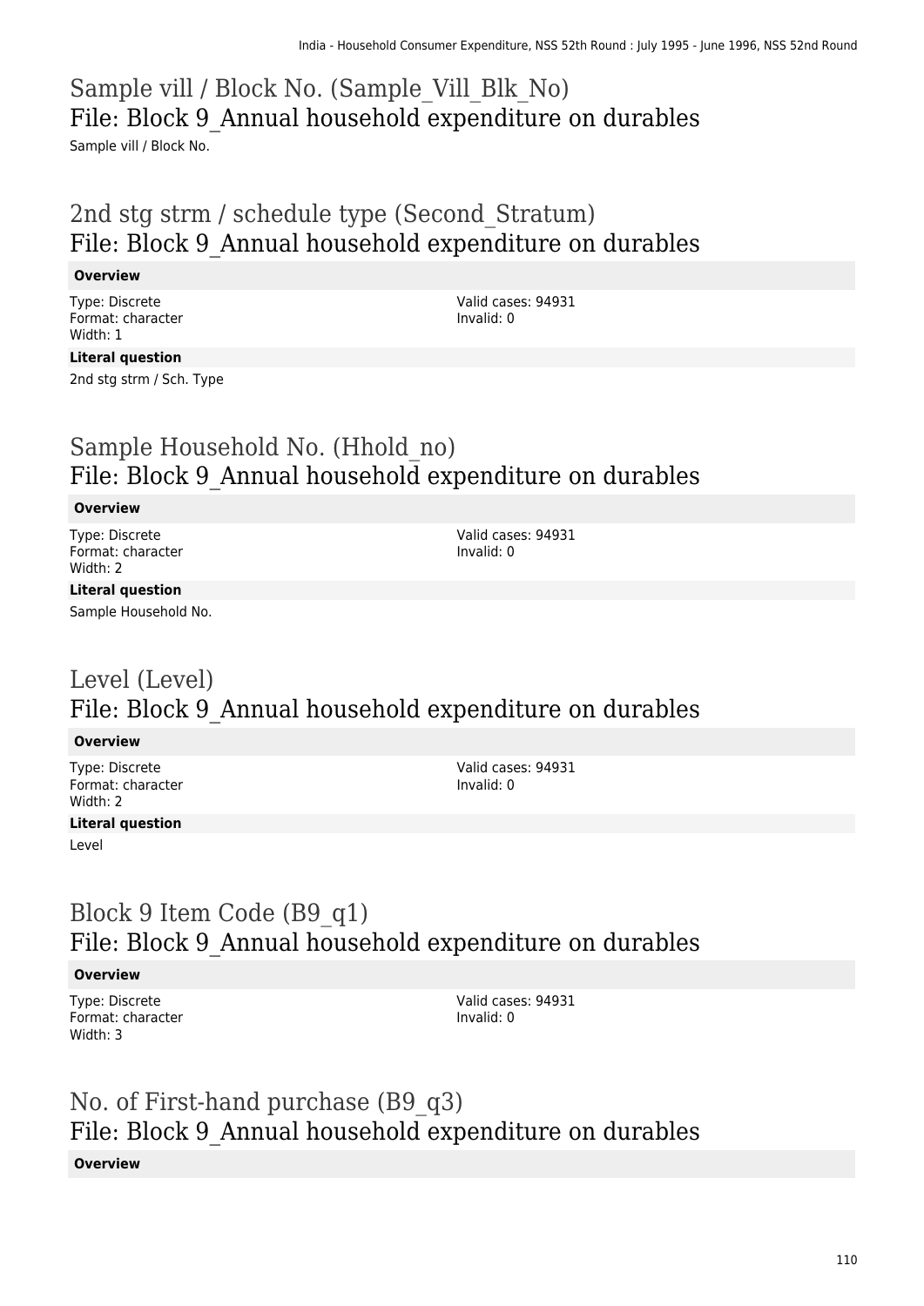## Sample vill / Block No. (Sample_Vill_Blk_No)
## File: Block 9_Annual household expenditure on durables

Sample vill / Block No.

## 2nd stg strm / schedule type (Second_Stratum)
## File: Block 9_Annual household expenditure on durables

**Overview**

Type: Discrete
Format: character
Width: 1

Valid cases: 94931
Invalid: 0

**Literal question**

2nd stg strm / Sch. Type

## Sample Household No. (Hhold_no)
## File: Block 9_Annual household expenditure on durables

**Overview**

Type: Discrete
Format: character
Width: 2

Valid cases: 94931
Invalid: 0

**Literal question**

Sample Household No.

## Level (Level)
## File: Block 9_Annual household expenditure on durables

**Overview**

Type: Discrete
Format: character
Width: 2

Valid cases: 94931
Invalid: 0

**Literal question**

Level

## Block 9 Item Code (B9_q1)
## File: Block 9_Annual household expenditure on durables

**Overview**

Type: Discrete
Format: character
Width: 3

Valid cases: 94931
Invalid: 0

## No. of First-hand purchase (B9_q3)
## File: Block 9_Annual household expenditure on durables

**Overview**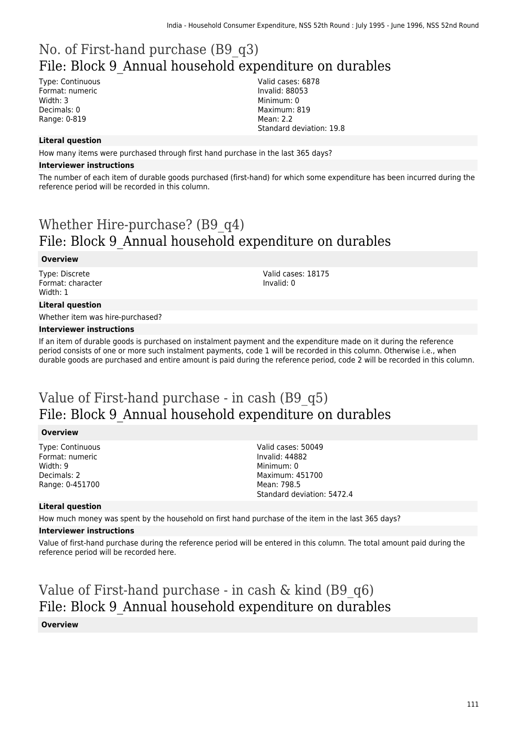# No. of First-hand purchase (B9_q3)
## File: Block 9_Annual household expenditure on durables

Type: Continuous
Format: numeric
Width: 3
Decimals: 0
Range: 0-819

Valid cases: 6878
Invalid: 88053
Minimum: 0
Maximum: 819
Mean: 2.2
Standard deviation: 19.8

**Literal question**

How many items were purchased through first hand purchase in the last 365 days?

**Interviewer instructions**

The number of each item of durable goods purchased (first-hand) for which some expenditure has been incurred during the reference period will be recorded in this column.

# Whether Hire-purchase? (B9_q4)
## File: Block 9_Annual household expenditure on durables

**Overview**

Type: Discrete
Format: character
Width: 1

Valid cases: 18175
Invalid: 0

**Literal question**

Whether item was hire-purchased?

**Interviewer instructions**

If an item of durable goods is purchased on instalment payment and the expenditure made on it during the reference period consists of one or more such instalment payments, code 1 will be recorded in this column. Otherwise i.e., when durable goods are purchased and entire amount is paid during the reference period, code 2 will be recorded in this column.

# Value of First-hand purchase - in cash (B9_q5)
## File: Block 9_Annual household expenditure on durables

**Overview**

Type: Continuous
Format: numeric
Width: 9
Decimals: 2
Range: 0-451700

Valid cases: 50049
Invalid: 44882
Minimum: 0
Maximum: 451700
Mean: 798.5
Standard deviation: 5472.4

**Literal question**

How much money was spent by the household on first hand purchase of the item in the last 365 days?

**Interviewer instructions**

Value of first-hand purchase during the reference period will be entered in this column. The total amount paid during the reference period will be recorded here.

# Value of First-hand purchase - in cash & kind (B9_q6)
## File: Block 9_Annual household expenditure on durables

**Overview**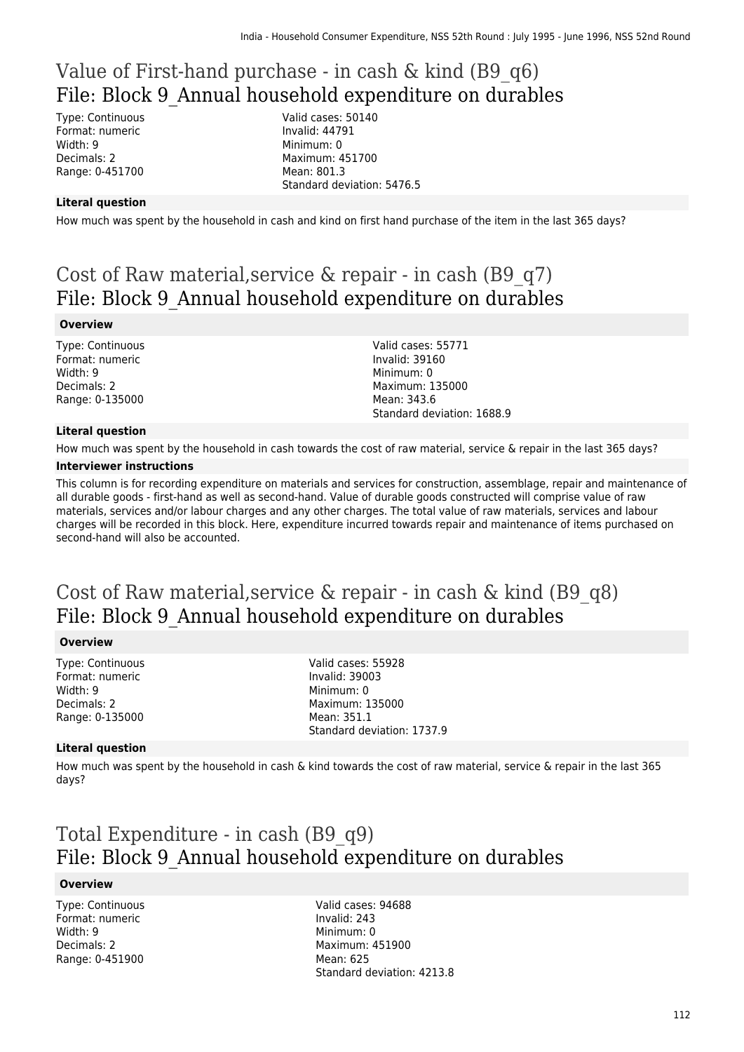# Value of First-hand purchase - in cash & kind (B9_q6)

## File: Block 9_Annual household expenditure on durables

Type: Continuous
Format: numeric
Width: 9
Decimals: 2
Range: 0-451700

Valid cases: 50140
Invalid: 44791
Minimum: 0
Maximum: 451700
Mean: 801.3
Standard deviation: 5476.5

**Literal question**

How much was spent by the household in cash and kind on first hand purchase of the item in the last 365 days?

# Cost of Raw material,service & repair - in cash (B9_q7)

## File: Block 9_Annual household expenditure on durables

**Overview**

Type: Continuous
Format: numeric
Width: 9
Decimals: 2
Range: 0-135000

Valid cases: 55771
Invalid: 39160
Minimum: 0
Maximum: 135000
Mean: 343.6
Standard deviation: 1688.9

**Literal question**

How much was spent by the household in cash towards the cost of raw material, service & repair in the last 365 days?

**Interviewer instructions**

This column is for recording expenditure on materials and services for construction, assemblage, repair and maintenance of all durable goods - first-hand as well as second-hand. Value of durable goods constructed will comprise value of raw materials, services and/or labour charges and any other charges. The total value of raw materials, services and labour charges will be recorded in this block. Here, expenditure incurred towards repair and maintenance of items purchased on second-hand will also be accounted.

# Cost of Raw material,service & repair - in cash & kind (B9_q8)

## File: Block 9_Annual household expenditure on durables

**Overview**

Type: Continuous
Format: numeric
Width: 9
Decimals: 2
Range: 0-135000

Valid cases: 55928
Invalid: 39003
Minimum: 0
Maximum: 135000
Mean: 351.1
Standard deviation: 1737.9

**Literal question**

How much was spent by the household in cash & kind towards the cost of raw material, service & repair in the last 365 days?

# Total Expenditure - in cash (B9_q9)

## File: Block 9_Annual household expenditure on durables

**Overview**

Type: Continuous
Format: numeric
Width: 9
Decimals: 2
Range: 0-451900

Valid cases: 94688
Invalid: 243
Minimum: 0
Maximum: 451900
Mean: 625
Standard deviation: 4213.8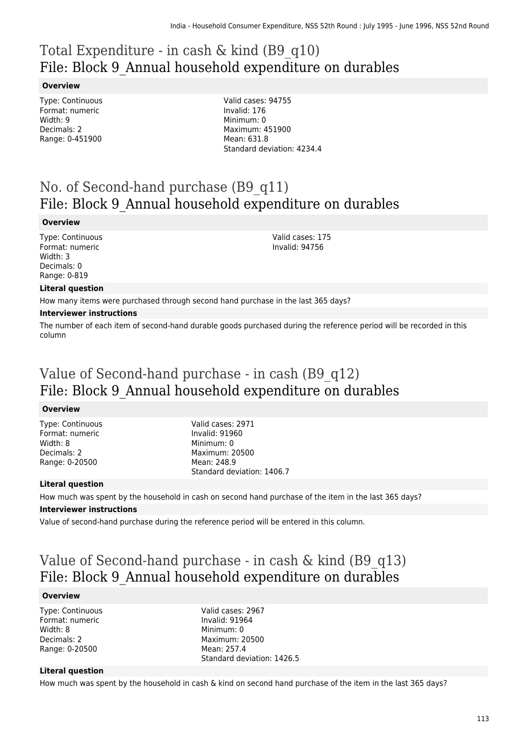# Total Expenditure - in cash & kind (B9_q10)
## File: Block 9_Annual household expenditure on durables

**Overview**

Type: Continuous
Format: numeric
Width: 9
Decimals: 2
Range: 0-451900

Valid cases: 94755
Invalid: 176
Minimum: 0
Maximum: 451900
Mean: 631.8
Standard deviation: 4234.4

# No. of Second-hand purchase (B9_q11)
## File: Block 9_Annual household expenditure on durables

**Overview**

Type: Continuous
Format: numeric
Width: 3
Decimals: 0
Range: 0-819

Valid cases: 175
Invalid: 94756

**Literal question**

How many items were purchased through second hand purchase in the last 365 days?

**Interviewer instructions**

The number of each item of second-hand durable goods purchased during the reference period will be recorded in this column

# Value of Second-hand purchase - in cash (B9_q12)
## File: Block 9_Annual household expenditure on durables

**Overview**

Type: Continuous
Format: numeric
Width: 8
Decimals: 2
Range: 0-20500

Valid cases: 2971
Invalid: 91960
Minimum: 0
Maximum: 20500
Mean: 248.9
Standard deviation: 1406.7

**Literal question**

How much was spent by the household in cash on second hand purchase of the item in the last 365 days?

**Interviewer instructions**

Value of second-hand purchase during the reference period will be entered in this column.

# Value of Second-hand purchase - in cash & kind (B9_q13)
## File: Block 9_Annual household expenditure on durables

**Overview**

Type: Continuous
Format: numeric
Width: 8
Decimals: 2
Range: 0-20500

Valid cases: 2967
Invalid: 91964
Minimum: 0
Maximum: 20500
Mean: 257.4
Standard deviation: 1426.5

**Literal question**

How much was spent by the household in cash & kind on second hand purchase of the item in the last 365 days?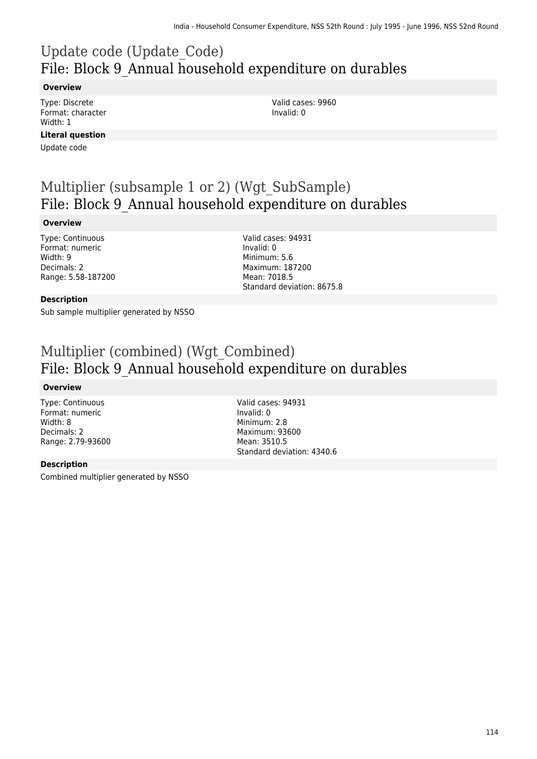# Update code (Update_Code)
## File: Block 9_Annual household expenditure on durables

**Overview**

Type: Discrete
Format: character
Width: 1

Valid cases: 9960
Invalid: 0

**Literal question**

Update code

# Multiplier (subsample 1 or 2) (Wgt_SubSample)
## File: Block 9_Annual household expenditure on durables

**Overview**

Type: Continuous
Format: numeric
Width: 9
Decimals: 2
Range: 5.58-187200

Valid cases: 94931
Invalid: 0
Minimum: 5.6
Maximum: 187200
Mean: 7018.5
Standard deviation: 8675.8

**Description**

Sub sample multiplier generated by NSSO

# Multiplier (combined) (Wgt_Combined)
## File: Block 9_Annual household expenditure on durables

**Overview**

Type: Continuous
Format: numeric
Width: 8
Decimals: 2
Range: 2.79-93600

Valid cases: 94931
Invalid: 0
Minimum: 2.8
Maximum: 93600
Mean: 3510.5
Standard deviation: 4340.6

**Description**

Combined multiplier generated by NSSO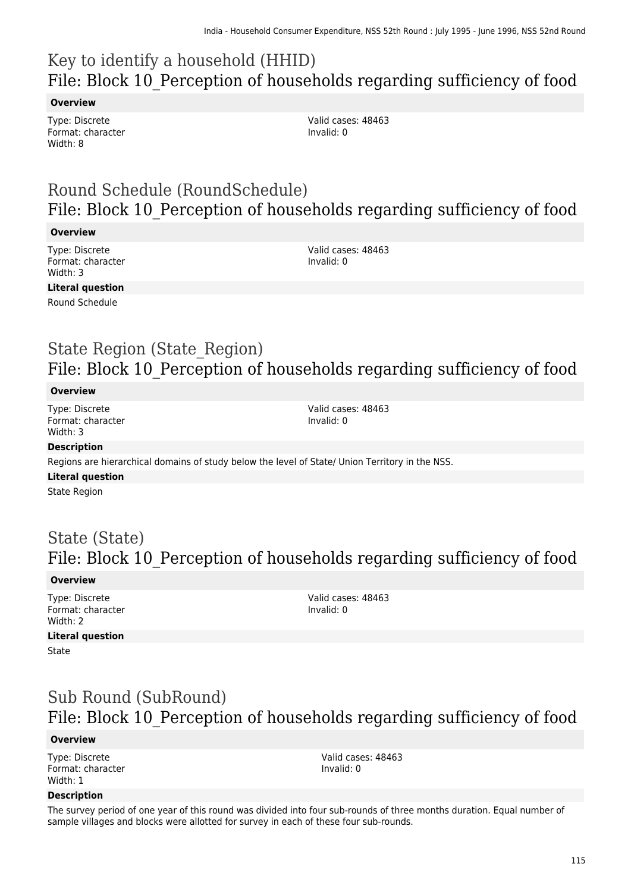## Key to identify a household (HHID)
## File: Block 10_Perception of households regarding sufficiency of food

**Overview**

Type: Discrete
Format: character
Width: 8

Valid cases: 48463
Invalid: 0

## Round Schedule (RoundSchedule)
## File: Block 10_Perception of households regarding sufficiency of food

**Overview**

Type: Discrete
Format: character
Width: 3

Valid cases: 48463
Invalid: 0

**Literal question**

Round Schedule

## State Region (State_Region)
## File: Block 10_Perception of households regarding sufficiency of food

**Overview**

Type: Discrete
Format: character
Width: 3

Valid cases: 48463
Invalid: 0

**Description**

Regions are hierarchical domains of study below the level of State/ Union Territory in the NSS.

**Literal question**

State Region

## State (State)
## File: Block 10_Perception of households regarding sufficiency of food

**Overview**

Type: Discrete
Format: character
Width: 2

Valid cases: 48463
Invalid: 0

**Literal question**

State

## Sub Round (SubRound)
## File: Block 10_Perception of households regarding sufficiency of food

**Overview**

Type: Discrete
Format: character
Width: 1

Valid cases: 48463
Invalid: 0

**Description**

The survey period of one year of this round was divided into four sub-rounds of three months duration. Equal number of sample villages and blocks were allotted for survey in each of these four sub-rounds.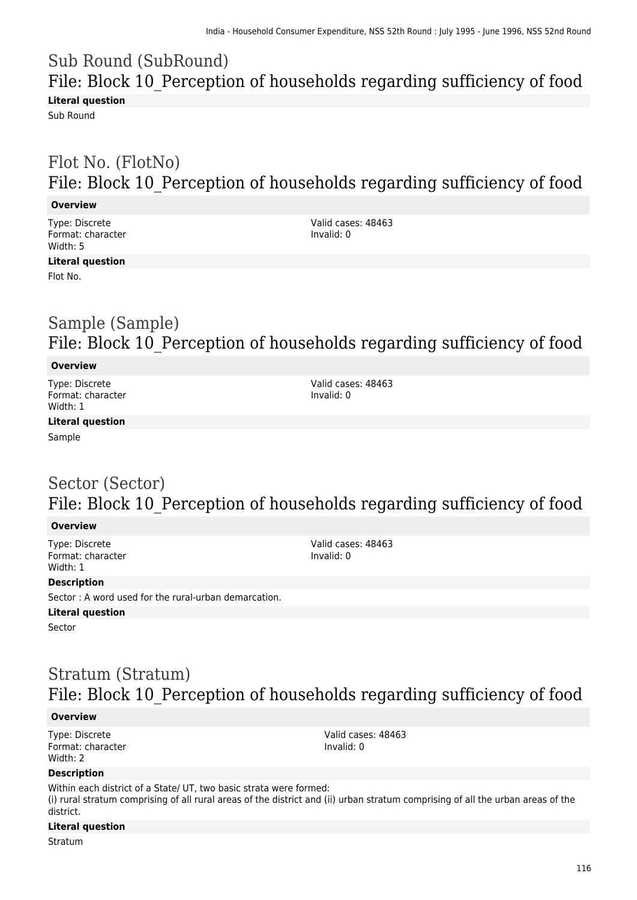## Sub Round (SubRound)
### File: Block 10_Perception of households regarding sufficiency of food

**Literal question**

Sub Round

## Flot No. (FlotNo)
### File: Block 10_Perception of households regarding sufficiency of food

**Overview**

Type: Discrete
Format: character
Width: 5

Valid cases: 48463
Invalid: 0

**Literal question**

Flot No.

## Sample (Sample)
### File: Block 10_Perception of households regarding sufficiency of food

**Overview**

Type: Discrete
Format: character
Width: 1

Valid cases: 48463
Invalid: 0

**Literal question**

Sample

## Sector (Sector)
### File: Block 10_Perception of households regarding sufficiency of food

**Overview**

Type: Discrete
Format: character
Width: 1

Valid cases: 48463
Invalid: 0

**Description**

Sector : A word used for the rural-urban demarcation.

**Literal question**

Sector

## Stratum (Stratum)
### File: Block 10_Perception of households regarding sufficiency of food

**Overview**

Type: Discrete
Format: character
Width: 2

Valid cases: 48463
Invalid: 0

**Description**

Within each district of a State/ UT, two basic strata were formed:
(i) rural stratum comprising of all rural areas of the district and (ii) urban stratum comprising of all the urban areas of the district.

**Literal question**

Stratum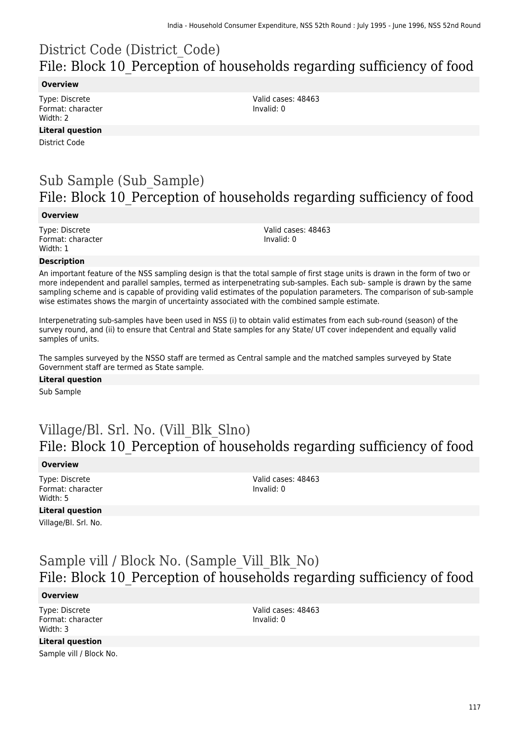# District Code (District_Code)
## File: Block 10_Perception of households regarding sufficiency of food

**Overview**

Type: Discrete
Format: character
Width: 2

Valid cases: 48463
Invalid: 0

**Literal question**

District Code

# Sub Sample (Sub_Sample)
## File: Block 10_Perception of households regarding sufficiency of food

**Overview**

Type: Discrete
Format: character
Width: 1

Valid cases: 48463
Invalid: 0

**Description**

An important feature of the NSS sampling design is that the total sample of first stage units is drawn in the form of two or more independent and parallel samples, termed as interpenetrating sub-samples. Each sub- sample is drawn by the same sampling scheme and is capable of providing valid estimates of the population parameters. The comparison of sub-sample wise estimates shows the margin of uncertainty associated with the combined sample estimate.

Interpenetrating sub-samples have been used in NSS (i) to obtain valid estimates from each sub-round (season) of the survey round, and (ii) to ensure that Central and State samples for any State/ UT cover independent and equally valid samples of units.

The samples surveyed by the NSSO staff are termed as Central sample and the matched samples surveyed by State Government staff are termed as State sample.

**Literal question**

Sub Sample

# Village/Bl. Srl. No. (Vill_Blk_Slno)
## File: Block 10_Perception of households regarding sufficiency of food

**Overview**

Type: Discrete
Format: character
Width: 5

Valid cases: 48463
Invalid: 0

**Literal question**

Village/Bl. Srl. No.

# Sample vill / Block No. (Sample_Vill_Blk_No)
## File: Block 10_Perception of households regarding sufficiency of food

**Overview**

Type: Discrete
Format: character
Width: 3

Valid cases: 48463
Invalid: 0

**Literal question**

Sample vill / Block No.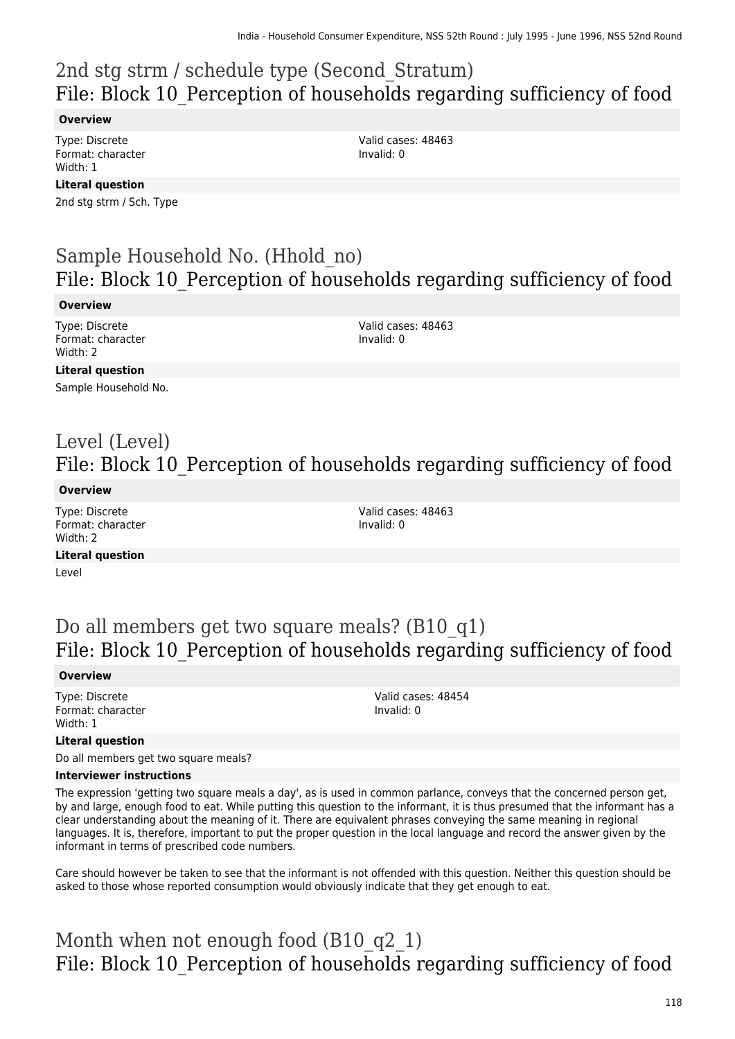## 2nd stg strm / schedule type (Second_Stratum)
## File: Block 10_Perception of households regarding sufficiency of food

**Overview**

Type: Discrete
Format: character
Width: 1

Valid cases: 48463
Invalid: 0

**Literal question**

2nd stg strm / Sch. Type

## Sample Household No. (Hhold_no)
## File: Block 10_Perception of households regarding sufficiency of food

**Overview**

Type: Discrete
Format: character
Width: 2

Valid cases: 48463
Invalid: 0

**Literal question**

Sample Household No.

## Level (Level)
## File: Block 10_Perception of households regarding sufficiency of food

**Overview**

Type: Discrete
Format: character
Width: 2

Valid cases: 48463
Invalid: 0

**Literal question**

Level

## Do all members get two square meals? (B10_q1)
## File: Block 10_Perception of households regarding sufficiency of food

**Overview**

Type: Discrete
Format: character
Width: 1

Valid cases: 48454
Invalid: 0

**Literal question**

Do all members get two square meals?

**Interviewer instructions**

The expression 'getting two square meals a day', as is used in common parlance, conveys that the concerned person get, by and large, enough food to eat. While putting this question to the informant, it is thus presumed that the informant has a clear understanding about the meaning of it. There are equivalent phrases conveying the same meaning in regional languages. It is, therefore, important to put the proper question in the local language and record the answer given by the informant in terms of prescribed code numbers.

Care should however be taken to see that the informant is not offended with this question. Neither this question should be asked to those whose reported consumption would obviously indicate that they get enough to eat.

## Month when not enough food (B10_q2_1)
## File: Block 10_Perception of households regarding sufficiency of food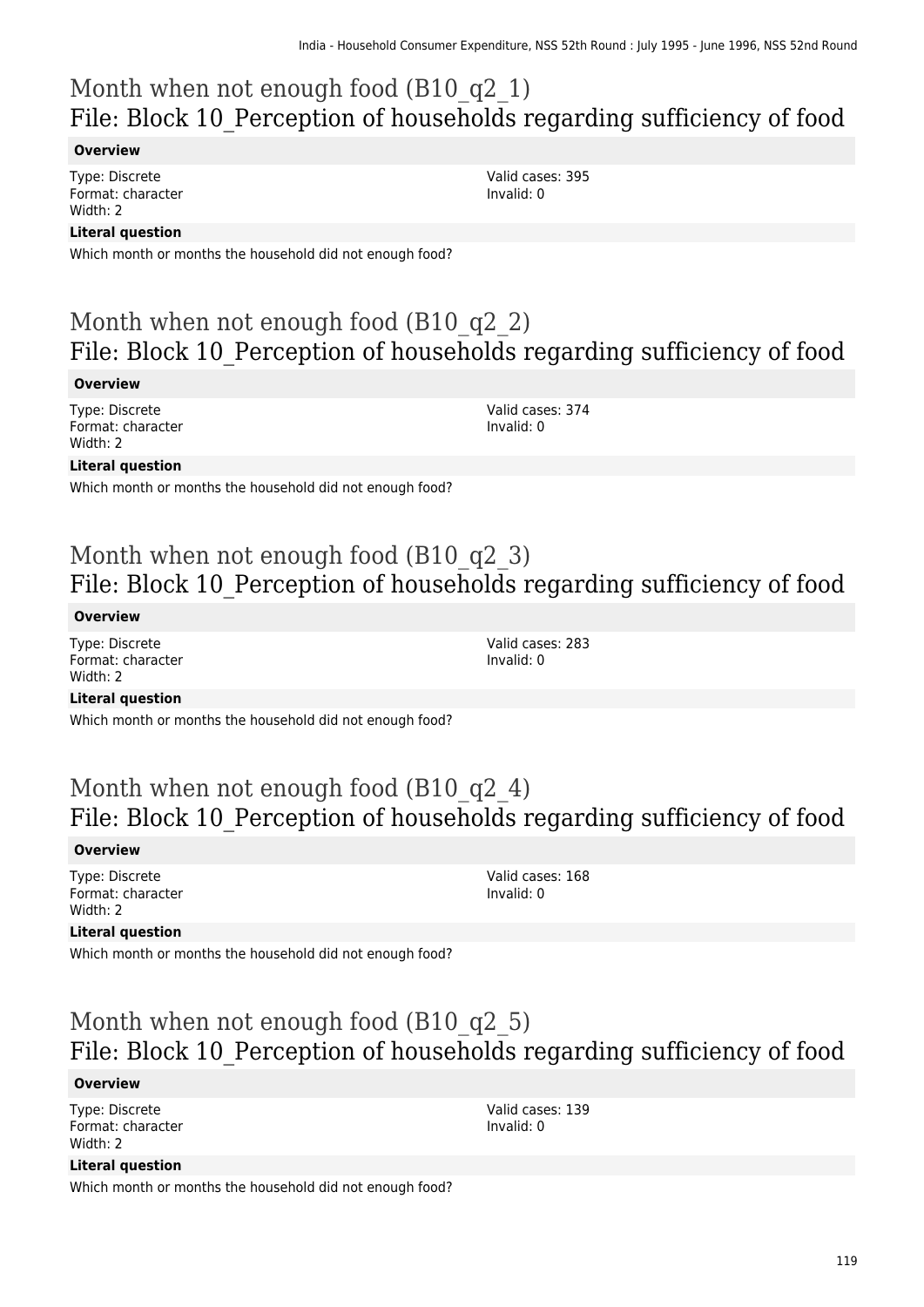# Month when not enough food (B10_q2_1)
## File: Block 10_Perception of households regarding sufficiency of food

**Overview**

Type: Discrete
Format: character
Width: 2

Valid cases: 395
Invalid: 0

**Literal question**

Which month or months the household did not enough food?

# Month when not enough food (B10_q2_2)
## File: Block 10_Perception of households regarding sufficiency of food

**Overview**

Type: Discrete
Format: character
Width: 2

Valid cases: 374
Invalid: 0

**Literal question**

Which month or months the household did not enough food?

# Month when not enough food (B10_q2_3)
## File: Block 10_Perception of households regarding sufficiency of food

**Overview**

Type: Discrete
Format: character
Width: 2

Valid cases: 283
Invalid: 0

**Literal question**

Which month or months the household did not enough food?

# Month when not enough food (B10_q2_4)
## File: Block 10_Perception of households regarding sufficiency of food

**Overview**

Type: Discrete
Format: character
Width: 2

Valid cases: 168
Invalid: 0

**Literal question**

Which month or months the household did not enough food?

# Month when not enough food (B10_q2_5)
## File: Block 10_Perception of households regarding sufficiency of food

**Overview**

Type: Discrete
Format: character
Width: 2

Valid cases: 139
Invalid: 0

**Literal question**

Which month or months the household did not enough food?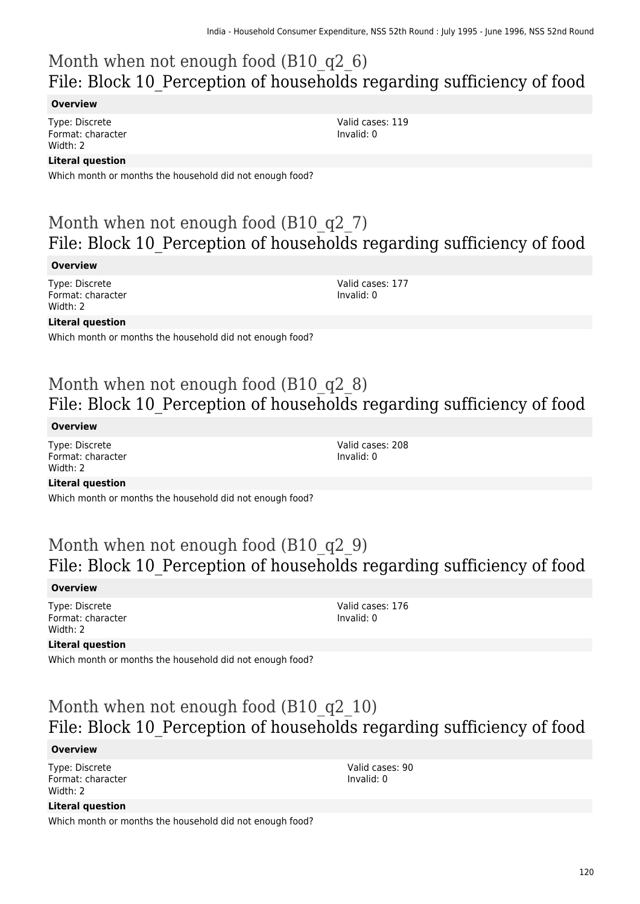# Month when not enough food (B10_q2_6)
## File: Block 10_Perception of households regarding sufficiency of food

**Overview**

Type: Discrete
Format: character
Width: 2

Valid cases: 119
Invalid: 0

**Literal question**

Which month or months the household did not enough food?

# Month when not enough food (B10_q2_7)
## File: Block 10_Perception of households regarding sufficiency of food

**Overview**

Type: Discrete
Format: character
Width: 2

Valid cases: 177
Invalid: 0

**Literal question**

Which month or months the household did not enough food?

# Month when not enough food (B10_q2_8)
## File: Block 10_Perception of households regarding sufficiency of food

**Overview**

Type: Discrete
Format: character
Width: 2

Valid cases: 208
Invalid: 0

**Literal question**

Which month or months the household did not enough food?

# Month when not enough food (B10_q2_9)
## File: Block 10_Perception of households regarding sufficiency of food

**Overview**

Type: Discrete
Format: character
Width: 2

Valid cases: 176
Invalid: 0

**Literal question**

Which month or months the household did not enough food?

# Month when not enough food (B10_q2_10)
## File: Block 10_Perception of households regarding sufficiency of food

**Overview**

Type: Discrete
Format: character
Width: 2

Valid cases: 90
Invalid: 0

**Literal question**

Which month or months the household did not enough food?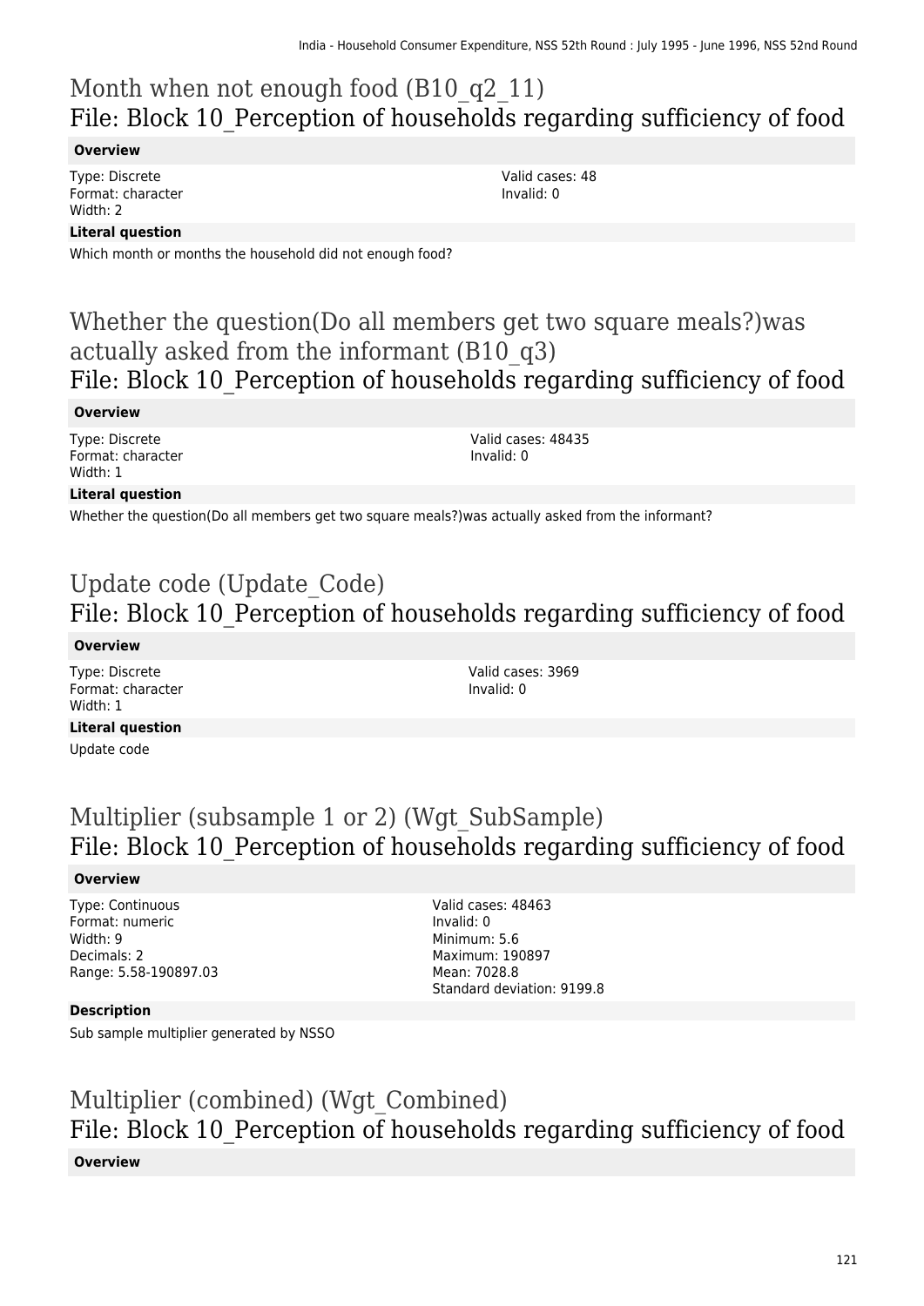# Month when not enough food (B10_q2_11)
## File: Block 10_Perception of households regarding sufficiency of food

**Overview**

Type: Discrete
Format: character
Width: 2

Valid cases: 48
Invalid: 0

**Literal question**

Which month or months the household did not enough food?

# Whether the question(Do all members get two square meals?)was actually asked from the informant (B10_q3)
## File: Block 10_Perception of households regarding sufficiency of food

**Overview**

Type: Discrete
Format: character
Width: 1

Valid cases: 48435
Invalid: 0

**Literal question**

Whether the question(Do all members get two square meals?)was actually asked from the informant?

# Update code (Update_Code)
## File: Block 10_Perception of households regarding sufficiency of food

**Overview**

Type: Discrete
Format: character
Width: 1

Valid cases: 3969
Invalid: 0

**Literal question**

Update code

# Multiplier (subsample 1 or 2) (Wgt_SubSample)
## File: Block 10_Perception of households regarding sufficiency of food

**Overview**

Type: Continuous
Format: numeric
Width: 9
Decimals: 2
Range: 5.58-190897.03

Valid cases: 48463
Invalid: 0
Minimum: 5.6
Maximum: 190897
Mean: 7028.8
Standard deviation: 9199.8

**Description**

Sub sample multiplier generated by NSSO

# Multiplier (combined) (Wgt_Combined)
## File: Block 10_Perception of households regarding sufficiency of food

**Overview**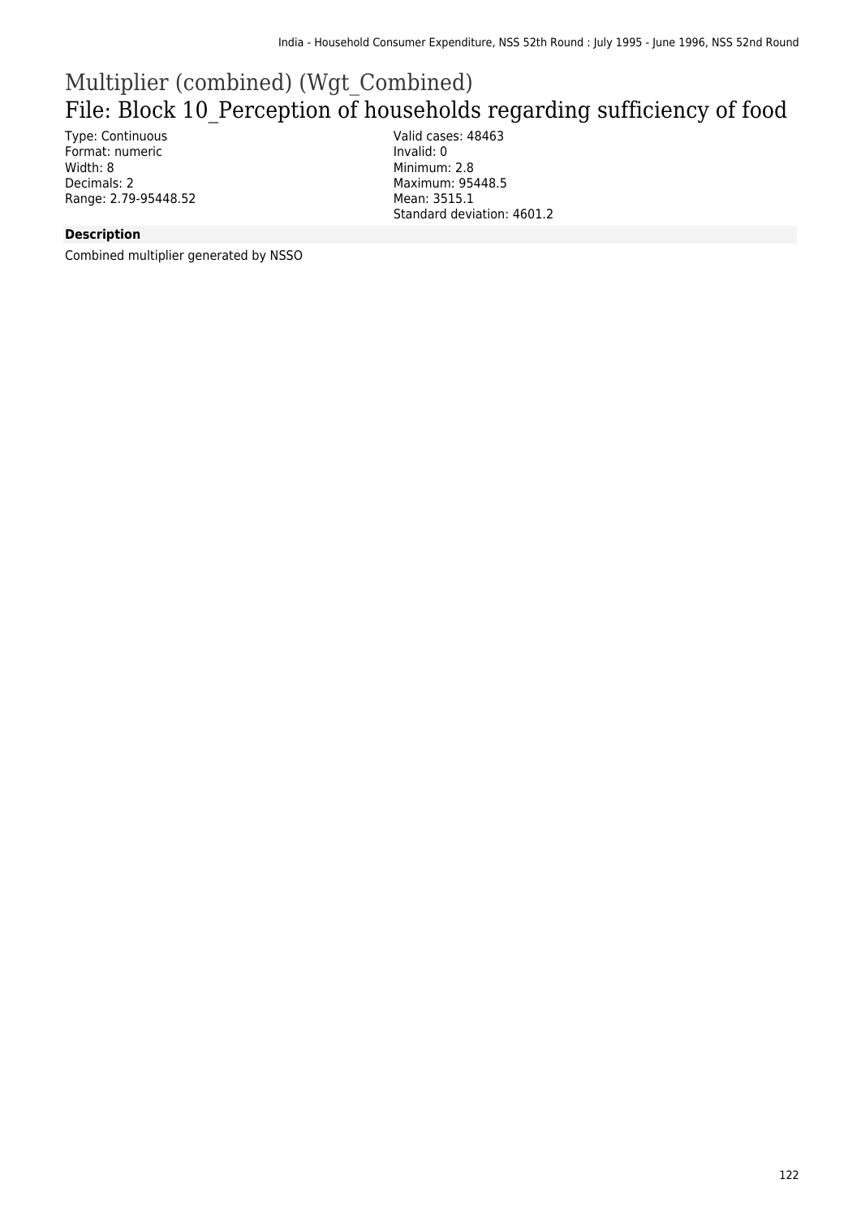# Multiplier (combined) (Wgt_Combined)

## File: Block 10_Perception of households regarding sufficiency of food

Type: Continuous
Format: numeric
Width: 8
Decimals: 2
Range: 2.79-95448.52

Valid cases: 48463
Invalid: 0
Minimum: 2.8
Maximum: 95448.5
Mean: 3515.1
Standard deviation: 4601.2

**Description**

Combined multiplier generated by NSSO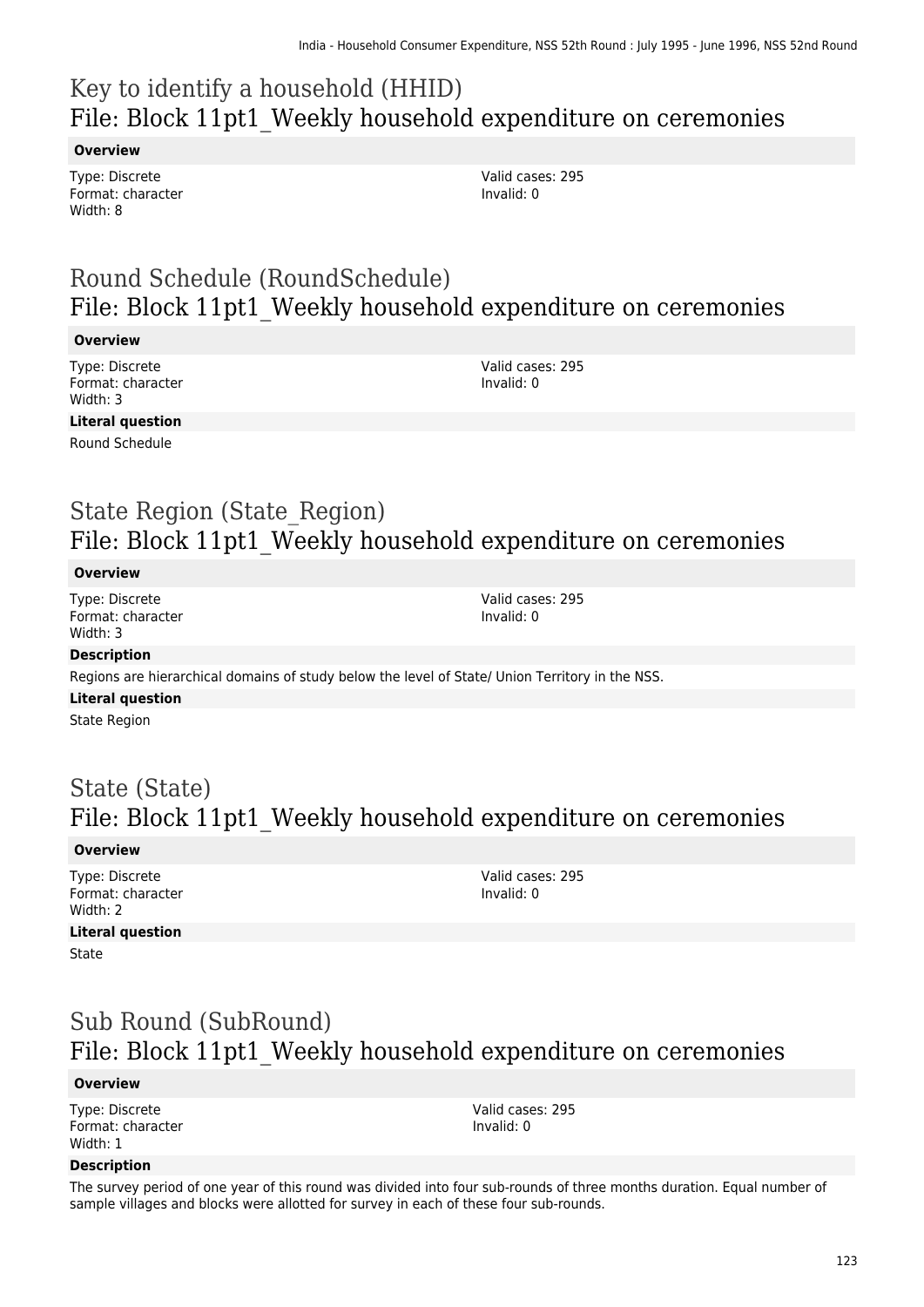## Key to identify a household (HHID)
## File: Block 11pt1_Weekly household expenditure on ceremonies

**Overview**

Type: Discrete
Format: character
Width: 8

Valid cases: 295
Invalid: 0

## Round Schedule (RoundSchedule)
## File: Block 11pt1_Weekly household expenditure on ceremonies

**Overview**

Type: Discrete
Format: character
Width: 3

Valid cases: 295
Invalid: 0

**Literal question**

Round Schedule

## State Region (State_Region)
## File: Block 11pt1_Weekly household expenditure on ceremonies

**Overview**

Type: Discrete
Format: character
Width: 3

Valid cases: 295
Invalid: 0

**Description**

Regions are hierarchical domains of study below the level of State/ Union Territory in the NSS.

**Literal question**

State Region

## State (State)
## File: Block 11pt1_Weekly household expenditure on ceremonies

**Overview**

Type: Discrete
Format: character
Width: 2

Valid cases: 295
Invalid: 0

**Literal question**

State

## Sub Round (SubRound)
## File: Block 11pt1_Weekly household expenditure on ceremonies

**Overview**

Type: Discrete
Format: character
Width: 1

Valid cases: 295
Invalid: 0

**Description**

The survey period of one year of this round was divided into four sub-rounds of three months duration. Equal number of sample villages and blocks were allotted for survey in each of these four sub-rounds.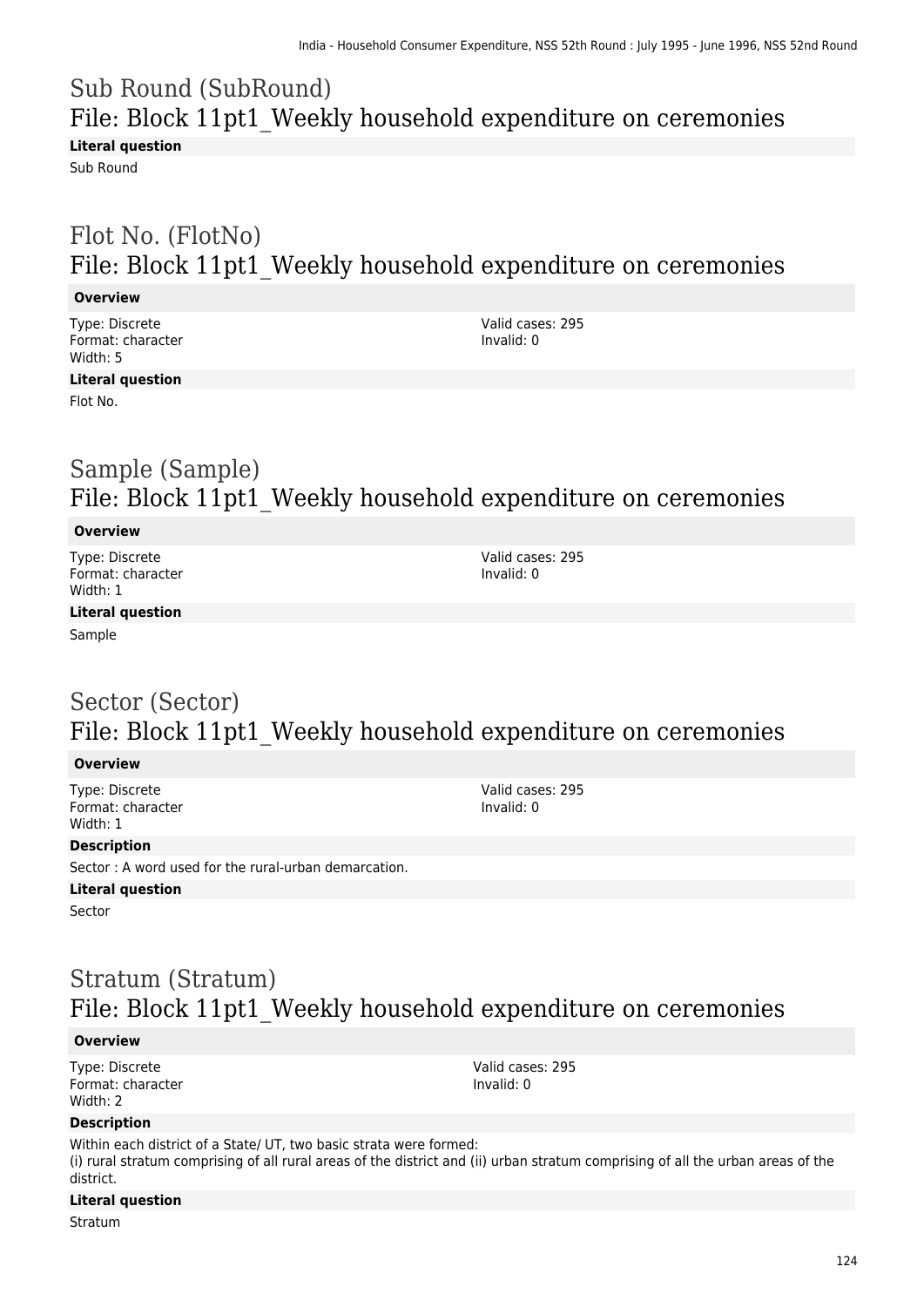## Sub Round (SubRound)
## File: Block 11pt1_Weekly household expenditure on ceremonies

**Literal question**

Sub Round

## Flot No. (FlotNo)
## File: Block 11pt1_Weekly household expenditure on ceremonies

**Overview**

Type: Discrete
Format: character
Width: 5

Valid cases: 295
Invalid: 0

**Literal question**

Flot No.

## Sample (Sample)
## File: Block 11pt1_Weekly household expenditure on ceremonies

**Overview**

Type: Discrete
Format: character
Width: 1

Valid cases: 295
Invalid: 0

**Literal question**

Sample

## Sector (Sector)
## File: Block 11pt1_Weekly household expenditure on ceremonies

**Overview**

Type: Discrete
Format: character
Width: 1

Valid cases: 295
Invalid: 0

**Description**

Sector : A word used for the rural-urban demarcation.

**Literal question**

Sector

## Stratum (Stratum)
## File: Block 11pt1_Weekly household expenditure on ceremonies

**Overview**

Type: Discrete
Format: character
Width: 2

Valid cases: 295
Invalid: 0

**Description**

Within each district of a State/ UT, two basic strata were formed:
(i) rural stratum comprising of all rural areas of the district and (ii) urban stratum comprising of all the urban areas of the district.

**Literal question**

Stratum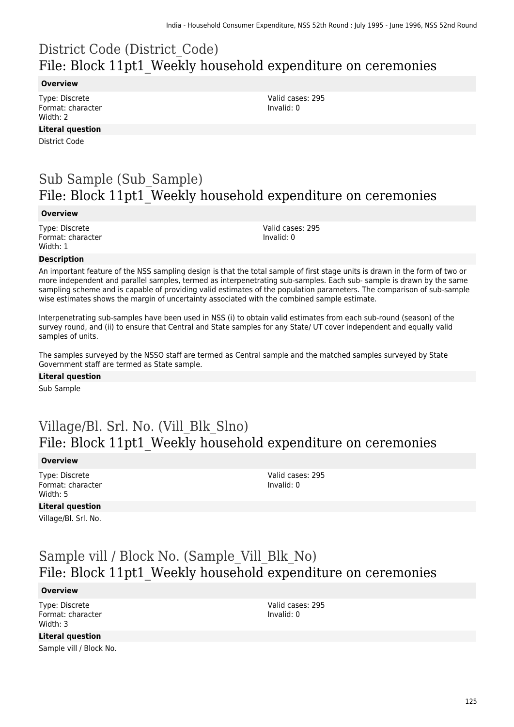# District Code (District_Code)
## File: Block 11pt1_Weekly household expenditure on ceremonies

**Overview**

Type: Discrete
Format: character
Width: 2

Valid cases: 295
Invalid: 0

**Literal question**

District Code

# Sub Sample (Sub_Sample)
## File: Block 11pt1_Weekly household expenditure on ceremonies

**Overview**

Type: Discrete
Format: character
Width: 1

Valid cases: 295
Invalid: 0

**Description**

An important feature of the NSS sampling design is that the total sample of first stage units is drawn in the form of two or more independent and parallel samples, termed as interpenetrating sub-samples. Each sub- sample is drawn by the same sampling scheme and is capable of providing valid estimates of the population parameters. The comparison of sub-sample wise estimates shows the margin of uncertainty associated with the combined sample estimate.

Interpenetrating sub-samples have been used in NSS (i) to obtain valid estimates from each sub-round (season) of the survey round, and (ii) to ensure that Central and State samples for any State/ UT cover independent and equally valid samples of units.

The samples surveyed by the NSSO staff are termed as Central sample and the matched samples surveyed by State Government staff are termed as State sample.

**Literal question**

Sub Sample

# Village/Bl. Srl. No. (Vill_Blk_Slno)
## File: Block 11pt1_Weekly household expenditure on ceremonies

**Overview**

Type: Discrete
Format: character
Width: 5

Valid cases: 295
Invalid: 0

**Literal question**

Village/Bl. Srl. No.

# Sample vill / Block No. (Sample_Vill_Blk_No)
## File: Block 11pt1_Weekly household expenditure on ceremonies

**Overview**

Type: Discrete
Format: character
Width: 3

Valid cases: 295
Invalid: 0

**Literal question**

Sample vill / Block No.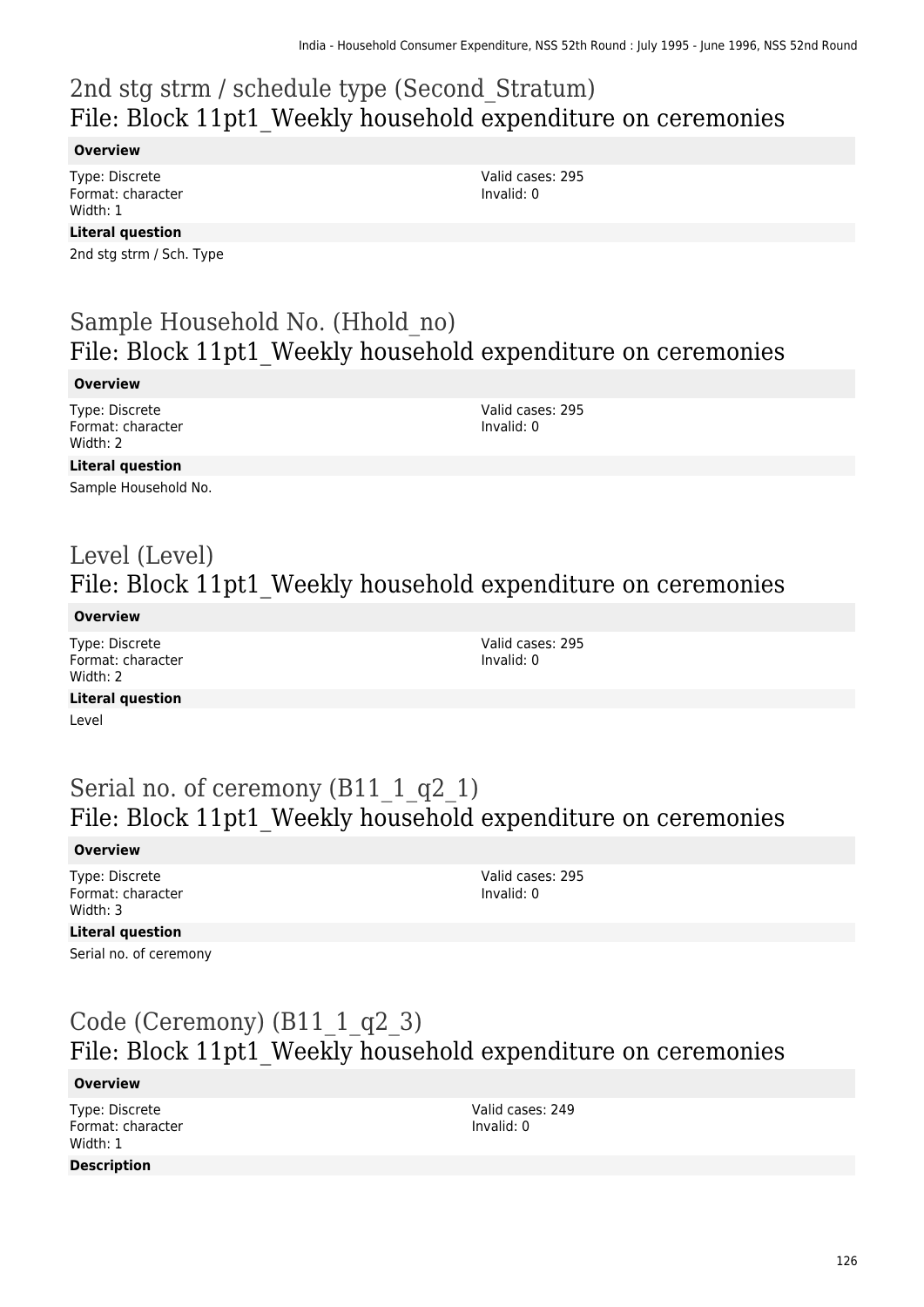## 2nd stg strm / schedule type (Second_Stratum)
## File: Block 11pt1_Weekly household expenditure on ceremonies

**Overview**

Type: Discrete
Format: character
Width: 1

Valid cases: 295
Invalid: 0

**Literal question**

2nd stg strm / Sch. Type

## Sample Household No. (Hhold_no)
## File: Block 11pt1_Weekly household expenditure on ceremonies

**Overview**

Type: Discrete
Format: character
Width: 2

Valid cases: 295
Invalid: 0

**Literal question**

Sample Household No.

## Level (Level)
## File: Block 11pt1_Weekly household expenditure on ceremonies

**Overview**

Type: Discrete
Format: character
Width: 2

Valid cases: 295
Invalid: 0

**Literal question**

Level

## Serial no. of ceremony (B11_1_q2_1)
## File: Block 11pt1_Weekly household expenditure on ceremonies

**Overview**

Type: Discrete
Format: character
Width: 3

Valid cases: 295
Invalid: 0

**Literal question**

Serial no. of ceremony

## Code (Ceremony) (B11_1_q2_3)
## File: Block 11pt1_Weekly household expenditure on ceremonies

**Overview**

Type: Discrete
Format: character
Width: 1

Valid cases: 249
Invalid: 0

**Description**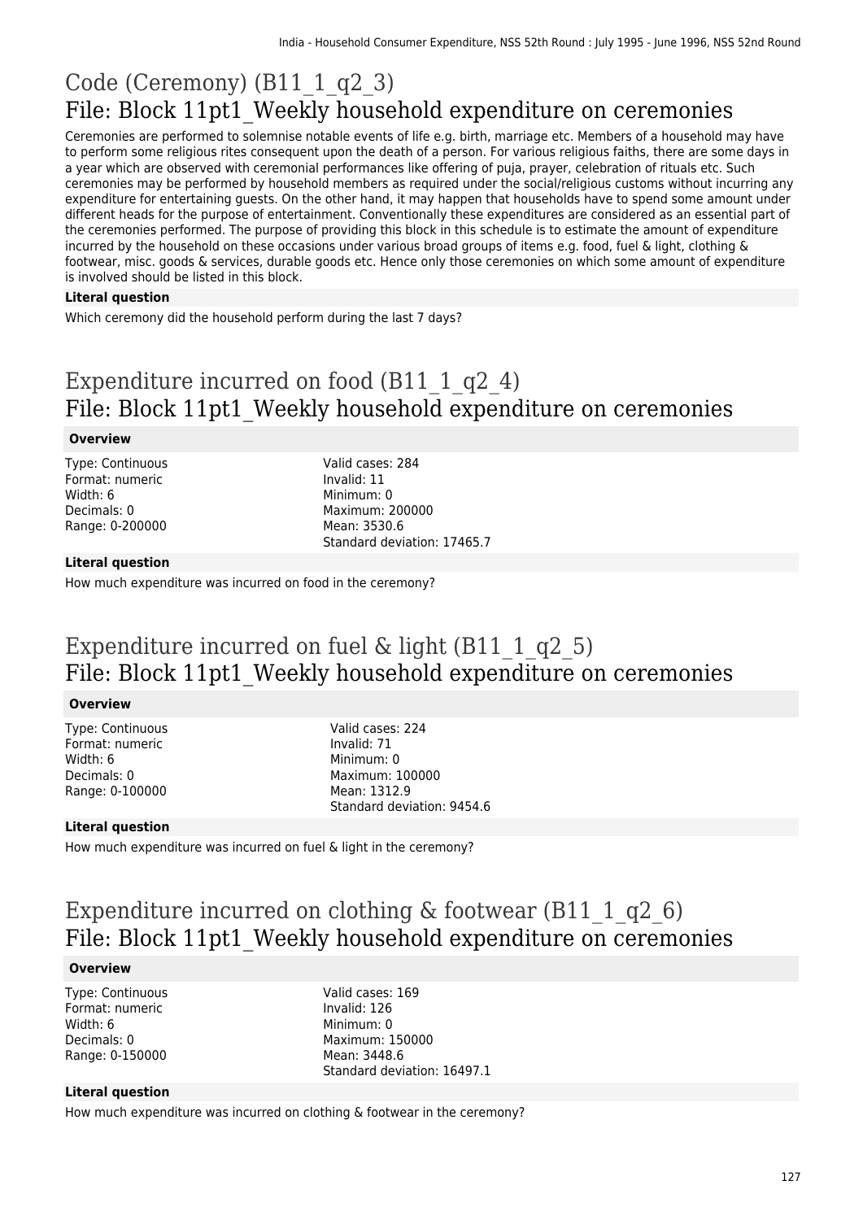# Code (Ceremony) (B11_1_q2_3)
## File: Block 11pt1_Weekly household expenditure on ceremonies

Ceremonies are performed to solemnise notable events of life e.g. birth, marriage etc. Members of a household may have to perform some religious rites consequent upon the death of a person. For various religious faiths, there are some days in a year which are observed with ceremonial performances like offering of puja, prayer, celebration of rituals etc. Such ceremonies may be performed by household members as required under the social/religious customs without incurring any expenditure for entertaining guests. On the other hand, it may happen that households have to spend some amount under different heads for the purpose of entertainment. Conventionally these expenditures are considered as an essential part of the ceremonies performed. The purpose of providing this block in this schedule is to estimate the amount of expenditure incurred by the household on these occasions under various broad groups of items e.g. food, fuel & light, clothing & footwear, misc. goods & services, durable goods etc. Hence only those ceremonies on which some amount of expenditure is involved should be listed in this block.

**Literal question**

Which ceremony did the household perform during the last 7 days?

# Expenditure incurred on food (B11_1_q2_4)
## File: Block 11pt1_Weekly household expenditure on ceremonies

**Overview**

Type: Continuous
Format: numeric
Width: 6
Decimals: 0
Range: 0-200000

Valid cases: 284
Invalid: 11
Minimum: 0
Maximum: 200000
Mean: 3530.6
Standard deviation: 17465.7

**Literal question**

How much expenditure was incurred on food in the ceremony?

# Expenditure incurred on fuel & light (B11_1_q2_5)
## File: Block 11pt1_Weekly household expenditure on ceremonies

**Overview**

Type: Continuous
Format: numeric
Width: 6
Decimals: 0
Range: 0-100000

Valid cases: 224
Invalid: 71
Minimum: 0
Maximum: 100000
Mean: 1312.9
Standard deviation: 9454.6

**Literal question**

How much expenditure was incurred on fuel & light in the ceremony?

# Expenditure incurred on clothing & footwear (B11_1_q2_6)
## File: Block 11pt1_Weekly household expenditure on ceremonies

**Overview**

Type: Continuous
Format: numeric
Width: 6
Decimals: 0
Range: 0-150000

Valid cases: 169
Invalid: 126
Minimum: 0
Maximum: 150000
Mean: 3448.6
Standard deviation: 16497.1

**Literal question**

How much expenditure was incurred on clothing & footwear in the ceremony?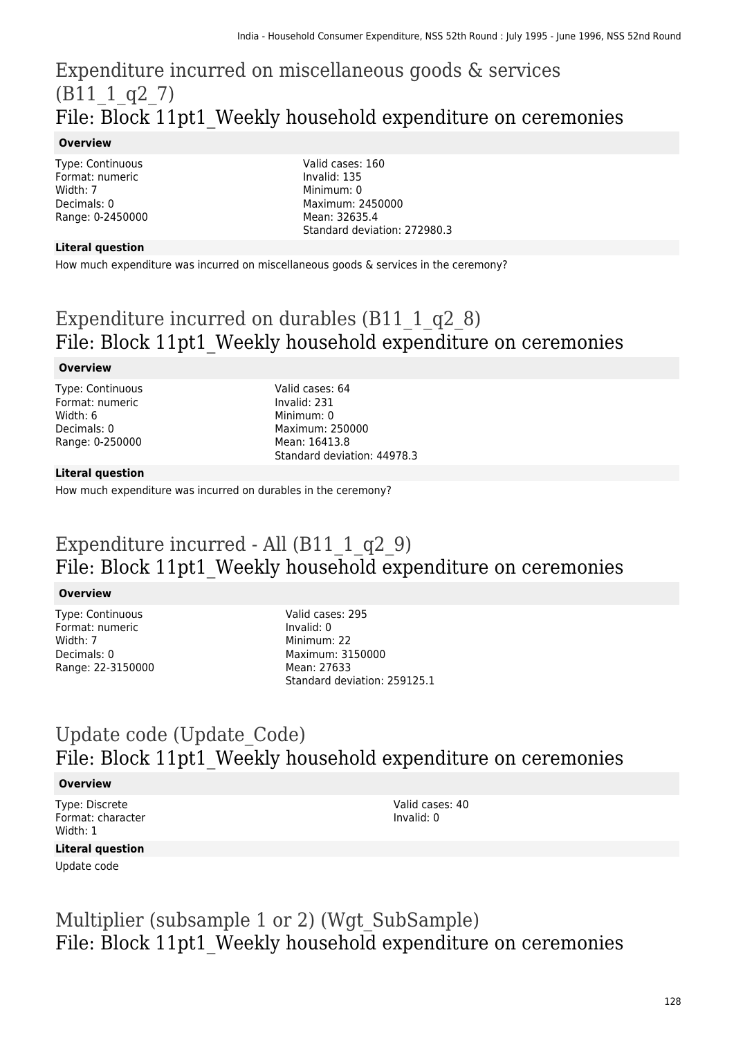## Expenditure incurred on miscellaneous goods & services (B11_1_q2_7)
## File: Block 11pt1_Weekly household expenditure on ceremonies

**Overview**

Type: Continuous
Format: numeric
Width: 7
Decimals: 0
Range: 0-2450000

Valid cases: 160
Invalid: 135
Minimum: 0
Maximum: 2450000
Mean: 32635.4
Standard deviation: 272980.3

**Literal question**

How much expenditure was incurred on miscellaneous goods & services in the ceremony?

## Expenditure incurred on durables (B11_1_q2_8)
## File: Block 11pt1_Weekly household expenditure on ceremonies

**Overview**

Type: Continuous
Format: numeric
Width: 6
Decimals: 0
Range: 0-250000

Valid cases: 64
Invalid: 231
Minimum: 0
Maximum: 250000
Mean: 16413.8
Standard deviation: 44978.3

**Literal question**

How much expenditure was incurred on durables in the ceremony?

## Expenditure incurred - All (B11_1_q2_9)
## File: Block 11pt1_Weekly household expenditure on ceremonies

**Overview**

Type: Continuous
Format: numeric
Width: 7
Decimals: 0
Range: 22-3150000

Valid cases: 295
Invalid: 0
Minimum: 22
Maximum: 3150000
Mean: 27633
Standard deviation: 259125.1

## Update code (Update_Code)
## File: Block 11pt1_Weekly household expenditure on ceremonies

**Overview**

Type: Discrete
Format: character
Width: 1

Valid cases: 40
Invalid: 0

**Literal question**

Update code

## Multiplier (subsample 1 or 2) (Wgt_SubSample)
## File: Block 11pt1_Weekly household expenditure on ceremonies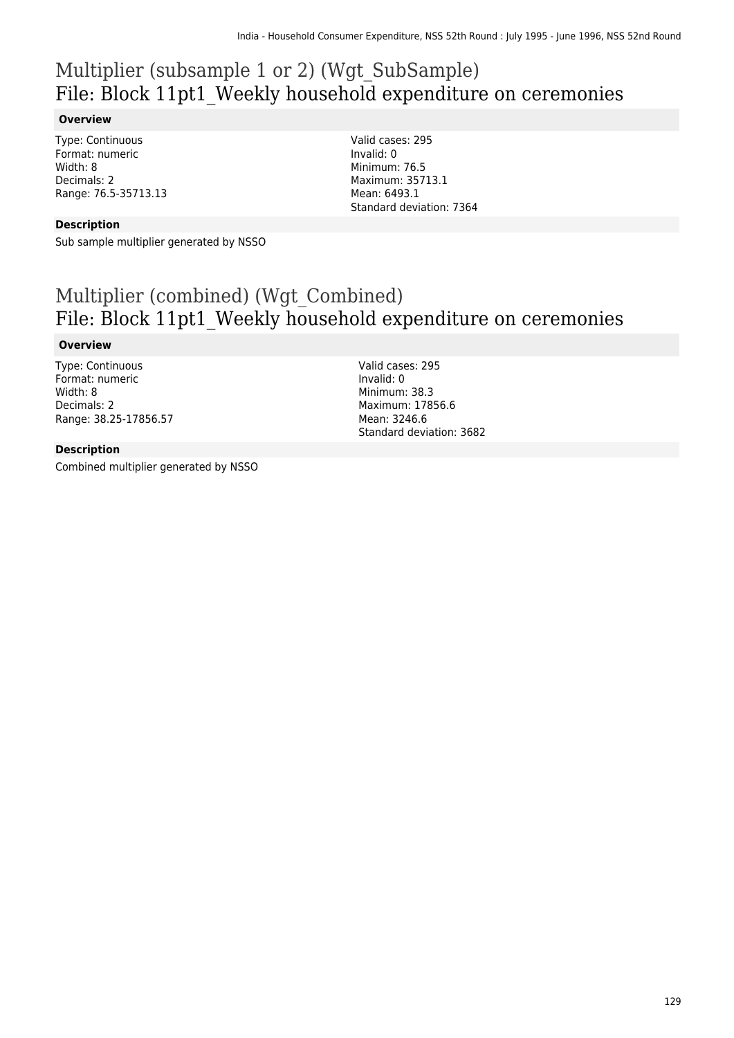# Multiplier (subsample 1 or 2) (Wgt_SubSample)
## File: Block 11pt1_Weekly household expenditure on ceremonies

**Overview**

Type: Continuous
Format: numeric
Width: 8
Decimals: 2
Range: 76.5-35713.13

Valid cases: 295
Invalid: 0
Minimum: 76.5
Maximum: 35713.1
Mean: 6493.1
Standard deviation: 7364

**Description**

Sub sample multiplier generated by NSSO

# Multiplier (combined) (Wgt_Combined)
## File: Block 11pt1_Weekly household expenditure on ceremonies

**Overview**

Type: Continuous
Format: numeric
Width: 8
Decimals: 2
Range: 38.25-17856.57

Valid cases: 295
Invalid: 0
Minimum: 38.3
Maximum: 17856.6
Mean: 3246.6
Standard deviation: 3682

**Description**

Combined multiplier generated by NSSO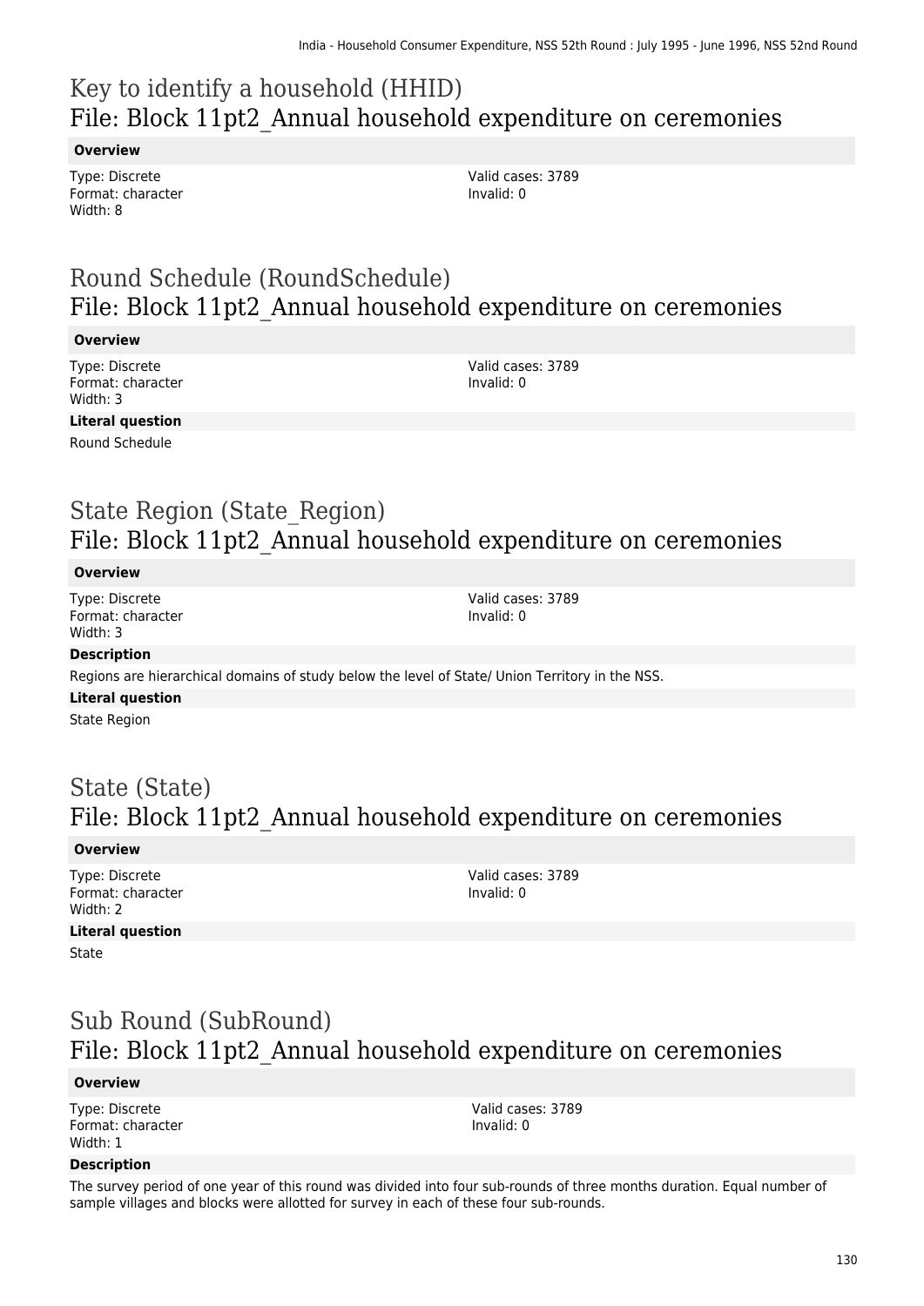# Key to identify a household (HHID)
## File: Block 11pt2_Annual household expenditure on ceremonies

**Overview**

Type: Discrete
Format: character
Width: 8

Valid cases: 3789
Invalid: 0

# Round Schedule (RoundSchedule)
## File: Block 11pt2_Annual household expenditure on ceremonies

**Overview**

Type: Discrete
Format: character
Width: 3

Valid cases: 3789
Invalid: 0

**Literal question**

Round Schedule

# State Region (State_Region)
## File: Block 11pt2_Annual household expenditure on ceremonies

**Overview**

Type: Discrete
Format: character
Width: 3

Valid cases: 3789
Invalid: 0

**Description**

Regions are hierarchical domains of study below the level of State/ Union Territory in the NSS.

**Literal question**

State Region

# State (State)
## File: Block 11pt2_Annual household expenditure on ceremonies

**Overview**

Type: Discrete
Format: character
Width: 2

Valid cases: 3789
Invalid: 0

**Literal question**

State

# Sub Round (SubRound)
## File: Block 11pt2_Annual household expenditure on ceremonies

**Overview**

Type: Discrete
Format: character
Width: 1

Valid cases: 3789
Invalid: 0

**Description**

The survey period of one year of this round was divided into four sub-rounds of three months duration. Equal number of sample villages and blocks were allotted for survey in each of these four sub-rounds.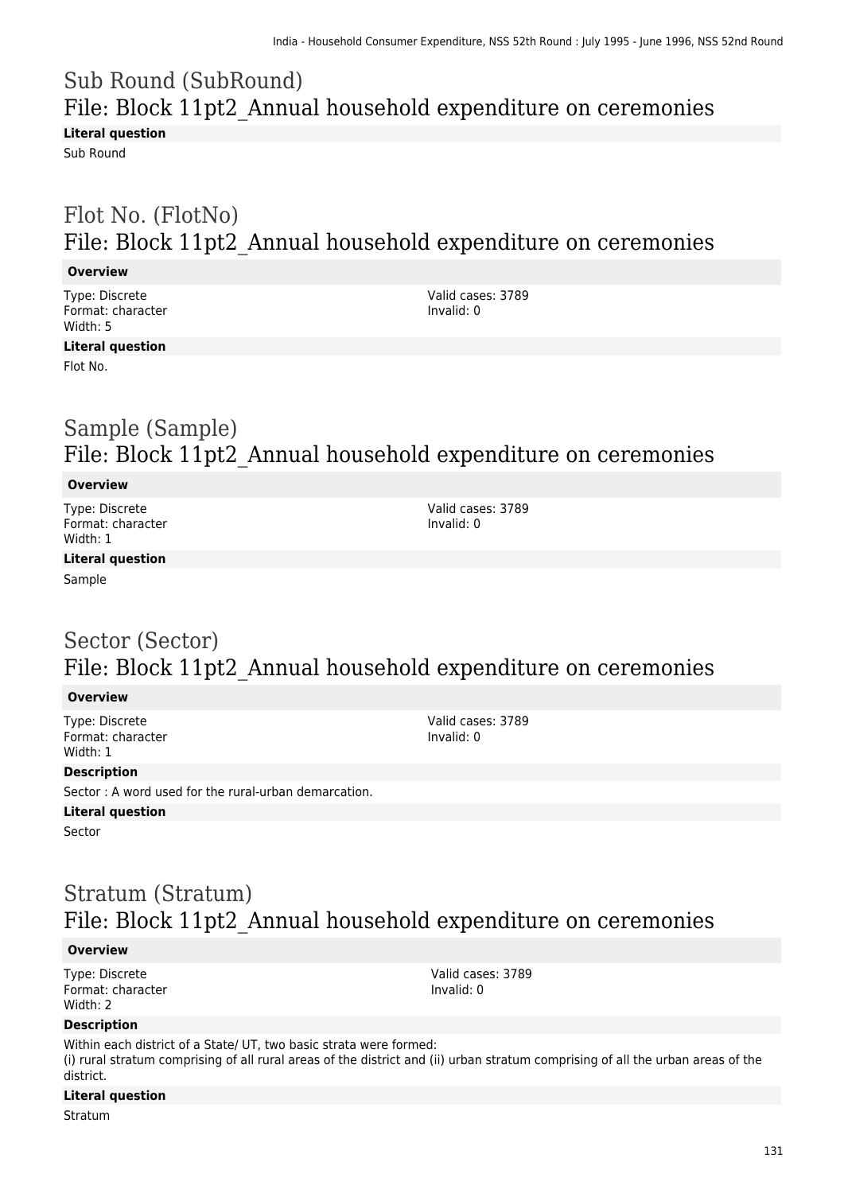## Sub Round (SubRound)
## File: Block 11pt2_Annual household expenditure on ceremonies

**Literal question**

Sub Round

## Flot No. (FlotNo)
## File: Block 11pt2_Annual household expenditure on ceremonies

**Overview**

Type: Discrete
Format: character
Width: 5

Valid cases: 3789
Invalid: 0

**Literal question**

Flot No.

## Sample (Sample)
## File: Block 11pt2_Annual household expenditure on ceremonies

**Overview**

Type: Discrete
Format: character
Width: 1

Valid cases: 3789
Invalid: 0

**Literal question**

Sample

## Sector (Sector)
## File: Block 11pt2_Annual household expenditure on ceremonies

**Overview**

Type: Discrete
Format: character
Width: 1

Valid cases: 3789
Invalid: 0

**Description**

Sector : A word used for the rural-urban demarcation.

**Literal question**

Sector

## Stratum (Stratum)
## File: Block 11pt2_Annual household expenditure on ceremonies

**Overview**

Type: Discrete
Format: character
Width: 2

Valid cases: 3789
Invalid: 0

**Description**

Within each district of a State/ UT, two basic strata were formed:
(i) rural stratum comprising of all rural areas of the district and (ii) urban stratum comprising of all the urban areas of the district.

**Literal question**

Stratum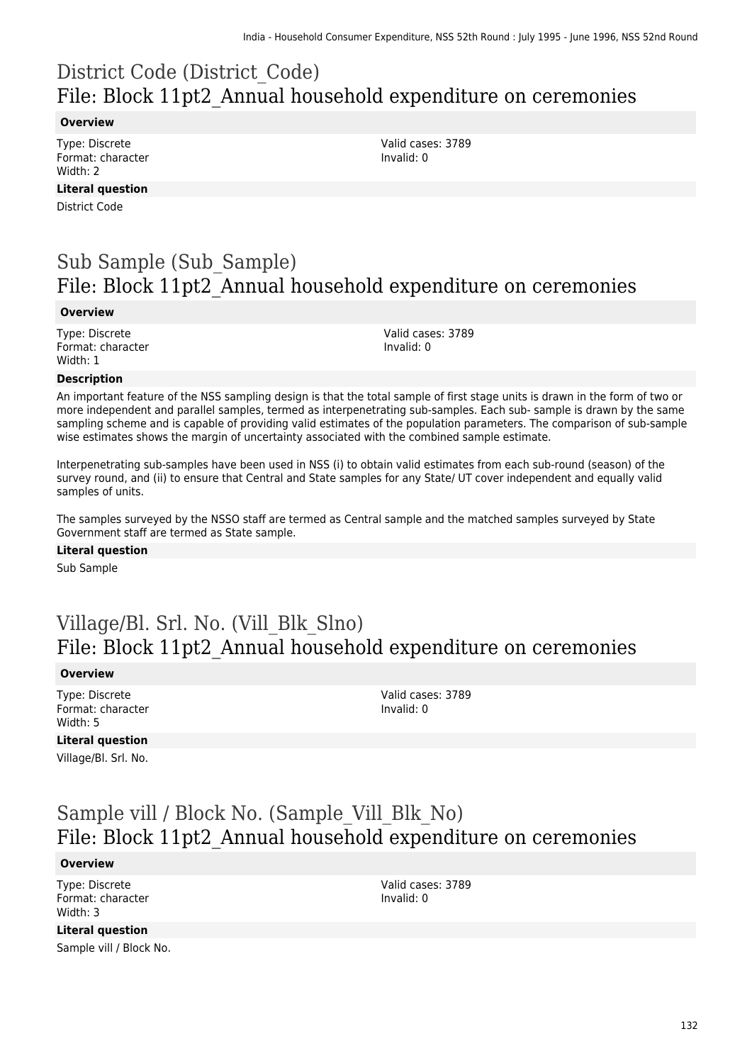# District Code (District_Code)
## File: Block 11pt2_Annual household expenditure on ceremonies

**Overview**

Type: Discrete
Format: character
Width: 2

Valid cases: 3789
Invalid: 0

**Literal question**

District Code

# Sub Sample (Sub_Sample)
## File: Block 11pt2_Annual household expenditure on ceremonies

**Overview**

Type: Discrete
Format: character
Width: 1

Valid cases: 3789
Invalid: 0

**Description**

An important feature of the NSS sampling design is that the total sample of first stage units is drawn in the form of two or more independent and parallel samples, termed as interpenetrating sub-samples. Each sub- sample is drawn by the same sampling scheme and is capable of providing valid estimates of the population parameters. The comparison of sub-sample wise estimates shows the margin of uncertainty associated with the combined sample estimate.

Interpenetrating sub-samples have been used in NSS (i) to obtain valid estimates from each sub-round (season) of the survey round, and (ii) to ensure that Central and State samples for any State/ UT cover independent and equally valid samples of units.

The samples surveyed by the NSSO staff are termed as Central sample and the matched samples surveyed by State Government staff are termed as State sample.

**Literal question**

Sub Sample

# Village/Bl. Srl. No. (Vill_Blk_Slno)
## File: Block 11pt2_Annual household expenditure on ceremonies

**Overview**

Type: Discrete
Format: character
Width: 5

Valid cases: 3789
Invalid: 0

**Literal question**

Village/Bl. Srl. No.

# Sample vill / Block No. (Sample_Vill_Blk_No)
## File: Block 11pt2_Annual household expenditure on ceremonies

**Overview**

Type: Discrete
Format: character
Width: 3

Valid cases: 3789
Invalid: 0

**Literal question**

Sample vill / Block No.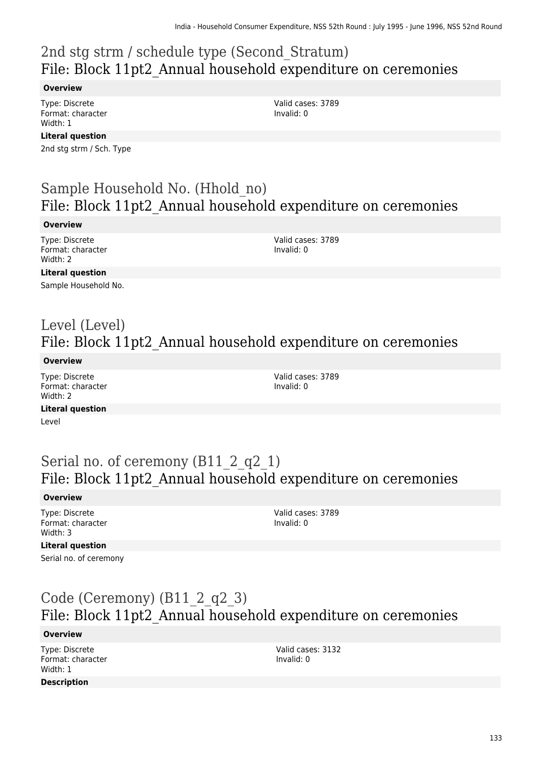# 2nd stg strm / schedule type (Second_Stratum)
## File: Block 11pt2_Annual household expenditure on ceremonies

**Overview**

Type: Discrete
Format: character
Width: 1

Valid cases: 3789
Invalid: 0

**Literal question**

2nd stg strm / Sch. Type

# Sample Household No. (Hhold_no)
## File: Block 11pt2_Annual household expenditure on ceremonies

**Overview**

Type: Discrete
Format: character
Width: 2

Valid cases: 3789
Invalid: 0

**Literal question**

Sample Household No.

# Level (Level)
## File: Block 11pt2_Annual household expenditure on ceremonies

**Overview**

Type: Discrete
Format: character
Width: 2

Valid cases: 3789
Invalid: 0

**Literal question**

Level

# Serial no. of ceremony (B11_2_q2_1)
## File: Block 11pt2_Annual household expenditure on ceremonies

**Overview**

Type: Discrete
Format: character
Width: 3

Valid cases: 3789
Invalid: 0

**Literal question**

Serial no. of ceremony

# Code (Ceremony) (B11_2_q2_3)
## File: Block 11pt2_Annual household expenditure on ceremonies

**Overview**

Type: Discrete
Format: character
Width: 1

Valid cases: 3132
Invalid: 0

**Description**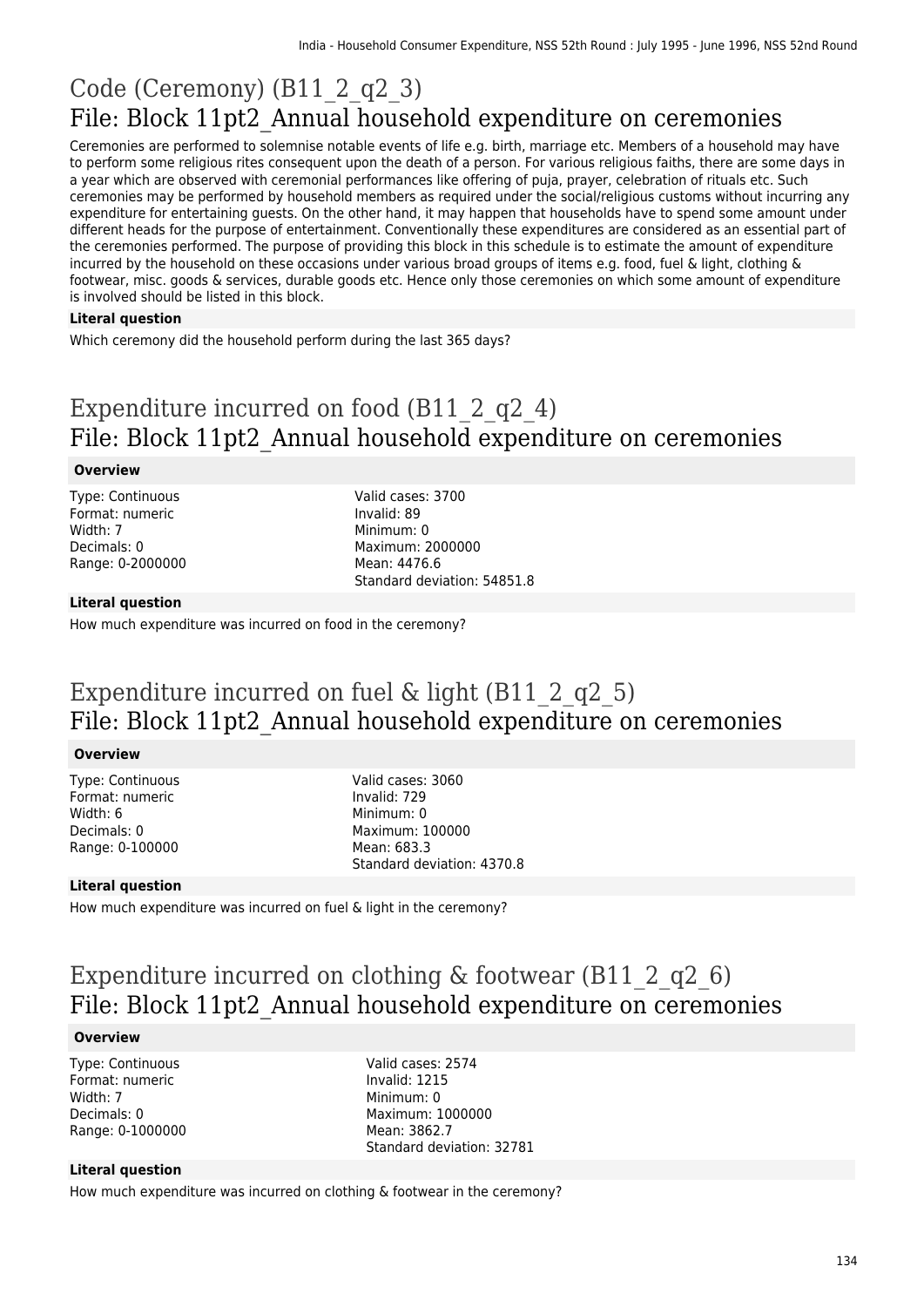# Code (Ceremony) (B11_2_q2_3)
## File: Block 11pt2_Annual household expenditure on ceremonies

Ceremonies are performed to solemnise notable events of life e.g. birth, marriage etc. Members of a household may have to perform some religious rites consequent upon the death of a person. For various religious faiths, there are some days in a year which are observed with ceremonial performances like offering of puja, prayer, celebration of rituals etc. Such ceremonies may be performed by household members as required under the social/religious customs without incurring any expenditure for entertaining guests. On the other hand, it may happen that households have to spend some amount under different heads for the purpose of entertainment. Conventionally these expenditures are considered as an essential part of the ceremonies performed. The purpose of providing this block in this schedule is to estimate the amount of expenditure incurred by the household on these occasions under various broad groups of items e.g. food, fuel & light, clothing & footwear, misc. goods & services, durable goods etc. Hence only those ceremonies on which some amount of expenditure is involved should be listed in this block.

**Literal question**

Which ceremony did the household perform during the last 365 days?

# Expenditure incurred on food (B11_2_q2_4)
## File: Block 11pt2_Annual household expenditure on ceremonies

**Overview**

Type: Continuous
Format: numeric
Width: 7
Decimals: 0
Range: 0-2000000

Valid cases: 3700
Invalid: 89
Minimum: 0
Maximum: 2000000
Mean: 4476.6
Standard deviation: 54851.8

**Literal question**

How much expenditure was incurred on food in the ceremony?

# Expenditure incurred on fuel & light (B11_2_q2_5)
## File: Block 11pt2_Annual household expenditure on ceremonies

**Overview**

Type: Continuous
Format: numeric
Width: 6
Decimals: 0
Range: 0-100000

Valid cases: 3060
Invalid: 729
Minimum: 0
Maximum: 100000
Mean: 683.3
Standard deviation: 4370.8

**Literal question**

How much expenditure was incurred on fuel & light in the ceremony?

# Expenditure incurred on clothing & footwear (B11_2_q2_6)
## File: Block 11pt2_Annual household expenditure on ceremonies

**Overview**

Type: Continuous
Format: numeric
Width: 7
Decimals: 0
Range: 0-1000000

Valid cases: 2574
Invalid: 1215
Minimum: 0
Maximum: 1000000
Mean: 3862.7
Standard deviation: 32781

**Literal question**

How much expenditure was incurred on clothing & footwear in the ceremony?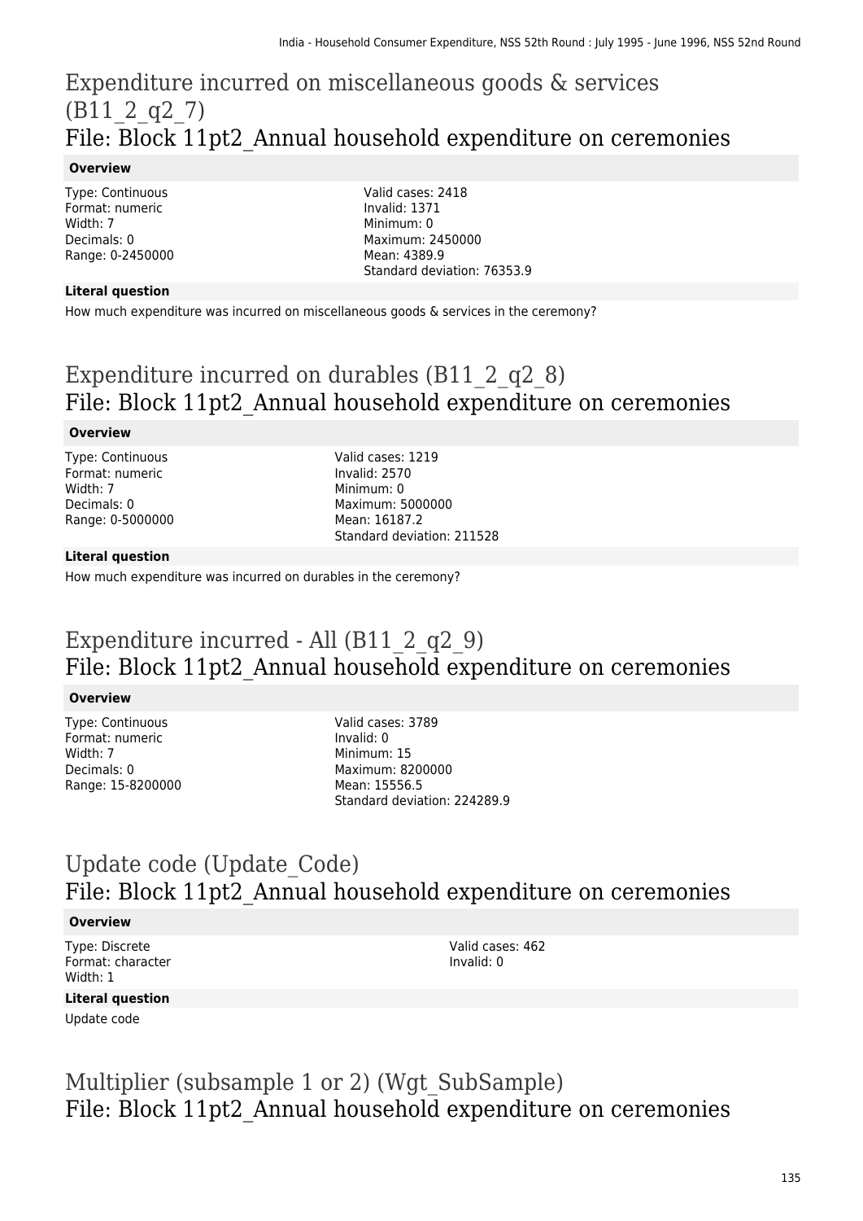# Expenditure incurred on miscellaneous goods & services (B11_2_q2_7)
## File: Block 11pt2_Annual household expenditure on ceremonies

### Overview

Type: Continuous
Format: numeric
Width: 7
Decimals: 0
Range: 0-2450000

Valid cases: 2418
Invalid: 1371
Minimum: 0
Maximum: 2450000
Mean: 4389.9
Standard deviation: 76353.9

### Literal question

How much expenditure was incurred on miscellaneous goods & services in the ceremony?

# Expenditure incurred on durables (B11_2_q2_8)
## File: Block 11pt2_Annual household expenditure on ceremonies

### Overview

Type: Continuous
Format: numeric
Width: 7
Decimals: 0
Range: 0-5000000

Valid cases: 1219
Invalid: 2570
Minimum: 0
Maximum: 5000000
Mean: 16187.2
Standard deviation: 211528

### Literal question

How much expenditure was incurred on durables in the ceremony?

# Expenditure incurred - All (B11_2_q2_9)
## File: Block 11pt2_Annual household expenditure on ceremonies

### Overview

Type: Continuous
Format: numeric
Width: 7
Decimals: 0
Range: 15-8200000

Valid cases: 3789
Invalid: 0
Minimum: 15
Maximum: 8200000
Mean: 15556.5
Standard deviation: 224289.9

# Update code (Update_Code)
## File: Block 11pt2_Annual household expenditure on ceremonies

### Overview

Type: Discrete
Format: character
Width: 1

Valid cases: 462
Invalid: 0

### Literal question

Update code

# Multiplier (subsample 1 or 2) (Wgt_SubSample)
## File: Block 11pt2_Annual household expenditure on ceremonies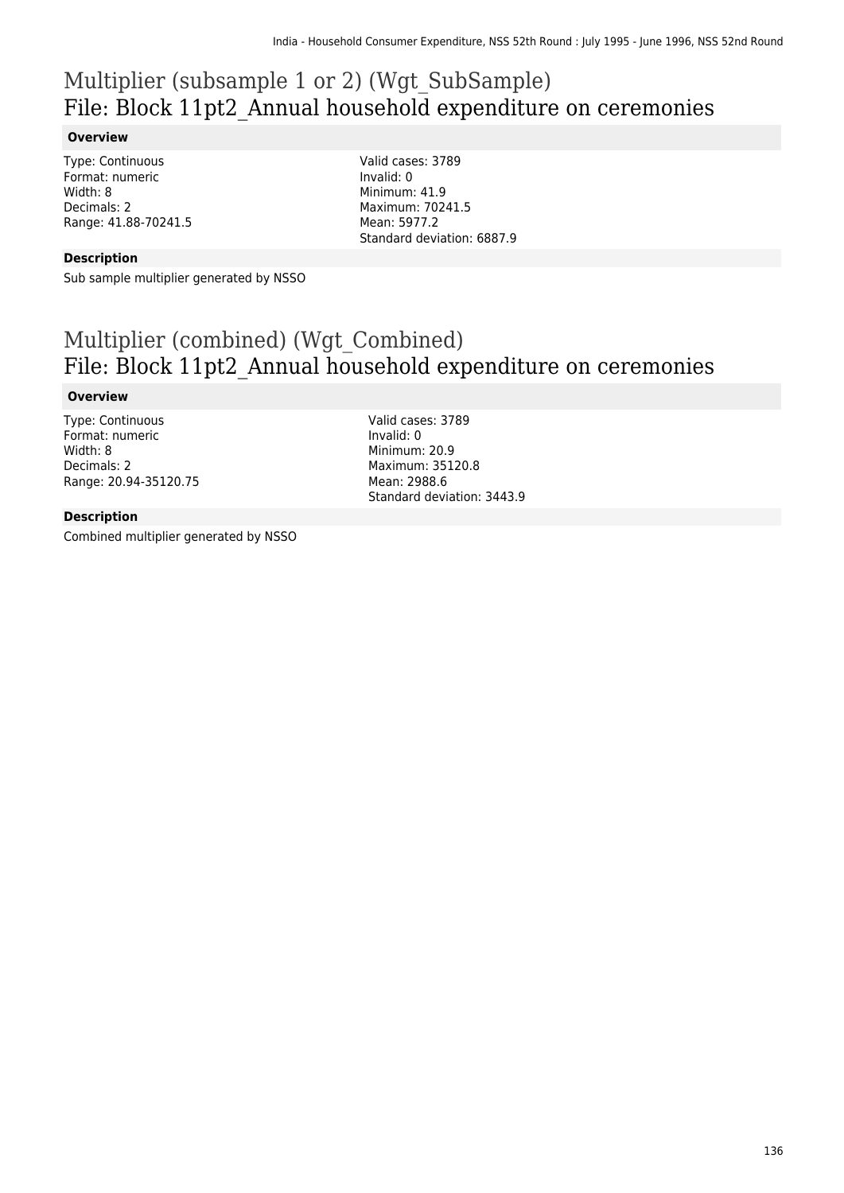# Multiplier (subsample 1 or 2) (Wgt_SubSample)
## File: Block 11pt2_Annual household expenditure on ceremonies

**Overview**

Type: Continuous
Format: numeric
Width: 8
Decimals: 2
Range: 41.88-70241.5

Valid cases: 3789
Invalid: 0
Minimum: 41.9
Maximum: 70241.5
Mean: 5977.2
Standard deviation: 6887.9

**Description**

Sub sample multiplier generated by NSSO

# Multiplier (combined) (Wgt_Combined)
## File: Block 11pt2_Annual household expenditure on ceremonies

**Overview**

Type: Continuous
Format: numeric
Width: 8
Decimals: 2
Range: 20.94-35120.75

Valid cases: 3789
Invalid: 0
Minimum: 20.9
Maximum: 35120.8
Mean: 2988.6
Standard deviation: 3443.9

**Description**

Combined multiplier generated by NSSO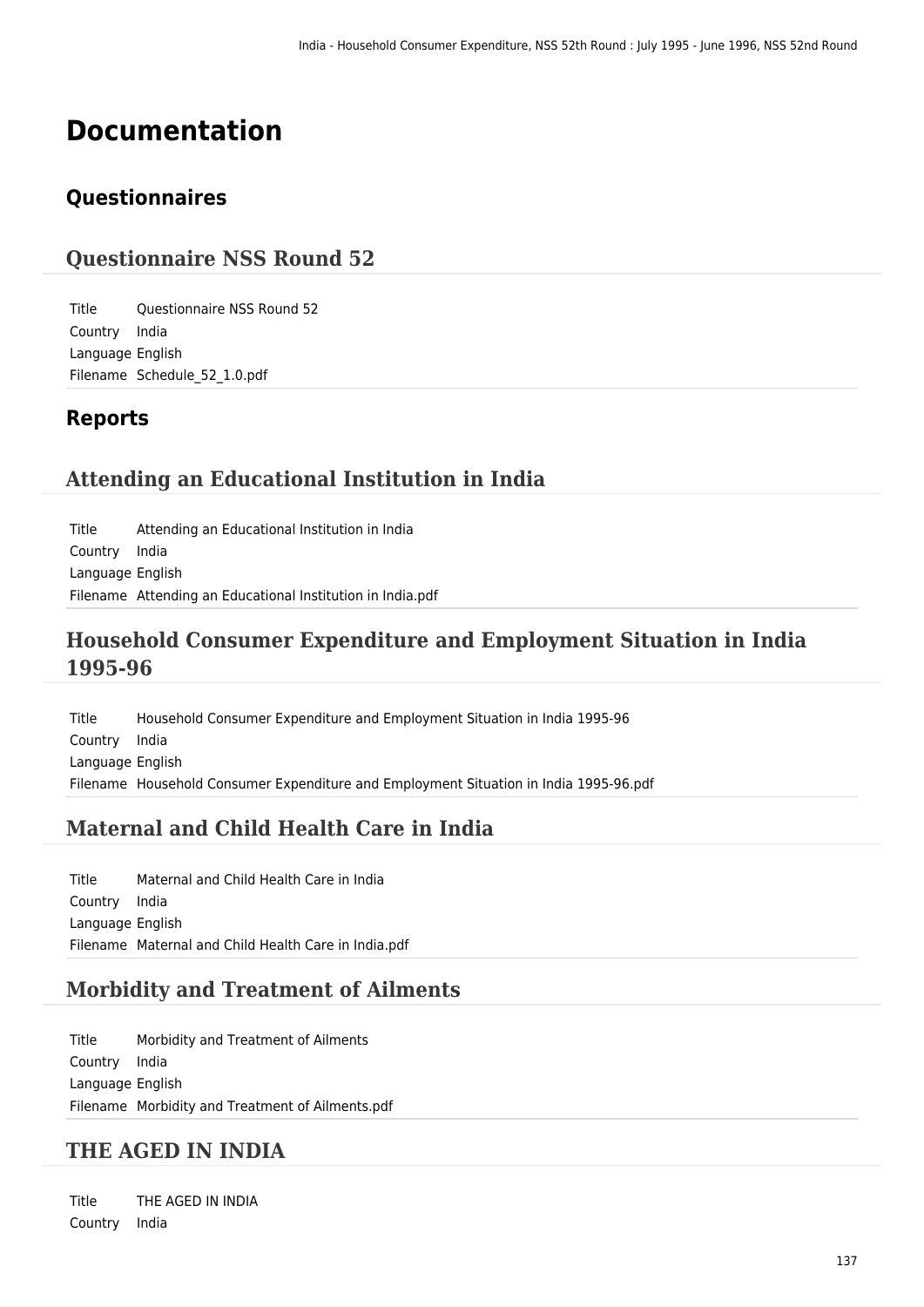# Documentation

## Questionnaires

### Questionnaire NSS Round 52

| | |
|---|---|
| Title | Questionnaire NSS Round 52 |
| Country | India |
| Language | English |
| Filename | Schedule_52_1.0.pdf |

## Reports

### Attending an Educational Institution in India

| | |
|---|---|
| Title | Attending an Educational Institution in India |
| Country | India |
| Language | English |
| Filename | Attending an Educational Institution in India.pdf |

### Household Consumer Expenditure and Employment Situation in India 1995-96

| | |
|---|---|
| Title | Household Consumer Expenditure and Employment Situation in India 1995-96 |
| Country | India |
| Language | English |
| Filename | Household Consumer Expenditure and Employment Situation in India 1995-96.pdf |

### Maternal and Child Health Care in India

| | |
|---|---|
| Title | Maternal and Child Health Care in India |
| Country | India |
| Language | English |
| Filename | Maternal and Child Health Care in India.pdf |

### Morbidity and Treatment of Ailments

| | |
|---|---|
| Title | Morbidity and Treatment of Ailments |
| Country | India |
| Language | English |
| Filename | Morbidity and Treatment of Ailments.pdf |

### THE AGED IN INDIA

| | |
|---|---|
| Title | THE AGED IN INDIA |
| Country | India |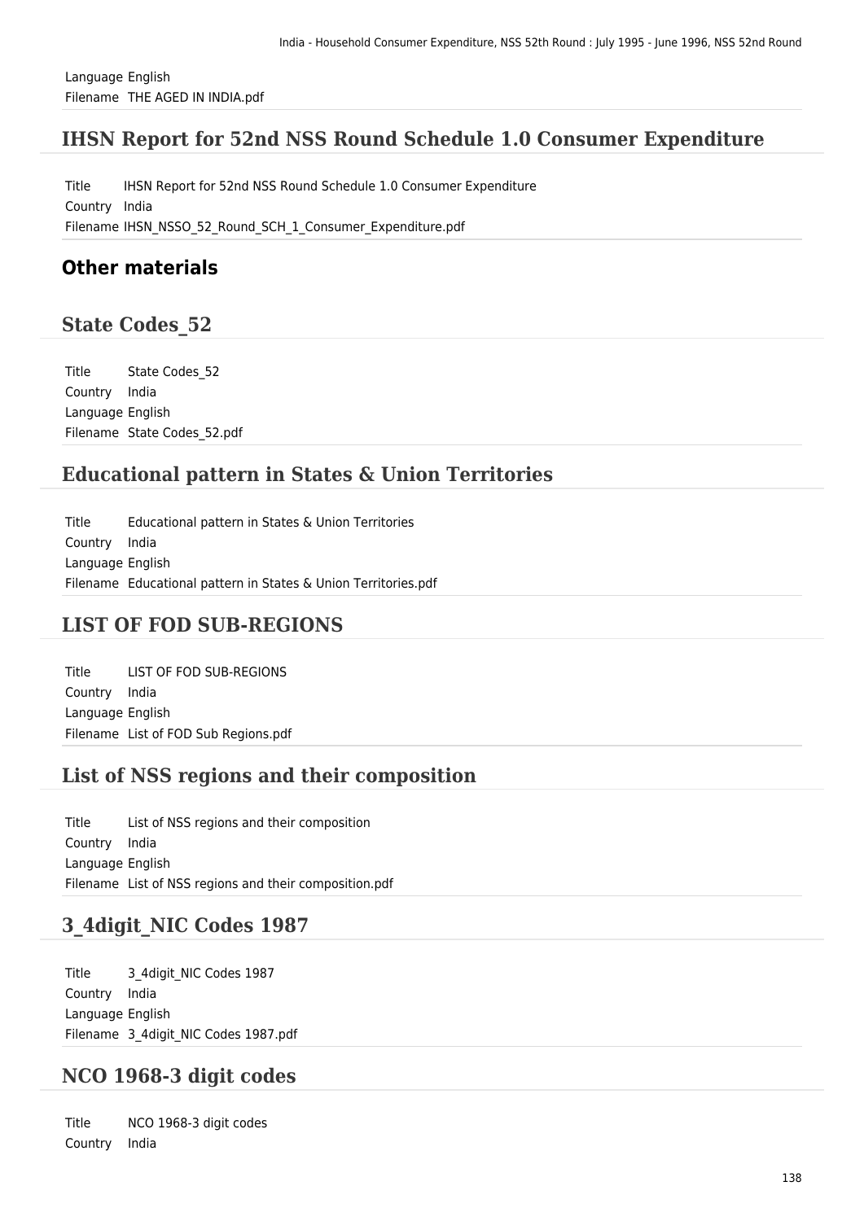Language English
Filename THE AGED IN INDIA.pdf

## IHSN Report for 52nd NSS Round Schedule 1.0 Consumer Expenditure

Title IHSN Report for 52nd NSS Round Schedule 1.0 Consumer Expenditure
Country India
Filename IHSN_NSSO_52_Round_SCH_1_Consumer_Expenditure.pdf

# Other materials

## State Codes_52

Title State Codes_52
Country India
Language English
Filename State Codes_52.pdf

## Educational pattern in States & Union Territories

Title Educational pattern in States & Union Territories
Country India
Language English
Filename Educational pattern in States & Union Territories.pdf

## LIST OF FOD SUB-REGIONS

Title LIST OF FOD SUB-REGIONS
Country India
Language English
Filename List of FOD Sub Regions.pdf

## List of NSS regions and their composition

Title List of NSS regions and their composition
Country India
Language English
Filename List of NSS regions and their composition.pdf

## 3_4digit_NIC Codes 1987

Title 3_4digit_NIC Codes 1987
Country India
Language English
Filename 3_4digit_NIC Codes 1987.pdf

## NCO 1968-3 digit codes

Title NCO 1968-3 digit codes
Country India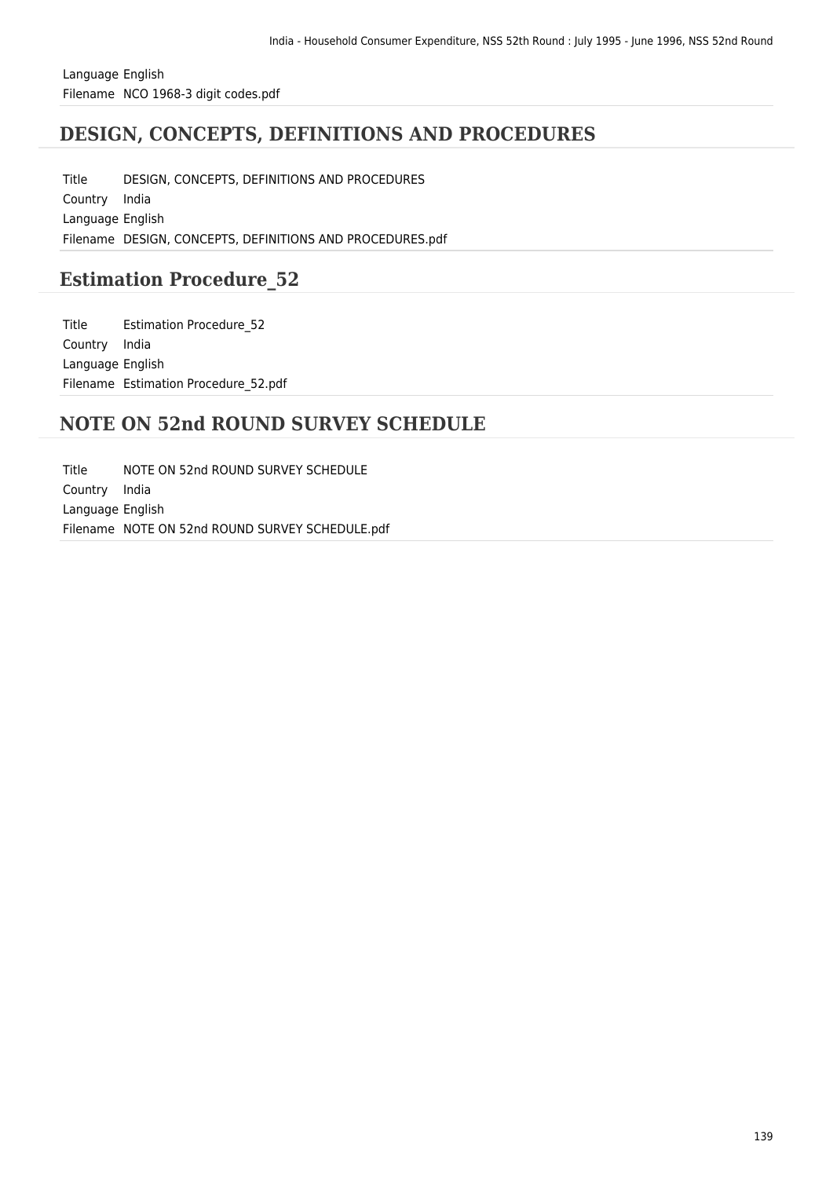Language English
Filename NCO 1968-3 digit codes.pdf

## DESIGN, CONCEPTS, DEFINITIONS AND PROCEDURES

| | |
|---|---|
| Title | DESIGN, CONCEPTS, DEFINITIONS AND PROCEDURES |
| Country | India |
| Language | English |
| Filename | DESIGN, CONCEPTS, DEFINITIONS AND PROCEDURES.pdf |

## Estimation Procedure_52

| | |
|---|---|
| Title | Estimation Procedure_52 |
| Country | India |
| Language | English |
| Filename | Estimation Procedure_52.pdf |

## NOTE ON 52nd ROUND SURVEY SCHEDULE

| | |
|---|---|
| Title | NOTE ON 52nd ROUND SURVEY SCHEDULE |
| Country | India |
| Language | English |
| Filename | NOTE ON 52nd ROUND SURVEY SCHEDULE.pdf |